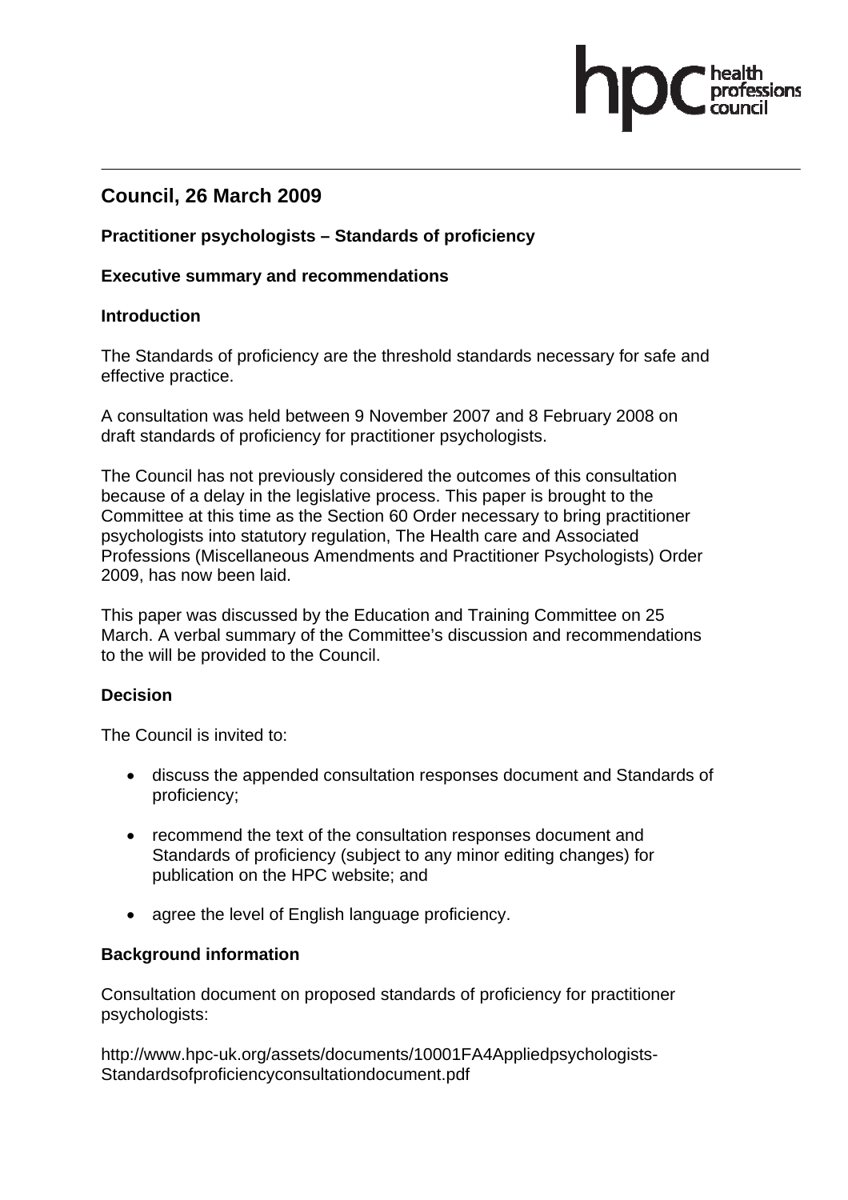# Council, 26 March 2009

## Practitioner psychologists – Standards of proficiency

### Executive summary and recommendations

### Introduction

The Standards of proficiency are the threshold standards necessary for safe and effective practice.

A consultation was held between 9 November 2007 and 8 February 2008 on draft standards of proficiency for practitioner psychologists.

The Council has not previously considered the outcomes of this consultation because of a delay in the legislative process. This paper is brought to the Committee at this time as the Section 60 Order necessary to bring practitioner psychologists into statutory regulation, The Health care and Associated Professions (Miscellaneous Amendments and Practitioner Psychologists) Order 2009, has now been laid.

This paper was discussed by the Education and Training Committee on 25 March. A verbal summary of the Committee's discussion and recommendations to the will be provided to the Council.

### Decision

The Council is invited to:

- discuss the appended consultation responses document and Standards of proficiency;
- recommend the text of the consultation responses document and Standards of proficiency (subject to any minor editing changes) for publication on the HPC website; and
- agree the level of English language proficiency.

### Background information

Consultation document on proposed standards of proficiency for practitioner psychologists:

http://www.hpc-uk.org/assets/documents/10001FA4Appliedpsychologists-Standardsofproficiencyconsultationdocument.pdf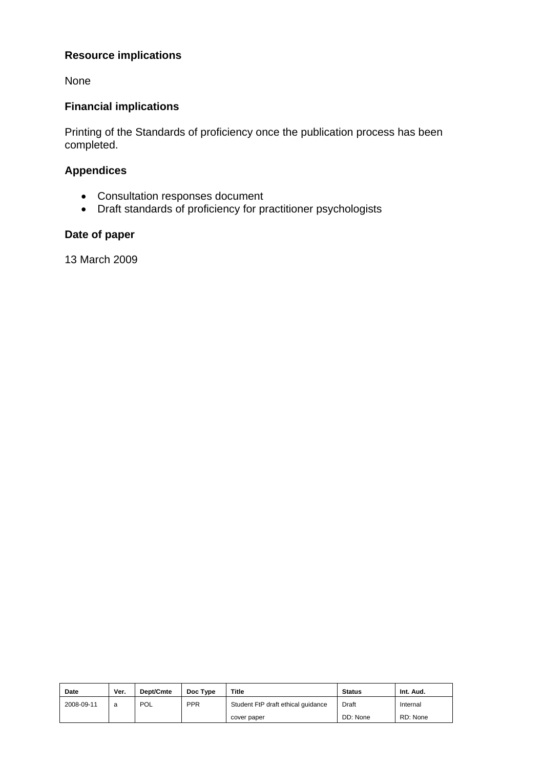### Resource implications

None

### Financial implications

Printing of the Standards of proficiency once the publication process has been completed.

### Appendices

- Consultation responses document
- Draft standards of proficiency for practitioner psychologists

### Date of paper

13 March 2009

| Date | Ver. | Dept/Cmte | Doc Type | Title | Status | Int. Aud. |
|---|---|---|---|---|---|---|
| 2008-09-11 | a | POL | PPR | Student FtP draft ethical guidance cover paper | Draft DD: None | Internal RD: None |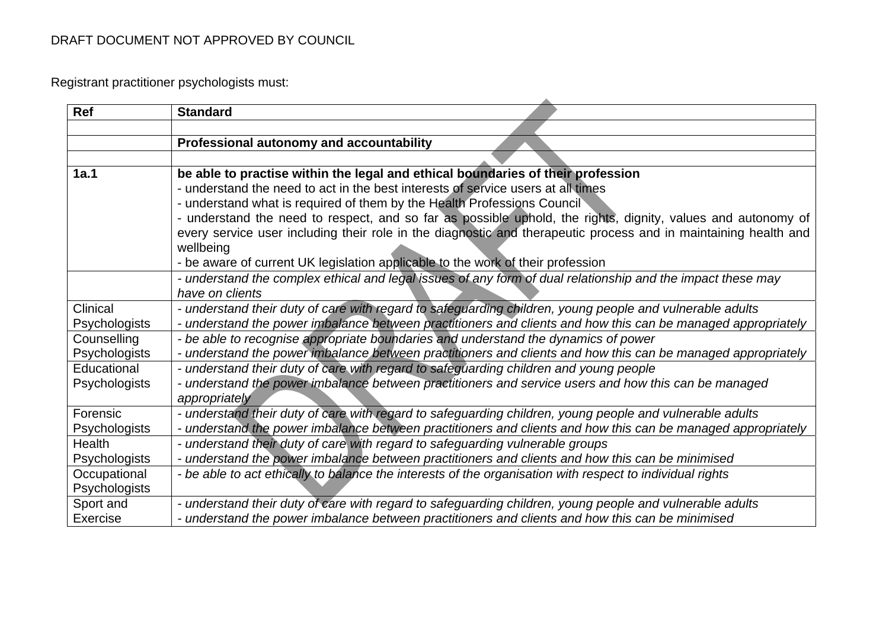DRAFT DOCUMENT NOT APPROVED BY COUNCIL

Registrant practitioner psychologists must:

| Ref | Standard |
|---|---|
| | |
| | **Professional autonomy and accountability** |
| | |
| **1a.1** | **be able to practise within the legal and ethical boundaries of their profession**<br>- understand the need to act in the best interests of service users at all times<br>- understand what is required of them by the Health Professions Council<br>- understand the need to respect, and so far as possible uphold, the rights, dignity, values and autonomy of every service user including their role in the diagnostic and therapeutic process and in maintaining health and wellbeing<br>- be aware of current UK legislation applicable to the work of their profession |
| | *- understand the complex ethical and legal issues of any form of dual relationship and the impact these may have on clients* |
| Clinical Psychologists | *- understand their duty of care with regard to safeguarding children, young people and vulnerable adults*<br>*- understand the power imbalance between practitioners and clients and how this can be managed appropriately* |
| Counselling Psychologists | *- be able to recognise appropriate boundaries and understand the dynamics of power*<br>*- understand the power imbalance between practitioners and clients and how this can be managed appropriately* |
| Educational Psychologists | *- understand their duty of care with regard to safeguarding children and young people*<br>*- understand the power imbalance between practitioners and service users and how this can be managed appropriately* |
| Forensic Psychologists | *- understand their duty of care with regard to safeguarding children, young people and vulnerable adults*<br>*- understand the power imbalance between practitioners and clients and how this can be managed appropriately* |
| Health Psychologists | *- understand their duty of care with regard to safeguarding vulnerable groups*<br>*- understand the power imbalance between practitioners and clients and how this can be minimised* |
| Occupational Psychologists | *- be able to act ethically to balance the interests of the organisation with respect to individual rights* |
| Sport and Exercise | *- understand their duty of care with regard to safeguarding children, young people and vulnerable adults*<br>*- understand the power imbalance between practitioners and clients and how this can be minimised* |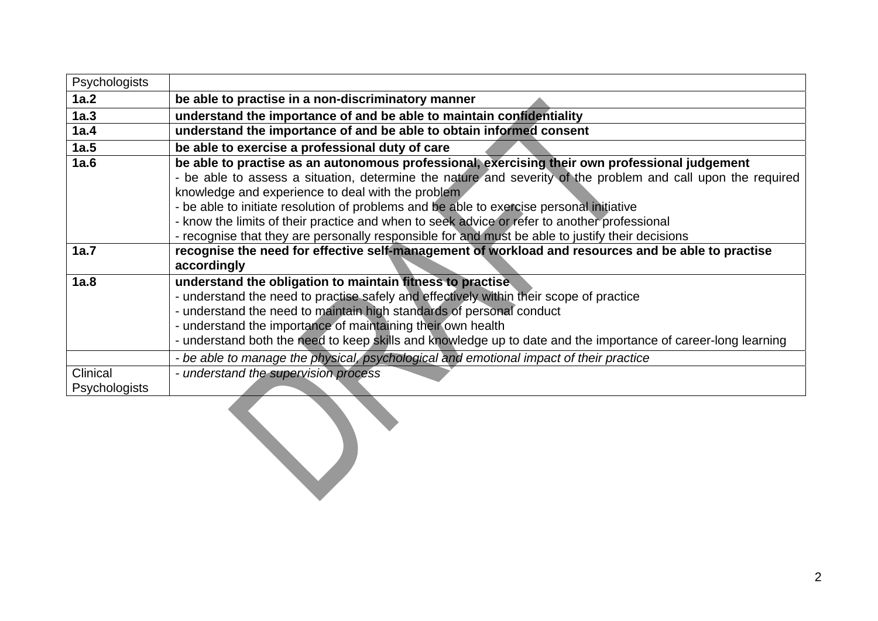| Psychologists | |
|---|---|
| **1a.2** | **be able to practise in a non-discriminatory manner** |
| **1a.3** | **understand the importance of and be able to maintain confidentiality** |
| **1a.4** | **understand the importance of and be able to obtain informed consent** |
| **1a.5** | **be able to exercise a professional duty of care** |
| **1a.6** | **be able to practise as an autonomous professional, exercising their own professional judgement**<br>- be able to assess a situation, determine the nature and severity of the problem and call upon the required knowledge and experience to deal with the problem<br>- be able to initiate resolution of problems and be able to exercise personal initiative<br>- know the limits of their practice and when to seek advice or refer to another professional<br>- recognise that they are personally responsible for and must be able to justify their decisions |
| **1a.7** | **recognise the need for effective self-management of workload and resources and be able to practise accordingly** |
| **1a.8** | **understand the obligation to maintain fitness to practise**<br>- understand the need to practise safely and effectively within their scope of practice<br>- understand the need to maintain high standards of personal conduct<br>- understand the importance of maintaining their own health<br>- understand both the need to keep skills and knowledge up to date and the importance of career-long learning |
| | *- be able to manage the physical, psychological and emotional impact of their practice* |
| Clinical Psychologists | *- understand the supervision process* |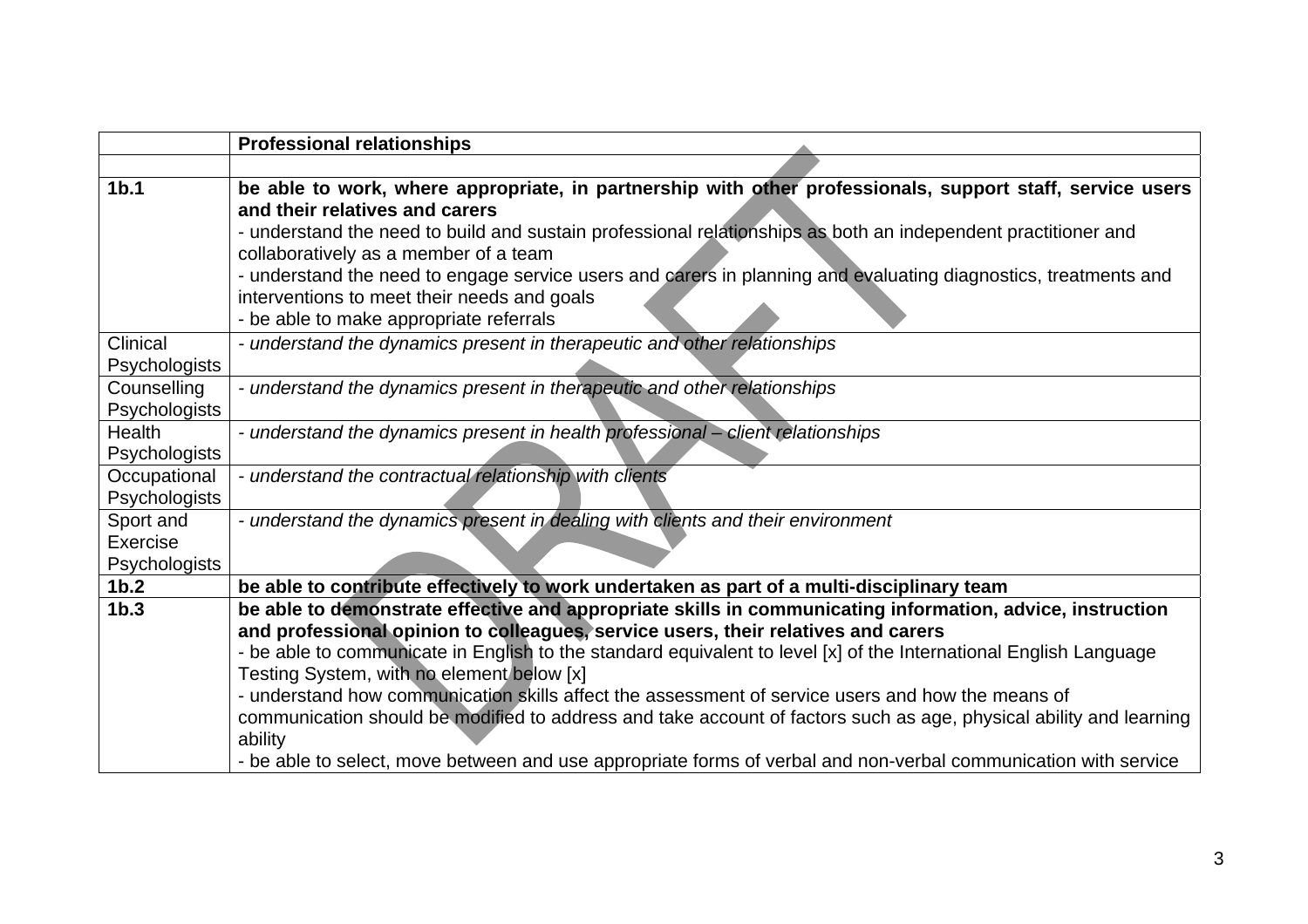| | **Professional relationships** |
|---|---|
| | |
| **1b.1** | **be able to work, where appropriate, in partnership with other professionals, support staff, service users and their relatives and carers**<br>- understand the need to build and sustain professional relationships as both an independent practitioner and collaboratively as a member of a team<br>- understand the need to engage service users and carers in planning and evaluating diagnostics, treatments and interventions to meet their needs and goals<br>- be able to make appropriate referrals |
| Clinical Psychologists | *- understand the dynamics present in therapeutic and other relationships* |
| Counselling Psychologists | *- understand the dynamics present in therapeutic and other relationships* |
| Health Psychologists | *- understand the dynamics present in health professional – client relationships* |
| Occupational Psychologists | *- understand the contractual relationship with clients* |
| Sport and Exercise Psychologists | *- understand the dynamics present in dealing with clients and their environment* |
| **1b.2** | **be able to contribute effectively to work undertaken as part of a multi-disciplinary team** |
| **1b.3** | **be able to demonstrate effective and appropriate skills in communicating information, advice, instruction and professional opinion to colleagues, service users, their relatives and carers**<br>- be able to communicate in English to the standard equivalent to level [x] of the International English Language Testing System, with no element below [x]<br>- understand how communication skills affect the assessment of service users and how the means of communication should be modified to address and take account of factors such as age, physical ability and learning ability<br>- be able to select, move between and use appropriate forms of verbal and non-verbal communication with service |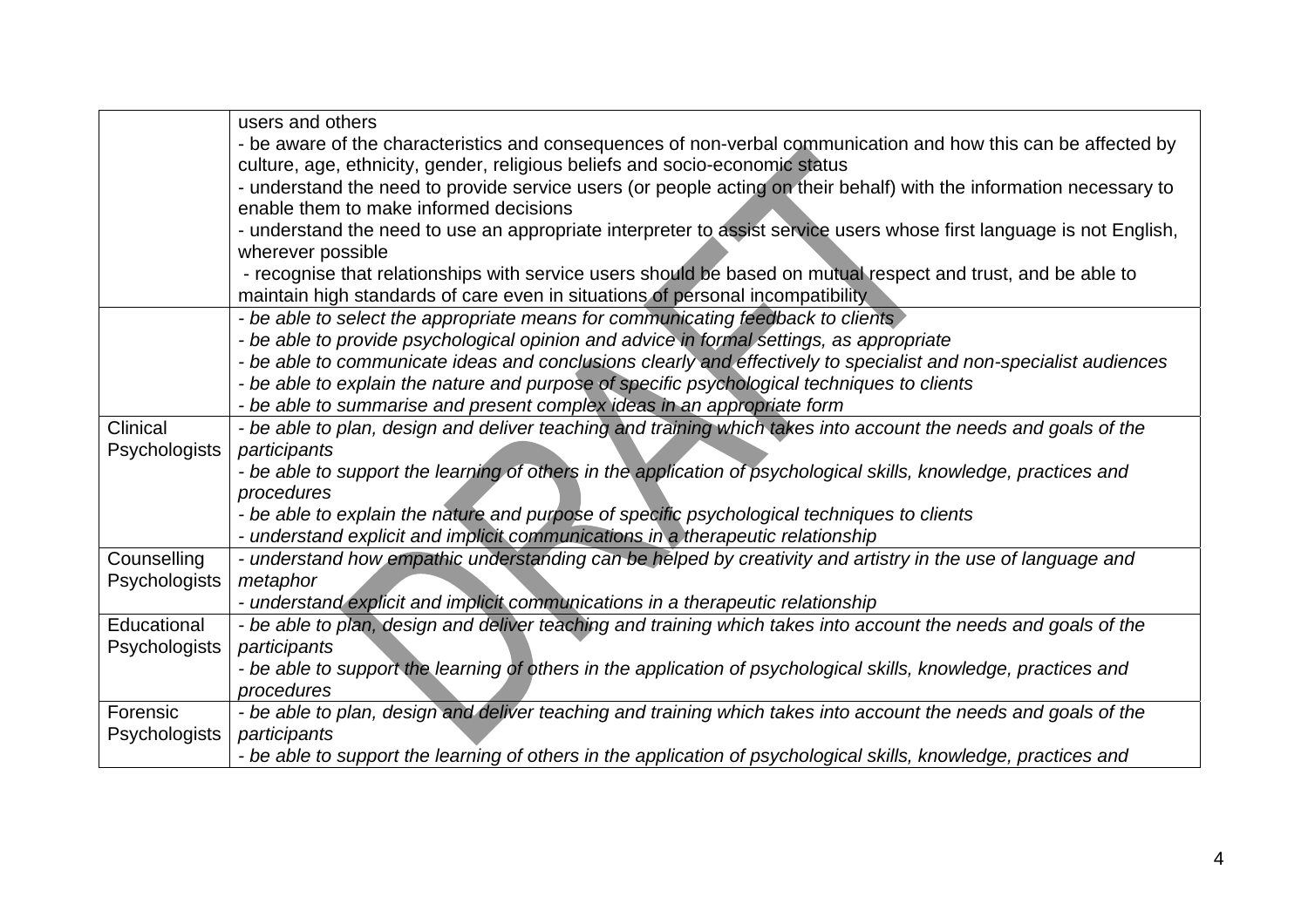|  |  |
| --- | --- |
|  | users and others<br>- be aware of the characteristics and consequences of non-verbal communication and how this can be affected by culture, age, ethnicity, gender, religious beliefs and socio-economic status<br>- understand the need to provide service users (or people acting on their behalf) with the information necessary to enable them to make informed decisions<br>- understand the need to use an appropriate interpreter to assist service users whose first language is not English, wherever possible<br>- recognise that relationships with service users should be based on mutual respect and trust, and be able to maintain high standards of care even in situations of personal incompatibility |
|  | *- be able to select the appropriate means for communicating feedback to clients*<br>*- be able to provide psychological opinion and advice in formal settings, as appropriate*<br>*- be able to communicate ideas and conclusions clearly and effectively to specialist and non-specialist audiences*<br>*- be able to explain the nature and purpose of specific psychological techniques to clients*<br>*- be able to summarise and present complex ideas in an appropriate form* |
| Clinical Psychologists | *- be able to plan, design and deliver teaching and training which takes into account the needs and goals of the participants*<br>*- be able to support the learning of others in the application of psychological skills, knowledge, practices and procedures*<br>*- be able to explain the nature and purpose of specific psychological techniques to clients*<br>*- understand explicit and implicit communications in a therapeutic relationship* |
| Counselling Psychologists | *- understand how empathic understanding can be helped by creativity and artistry in the use of language and metaphor*<br>*- understand explicit and implicit communications in a therapeutic relationship* |
| Educational Psychologists | *- be able to plan, design and deliver teaching and training which takes into account the needs and goals of the participants*<br>*- be able to support the learning of others in the application of psychological skills, knowledge, practices and procedures* |
| Forensic Psychologists | *- be able to plan, design and deliver teaching and training which takes into account the needs and goals of the participants*<br>*- be able to support the learning of others in the application of psychological skills, knowledge, practices and* |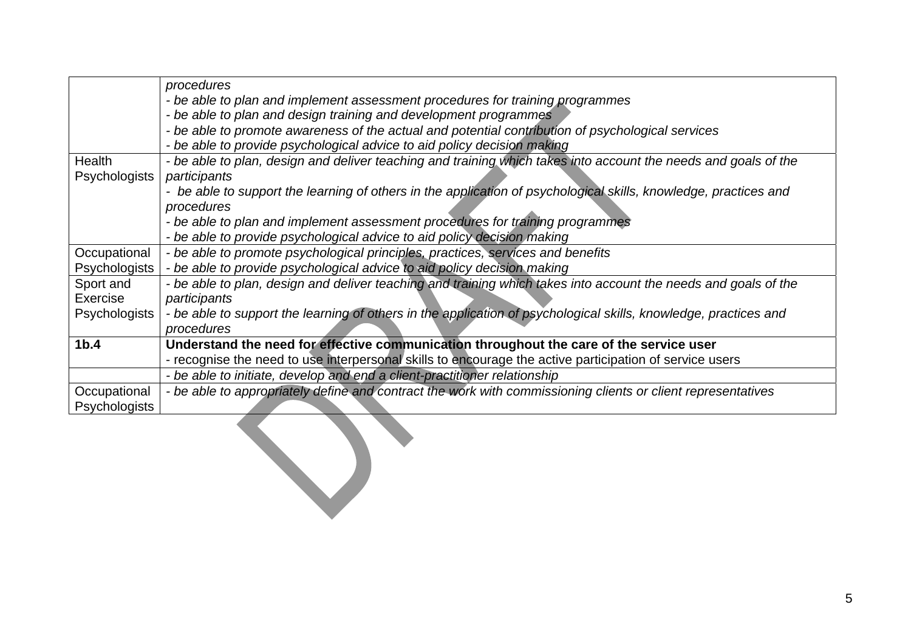| | |
|---|---|
| | *procedures*<br>*- be able to plan and implement assessment procedures for training programmes*<br>*- be able to plan and design training and development programmes*<br>*- be able to promote awareness of the actual and potential contribution of psychological services*<br>*- be able to provide psychological advice to aid policy decision making* |
| Health Psychologists | *- be able to plan, design and deliver teaching and training which takes into account the needs and goals of the participants*<br>*- be able to support the learning of others in the application of psychological skills, knowledge, practices and procedures*<br>*- be able to plan and implement assessment procedures for training programmes*<br>*- be able to provide psychological advice to aid policy decision making* |
| Occupational Psychologists | *- be able to promote psychological principles, practices, services and benefits*<br>*- be able to provide psychological advice to aid policy decision making* |
| Sport and Exercise Psychologists | *- be able to plan, design and deliver teaching and training which takes into account the needs and goals of the participants*<br>*- be able to support the learning of others in the application of psychological skills, knowledge, practices and procedures* |
| **1b.4** | **Understand the need for effective communication throughout the care of the service user**<br>- recognise the need to use interpersonal skills to encourage the active participation of service users |
| | *- be able to initiate, develop and end a client-practitioner relationship* |
| Occupational Psychologists | *- be able to appropriately define and contract the work with commissioning clients or client representatives* |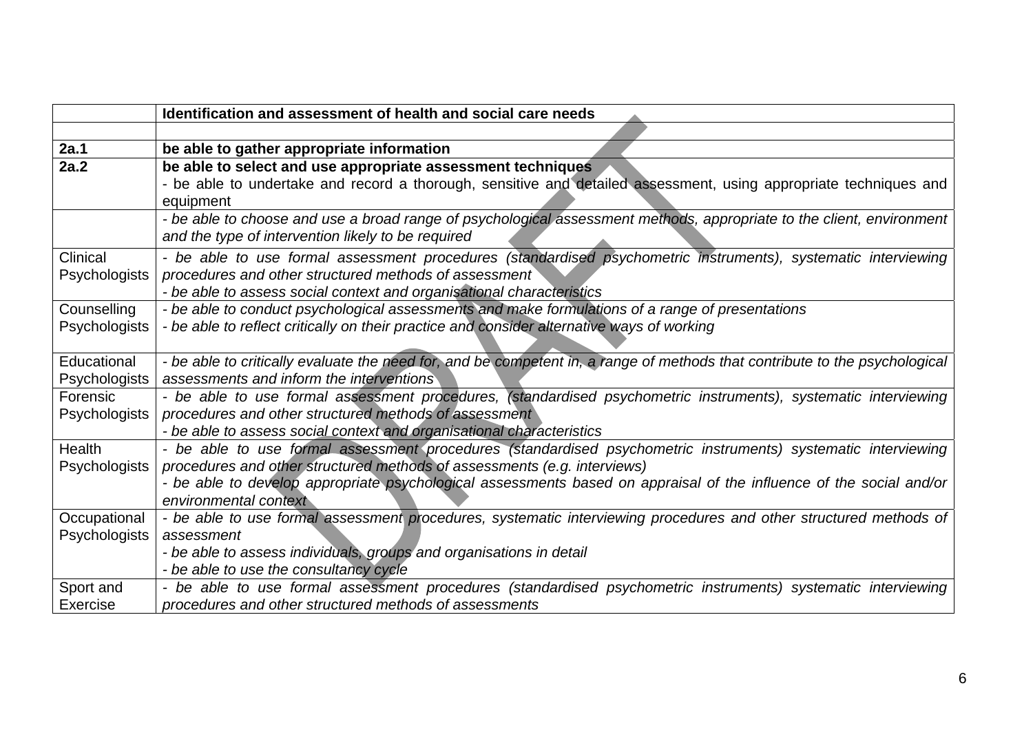| | **Identification and assessment of health and social care needs** |
|---|---|
| | |
| **2a.1** | **be able to gather appropriate information** |
| **2a.2** | **be able to select and use appropriate assessment techniques**<br>- be able to undertake and record a thorough, sensitive and detailed assessment, using appropriate techniques and equipment |
| | *- be able to choose and use a broad range of psychological assessment methods, appropriate to the client, environment and the type of intervention likely to be required* |
| Clinical Psychologists | *- be able to use formal assessment procedures (standardised psychometric instruments), systematic interviewing procedures and other structured methods of assessment*<br>*- be able to assess social context and organisational characteristics* |
| Counselling Psychologists | *- be able to conduct psychological assessments and make formulations of a range of presentations*<br>*- be able to reflect critically on their practice and consider alternative ways of working* |
| Educational Psychologists | *- be able to critically evaluate the need for, and be competent in, a range of methods that contribute to the psychological assessments and inform the interventions* |
| Forensic Psychologists | *- be able to use formal assessment procedures, (standardised psychometric instruments), systematic interviewing procedures and other structured methods of assessment*<br>*- be able to assess social context and organisational characteristics* |
| Health Psychologists | *- be able to use formal assessment procedures (standardised psychometric instruments) systematic interviewing procedures and other structured methods of assessments (e.g. interviews)*<br>*- be able to develop appropriate psychological assessments based on appraisal of the influence of the social and/or environmental context* |
| Occupational Psychologists | *- be able to use formal assessment procedures, systematic interviewing procedures and other structured methods of assessment*<br>*- be able to assess individuals, groups and organisations in detail*<br>*- be able to use the consultancy cycle* |
| Sport and Exercise | *- be able to use formal assessment procedures (standardised psychometric instruments) systematic interviewing procedures and other structured methods of assessments* |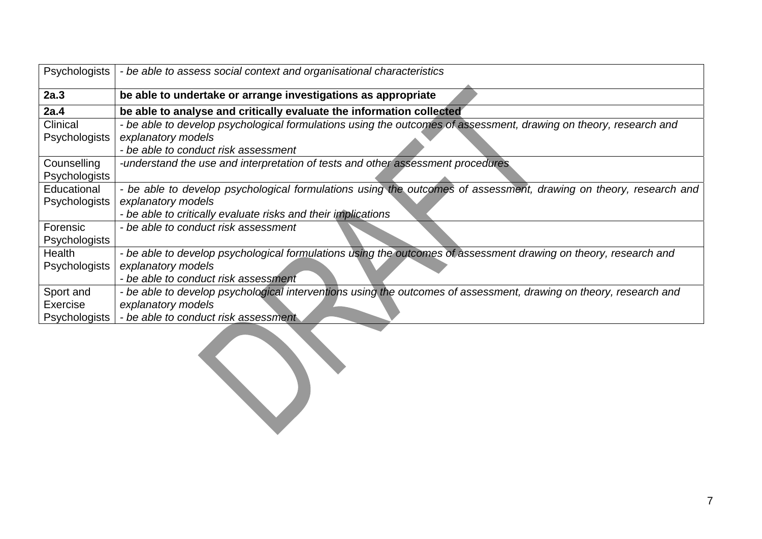| Psychologists | *- be able to assess social context and organisational characteristics* |
|---|---|
| **2a.3** | **be able to undertake or arrange investigations as appropriate** |
| **2a.4** | **be able to analyse and critically evaluate the information collected** |
| Clinical Psychologists | *- be able to develop psychological formulations using the outcomes of assessment, drawing on theory, research and explanatory models*<br>*- be able to conduct risk assessment* |
| Counselling Psychologists | *-understand the use and interpretation of tests and other assessment procedures* |
| Educational Psychologists | *- be able to develop psychological formulations using the outcomes of assessment, drawing on theory, research and explanatory models*<br>*- be able to critically evaluate risks and their implications* |
| Forensic Psychologists | *- be able to conduct risk assessment* |
| Health Psychologists | *- be able to develop psychological formulations using the outcomes of assessment drawing on theory, research and explanatory models*<br>*- be able to conduct risk assessment* |
| Sport and Exercise Psychologists | *- be able to develop psychological interventions using the outcomes of assessment, drawing on theory, research and explanatory models*<br>*- be able to conduct risk assessment* |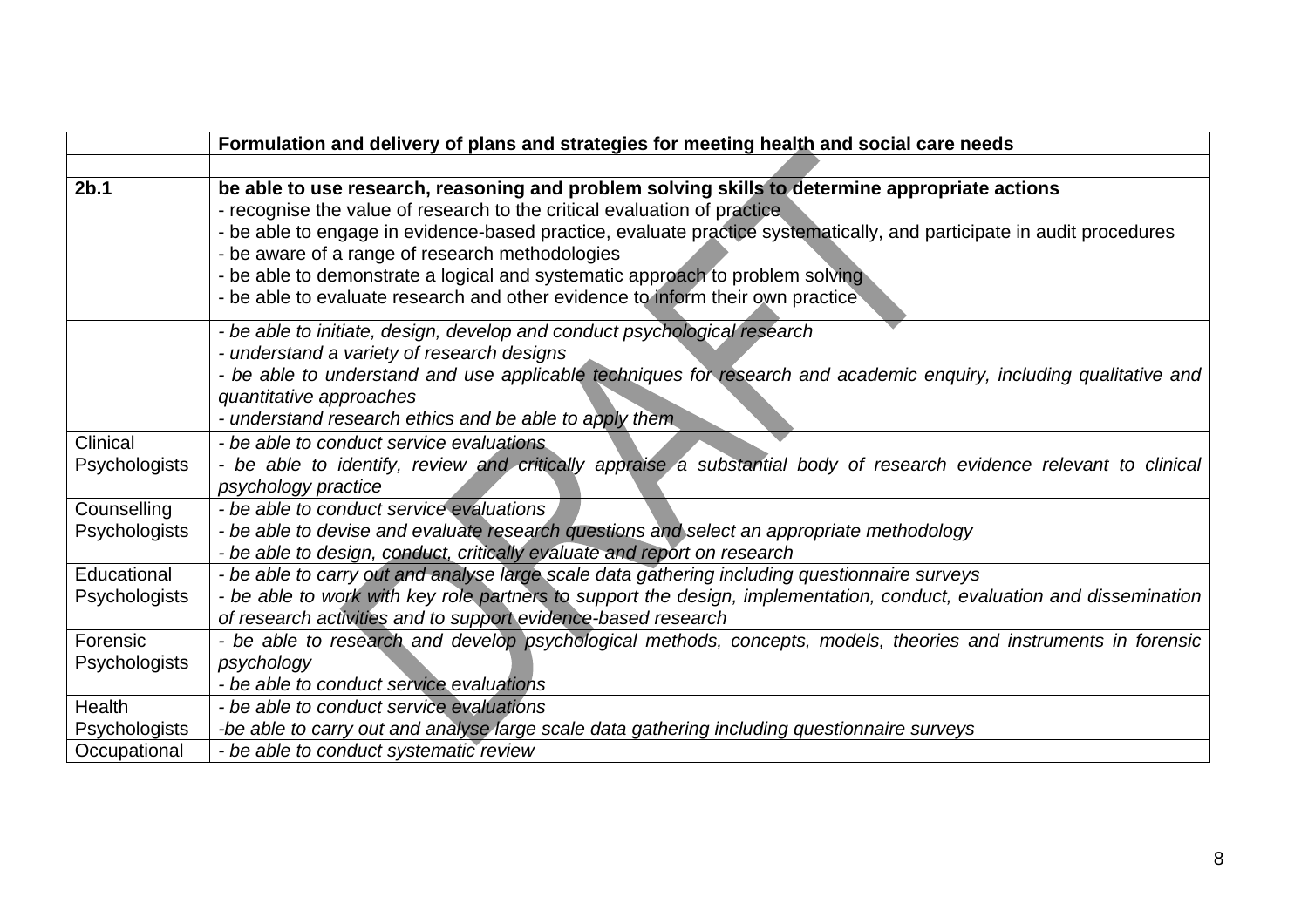| | **Formulation and delivery of plans and strategies for meeting health and social care needs** |
|---|---|
| | |
| **2b.1** | **be able to use research, reasoning and problem solving skills to determine appropriate actions**<br>- recognise the value of research to the critical evaluation of practice<br>- be able to engage in evidence-based practice, evaluate practice systematically, and participate in audit procedures<br>- be aware of a range of research methodologies<br>- be able to demonstrate a logical and systematic approach to problem solving<br>- be able to evaluate research and other evidence to inform their own practice |
| | *- be able to initiate, design, develop and conduct psychological research*<br>*- understand a variety of research designs*<br>*- be able to understand and use applicable techniques for research and academic enquiry, including qualitative and quantitative approaches*<br>*- understand research ethics and be able to apply them* |
| Clinical Psychologists | *- be able to conduct service evaluations*<br>*- be able to identify, review and critically appraise a substantial body of research evidence relevant to clinical psychology practice* |
| Counselling Psychologists | *- be able to conduct service evaluations*<br>*- be able to devise and evaluate research questions and select an appropriate methodology*<br>*- be able to design, conduct, critically evaluate and report on research* |
| Educational Psychologists | *- be able to carry out and analyse large scale data gathering including questionnaire surveys*<br>*- be able to work with key role partners to support the design, implementation, conduct, evaluation and dissemination of research activities and to support evidence-based research* |
| Forensic Psychologists | *- be able to research and develop psychological methods, concepts, models, theories and instruments in forensic psychology*<br>*- be able to conduct service evaluations* |
| Health Psychologists | *- be able to conduct service evaluations*<br>*-be able to carry out and analyse large scale data gathering including questionnaire surveys* |
| Occupational | *- be able to conduct systematic review* |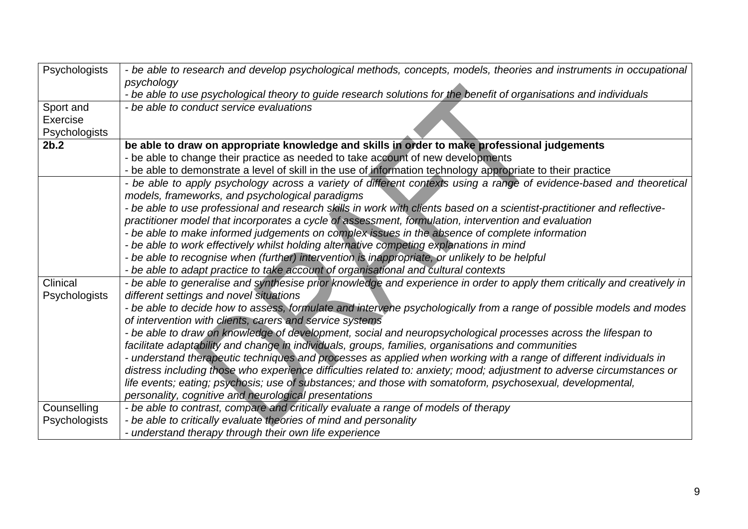| | |
|---|---|
| Psychologists | *- be able to research and develop psychological methods, concepts, models, theories and instruments in occupational psychology*<br>*- be able to use psychological theory to guide research solutions for the benefit of organisations and individuals* |
| Sport and Exercise Psychologists | *- be able to conduct service evaluations* |
| **2b.2** | **be able to draw on appropriate knowledge and skills in order to make professional judgements**<br>- be able to change their practice as needed to take account of new developments<br>- be able to demonstrate a level of skill in the use of information technology appropriate to their practice |
| | *- be able to apply psychology across a variety of different contexts using a range of evidence-based and theoretical models, frameworks, and psychological paradigms*<br>*- be able to use professional and research skills in work with clients based on a scientist-practitioner and reflective-practitioner model that incorporates a cycle of assessment, formulation, intervention and evaluation*<br>*- be able to make informed judgements on complex issues in the absence of complete information*<br>*- be able to work effectively whilst holding alternative competing explanations in mind*<br>*- be able to recognise when (further) intervention is inappropriate, or unlikely to be helpful*<br>*- be able to adapt practice to take account of organisational and cultural contexts* |
| Clinical Psychologists | *- be able to generalise and synthesise prior knowledge and experience in order to apply them critically and creatively in different settings and novel situations*<br>*- be able to decide how to assess, formulate and intervene psychologically from a range of possible models and modes of intervention with clients, carers and service systems*<br>*- be able to draw on knowledge of development, social and neuropsychological processes across the lifespan to facilitate adaptability and change in individuals, groups, families, organisations and communities*<br>*- understand therapeutic techniques and processes as applied when working with a range of different individuals in distress including those who experience difficulties related to: anxiety; mood; adjustment to adverse circumstances or life events; eating; psychosis; use of substances; and those with somatoform, psychosexual, developmental, personality, cognitive and neurological presentations* |
| Counselling Psychologists | *- be able to contrast, compare and critically evaluate a range of models of therapy*<br>*- be able to critically evaluate theories of mind and personality*<br>*- understand therapy through their own life experience* |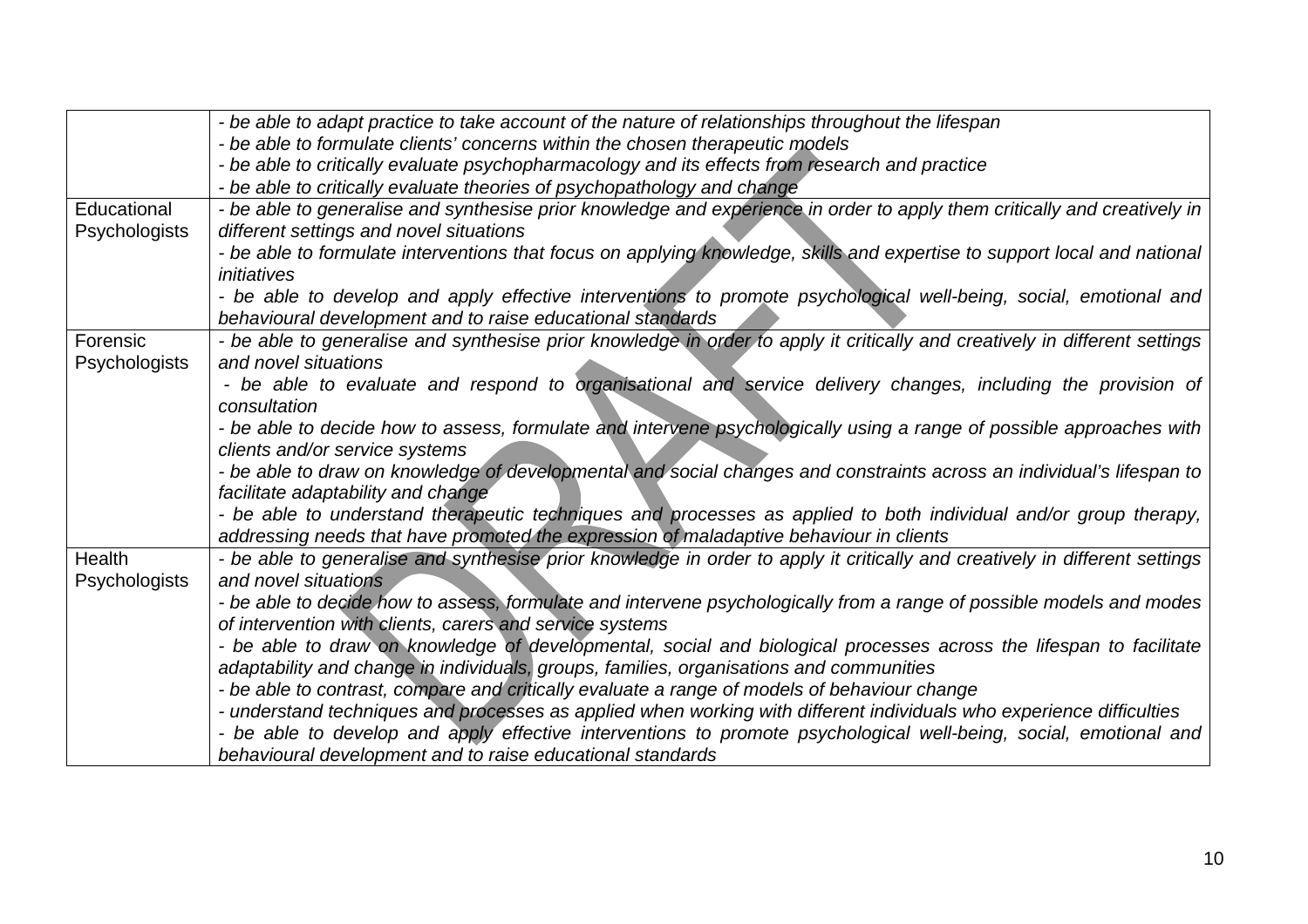| | |
|---|---|
| | *- be able to adapt practice to take account of the nature of relationships throughout the lifespan*<br>*- be able to formulate clients' concerns within the chosen therapeutic models*<br>*- be able to critically evaluate psychopharmacology and its effects from research and practice*<br>*- be able to critically evaluate theories of psychopathology and change* |
| Educational Psychologists | *- be able to generalise and synthesise prior knowledge and experience in order to apply them critically and creatively in different settings and novel situations*<br>*- be able to formulate interventions that focus on applying knowledge, skills and expertise to support local and national initiatives*<br>*- be able to develop and apply effective interventions to promote psychological well-being, social, emotional and behavioural development and to raise educational standards* |
| Forensic Psychologists | *- be able to generalise and synthesise prior knowledge in order to apply it critically and creatively in different settings and novel situations*<br>*- be able to evaluate and respond to organisational and service delivery changes, including the provision of consultation*<br>*- be able to decide how to assess, formulate and intervene psychologically using a range of possible approaches with clients and/or service systems*<br>*- be able to draw on knowledge of developmental and social changes and constraints across an individual's lifespan to facilitate adaptability and change*<br>*- be able to understand therapeutic techniques and processes as applied to both individual and/or group therapy, addressing needs that have promoted the expression of maladaptive behaviour in clients* |
| Health Psychologists | *- be able to generalise and synthesise prior knowledge in order to apply it critically and creatively in different settings and novel situations*<br>*- be able to decide how to assess, formulate and intervene psychologically from a range of possible models and modes of intervention with clients, carers and service systems*<br>*- be able to draw on knowledge of developmental, social and biological processes across the lifespan to facilitate adaptability and change in individuals, groups, families, organisations and communities*<br>*- be able to contrast, compare and critically evaluate a range of models of behaviour change*<br>*- understand techniques and processes as applied when working with different individuals who experience difficulties*<br>*- be able to develop and apply effective interventions to promote psychological well-being, social, emotional and behavioural development and to raise educational standards* |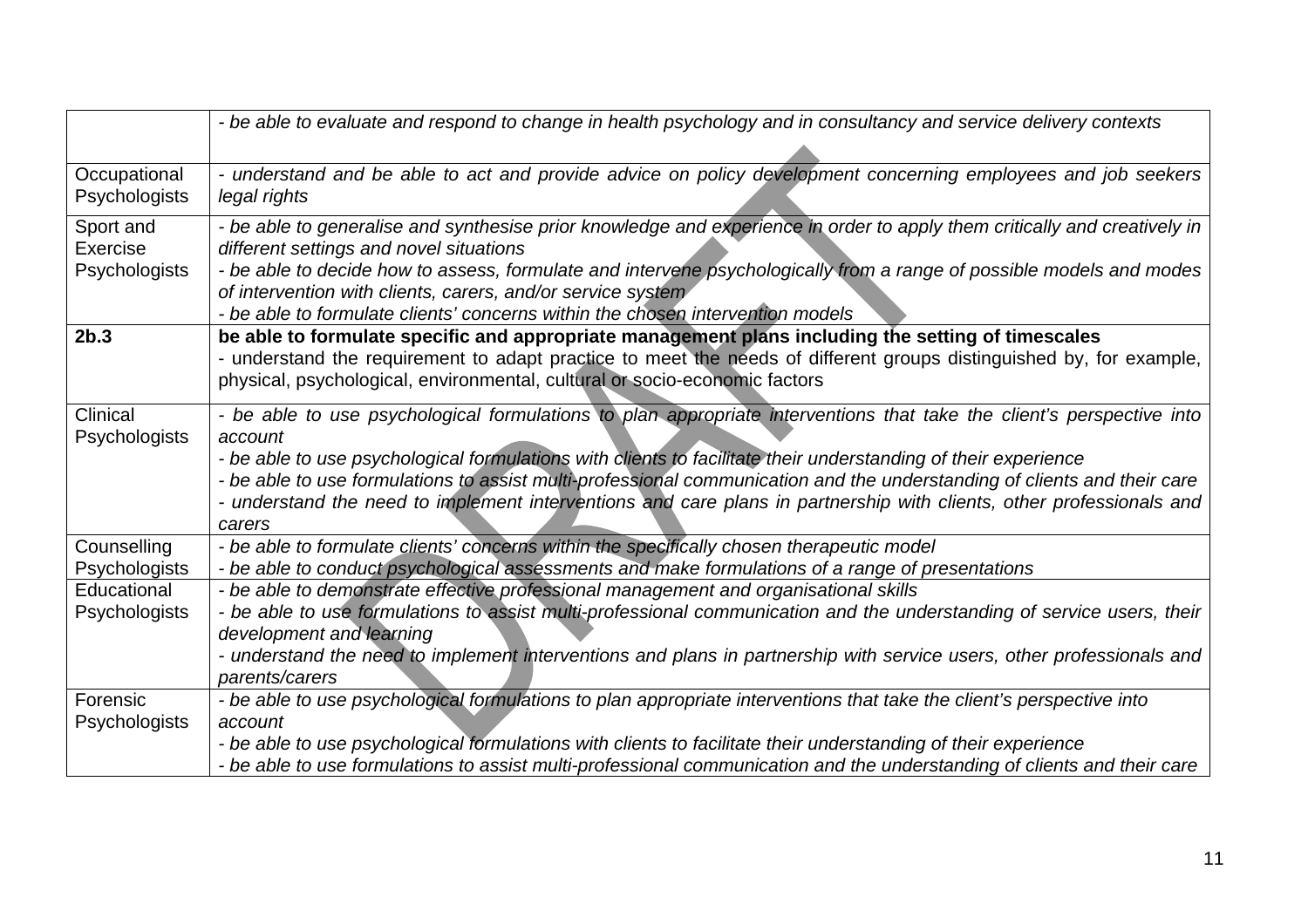| | |
|---|---|
| | *- be able to evaluate and respond to change in health psychology and in consultancy and service delivery contexts* |
| Occupational Psychologists | *- understand and be able to act and provide advice on policy development concerning employees and job seekers legal rights* |
| Sport and Exercise Psychologists | *- be able to generalise and synthesise prior knowledge and experience in order to apply them critically and creatively in different settings and novel situations*<br>*- be able to decide how to assess, formulate and intervene psychologically from a range of possible models and modes of intervention with clients, carers, and/or service system*<br>*- be able to formulate clients' concerns within the chosen intervention models* |
| **2b.3** | **be able to formulate specific and appropriate management plans including the setting of timescales**<br>- understand the requirement to adapt practice to meet the needs of different groups distinguished by, for example, physical, psychological, environmental, cultural or socio-economic factors |
| Clinical Psychologists | *- be able to use psychological formulations to plan appropriate interventions that take the client's perspective into account*<br>*- be able to use psychological formulations with clients to facilitate their understanding of their experience*<br>*- be able to use formulations to assist multi-professional communication and the understanding of clients and their care*<br>*- understand the need to implement interventions and care plans in partnership with clients, other professionals and carers* |
| Counselling Psychologists | *- be able to formulate clients' concerns within the specifically chosen therapeutic model*<br>*- be able to conduct psychological assessments and make formulations of a range of presentations* |
| Educational Psychologists | *- be able to demonstrate effective professional management and organisational skills*<br>*- be able to use formulations to assist multi-professional communication and the understanding of service users, their development and learning*<br>*- understand the need to implement interventions and plans in partnership with service users, other professionals and parents/carers* |
| Forensic Psychologists | *- be able to use psychological formulations to plan appropriate interventions that take the client's perspective into account*<br>*- be able to use psychological formulations with clients to facilitate their understanding of their experience*<br>*- be able to use formulations to assist multi-professional communication and the understanding of clients and their care* |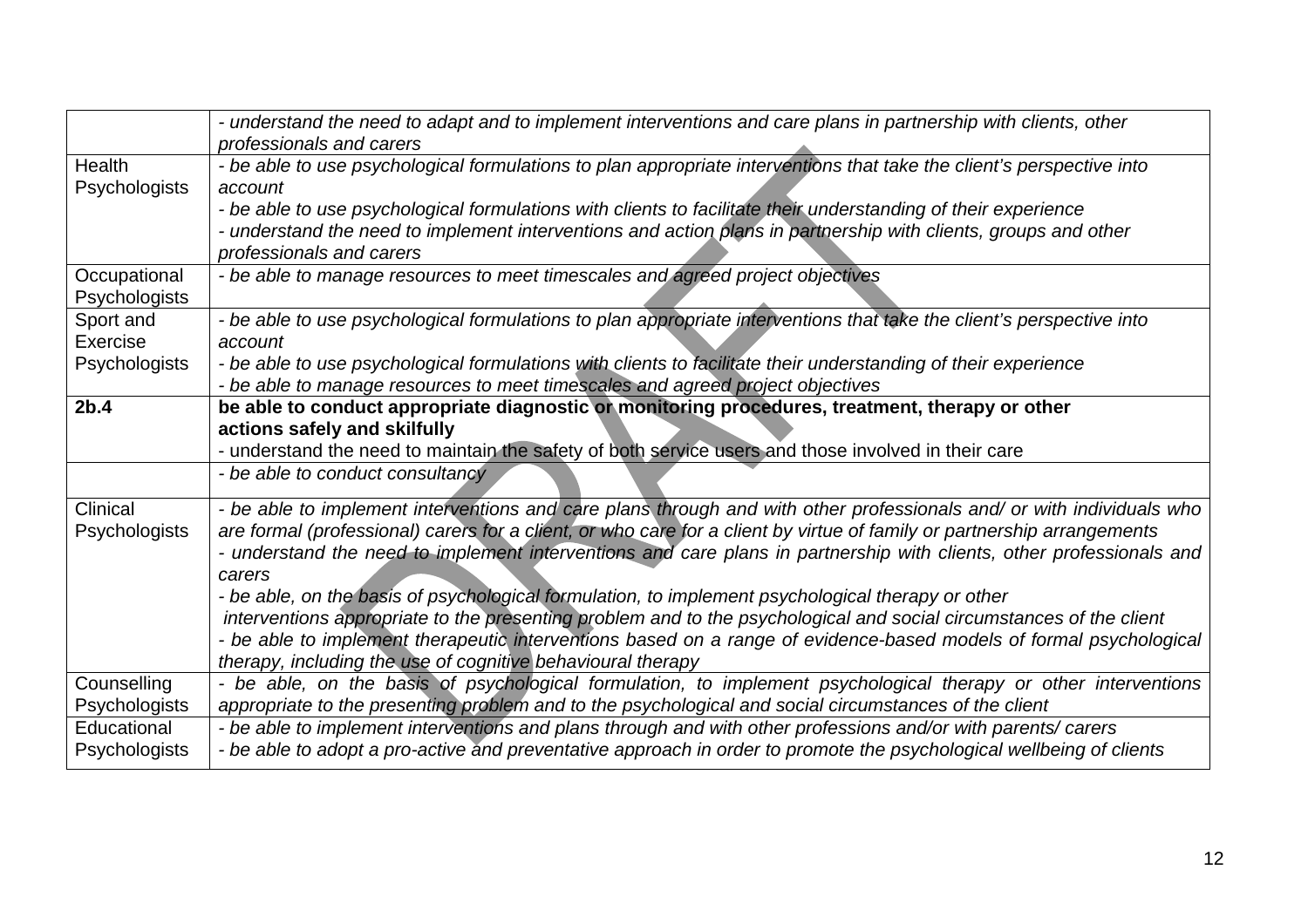| | |
|---|---|
| | *- understand the need to adapt and to implement interventions and care plans in partnership with clients, other professionals and carers* |
| Health Psychologists | *- be able to use psychological formulations to plan appropriate interventions that take the client's perspective into account*<br>*- be able to use psychological formulations with clients to facilitate their understanding of their experience*<br>*- understand the need to implement interventions and action plans in partnership with clients, groups and other professionals and carers* |
| Occupational Psychologists | *- be able to manage resources to meet timescales and agreed project objectives* |
| Sport and Exercise Psychologists | *- be able to use psychological formulations to plan appropriate interventions that take the client's perspective into account*<br>*- be able to use psychological formulations with clients to facilitate their understanding of their experience*<br>*- be able to manage resources to meet timescales and agreed project objectives* |
| **2b.4** | **be able to conduct appropriate diagnostic or monitoring procedures, treatment, therapy or other actions safely and skilfully**<br>- understand the need to maintain the safety of both service users and those involved in their care |
| | *- be able to conduct consultancy* |
| Clinical Psychologists | *- be able to implement interventions and care plans through and with other professionals and/ or with individuals who are formal (professional) carers for a client, or who care for a client by virtue of family or partnership arrangements*<br>*- understand the need to implement interventions and care plans in partnership with clients, other professionals and carers*<br>*- be able, on the basis of psychological formulation, to implement psychological therapy or other interventions appropriate to the presenting problem and to the psychological and social circumstances of the client*<br>*- be able to implement therapeutic interventions based on a range of evidence-based models of formal psychological therapy, including the use of cognitive behavioural therapy* |
| Counselling Psychologists | *- be able, on the basis of psychological formulation, to implement psychological therapy or other interventions appropriate to the presenting problem and to the psychological and social circumstances of the client* |
| Educational Psychologists | *- be able to implement interventions and plans through and with other professions and/or with parents/ carers*<br>*- be able to adopt a pro-active and preventative approach in order to promote the psychological wellbeing of clients* |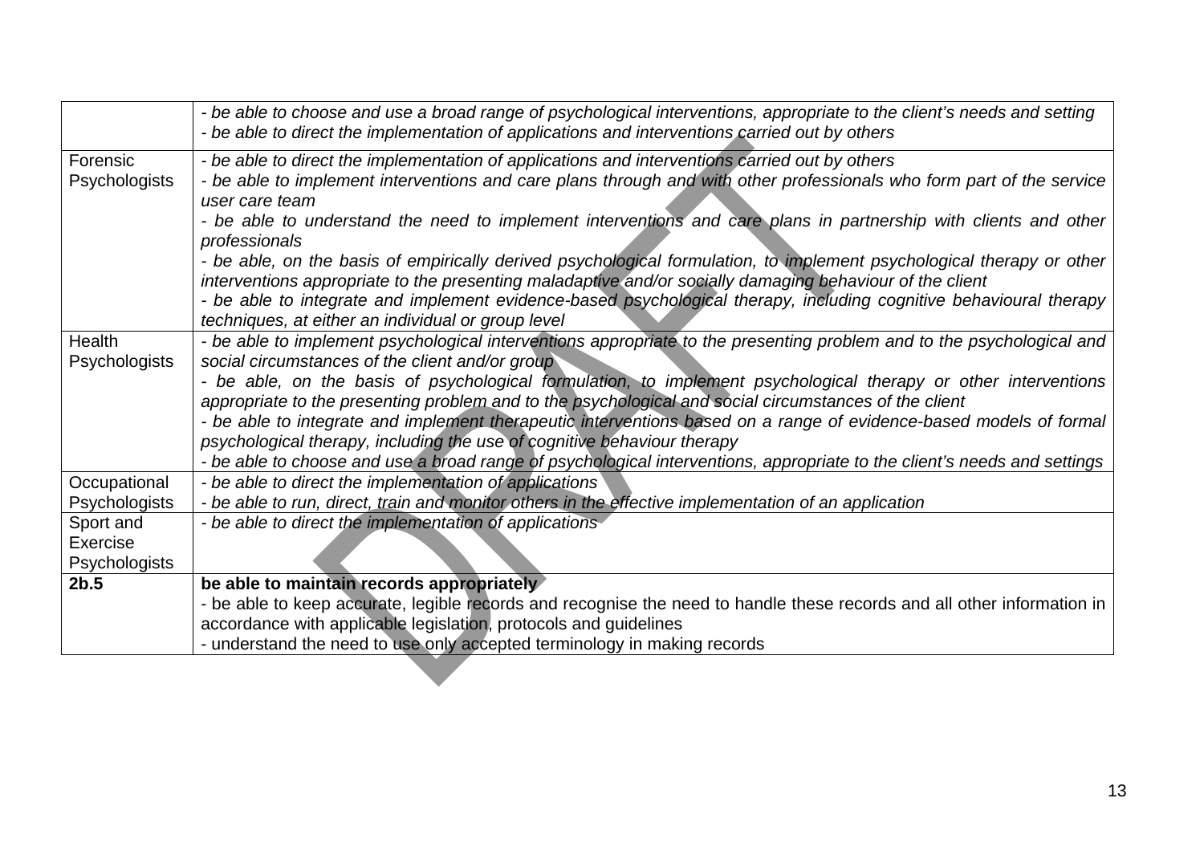| | |
|---|---|
| | *- be able to choose and use a broad range of psychological interventions, appropriate to the client's needs and setting*<br>*- be able to direct the implementation of applications and interventions carried out by others* |
| Forensic Psychologists | *- be able to direct the implementation of applications and interventions carried out by others*<br>*- be able to implement interventions and care plans through and with other professionals who form part of the service user care team*<br>*- be able to understand the need to implement interventions and care plans in partnership with clients and other professionals*<br>*- be able, on the basis of empirically derived psychological formulation, to implement psychological therapy or other interventions appropriate to the presenting maladaptive and/or socially damaging behaviour of the client*<br>*- be able to integrate and implement evidence-based psychological therapy, including cognitive behavioural therapy techniques, at either an individual or group level* |
| Health Psychologists | *- be able to implement psychological interventions appropriate to the presenting problem and to the psychological and social circumstances of the client and/or group*<br>*- be able, on the basis of psychological formulation, to implement psychological therapy or other interventions appropriate to the presenting problem and to the psychological and social circumstances of the client*<br>*- be able to integrate and implement therapeutic interventions based on a range of evidence-based models of formal psychological therapy, including the use of cognitive behaviour therapy*<br>*- be able to choose and use a broad range of psychological interventions, appropriate to the client's needs and settings* |
| Occupational Psychologists | *- be able to direct the implementation of applications*<br>*- be able to run, direct, train and monitor others in the effective implementation of an application* |
| Sport and Exercise Psychologists | *- be able to direct the implementation of applications* |
| **2b.5** | **be able to maintain records appropriately**<br>- be able to keep accurate, legible records and recognise the need to handle these records and all other information in accordance with applicable legislation, protocols and guidelines<br>- understand the need to use only accepted terminology in making records |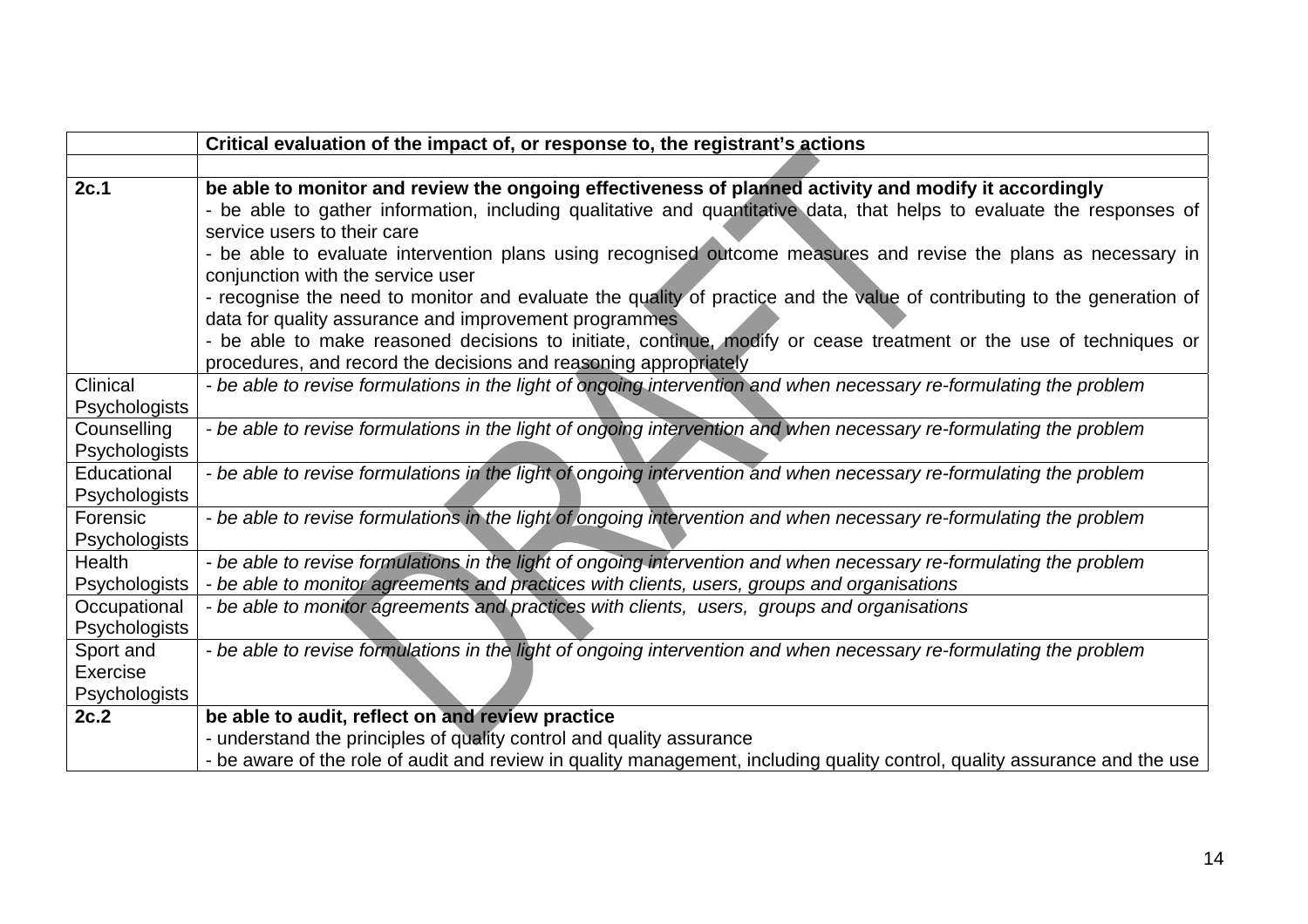| | Critical evaluation of the impact of, or response to, the registrant's actions |
|---|---|
| | |
| **2c.1** | **be able to monitor and review the ongoing effectiveness of planned activity and modify it accordingly**<br>- be able to gather information, including qualitative and quantitative data, that helps to evaluate the responses of service users to their care<br>- be able to evaluate intervention plans using recognised outcome measures and revise the plans as necessary in conjunction with the service user<br>- recognise the need to monitor and evaluate the quality of practice and the value of contributing to the generation of data for quality assurance and improvement programmes<br>- be able to make reasoned decisions to initiate, continue, modify or cease treatment or the use of techniques or procedures, and record the decisions and reasoning appropriately |
| Clinical Psychologists | *- be able to revise formulations in the light of ongoing intervention and when necessary re-formulating the problem* |
| Counselling Psychologists | *- be able to revise formulations in the light of ongoing intervention and when necessary re-formulating the problem* |
| Educational Psychologists | *- be able to revise formulations in the light of ongoing intervention and when necessary re-formulating the problem* |
| Forensic Psychologists | *- be able to revise formulations in the light of ongoing intervention and when necessary re-formulating the problem* |
| Health Psychologists | *- be able to revise formulations in the light of ongoing intervention and when necessary re-formulating the problem*<br>*- be able to monitor agreements and practices with clients, users, groups and organisations* |
| Occupational Psychologists | *- be able to monitor agreements and practices with clients, users, groups and organisations* |
| Sport and Exercise Psychologists | *- be able to revise formulations in the light of ongoing intervention and when necessary re-formulating the problem* |
| **2c.2** | **be able to audit, reflect on and review practice**<br>- understand the principles of quality control and quality assurance<br>- be aware of the role of audit and review in quality management, including quality control, quality assurance and the use |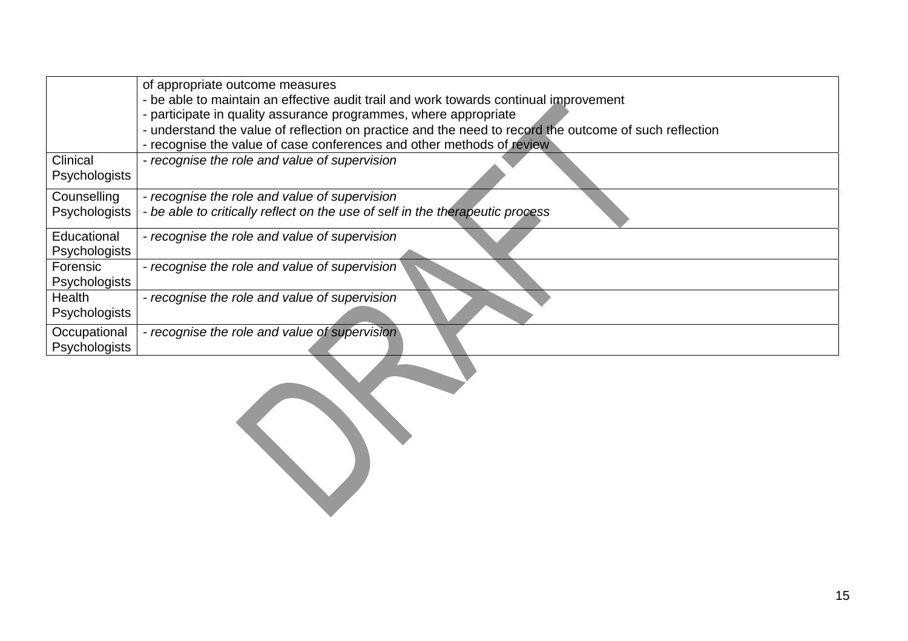| | |
|---|---|
| | of appropriate outcome measures<br>- be able to maintain an effective audit trail and work towards continual improvement<br>- participate in quality assurance programmes, where appropriate<br>- understand the value of reflection on practice and the need to record the outcome of such reflection<br>- recognise the value of case conferences and other methods of review |
| Clinical Psychologists | *- recognise the role and value of supervision* |
| Counselling Psychologists | *- recognise the role and value of supervision*<br>*- be able to critically reflect on the use of self in the therapeutic process* |
| Educational Psychologists | *- recognise the role and value of supervision* |
| Forensic Psychologists | *- recognise the role and value of supervision* |
| Health Psychologists | *- recognise the role and value of supervision* |
| Occupational Psychologists | *- recognise the role and value of supervision* |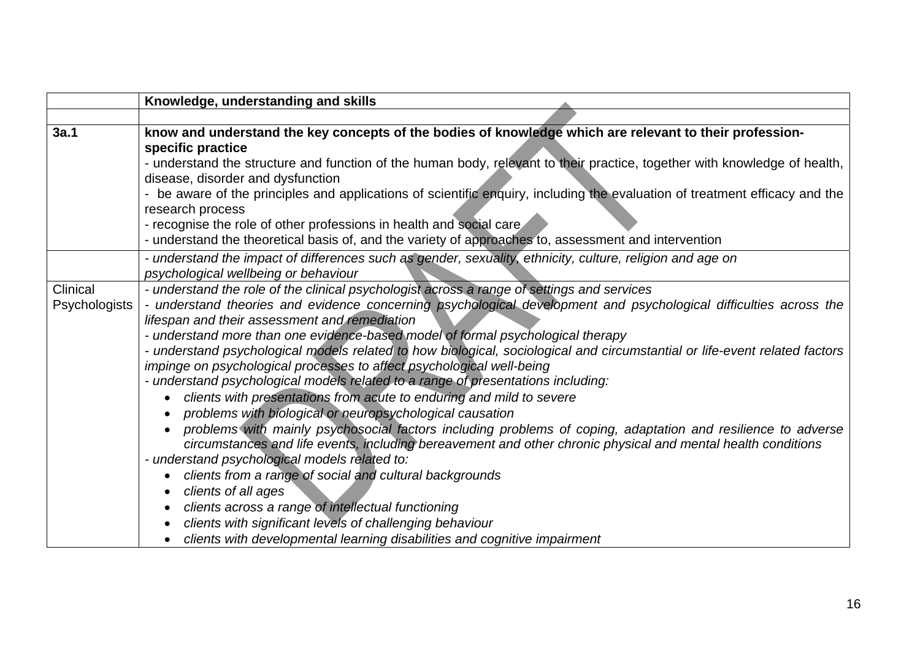| | Knowledge, understanding and skills |
|---|---|
| | |
| **3a.1** | **know and understand the key concepts of the bodies of knowledge which are relevant to their profession-specific practice**<br>- understand the structure and function of the human body, relevant to their practice, together with knowledge of health, disease, disorder and dysfunction<br>- be aware of the principles and applications of scientific enquiry, including the evaluation of treatment efficacy and the research process<br>- recognise the role of other professions in health and social care<br>- understand the theoretical basis of, and the variety of approaches to, assessment and intervention |
| | *- understand the impact of differences such as gender, sexuality, ethnicity, culture, religion and age on psychological wellbeing or behaviour* |
| Clinical Psychologists | *- understand the role of the clinical psychologist across a range of settings and services*<br>*- understand theories and evidence concerning psychological development and psychological difficulties across the lifespan and their assessment and remediation*<br>*- understand more than one evidence-based model of formal psychological therapy*<br>*- understand psychological models related to how biological, sociological and circumstantial or life-event related factors impinge on psychological processes to affect psychological well-being*<br>*- understand psychological models related to a range of presentations including:*<br>• *clients with presentations from acute to enduring and mild to severe*<br>• *problems with biological or neuropsychological causation*<br>• *problems with mainly psychosocial factors including problems of coping, adaptation and resilience to adverse circumstances and life events, including bereavement and other chronic physical and mental health conditions*<br>*- understand psychological models related to:*<br>• *clients from a range of social and cultural backgrounds*<br>• *clients of all ages*<br>• *clients across a range of intellectual functioning*<br>• *clients with significant levels of challenging behaviour*<br>• *clients with developmental learning disabilities and cognitive impairment* |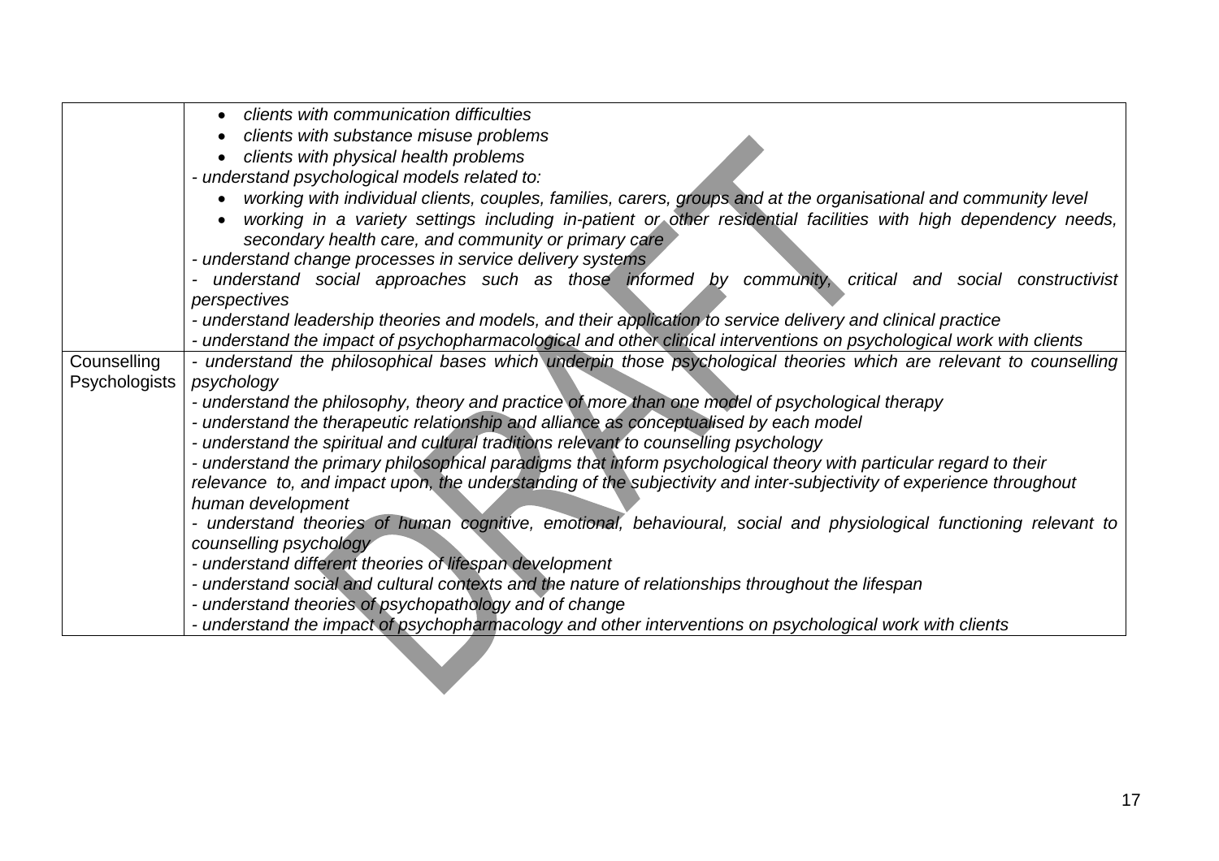| | |
|---|---|
| | • *clients with communication difficulties*<br>• *clients with substance misuse problems*<br>• *clients with physical health problems*<br>*- understand psychological models related to:*<br>• *working with individual clients, couples, families, carers, groups and at the organisational and community level*<br>• *working in a variety settings including in-patient or other residential facilities with high dependency needs, secondary health care, and community or primary care*<br>*- understand change processes in service delivery systems*<br>*- understand social approaches such as those informed by community, critical and social constructivist perspectives*<br>*- understand leadership theories and models, and their application to service delivery and clinical practice*<br>*- understand the impact of psychopharmacological and other clinical interventions on psychological work with clients* |
| Counselling Psychologists | *- understand the philosophical bases which underpin those psychological theories which are relevant to counselling psychology*<br>*- understand the philosophy, theory and practice of more than one model of psychological therapy*<br>*- understand the therapeutic relationship and alliance as conceptualised by each model*<br>*- understand the spiritual and cultural traditions relevant to counselling psychology*<br>*- understand the primary philosophical paradigms that inform psychological theory with particular regard to their relevance to, and impact upon, the understanding of the subjectivity and inter-subjectivity of experience throughout human development*<br>*- understand theories of human cognitive, emotional, behavioural, social and physiological functioning relevant to counselling psychology*<br>*- understand different theories of lifespan development*<br>*- understand social and cultural contexts and the nature of relationships throughout the lifespan*<br>*- understand theories of psychopathology and of change*<br>*- understand the impact of psychopharmacology and other interventions on psychological work with clients* |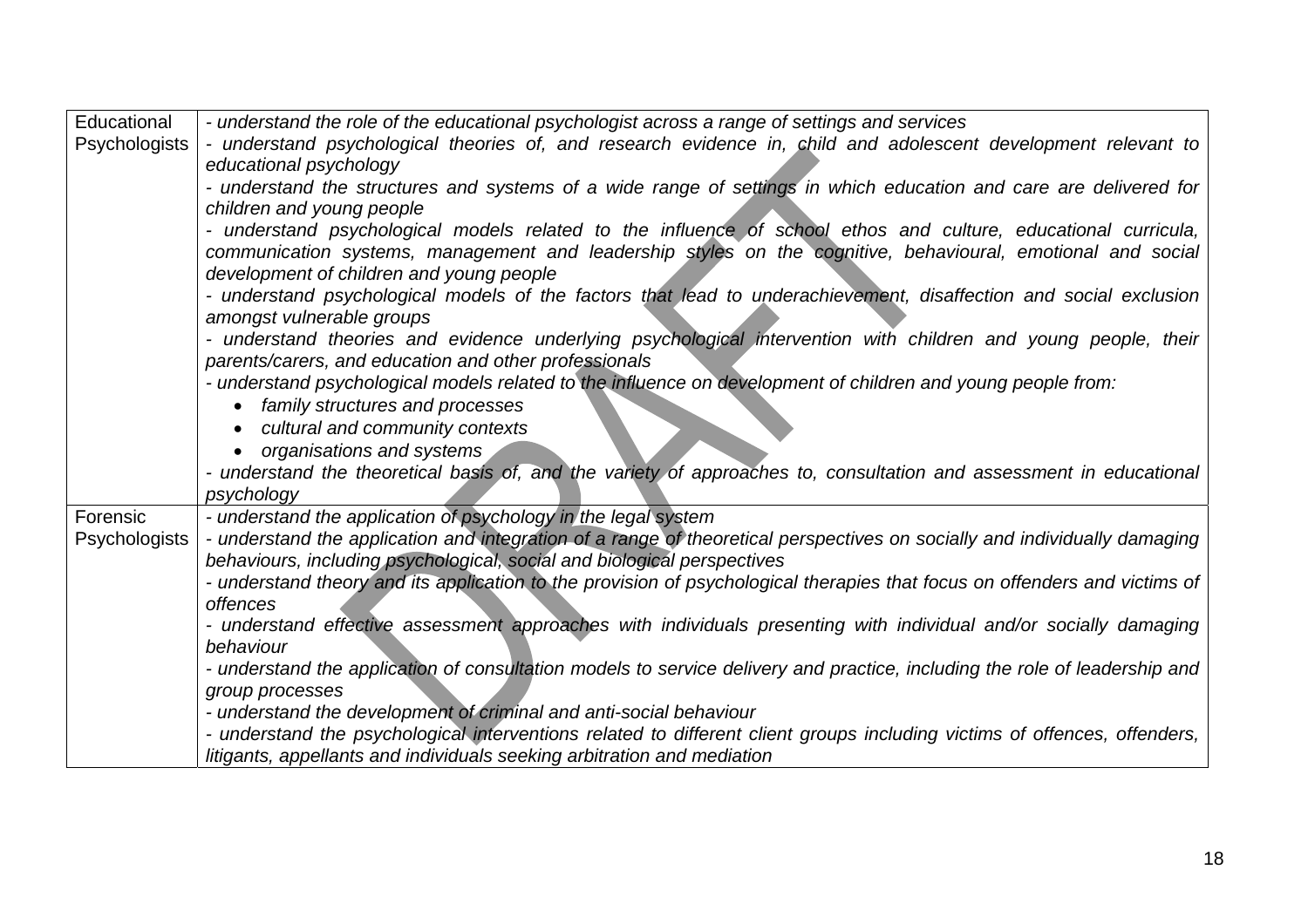| | |
|---|---|
| Educational Psychologists | *- understand the role of the educational psychologist across a range of settings and services*<br>*- understand psychological theories of, and research evidence in, child and adolescent development relevant to educational psychology*<br>*- understand the structures and systems of a wide range of settings in which education and care are delivered for children and young people*<br>*- understand psychological models related to the influence of school ethos and culture, educational curricula, communication systems, management and leadership styles on the cognitive, behavioural, emotional and social development of children and young people*<br>*- understand psychological models of the factors that lead to underachievement, disaffection and social exclusion amongst vulnerable groups*<br>*- understand theories and evidence underlying psychological intervention with children and young people, their parents/carers, and education and other professionals*<br>*- understand psychological models related to the influence on development of children and young people from:*<br>• *family structures and processes*<br>• *cultural and community contexts*<br>• *organisations and systems*<br>*- understand the theoretical basis of, and the variety of approaches to, consultation and assessment in educational psychology* |
| Forensic Psychologists | *- understand the application of psychology in the legal system*<br>*- understand the application and integration of a range of theoretical perspectives on socially and individually damaging behaviours, including psychological, social and biological perspectives*<br>*- understand theory and its application to the provision of psychological therapies that focus on offenders and victims of offences*<br>*- understand effective assessment approaches with individuals presenting with individual and/or socially damaging behaviour*<br>*- understand the application of consultation models to service delivery and practice, including the role of leadership and group processes*<br>*- understand the development of criminal and anti-social behaviour*<br>*- understand the psychological interventions related to different client groups including victims of offences, offenders, litigants, appellants and individuals seeking arbitration and mediation* |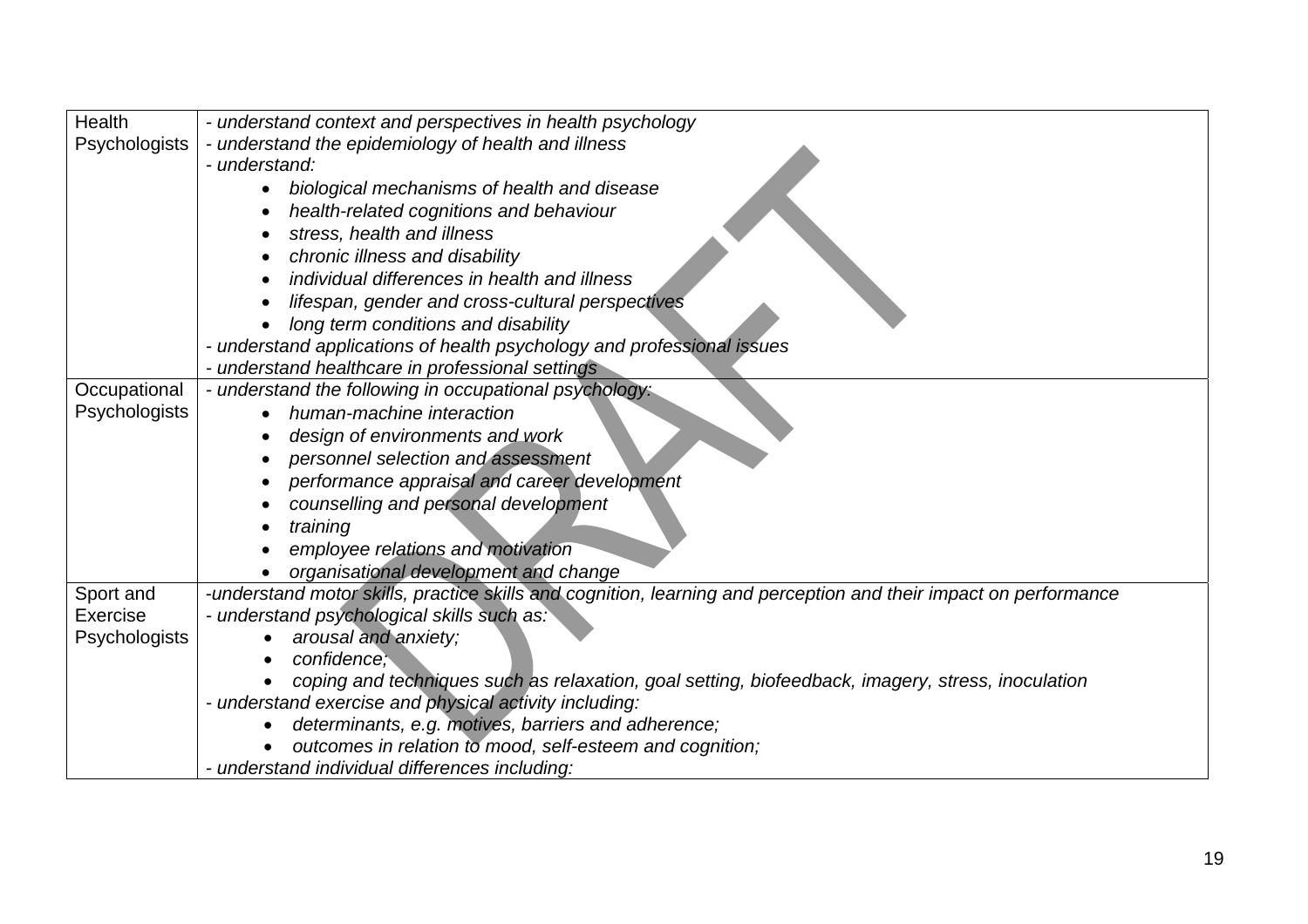| | |
|---|---|
| Health Psychologists | *- understand context and perspectives in health psychology*<br>*- understand the epidemiology of health and illness*<br>*- understand:*<br>• *biological mechanisms of health and disease*<br>• *health-related cognitions and behaviour*<br>• *stress, health and illness*<br>• *chronic illness and disability*<br>• *individual differences in health and illness*<br>• *lifespan, gender and cross-cultural perspectives*<br>• *long term conditions and disability*<br>*- understand applications of health psychology and professional issues*<br>*- understand healthcare in professional settings* |
| Occupational Psychologists | *- understand the following in occupational psychology:*<br>• *human-machine interaction*<br>• *design of environments and work*<br>• *personnel selection and assessment*<br>• *performance appraisal and career development*<br>• *counselling and personal development*<br>• *training*<br>• *employee relations and motivation*<br>• *organisational development and change* |
| Sport and Exercise Psychologists | *-understand motor skills, practice skills and cognition, learning and perception and their impact on performance*<br>*- understand psychological skills such as:*<br>• *arousal and anxiety;*<br>• *confidence;*<br>• *coping and techniques such as relaxation, goal setting, biofeedback, imagery, stress, inoculation*<br>*- understand exercise and physical activity including:*<br>• *determinants, e.g. motives, barriers and adherence;*<br>• *outcomes in relation to mood, self-esteem and cognition;*<br>*- understand individual differences including:* |

DRAFT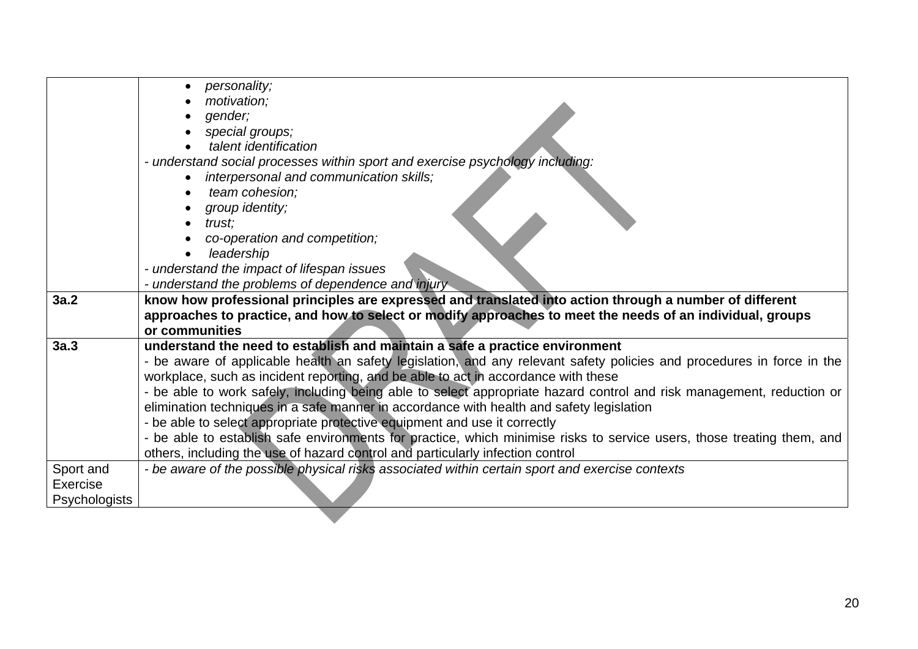| | |
|---|---|
| | • *personality;*<br>• *motivation;*<br>• *gender;*<br>• *special groups;*<br>• *talent identification*<br>*- understand social processes within sport and exercise psychology including:*<br>• *interpersonal and communication skills;*<br>• *team cohesion;*<br>• *group identity;*<br>• *trust;*<br>• *co-operation and competition;*<br>• *leadership*<br>*- understand the impact of lifespan issues*<br>*- understand the problems of dependence and injury* |
| **3a.2** | **know how professional principles are expressed and translated into action through a number of different approaches to practice, and how to select or modify approaches to meet the needs of an individual, groups or communities** |
| **3a.3** | **understand the need to establish and maintain a safe a practice environment**<br>- be aware of applicable health an safety legislation, and any relevant safety policies and procedures in force in the workplace, such as incident reporting, and be able to act in accordance with these<br>- be able to work safely, including being able to select appropriate hazard control and risk management, reduction or elimination techniques in a safe manner in accordance with health and safety legislation<br>- be able to select appropriate protective equipment and use it correctly<br>- be able to establish safe environments for practice, which minimise risks to service users, those treating them, and others, including the use of hazard control and particularly infection control |
| Sport and Exercise Psychologists | *- be aware of the possible physical risks associated within certain sport and exercise contexts* |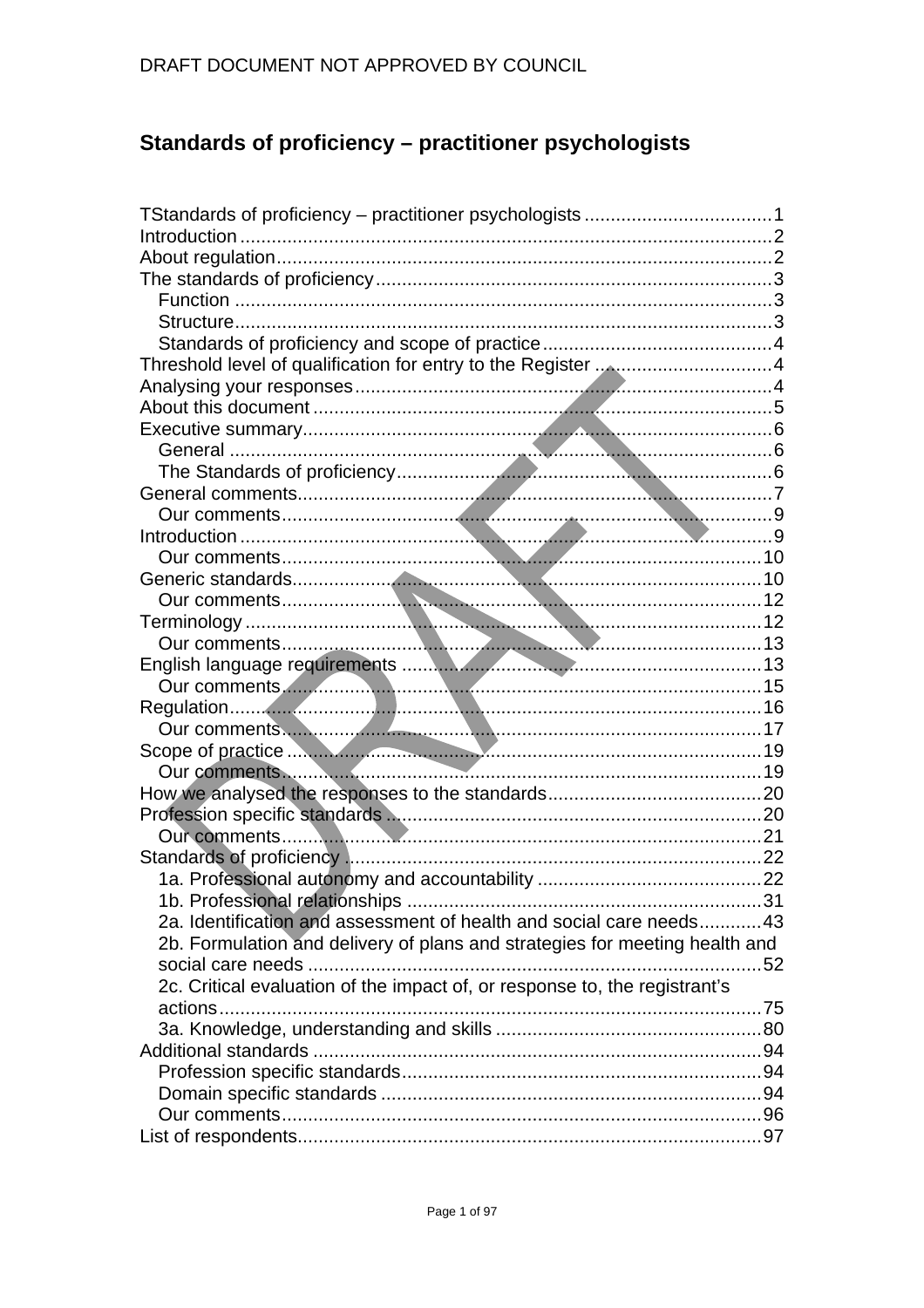## Standards of proficiency – practitioner psychologists

TStandards of proficiency – practitioner psychologists ....................................1
Introduction ....................................................................................................2
About regulation.............................................................................................2
The standards of proficiency...........................................................................3
  Function .....................................................................................................3
  Structure.....................................................................................................3
  Standards of proficiency and scope of practice...........................................4
Threshold level of qualification for entry to the Register ..................................4
Analysing your responses...............................................................................4
About this document .......................................................................................5
Executive summary.........................................................................................6
  General .......................................................................................................6
  The Standards of proficiency.......................................................................6
General comments..........................................................................................7
  Our comments.............................................................................................9
Introduction .....................................................................................................9
  Our comments...........................................................................................10
Generic standards..........................................................................................10
  Our comments...........................................................................................12
Terminology ...................................................................................................12
  Our comments...........................................................................................13
English language requirements .....................................................................13
  Our comments...........................................................................................15
Regulation......................................................................................................16
  Our comments...........................................................................................17
Scope of practice ...........................................................................................19
  Our comments...........................................................................................19
How we analysed the responses to the standards.........................................20
Profession specific standards ........................................................................20
  Our comments...........................................................................................21
Standards of proficiency ................................................................................22
  1a. Professional autonomy and accountability ...........................................22
  1b. Professional relationships ....................................................................31
  2a. Identification and assessment of health and social care needs............43
  2b. Formulation and delivery of plans and strategies for meeting health and social care needs ......................................................................................52
  2c. Critical evaluation of the impact of, or response to, the registrant's actions........................................................................................................75
  3a. Knowledge, understanding and skills ...................................................80
Additional standards ......................................................................................94
  Profession specific standards.....................................................................94
  Domain specific standards .........................................................................94
  Our comments............................................................................................96
List of respondents.........................................................................................97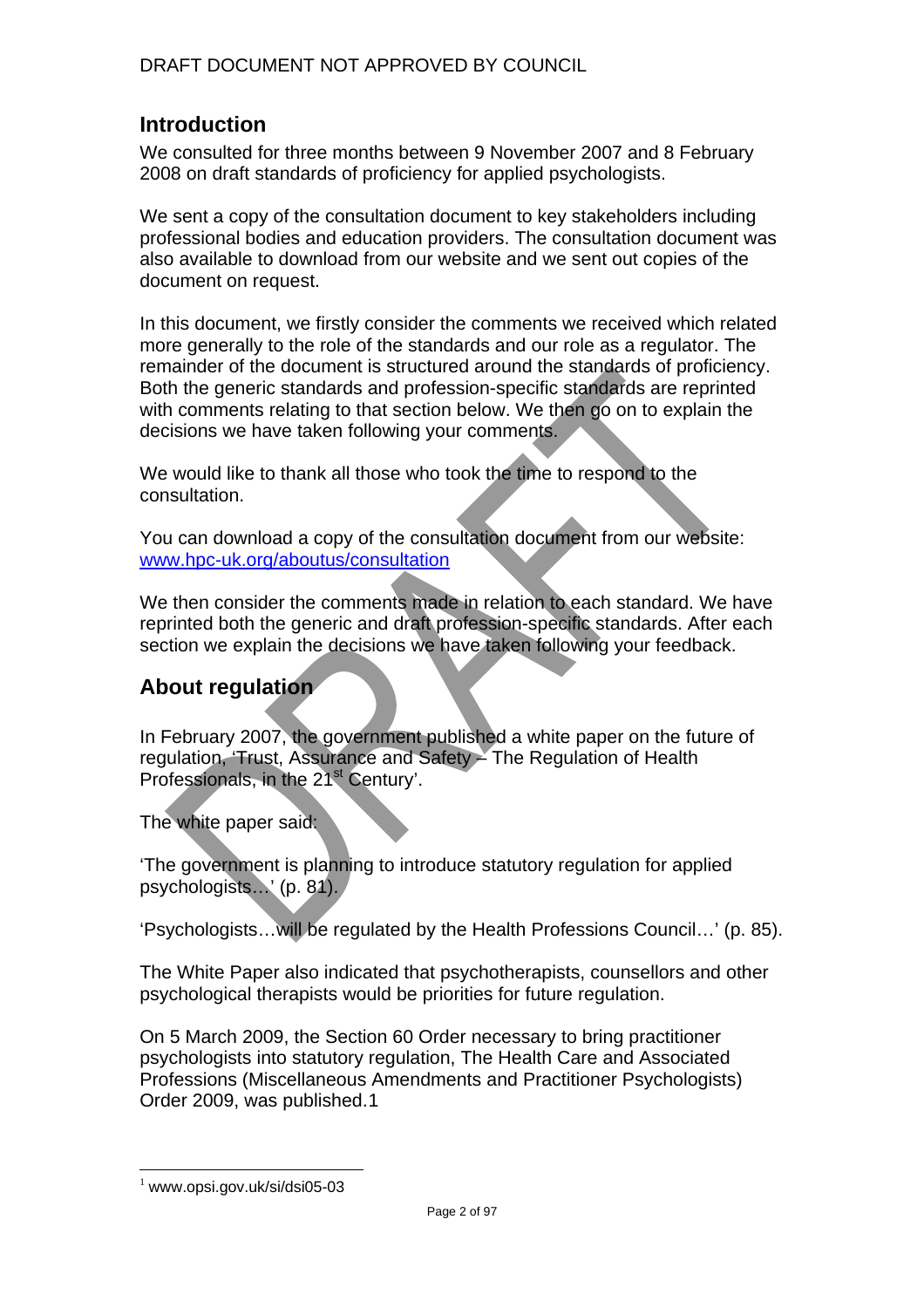DRAFT DOCUMENT NOT APPROVED BY COUNCIL

## Introduction

We consulted for three months between 9 November 2007 and 8 February 2008 on draft standards of proficiency for applied psychologists.

We sent a copy of the consultation document to key stakeholders including professional bodies and education providers. The consultation document was also available to download from our website and we sent out copies of the document on request.

In this document, we firstly consider the comments we received which related more generally to the role of the standards and our role as a regulator. The remainder of the document is structured around the standards of proficiency. Both the generic standards and profession-specific standards are reprinted with comments relating to that section below. We then go on to explain the decisions we have taken following your comments.

We would like to thank all those who took the time to respond to the consultation.

You can download a copy of the consultation document from our website: www.hpc-uk.org/aboutus/consultation

We then consider the comments made in relation to each standard. We have reprinted both the generic and draft profession-specific standards. After each section we explain the decisions we have taken following your feedback.

## About regulation

In February 2007, the government published a white paper on the future of regulation, 'Trust, Assurance and Safety – The Regulation of Health Professionals, in the 21st Century'.

The white paper said:

'The government is planning to introduce statutory regulation for applied psychologists…' (p. 81).

'Psychologists…will be regulated by the Health Professions Council…' (p. 85).

The White Paper also indicated that psychotherapists, counsellors and other psychological therapists would be priorities for future regulation.

On 5 March 2009, the Section 60 Order necessary to bring practitioner psychologists into statutory regulation, The Health Care and Associated Professions (Miscellaneous Amendments and Practitioner Psychologists) Order 2009, was published.[1]

[1] www.opsi.gov.uk/si/dsi05-03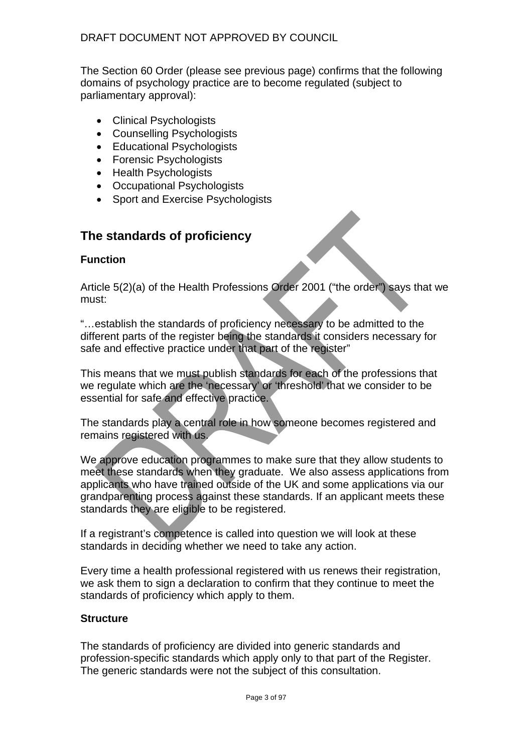The Section 60 Order (please see previous page) confirms that the following domains of psychology practice are to become regulated (subject to parliamentary approval):

- Clinical Psychologists
- Counselling Psychologists
- Educational Psychologists
- Forensic Psychologists
- Health Psychologists
- Occupational Psychologists
- Sport and Exercise Psychologists

## The standards of proficiency

### Function

Article 5(2)(a) of the Health Professions Order 2001 ("the order") says that we must:

"…establish the standards of proficiency necessary to be admitted to the different parts of the register being the standards it considers necessary for safe and effective practice under that part of the register"

This means that we must publish standards for each of the professions that we regulate which are the 'necessary' or 'threshold' that we consider to be essential for safe and effective practice.

The standards play a central role in how someone becomes registered and remains registered with us.

We approve education programmes to make sure that they allow students to meet these standards when they graduate. We also assess applications from applicants who have trained outside of the UK and some applications via our grandparenting process against these standards. If an applicant meets these standards they are eligible to be registered.

If a registrant's competence is called into question we will look at these standards in deciding whether we need to take any action.

Every time a health professional registered with us renews their registration, we ask them to sign a declaration to confirm that they continue to meet the standards of proficiency which apply to them.

### Structure

The standards of proficiency are divided into generic standards and profession-specific standards which apply only to that part of the Register. The generic standards were not the subject of this consultation.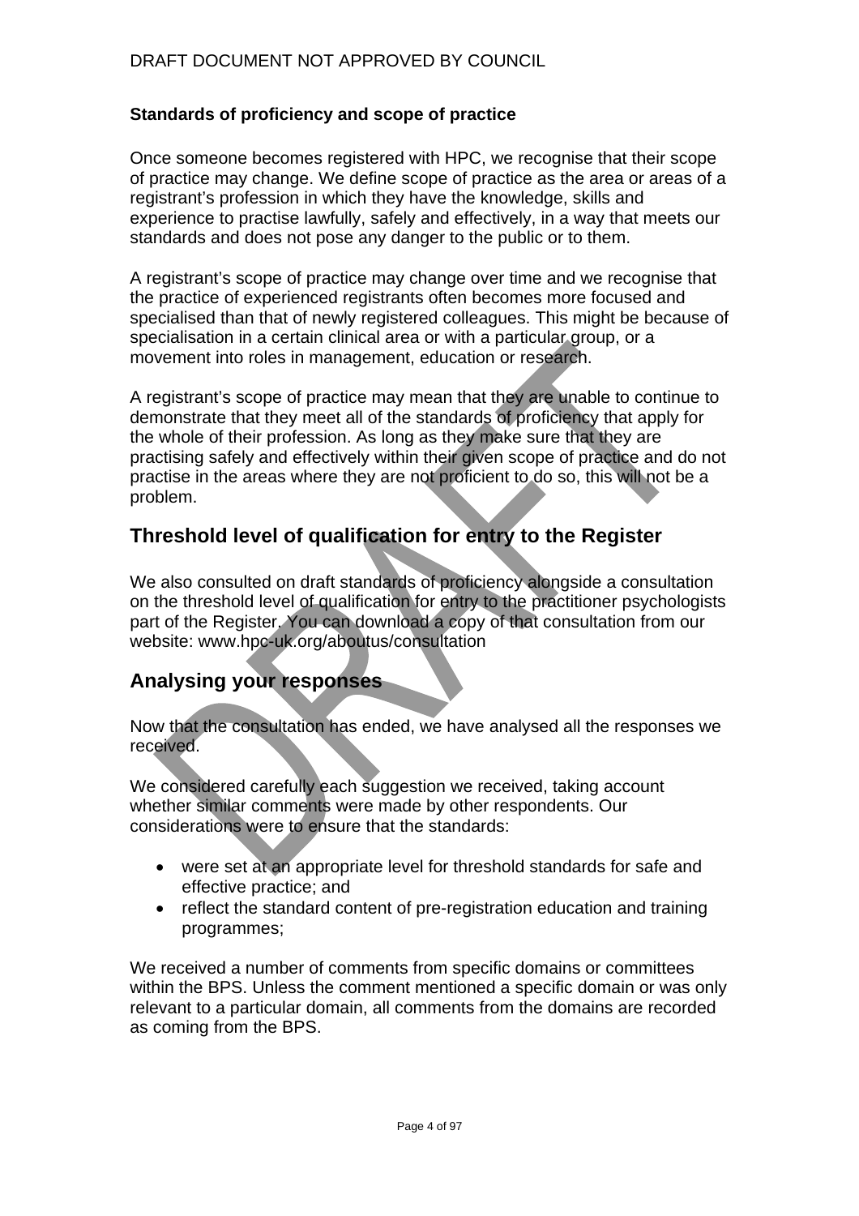**Standards of proficiency and scope of practice**

Once someone becomes registered with HPC, we recognise that their scope of practice may change. We define scope of practice as the area or areas of a registrant's profession in which they have the knowledge, skills and experience to practise lawfully, safely and effectively, in a way that meets our standards and does not pose any danger to the public or to them.

A registrant's scope of practice may change over time and we recognise that the practice of experienced registrants often becomes more focused and specialised than that of newly registered colleagues. This might be because of specialisation in a certain clinical area or with a particular group, or a movement into roles in management, education or research.

A registrant's scope of practice may mean that they are unable to continue to demonstrate that they meet all of the standards of proficiency that apply for the whole of their profession. As long as they make sure that they are practising safely and effectively within their given scope of practice and do not practise in the areas where they are not proficient to do so, this will not be a problem.

## Threshold level of qualification for entry to the Register

We also consulted on draft standards of proficiency alongside a consultation on the threshold level of qualification for entry to the practitioner psychologists part of the Register. You can download a copy of that consultation from our website: www.hpc-uk.org/aboutus/consultation

## Analysing your responses

Now that the consultation has ended, we have analysed all the responses we received.

We considered carefully each suggestion we received, taking account whether similar comments were made by other respondents. Our considerations were to ensure that the standards:

- were set at an appropriate level for threshold standards for safe and effective practice; and
- reflect the standard content of pre-registration education and training programmes;

We received a number of comments from specific domains or committees within the BPS. Unless the comment mentioned a specific domain or was only relevant to a particular domain, all comments from the domains are recorded as coming from the BPS.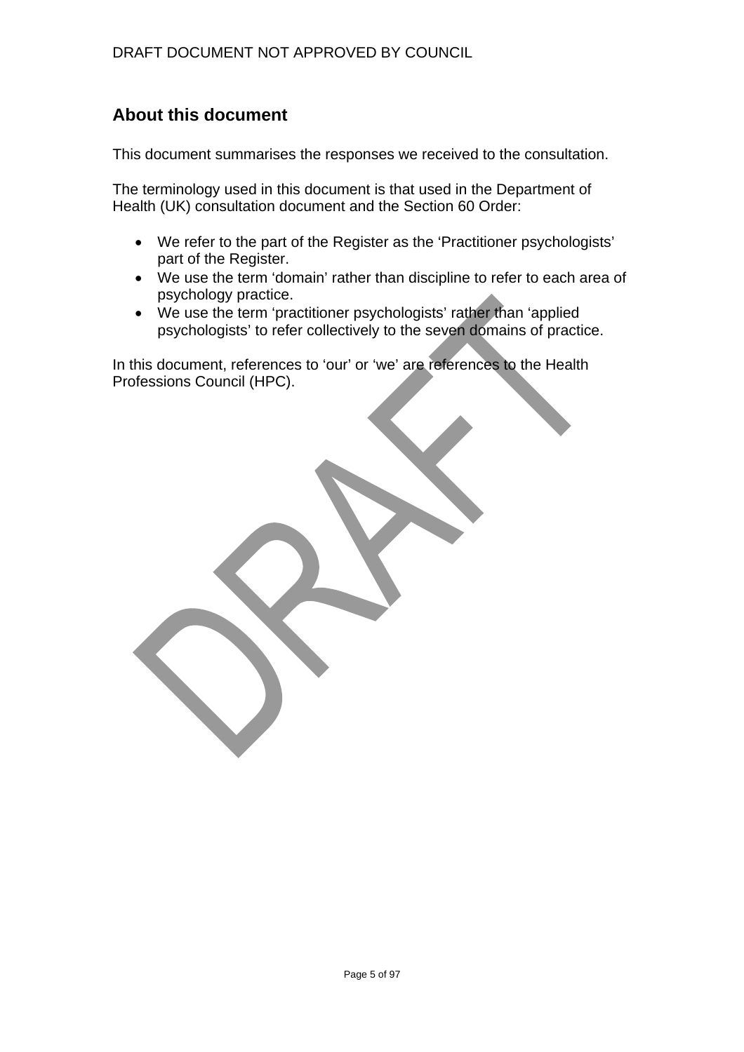## About this document

This document summarises the responses we received to the consultation.

The terminology used in this document is that used in the Department of Health (UK) consultation document and the Section 60 Order:

- We refer to the part of the Register as the 'Practitioner psychologists' part of the Register.
- We use the term 'domain' rather than discipline to refer to each area of psychology practice.
- We use the term 'practitioner psychologists' rather than 'applied psychologists' to refer collectively to the seven domains of practice.

In this document, references to 'our' or 'we' are references to the Health Professions Council (HPC).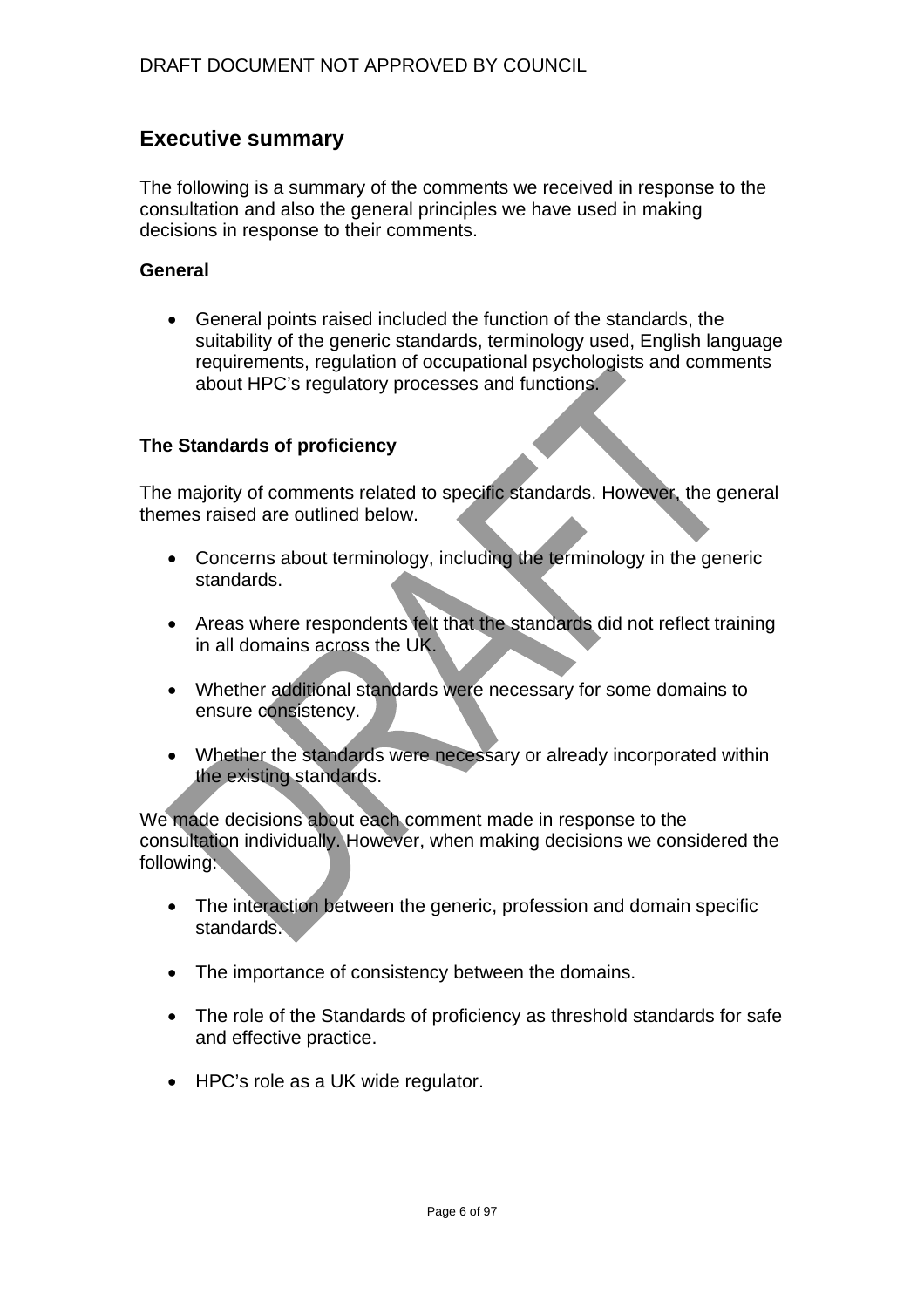## Executive summary

The following is a summary of the comments we received in response to the consultation and also the general principles we have used in making decisions in response to their comments.

**General**

- General points raised included the function of the standards, the suitability of the generic standards, terminology used, English language requirements, regulation of occupational psychologists and comments about HPC's regulatory processes and functions.

**The Standards of proficiency**

The majority of comments related to specific standards. However, the general themes raised are outlined below.

- Concerns about terminology, including the terminology in the generic standards.
- Areas where respondents felt that the standards did not reflect training in all domains across the UK.
- Whether additional standards were necessary for some domains to ensure consistency.
- Whether the standards were necessary or already incorporated within the existing standards.

We made decisions about each comment made in response to the consultation individually. However, when making decisions we considered the following:

- The interaction between the generic, profession and domain specific standards.
- The importance of consistency between the domains.
- The role of the Standards of proficiency as threshold standards for safe and effective practice.
- HPC's role as a UK wide regulator.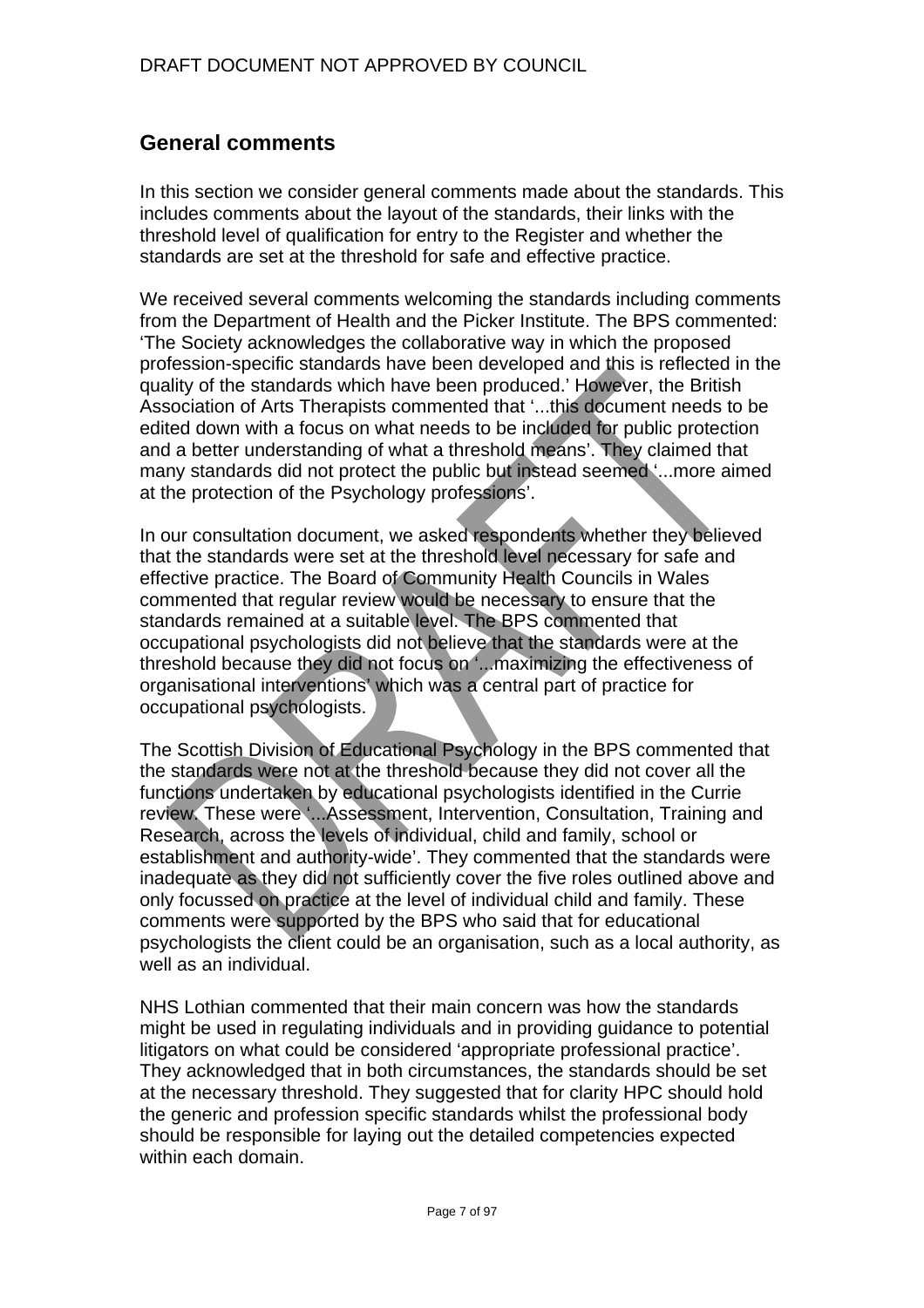## General comments

In this section we consider general comments made about the standards. This includes comments about the layout of the standards, their links with the threshold level of qualification for entry to the Register and whether the standards are set at the threshold for safe and effective practice.

We received several comments welcoming the standards including comments from the Department of Health and the Picker Institute. The BPS commented: 'The Society acknowledges the collaborative way in which the proposed profession-specific standards have been developed and this is reflected in the quality of the standards which have been produced.' However, the British Association of Arts Therapists commented that '...this document needs to be edited down with a focus on what needs to be included for public protection and a better understanding of what a threshold means'. They claimed that many standards did not protect the public but instead seemed '...more aimed at the protection of the Psychology professions'.

In our consultation document, we asked respondents whether they believed that the standards were set at the threshold level necessary for safe and effective practice. The Board of Community Health Councils in Wales commented that regular review would be necessary to ensure that the standards remained at a suitable level. The BPS commented that occupational psychologists did not believe that the standards were at the threshold because they did not focus on '...maximizing the effectiveness of organisational interventions' which was a central part of practice for occupational psychologists.

The Scottish Division of Educational Psychology in the BPS commented that the standards were not at the threshold because they did not cover all the functions undertaken by educational psychologists identified in the Currie review. These were '...Assessment, Intervention, Consultation, Training and Research, across the levels of individual, child and family, school or establishment and authority-wide'. They commented that the standards were inadequate as they did not sufficiently cover the five roles outlined above and only focussed on practice at the level of individual child and family. These comments were supported by the BPS who said that for educational psychologists the client could be an organisation, such as a local authority, as well as an individual.

NHS Lothian commented that their main concern was how the standards might be used in regulating individuals and in providing guidance to potential litigators on what could be considered 'appropriate professional practice'. They acknowledged that in both circumstances, the standards should be set at the necessary threshold. They suggested that for clarity HPC should hold the generic and profession specific standards whilst the professional body should be responsible for laying out the detailed competencies expected within each domain.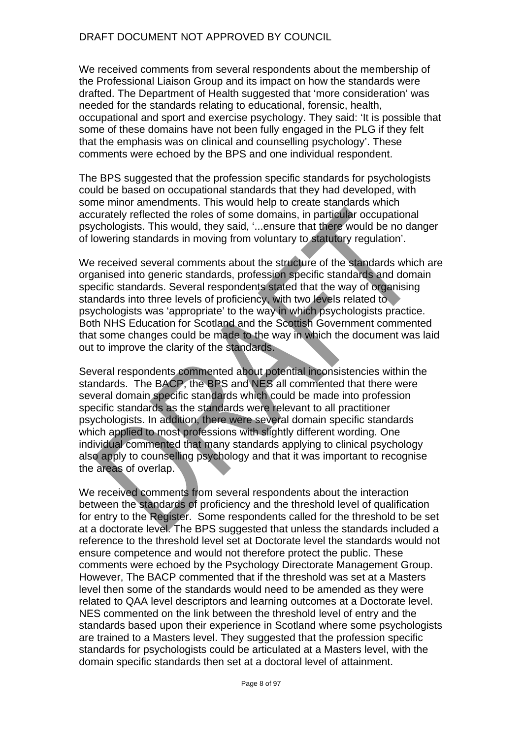We received comments from several respondents about the membership of the Professional Liaison Group and its impact on how the standards were drafted. The Department of Health suggested that 'more consideration' was needed for the standards relating to educational, forensic, health, occupational and sport and exercise psychology. They said: 'It is possible that some of these domains have not been fully engaged in the PLG if they felt that the emphasis was on clinical and counselling psychology'. These comments were echoed by the BPS and one individual respondent.

The BPS suggested that the profession specific standards for psychologists could be based on occupational standards that they had developed, with some minor amendments. This would help to create standards which accurately reflected the roles of some domains, in particular occupational psychologists. This would, they said, '...ensure that there would be no danger of lowering standards in moving from voluntary to statutory regulation'.

We received several comments about the structure of the standards which are organised into generic standards, profession specific standards and domain specific standards. Several respondents stated that the way of organising standards into three levels of proficiency, with two levels related to psychologists was 'appropriate' to the way in which psychologists practice. Both NHS Education for Scotland and the Scottish Government commented that some changes could be made to the way in which the document was laid out to improve the clarity of the standards.

Several respondents commented about potential inconsistencies within the standards. The BACP, the BPS and NES all commented that there were several domain specific standards which could be made into profession specific standards as the standards were relevant to all practitioner psychologists. In addition, there were several domain specific standards which applied to most professions with slightly different wording. One individual commented that many standards applying to clinical psychology also apply to counselling psychology and that it was important to recognise the areas of overlap.

We received comments from several respondents about the interaction between the standards of proficiency and the threshold level of qualification for entry to the Register. Some respondents called for the threshold to be set at a doctorate level. The BPS suggested that unless the standards included a reference to the threshold level set at Doctorate level the standards would not ensure competence and would not therefore protect the public. These comments were echoed by the Psychology Directorate Management Group. However, The BACP commented that if the threshold was set at a Masters level then some of the standards would need to be amended as they were related to QAA level descriptors and learning outcomes at a Doctorate level. NES commented on the link between the threshold level of entry and the standards based upon their experience in Scotland where some psychologists are trained to a Masters level. They suggested that the profession specific standards for psychologists could be articulated at a Masters level, with the domain specific standards then set at a doctoral level of attainment.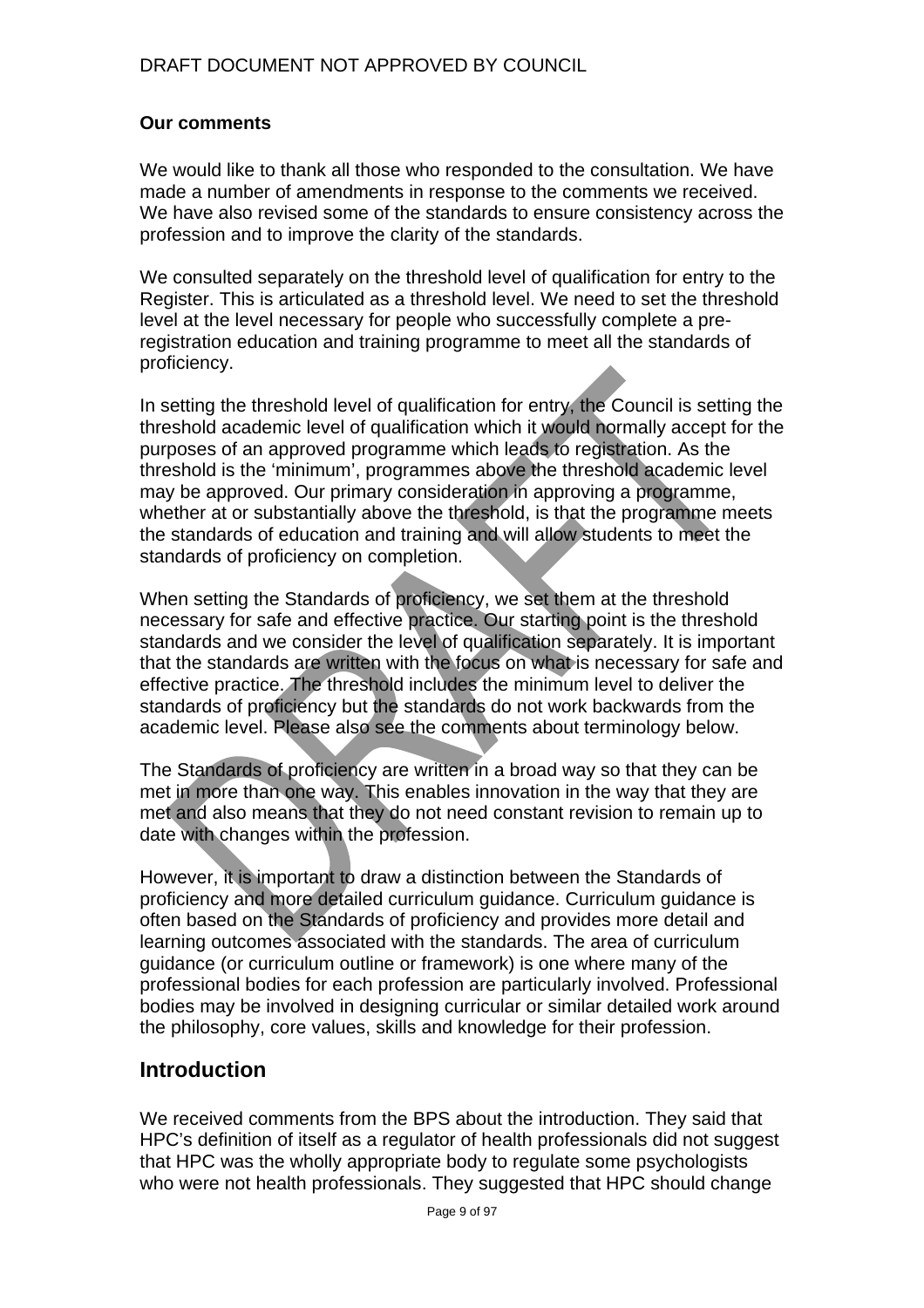### Our comments

We would like to thank all those who responded to the consultation. We have made a number of amendments in response to the comments we received. We have also revised some of the standards to ensure consistency across the profession and to improve the clarity of the standards.

We consulted separately on the threshold level of qualification for entry to the Register. This is articulated as a threshold level. We need to set the threshold level at the level necessary for people who successfully complete a pre-registration education and training programme to meet all the standards of proficiency.

In setting the threshold level of qualification for entry, the Council is setting the threshold academic level of qualification which it would normally accept for the purposes of an approved programme which leads to registration. As the threshold is the 'minimum', programmes above the threshold academic level may be approved. Our primary consideration in approving a programme, whether at or substantially above the threshold, is that the programme meets the standards of education and training and will allow students to meet the standards of proficiency on completion.

When setting the Standards of proficiency, we set them at the threshold necessary for safe and effective practice. Our starting point is the threshold standards and we consider the level of qualification separately. It is important that the standards are written with the focus on what is necessary for safe and effective practice. The threshold includes the minimum level to deliver the standards of proficiency but the standards do not work backwards from the academic level. Please also see the comments about terminology below.

The Standards of proficiency are written in a broad way so that they can be met in more than one way. This enables innovation in the way that they are met and also means that they do not need constant revision to remain up to date with changes within the profession.

However, it is important to draw a distinction between the Standards of proficiency and more detailed curriculum guidance. Curriculum guidance is often based on the Standards of proficiency and provides more detail and learning outcomes associated with the standards. The area of curriculum guidance (or curriculum outline or framework) is one where many of the professional bodies for each profession are particularly involved. Professional bodies may be involved in designing curricular or similar detailed work around the philosophy, core values, skills and knowledge for their profession.

## Introduction

We received comments from the BPS about the introduction. They said that HPC's definition of itself as a regulator of health professionals did not suggest that HPC was the wholly appropriate body to regulate some psychologists who were not health professionals. They suggested that HPC should change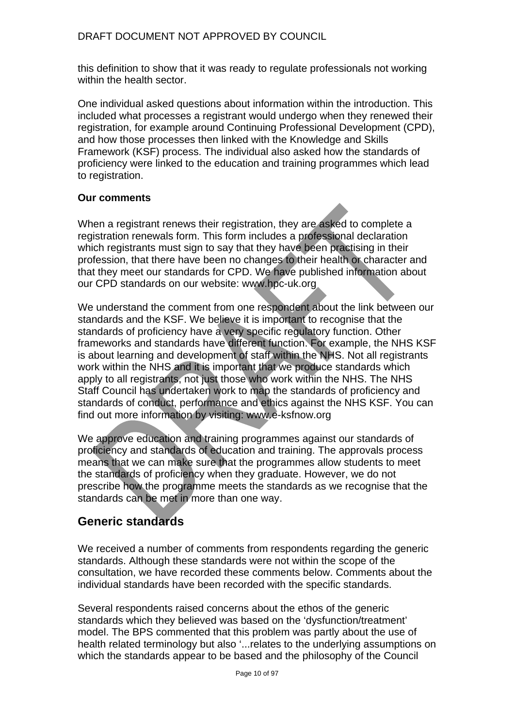this definition to show that it was ready to regulate professionals not working within the health sector.

One individual asked questions about information within the introduction. This included what processes a registrant would undergo when they renewed their registration, for example around Continuing Professional Development (CPD), and how those processes then linked with the Knowledge and Skills Framework (KSF) process. The individual also asked how the standards of proficiency were linked to the education and training programmes which lead to registration.

**Our comments**

When a registrant renews their registration, they are asked to complete a registration renewals form. This form includes a professional declaration which registrants must sign to say that they have been practising in their profession, that there have been no changes to their health or character and that they meet our standards for CPD. We have published information about our CPD standards on our website: www.hpc-uk.org

We understand the comment from one respondent about the link between our standards and the KSF. We believe it is important to recognise that the standards of proficiency have a very specific regulatory function. Other frameworks and standards have different function. For example, the NHS KSF is about learning and development of staff within the NHS. Not all registrants work within the NHS and it is important that we produce standards which apply to all registrants, not just those who work within the NHS. The NHS Staff Council has undertaken work to map the standards of proficiency and standards of conduct, performance and ethics against the NHS KSF. You can find out more information by visiting: www.e-ksfnow.org

We approve education and training programmes against our standards of proficiency and standards of education and training. The approvals process means that we can make sure that the programmes allow students to meet the standards of proficiency when they graduate. However, we do not prescribe how the programme meets the standards as we recognise that the standards can be met in more than one way.

## Generic standards

We received a number of comments from respondents regarding the generic standards. Although these standards were not within the scope of the consultation, we have recorded these comments below. Comments about the individual standards have been recorded with the specific standards.

Several respondents raised concerns about the ethos of the generic standards which they believed was based on the 'dysfunction/treatment' model. The BPS commented that this problem was partly about the use of health related terminology but also '...relates to the underlying assumptions on which the standards appear to be based and the philosophy of the Council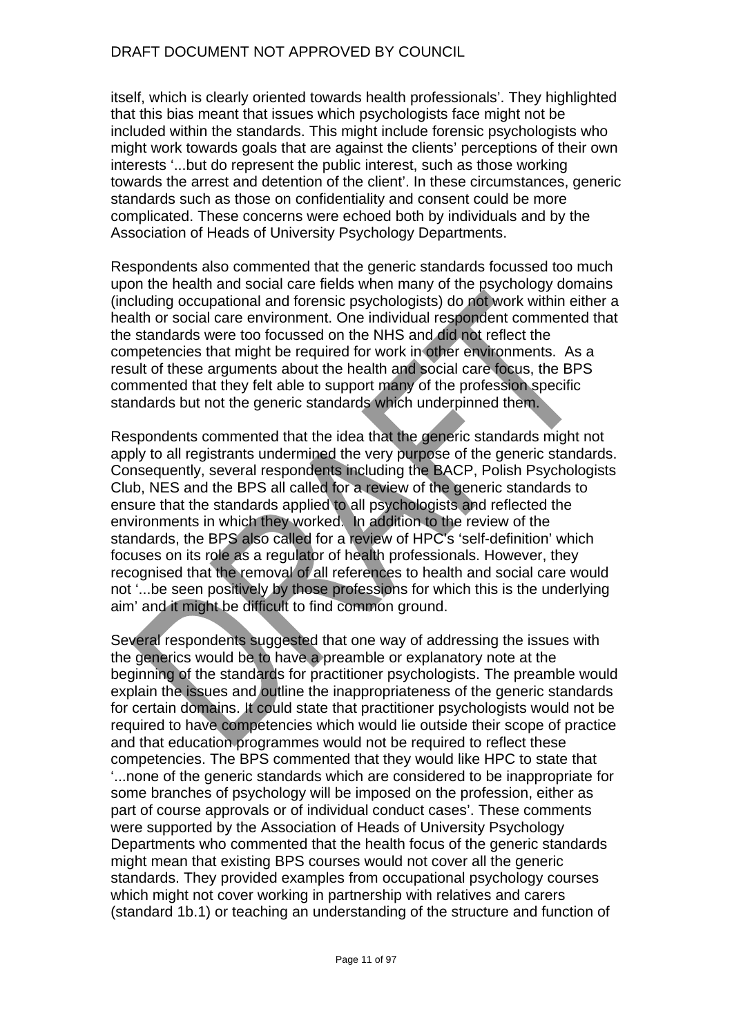itself, which is clearly oriented towards health professionals'. They highlighted that this bias meant that issues which psychologists face might not be included within the standards. This might include forensic psychologists who might work towards goals that are against the clients' perceptions of their own interests '...but do represent the public interest, such as those working towards the arrest and detention of the client'. In these circumstances, generic standards such as those on confidentiality and consent could be more complicated. These concerns were echoed both by individuals and by the Association of Heads of University Psychology Departments.

Respondents also commented that the generic standards focussed too much upon the health and social care fields when many of the psychology domains (including occupational and forensic psychologists) do not work within either a health or social care environment. One individual respondent commented that the standards were too focussed on the NHS and did not reflect the competencies that might be required for work in other environments. As a result of these arguments about the health and social care focus, the BPS commented that they felt able to support many of the profession specific standards but not the generic standards which underpinned them.

Respondents commented that the idea that the generic standards might not apply to all registrants undermined the very purpose of the generic standards. Consequently, several respondents including the BACP, Polish Psychologists Club, NES and the BPS all called for a review of the generic standards to ensure that the standards applied to all psychologists and reflected the environments in which they worked. In addition to the review of the standards, the BPS also called for a review of HPC's 'self-definition' which focuses on its role as a regulator of health professionals. However, they recognised that the removal of all references to health and social care would not '...be seen positively by those professions for which this is the underlying aim' and it might be difficult to find common ground.

Several respondents suggested that one way of addressing the issues with the generics would be to have a preamble or explanatory note at the beginning of the standards for practitioner psychologists. The preamble would explain the issues and outline the inappropriateness of the generic standards for certain domains. It could state that practitioner psychologists would not be required to have competencies which would lie outside their scope of practice and that education programmes would not be required to reflect these competencies. The BPS commented that they would like HPC to state that '...none of the generic standards which are considered to be inappropriate for some branches of psychology will be imposed on the profession, either as part of course approvals or of individual conduct cases'. These comments were supported by the Association of Heads of University Psychology Departments who commented that the health focus of the generic standards might mean that existing BPS courses would not cover all the generic standards. They provided examples from occupational psychology courses which might not cover working in partnership with relatives and carers (standard 1b.1) or teaching an understanding of the structure and function of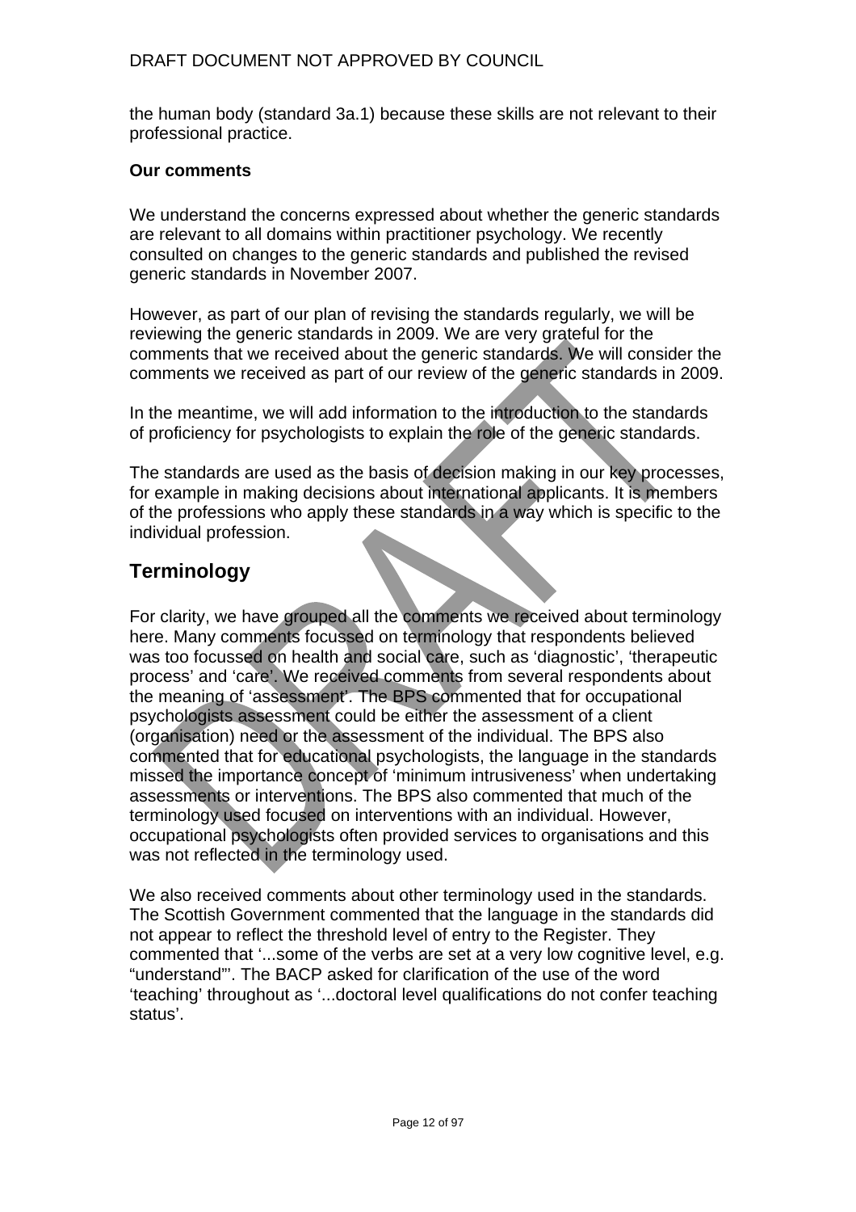the human body (standard 3a.1) because these skills are not relevant to their professional practice.

**Our comments**

We understand the concerns expressed about whether the generic standards are relevant to all domains within practitioner psychology. We recently consulted on changes to the generic standards and published the revised generic standards in November 2007.

However, as part of our plan of revising the standards regularly, we will be reviewing the generic standards in 2009. We are very grateful for the comments that we received about the generic standards. We will consider the comments we received as part of our review of the generic standards in 2009.

In the meantime, we will add information to the introduction to the standards of proficiency for psychologists to explain the role of the generic standards.

The standards are used as the basis of decision making in our key processes, for example in making decisions about international applicants. It is members of the professions who apply these standards in a way which is specific to the individual profession.

## Terminology

For clarity, we have grouped all the comments we received about terminology here. Many comments focussed on terminology that respondents believed was too focussed on health and social care, such as 'diagnostic', 'therapeutic process' and 'care'. We received comments from several respondents about the meaning of 'assessment'. The BPS commented that for occupational psychologists assessment could be either the assessment of a client (organisation) need or the assessment of the individual. The BPS also commented that for educational psychologists, the language in the standards missed the importance concept of 'minimum intrusiveness' when undertaking assessments or interventions. The BPS also commented that much of the terminology used focused on interventions with an individual. However, occupational psychologists often provided services to organisations and this was not reflected in the terminology used.

We also received comments about other terminology used in the standards. The Scottish Government commented that the language in the standards did not appear to reflect the threshold level of entry to the Register. They commented that '...some of the verbs are set at a very low cognitive level, e.g. "understand"'. The BACP asked for clarification of the use of the word 'teaching' throughout as '...doctoral level qualifications do not confer teaching status'.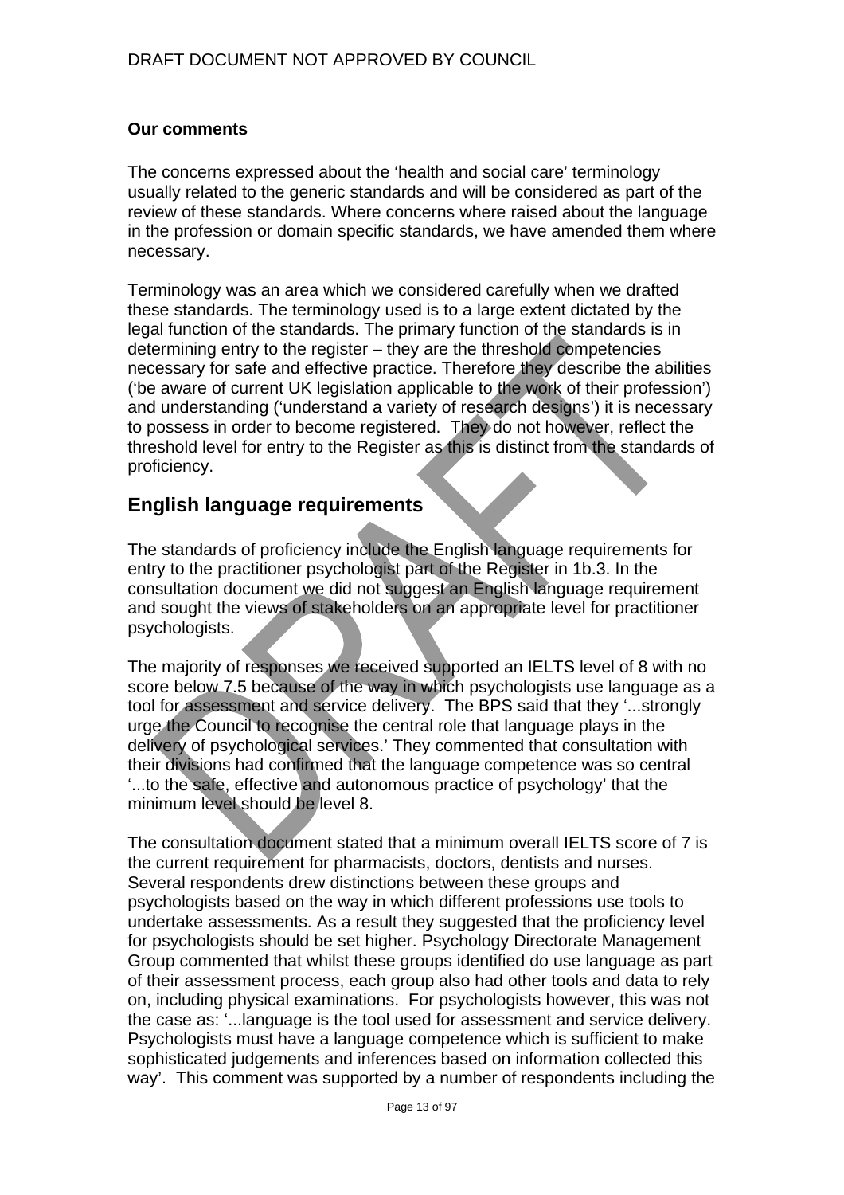**Our comments**

The concerns expressed about the 'health and social care' terminology usually related to the generic standards and will be considered as part of the review of these standards. Where concerns where raised about the language in the profession or domain specific standards, we have amended them where necessary.

Terminology was an area which we considered carefully when we drafted these standards. The terminology used is to a large extent dictated by the legal function of the standards. The primary function of the standards is in determining entry to the register – they are the threshold competencies necessary for safe and effective practice. Therefore they describe the abilities ('be aware of current UK legislation applicable to the work of their profession') and understanding ('understand a variety of research designs') it is necessary to possess in order to become registered. They do not however, reflect the threshold level for entry to the Register as this is distinct from the standards of proficiency.

## English language requirements

The standards of proficiency include the English language requirements for entry to the practitioner psychologist part of the Register in 1b.3. In the consultation document we did not suggest an English language requirement and sought the views of stakeholders on an appropriate level for practitioner psychologists.

The majority of responses we received supported an IELTS level of 8 with no score below 7.5 because of the way in which psychologists use language as a tool for assessment and service delivery. The BPS said that they '...strongly urge the Council to recognise the central role that language plays in the delivery of psychological services.' They commented that consultation with their divisions had confirmed that the language competence was so central '...to the safe, effective and autonomous practice of psychology' that the minimum level should be level 8.

The consultation document stated that a minimum overall IELTS score of 7 is the current requirement for pharmacists, doctors, dentists and nurses. Several respondents drew distinctions between these groups and psychologists based on the way in which different professions use tools to undertake assessments. As a result they suggested that the proficiency level for psychologists should be set higher. Psychology Directorate Management Group commented that whilst these groups identified do use language as part of their assessment process, each group also had other tools and data to rely on, including physical examinations. For psychologists however, this was not the case as: '...language is the tool used for assessment and service delivery. Psychologists must have a language competence which is sufficient to make sophisticated judgements and inferences based on information collected this way'. This comment was supported by a number of respondents including the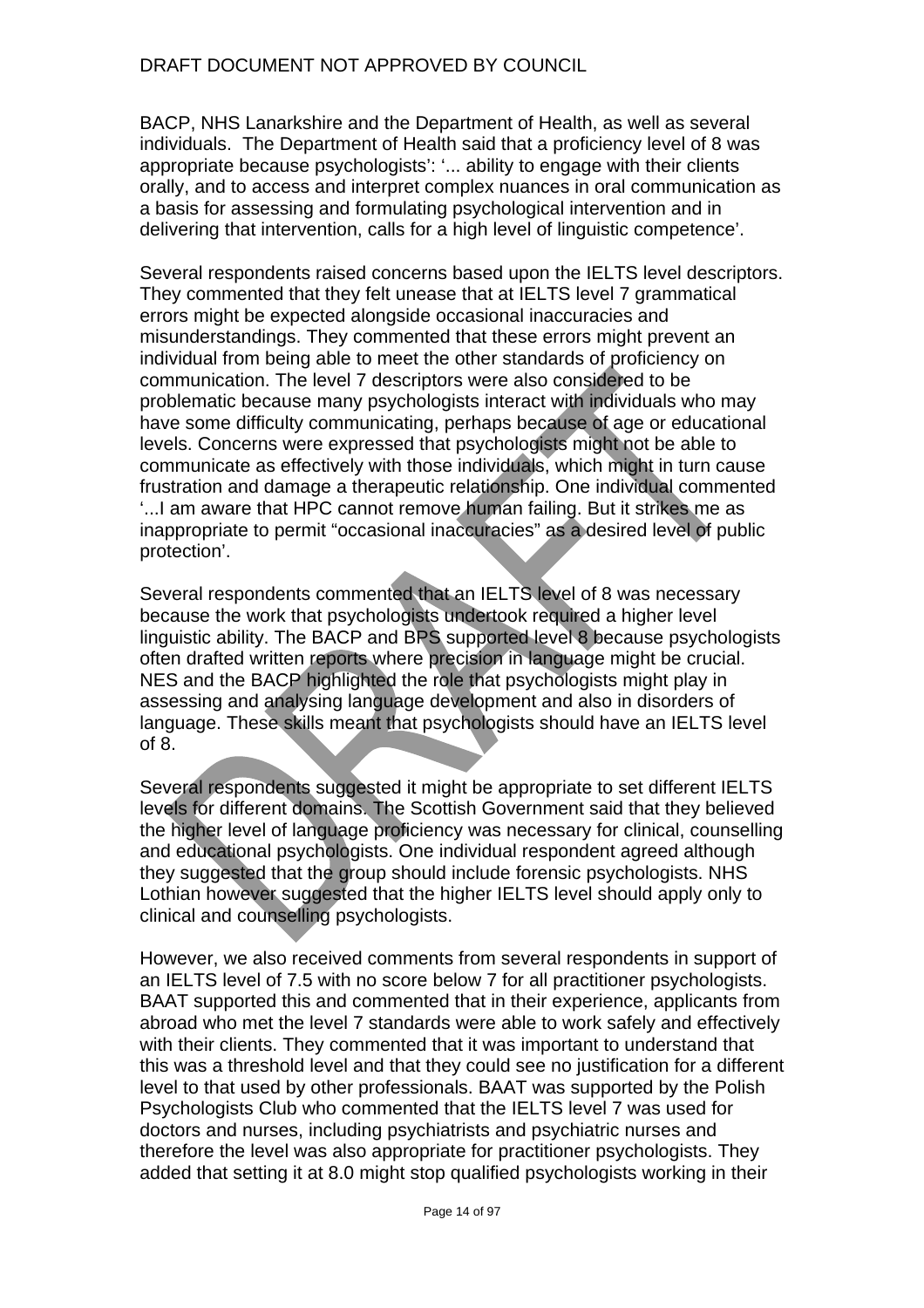BACP, NHS Lanarkshire and the Department of Health, as well as several individuals. The Department of Health said that a proficiency level of 8 was appropriate because psychologists': '... ability to engage with their clients orally, and to access and interpret complex nuances in oral communication as a basis for assessing and formulating psychological intervention and in delivering that intervention, calls for a high level of linguistic competence'.

Several respondents raised concerns based upon the IELTS level descriptors. They commented that they felt unease that at IELTS level 7 grammatical errors might be expected alongside occasional inaccuracies and misunderstandings. They commented that these errors might prevent an individual from being able to meet the other standards of proficiency on communication. The level 7 descriptors were also considered to be problematic because many psychologists interact with individuals who may have some difficulty communicating, perhaps because of age or educational levels. Concerns were expressed that psychologists might not be able to communicate as effectively with those individuals, which might in turn cause frustration and damage a therapeutic relationship. One individual commented '...I am aware that HPC cannot remove human failing. But it strikes me as inappropriate to permit "occasional inaccuracies" as a desired level of public protection'.

Several respondents commented that an IELTS level of 8 was necessary because the work that psychologists undertook required a higher level linguistic ability. The BACP and BPS supported level 8 because psychologists often drafted written reports where precision in language might be crucial. NES and the BACP highlighted the role that psychologists might play in assessing and analysing language development and also in disorders of language. These skills meant that psychologists should have an IELTS level of 8.

Several respondents suggested it might be appropriate to set different IELTS levels for different domains. The Scottish Government said that they believed the higher level of language proficiency was necessary for clinical, counselling and educational psychologists. One individual respondent agreed although they suggested that the group should include forensic psychologists. NHS Lothian however suggested that the higher IELTS level should apply only to clinical and counselling psychologists.

However, we also received comments from several respondents in support of an IELTS level of 7.5 with no score below 7 for all practitioner psychologists. BAAT supported this and commented that in their experience, applicants from abroad who met the level 7 standards were able to work safely and effectively with their clients. They commented that it was important to understand that this was a threshold level and that they could see no justification for a different level to that used by other professionals. BAAT was supported by the Polish Psychologists Club who commented that the IELTS level 7 was used for doctors and nurses, including psychiatrists and psychiatric nurses and therefore the level was also appropriate for practitioner psychologists. They added that setting it at 8.0 might stop qualified psychologists working in their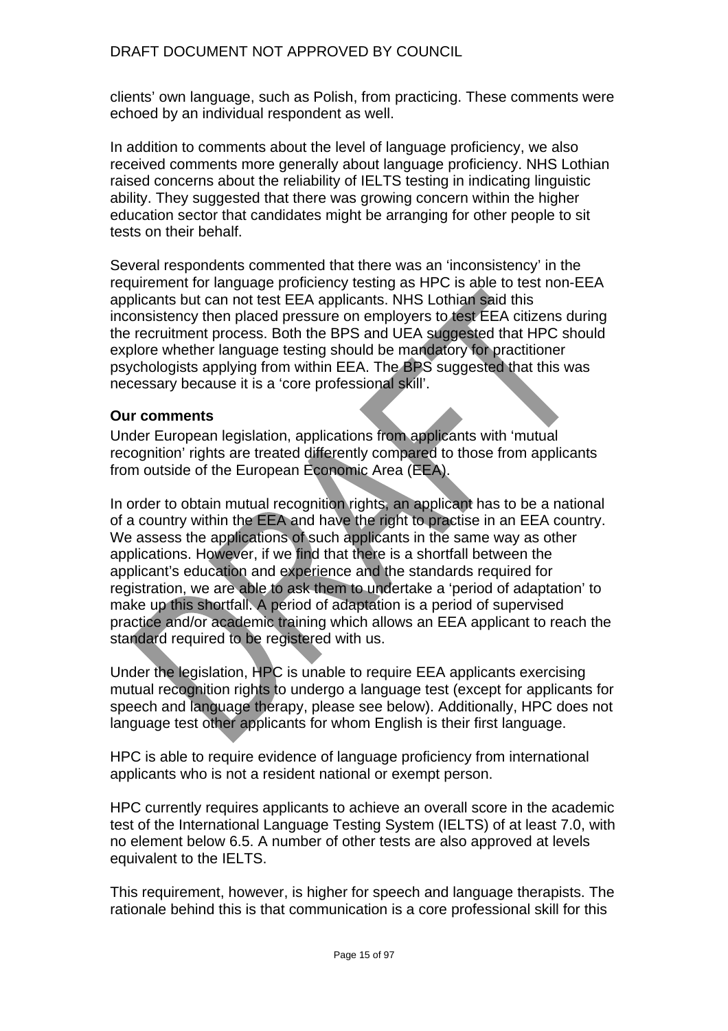clients' own language, such as Polish, from practicing. These comments were echoed by an individual respondent as well.

In addition to comments about the level of language proficiency, we also received comments more generally about language proficiency. NHS Lothian raised concerns about the reliability of IELTS testing in indicating linguistic ability. They suggested that there was growing concern within the higher education sector that candidates might be arranging for other people to sit tests on their behalf.

Several respondents commented that there was an 'inconsistency' in the requirement for language proficiency testing as HPC is able to test non-EEA applicants but can not test EEA applicants. NHS Lothian said this inconsistency then placed pressure on employers to test EEA citizens during the recruitment process. Both the BPS and UEA suggested that HPC should explore whether language testing should be mandatory for practitioner psychologists applying from within EEA. The BPS suggested that this was necessary because it is a 'core professional skill'.

**Our comments**

Under European legislation, applications from applicants with 'mutual recognition' rights are treated differently compared to those from applicants from outside of the European Economic Area (EEA).

In order to obtain mutual recognition rights, an applicant has to be a national of a country within the EEA and have the right to practise in an EEA country. We assess the applications of such applicants in the same way as other applications. However, if we find that there is a shortfall between the applicant's education and experience and the standards required for registration, we are able to ask them to undertake a 'period of adaptation' to make up this shortfall. A period of adaptation is a period of supervised practice and/or academic training which allows an EEA applicant to reach the standard required to be registered with us.

Under the legislation, HPC is unable to require EEA applicants exercising mutual recognition rights to undergo a language test (except for applicants for speech and language therapy, please see below). Additionally, HPC does not language test other applicants for whom English is their first language.

HPC is able to require evidence of language proficiency from international applicants who is not a resident national or exempt person.

HPC currently requires applicants to achieve an overall score in the academic test of the International Language Testing System (IELTS) of at least 7.0, with no element below 6.5. A number of other tests are also approved at levels equivalent to the IELTS.

This requirement, however, is higher for speech and language therapists. The rationale behind this is that communication is a core professional skill for this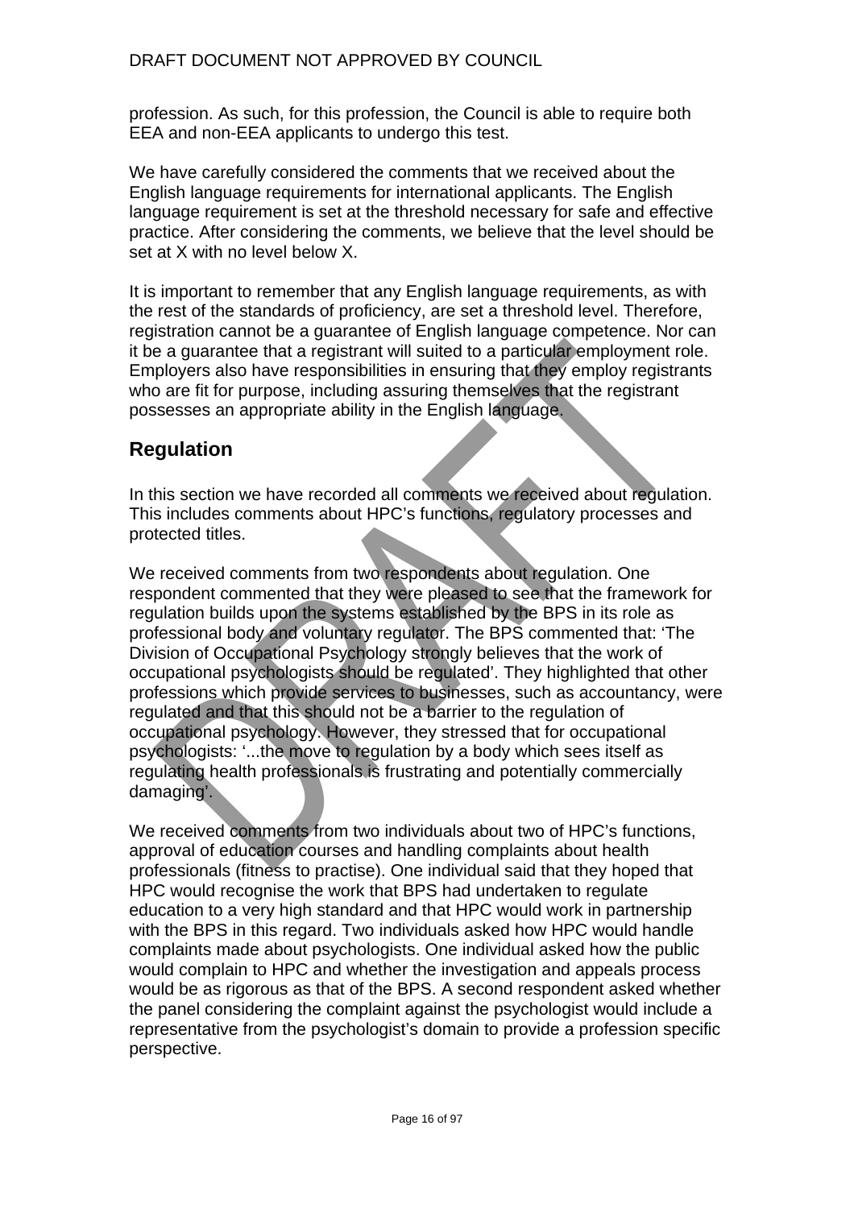profession. As such, for this profession, the Council is able to require both EEA and non-EEA applicants to undergo this test.

We have carefully considered the comments that we received about the English language requirements for international applicants. The English language requirement is set at the threshold necessary for safe and effective practice. After considering the comments, we believe that the level should be set at X with no level below X.

It is important to remember that any English language requirements, as with the rest of the standards of proficiency, are set a threshold level. Therefore, registration cannot be a guarantee of English language competence. Nor can it be a guarantee that a registrant will suited to a particular employment role. Employers also have responsibilities in ensuring that they employ registrants who are fit for purpose, including assuring themselves that the registrant possesses an appropriate ability in the English language.

## Regulation

In this section we have recorded all comments we received about regulation. This includes comments about HPC's functions, regulatory processes and protected titles.

We received comments from two respondents about regulation. One respondent commented that they were pleased to see that the framework for regulation builds upon the systems established by the BPS in its role as professional body and voluntary regulator. The BPS commented that: 'The Division of Occupational Psychology strongly believes that the work of occupational psychologists should be regulated'. They highlighted that other professions which provide services to businesses, such as accountancy, were regulated and that this should not be a barrier to the regulation of occupational psychology. However, they stressed that for occupational psychologists: '...the move to regulation by a body which sees itself as regulating health professionals is frustrating and potentially commercially damaging'.

We received comments from two individuals about two of HPC's functions, approval of education courses and handling complaints about health professionals (fitness to practise). One individual said that they hoped that HPC would recognise the work that BPS had undertaken to regulate education to a very high standard and that HPC would work in partnership with the BPS in this regard. Two individuals asked how HPC would handle complaints made about psychologists. One individual asked how the public would complain to HPC and whether the investigation and appeals process would be as rigorous as that of the BPS. A second respondent asked whether the panel considering the complaint against the psychologist would include a representative from the psychologist's domain to provide a profession specific perspective.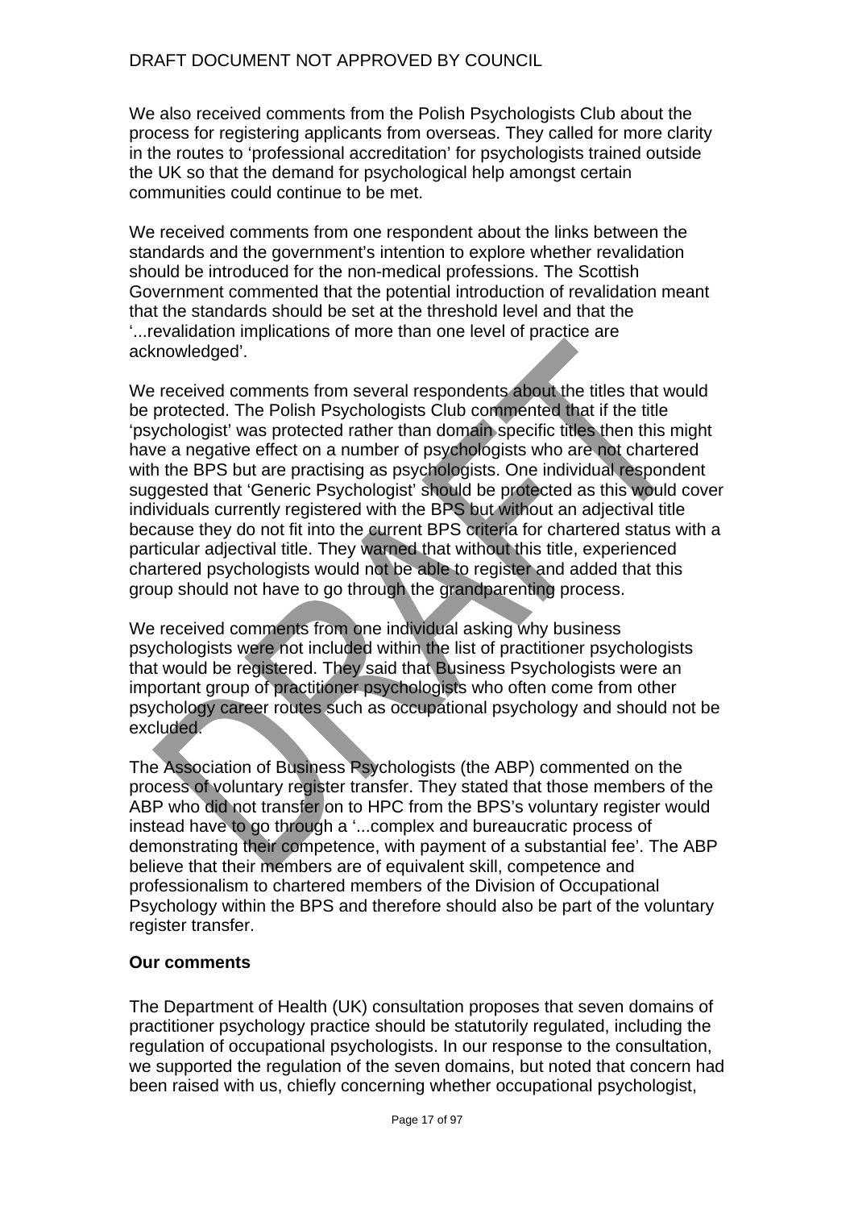We also received comments from the Polish Psychologists Club about the process for registering applicants from overseas. They called for more clarity in the routes to 'professional accreditation' for psychologists trained outside the UK so that the demand for psychological help amongst certain communities could continue to be met.

We received comments from one respondent about the links between the standards and the government's intention to explore whether revalidation should be introduced for the non-medical professions. The Scottish Government commented that the potential introduction of revalidation meant that the standards should be set at the threshold level and that the '...revalidation implications of more than one level of practice are acknowledged'.

We received comments from several respondents about the titles that would be protected. The Polish Psychologists Club commented that if the title 'psychologist' was protected rather than domain specific titles then this might have a negative effect on a number of psychologists who are not chartered with the BPS but are practising as psychologists. One individual respondent suggested that 'Generic Psychologist' should be protected as this would cover individuals currently registered with the BPS but without an adjectival title because they do not fit into the current BPS criteria for chartered status with a particular adjectival title. They warned that without this title, experienced chartered psychologists would not be able to register and added that this group should not have to go through the grandparenting process.

We received comments from one individual asking why business psychologists were not included within the list of practitioner psychologists that would be registered. They said that Business Psychologists were an important group of practitioner psychologists who often come from other psychology career routes such as occupational psychology and should not be excluded.

The Association of Business Psychologists (the ABP) commented on the process of voluntary register transfer. They stated that those members of the ABP who did not transfer on to HPC from the BPS's voluntary register would instead have to go through a '...complex and bureaucratic process of demonstrating their competence, with payment of a substantial fee'. The ABP believe that their members are of equivalent skill, competence and professionalism to chartered members of the Division of Occupational Psychology within the BPS and therefore should also be part of the voluntary register transfer.

**Our comments**

The Department of Health (UK) consultation proposes that seven domains of practitioner psychology practice should be statutorily regulated, including the regulation of occupational psychologists. In our response to the consultation, we supported the regulation of the seven domains, but noted that concern had been raised with us, chiefly concerning whether occupational psychologist,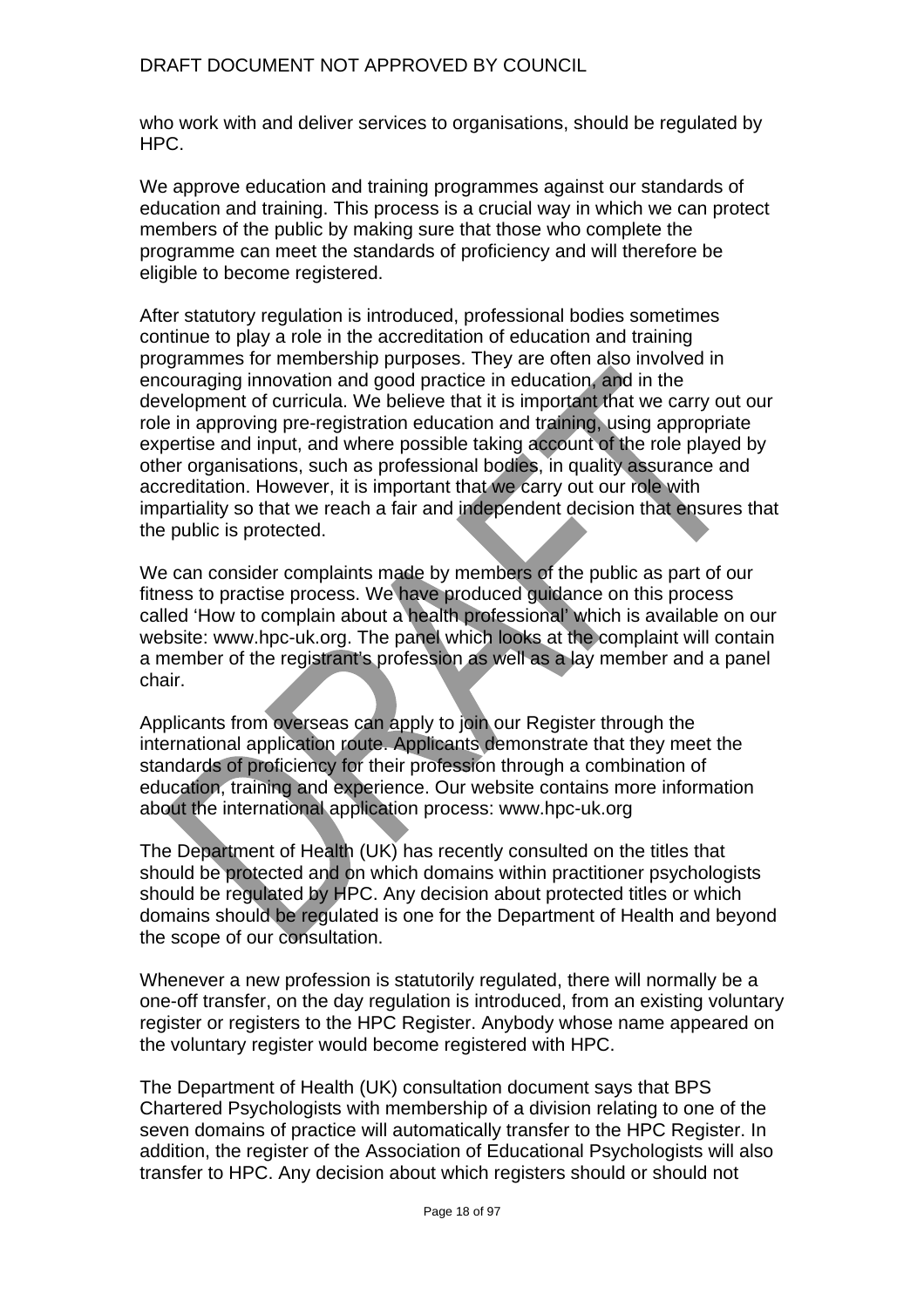who work with and deliver services to organisations, should be regulated by HPC.

We approve education and training programmes against our standards of education and training. This process is a crucial way in which we can protect members of the public by making sure that those who complete the programme can meet the standards of proficiency and will therefore be eligible to become registered.

After statutory regulation is introduced, professional bodies sometimes continue to play a role in the accreditation of education and training programmes for membership purposes. They are often also involved in encouraging innovation and good practice in education, and in the development of curricula. We believe that it is important that we carry out our role in approving pre-registration education and training, using appropriate expertise and input, and where possible taking account of the role played by other organisations, such as professional bodies, in quality assurance and accreditation. However, it is important that we carry out our role with impartiality so that we reach a fair and independent decision that ensures that the public is protected.

We can consider complaints made by members of the public as part of our fitness to practise process. We have produced guidance on this process called 'How to complain about a health professional' which is available on our website: www.hpc-uk.org. The panel which looks at the complaint will contain a member of the registrant's profession as well as a lay member and a panel chair.

Applicants from overseas can apply to join our Register through the international application route. Applicants demonstrate that they meet the standards of proficiency for their profession through a combination of education, training and experience. Our website contains more information about the international application process: www.hpc-uk.org

The Department of Health (UK) has recently consulted on the titles that should be protected and on which domains within practitioner psychologists should be regulated by HPC. Any decision about protected titles or which domains should be regulated is one for the Department of Health and beyond the scope of our consultation.

Whenever a new profession is statutorily regulated, there will normally be a one-off transfer, on the day regulation is introduced, from an existing voluntary register or registers to the HPC Register. Anybody whose name appeared on the voluntary register would become registered with HPC.

The Department of Health (UK) consultation document says that BPS Chartered Psychologists with membership of a division relating to one of the seven domains of practice will automatically transfer to the HPC Register. In addition, the register of the Association of Educational Psychologists will also transfer to HPC. Any decision about which registers should or should not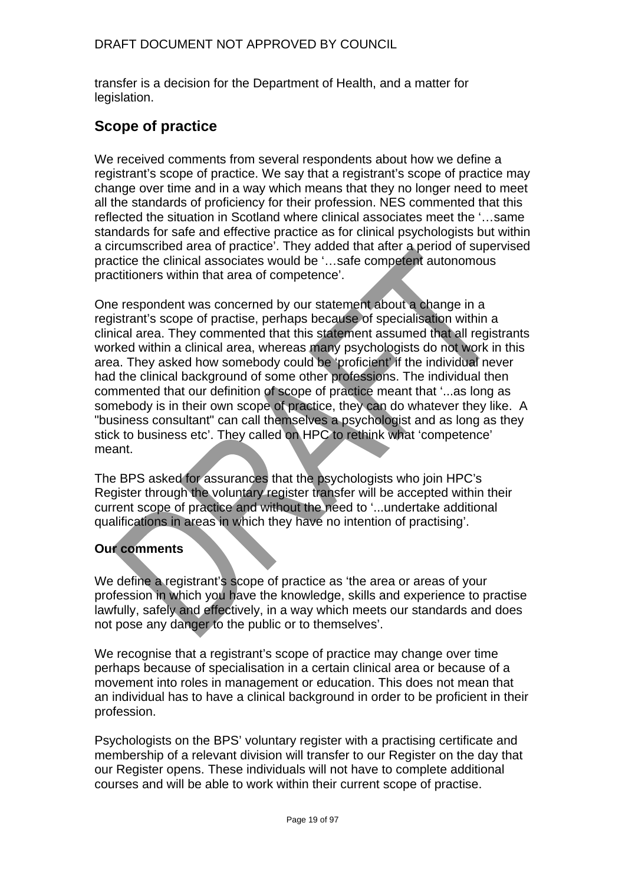transfer is a decision for the Department of Health, and a matter for legislation.

## Scope of practice

We received comments from several respondents about how we define a registrant's scope of practice. We say that a registrant's scope of practice may change over time and in a way which means that they no longer need to meet all the standards of proficiency for their profession. NES commented that this reflected the situation in Scotland where clinical associates meet the '…same standards for safe and effective practice as for clinical psychologists but within a circumscribed area of practice'. They added that after a period of supervised practice the clinical associates would be '…safe competent autonomous practitioners within that area of competence'.

One respondent was concerned by our statement about a change in a registrant's scope of practise, perhaps because of specialisation within a clinical area. They commented that this statement assumed that all registrants worked within a clinical area, whereas many psychologists do not work in this area. They asked how somebody could be 'proficient' if the individual never had the clinical background of some other professions. The individual then commented that our definition of scope of practice meant that '...as long as somebody is in their own scope of practice, they can do whatever they like. A "business consultant" can call themselves a psychologist and as long as they stick to business etc'. They called on HPC to rethink what 'competence' meant.

The BPS asked for assurances that the psychologists who join HPC's Register through the voluntary register transfer will be accepted within their current scope of practice and without the need to '...undertake additional qualifications in areas in which they have no intention of practising'.

### Our comments

We define a registrant's scope of practice as 'the area or areas of your profession in which you have the knowledge, skills and experience to practise lawfully, safely and effectively, in a way which meets our standards and does not pose any danger to the public or to themselves'.

We recognise that a registrant's scope of practice may change over time perhaps because of specialisation in a certain clinical area or because of a movement into roles in management or education. This does not mean that an individual has to have a clinical background in order to be proficient in their profession.

Psychologists on the BPS' voluntary register with a practising certificate and membership of a relevant division will transfer to our Register on the day that our Register opens. These individuals will not have to complete additional courses and will be able to work within their current scope of practise.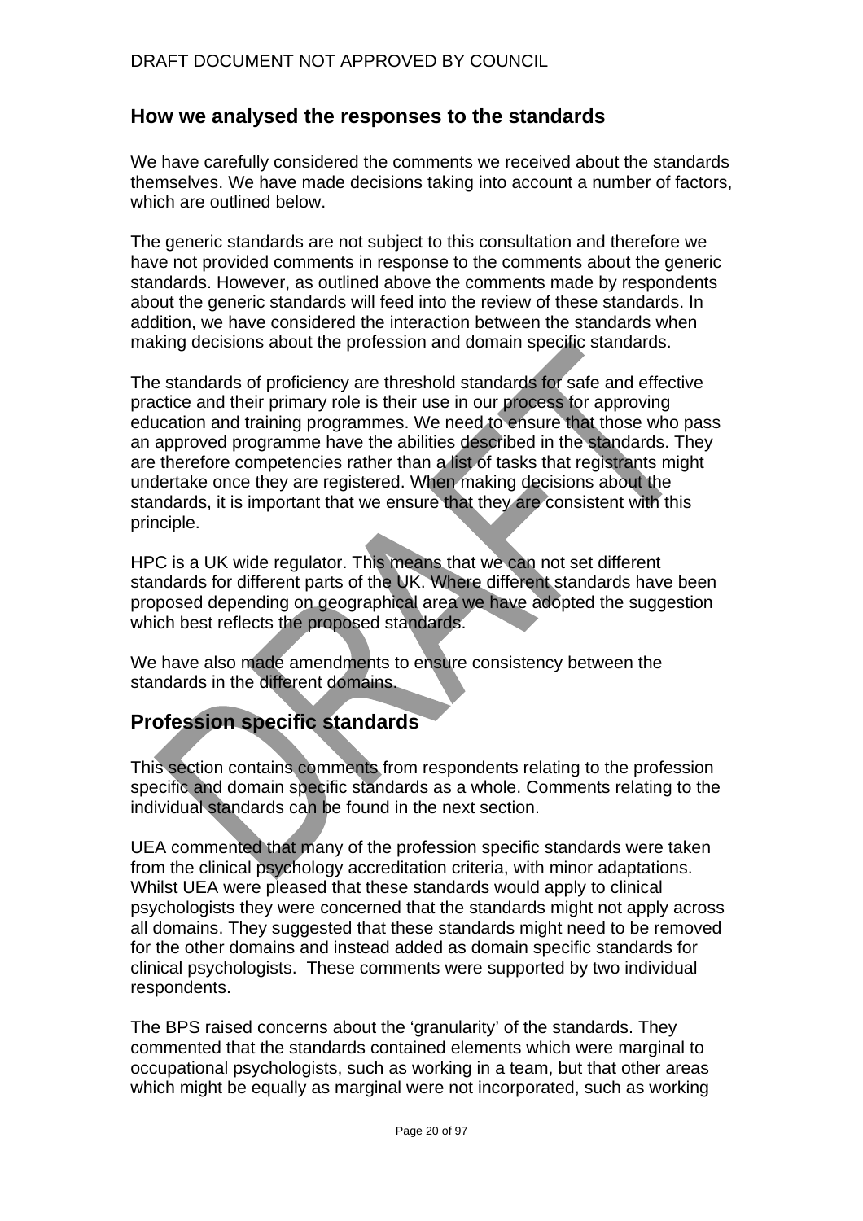## How we analysed the responses to the standards

We have carefully considered the comments we received about the standards themselves. We have made decisions taking into account a number of factors, which are outlined below.

The generic standards are not subject to this consultation and therefore we have not provided comments in response to the comments about the generic standards. However, as outlined above the comments made by respondents about the generic standards will feed into the review of these standards. In addition, we have considered the interaction between the standards when making decisions about the profession and domain specific standards.

The standards of proficiency are threshold standards for safe and effective practice and their primary role is their use in our process for approving education and training programmes. We need to ensure that those who pass an approved programme have the abilities described in the standards. They are therefore competencies rather than a list of tasks that registrants might undertake once they are registered. When making decisions about the standards, it is important that we ensure that they are consistent with this principle.

HPC is a UK wide regulator. This means that we can not set different standards for different parts of the UK. Where different standards have been proposed depending on geographical area we have adopted the suggestion which best reflects the proposed standards.

We have also made amendments to ensure consistency between the standards in the different domains.

## Profession specific standards

This section contains comments from respondents relating to the profession specific and domain specific standards as a whole. Comments relating to the individual standards can be found in the next section.

UEA commented that many of the profession specific standards were taken from the clinical psychology accreditation criteria, with minor adaptations. Whilst UEA were pleased that these standards would apply to clinical psychologists they were concerned that the standards might not apply across all domains. They suggested that these standards might need to be removed for the other domains and instead added as domain specific standards for clinical psychologists. These comments were supported by two individual respondents.

The BPS raised concerns about the 'granularity' of the standards. They commented that the standards contained elements which were marginal to occupational psychologists, such as working in a team, but that other areas which might be equally as marginal were not incorporated, such as working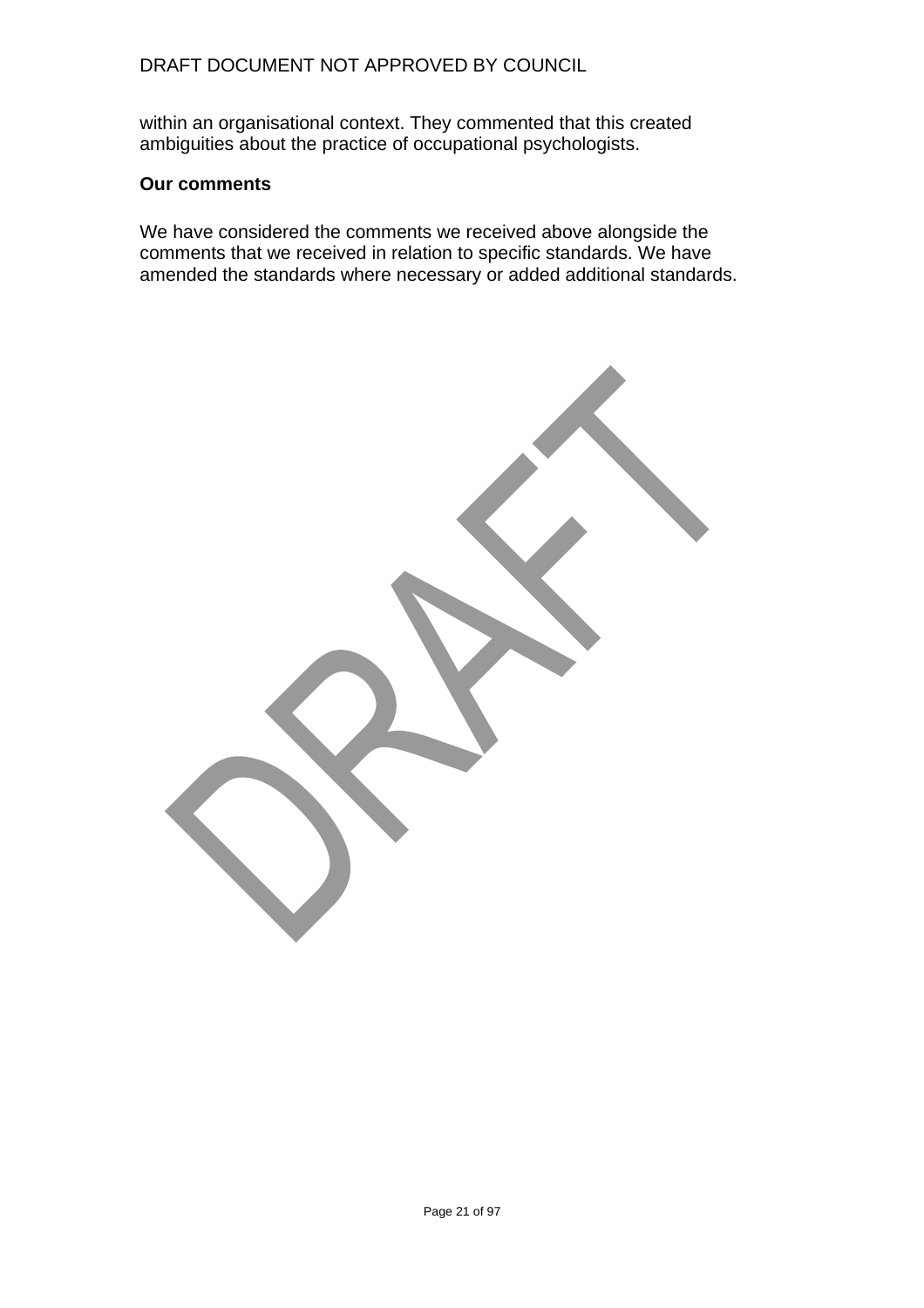within an organisational context. They commented that this created ambiguities about the practice of occupational psychologists.

**Our comments**

We have considered the comments we received above alongside the comments that we received in relation to specific standards. We have amended the standards where necessary or added additional standards.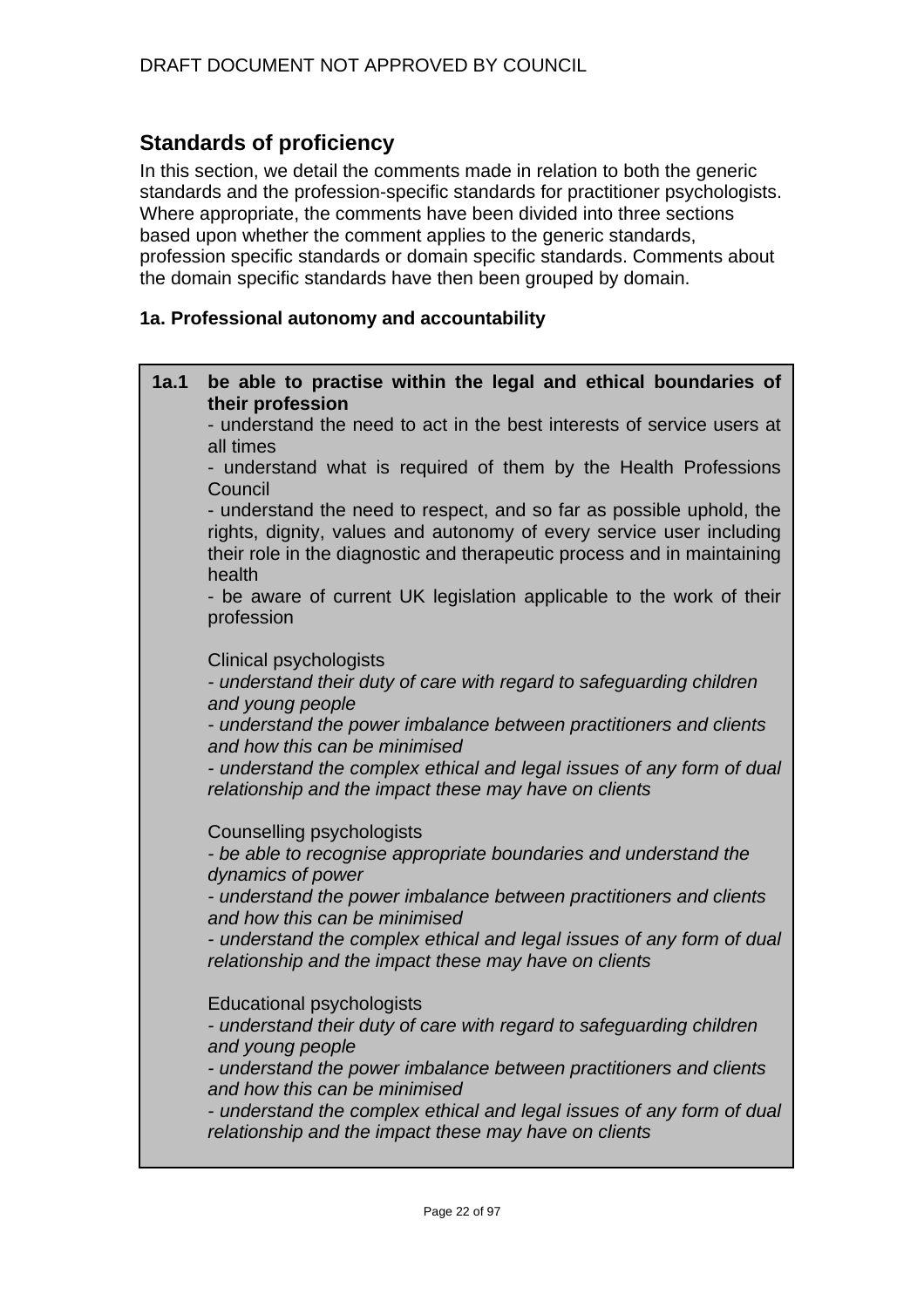DRAFT DOCUMENT NOT APPROVED BY COUNCIL

## Standards of proficiency

In this section, we detail the comments made in relation to both the generic standards and the profession-specific standards for practitioner psychologists. Where appropriate, the comments have been divided into three sections based upon whether the comment applies to the generic standards, profession specific standards or domain specific standards. Comments about the domain specific standards have then been grouped by domain.

### 1a. Professional autonomy and accountability

| | |
|---|---|
| **1a.1** | **be able to practise within the legal and ethical boundaries of their profession**<br>- understand the need to act in the best interests of service users at all times<br>- understand what is required of them by the Health Professions Council<br>- understand the need to respect, and so far as possible uphold, the rights, dignity, values and autonomy of every service user including their role in the diagnostic and therapeutic process and in maintaining health<br>- be aware of current UK legislation applicable to the work of their profession<br><br>Clinical psychologists<br>*- understand their duty of care with regard to safeguarding children and young people*<br>*- understand the power imbalance between practitioners and clients and how this can be minimised*<br>*- understand the complex ethical and legal issues of any form of dual relationship and the impact these may have on clients*<br><br>Counselling psychologists<br>*- be able to recognise appropriate boundaries and understand the dynamics of power*<br>*- understand the power imbalance between practitioners and clients and how this can be minimised*<br>*- understand the complex ethical and legal issues of any form of dual relationship and the impact these may have on clients*<br><br>Educational psychologists<br>*- understand their duty of care with regard to safeguarding children and young people*<br>*- understand the power imbalance between practitioners and clients and how this can be minimised*<br>*- understand the complex ethical and legal issues of any form of dual relationship and the impact these may have on clients* |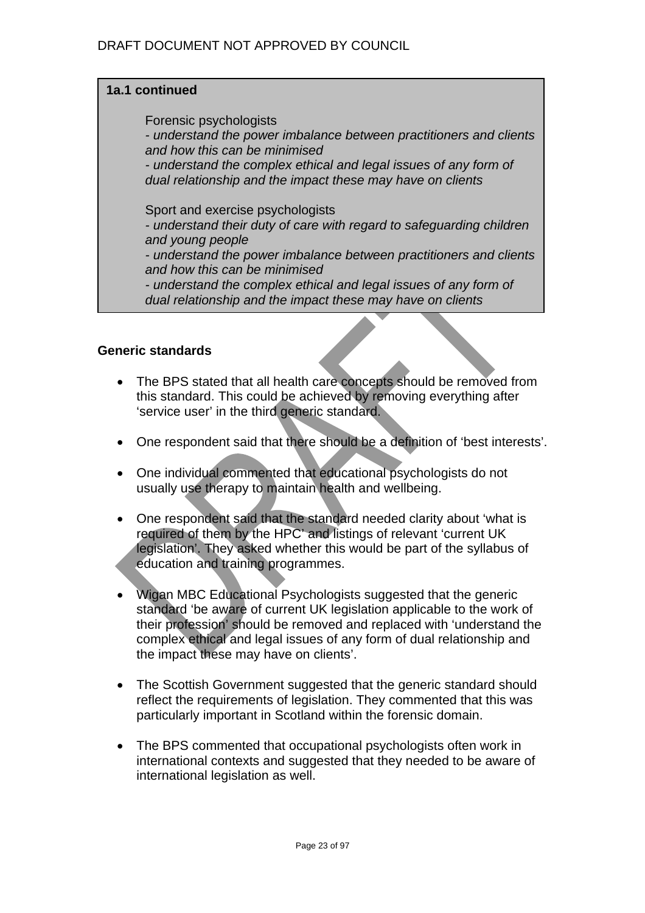**1a.1 continued**

Forensic psychologists
- *understand the power imbalance between practitioners and clients and how this can be minimised*
- *understand the complex ethical and legal issues of any form of dual relationship and the impact these may have on clients*

Sport and exercise psychologists
- *understand their duty of care with regard to safeguarding children and young people*
- *understand the power imbalance between practitioners and clients and how this can be minimised*
- *understand the complex ethical and legal issues of any form of dual relationship and the impact these may have on clients*

**Generic standards**

- The BPS stated that all health care concepts should be removed from this standard. This could be achieved by removing everything after 'service user' in the third generic standard.
- One respondent said that there should be a definition of 'best interests'.
- One individual commented that educational psychologists do not usually use therapy to maintain health and wellbeing.
- One respondent said that the standard needed clarity about 'what is required of them by the HPC' and listings of relevant 'current UK legislation'. They asked whether this would be part of the syllabus of education and training programmes.
- Wigan MBC Educational Psychologists suggested that the generic standard 'be aware of current UK legislation applicable to the work of their profession' should be removed and replaced with 'understand the complex ethical and legal issues of any form of dual relationship and the impact these may have on clients'.
- The Scottish Government suggested that the generic standard should reflect the requirements of legislation. They commented that this was particularly important in Scotland within the forensic domain.
- The BPS commented that occupational psychologists often work in international contexts and suggested that they needed to be aware of international legislation as well.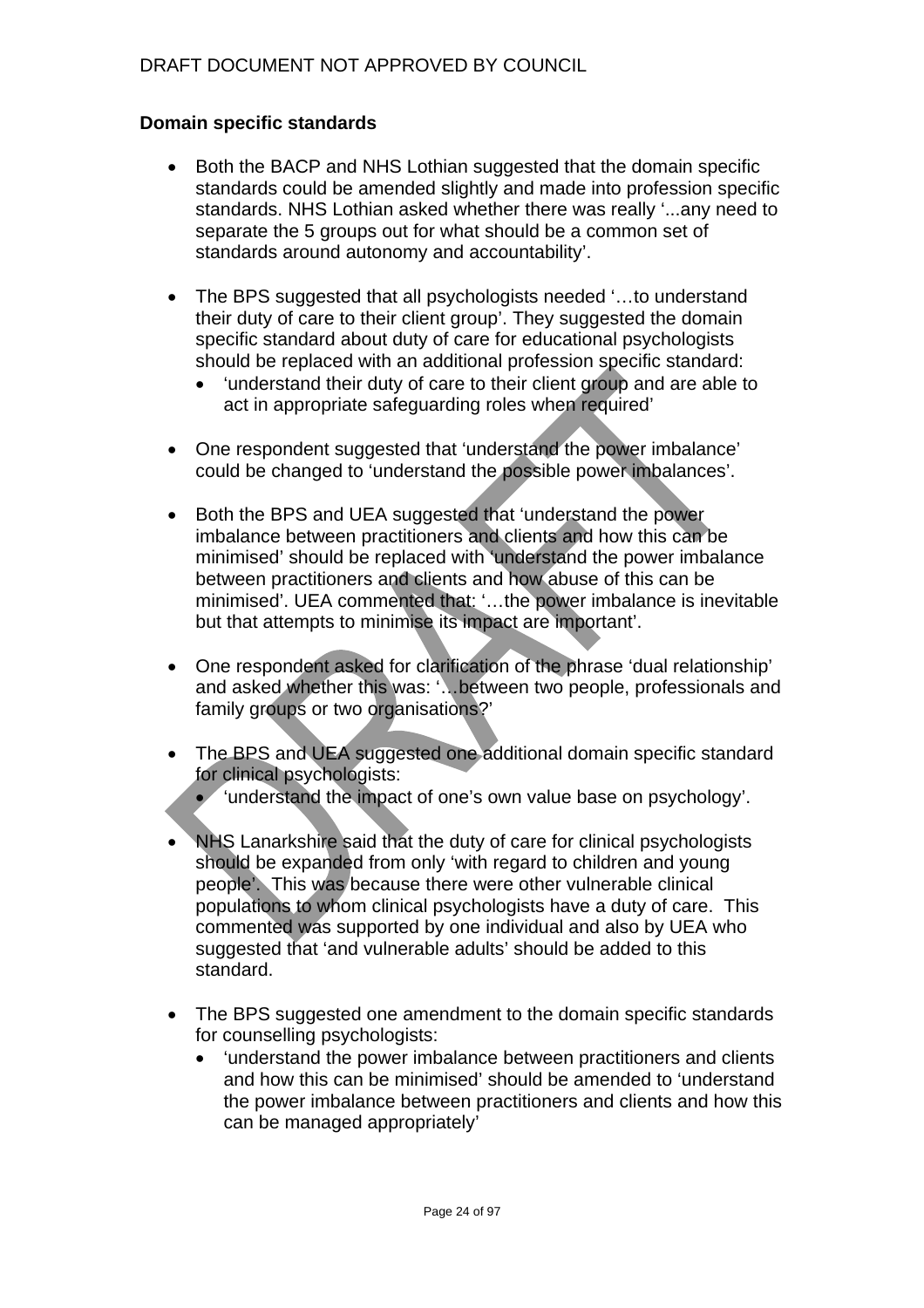## Domain specific standards

- Both the BACP and NHS Lothian suggested that the domain specific standards could be amended slightly and made into profession specific standards. NHS Lothian asked whether there was really '...any need to separate the 5 groups out for what should be a common set of standards around autonomy and accountability'.

- The BPS suggested that all psychologists needed '…to understand their duty of care to their client group'. They suggested the domain specific standard about duty of care for educational psychologists should be replaced with an additional profession specific standard:
  - 'understand their duty of care to their client group and are able to act in appropriate safeguarding roles when required'

- One respondent suggested that 'understand the power imbalance' could be changed to 'understand the possible power imbalances'.

- Both the BPS and UEA suggested that 'understand the power imbalance between practitioners and clients and how this can be minimised' should be replaced with 'understand the power imbalance between practitioners and clients and how abuse of this can be minimised'. UEA commented that: '…the power imbalance is inevitable but that attempts to minimise its impact are important'.

- One respondent asked for clarification of the phrase 'dual relationship' and asked whether this was: '…between two people, professionals and family groups or two organisations?'

- The BPS and UEA suggested one additional domain specific standard for clinical psychologists:
  - 'understand the impact of one's own value base on psychology'.

- NHS Lanarkshire said that the duty of care for clinical psychologists should be expanded from only 'with regard to children and young people'. This was because there were other vulnerable clinical populations to whom clinical psychologists have a duty of care. This commented was supported by one individual and also by UEA who suggested that 'and vulnerable adults' should be added to this standard.

- The BPS suggested one amendment to the domain specific standards for counselling psychologists:
  - 'understand the power imbalance between practitioners and clients and how this can be minimised' should be amended to 'understand the power imbalance between practitioners and clients and how this can be managed appropriately'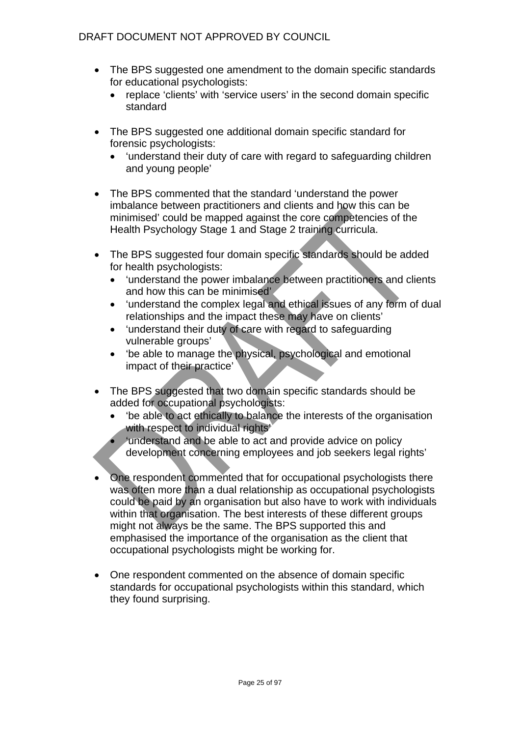- The BPS suggested one amendment to the domain specific standards for educational psychologists:
  - replace 'clients' with 'service users' in the second domain specific standard

- The BPS suggested one additional domain specific standard for forensic psychologists:
  - 'understand their duty of care with regard to safeguarding children and young people'

- The BPS commented that the standard 'understand the power imbalance between practitioners and clients and how this can be minimised' could be mapped against the core competencies of the Health Psychology Stage 1 and Stage 2 training curricula.

- The BPS suggested four domain specific standards should be added for health psychologists:
  - 'understand the power imbalance between practitioners and clients and how this can be minimised'
  - 'understand the complex legal and ethical issues of any form of dual relationships and the impact these may have on clients'
  - 'understand their duty of care with regard to safeguarding vulnerable groups'
  - 'be able to manage the physical, psychological and emotional impact of their practice'

- The BPS suggested that two domain specific standards should be added for occupational psychologists:
  - 'be able to act ethically to balance the interests of the organisation with respect to individual rights'
  - 'understand and be able to act and provide advice on policy development concerning employees and job seekers legal rights'

- One respondent commented that for occupational psychologists there was often more than a dual relationship as occupational psychologists could be paid by an organisation but also have to work with individuals within that organisation. The best interests of these different groups might not always be the same. The BPS supported this and emphasised the importance of the organisation as the client that occupational psychologists might be working for.

- One respondent commented on the absence of domain specific standards for occupational psychologists within this standard, which they found surprising.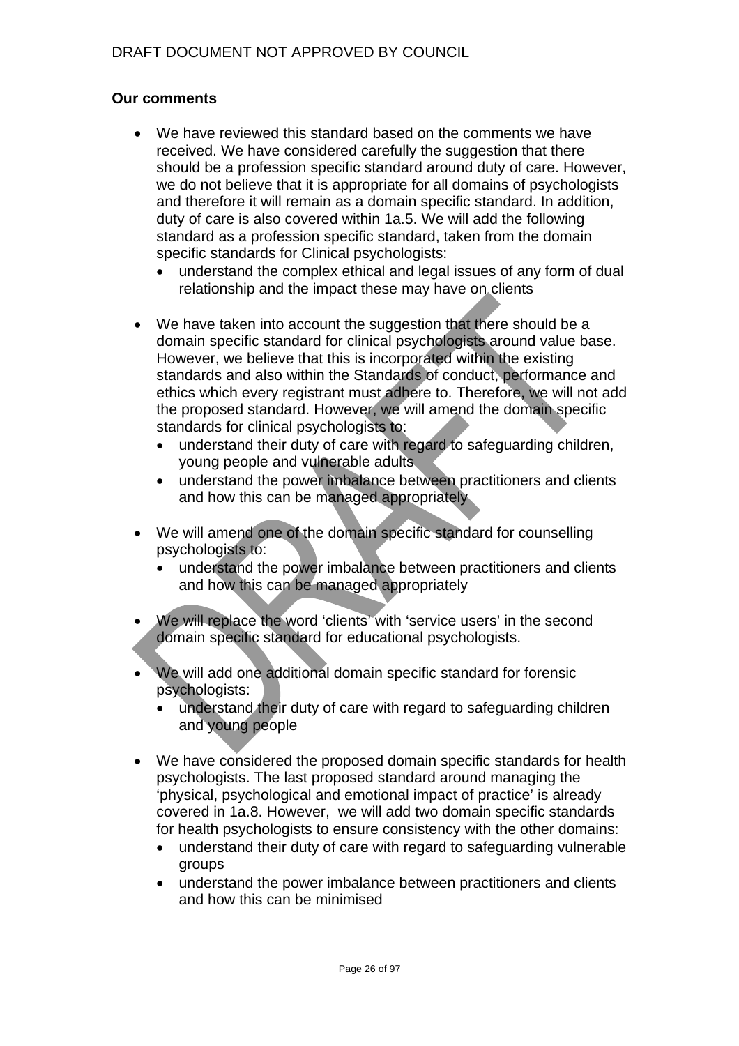**Our comments**

- We have reviewed this standard based on the comments we have received. We have considered carefully the suggestion that there should be a profession specific standard around duty of care. However, we do not believe that it is appropriate for all domains of psychologists and therefore it will remain as a domain specific standard. In addition, duty of care is also covered within 1a.5. We will add the following standard as a profession specific standard, taken from the domain specific standards for Clinical psychologists:
  - understand the complex ethical and legal issues of any form of dual relationship and the impact these may have on clients

- We have taken into account the suggestion that there should be a domain specific standard for clinical psychologists around value base. However, we believe that this is incorporated within the existing standards and also within the Standards of conduct, performance and ethics which every registrant must adhere to. Therefore, we will not add the proposed standard. However, we will amend the domain specific standards for clinical psychologists to:
  - understand their duty of care with regard to safeguarding children, young people and vulnerable adults
  - understand the power imbalance between practitioners and clients and how this can be managed appropriately

- We will amend one of the domain specific standard for counselling psychologists to:
  - understand the power imbalance between practitioners and clients and how this can be managed appropriately

- We will replace the word 'clients' with 'service users' in the second domain specific standard for educational psychologists.

- We will add one additional domain specific standard for forensic psychologists:
  - understand their duty of care with regard to safeguarding children and young people

- We have considered the proposed domain specific standards for health psychologists. The last proposed standard around managing the 'physical, psychological and emotional impact of practice' is already covered in 1a.8. However, we will add two domain specific standards for health psychologists to ensure consistency with the other domains:
  - understand their duty of care with regard to safeguarding vulnerable groups
  - understand the power imbalance between practitioners and clients and how this can be minimised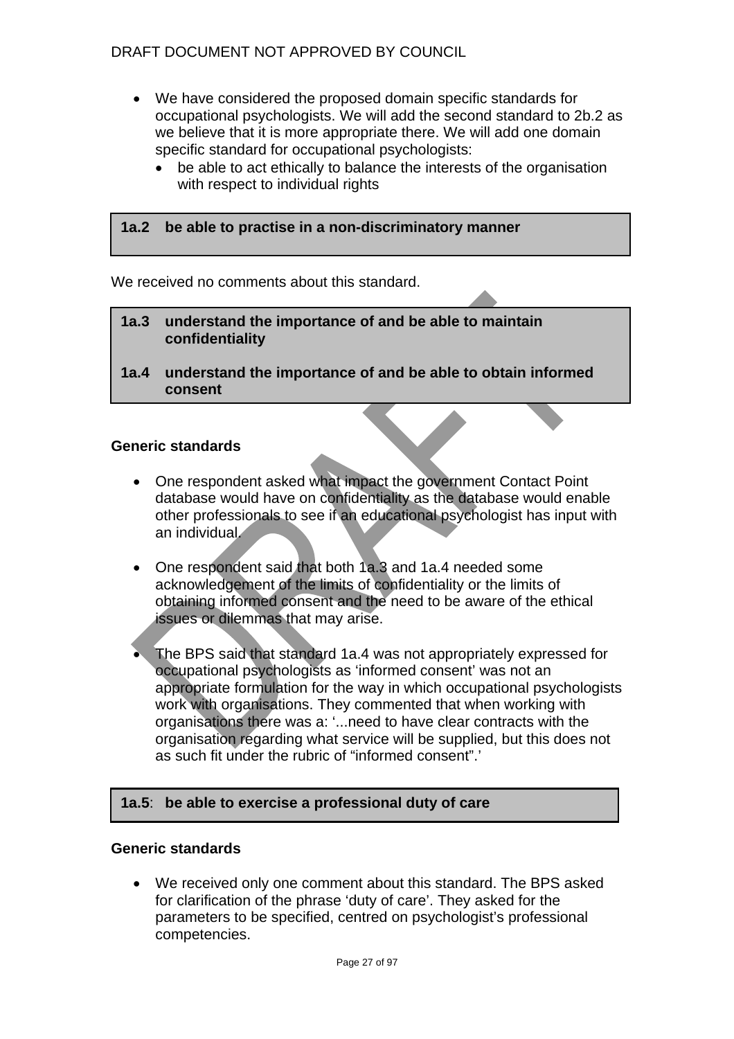- We have considered the proposed domain specific standards for occupational psychologists. We will add the second standard to 2b.2 as we believe that it is more appropriate there. We will add one domain specific standard for occupational psychologists:
  - be able to act ethically to balance the interests of the organisation with respect to individual rights

**1a.2 be able to practise in a non-discriminatory manner**

We received no comments about this standard.

**1a.3 understand the importance of and be able to maintain confidentiality**

**1a.4 understand the importance of and be able to obtain informed consent**

### Generic standards

- One respondent asked what impact the government Contact Point database would have on confidentiality as the database would enable other professionals to see if an educational psychologist has input with an individual.

- One respondent said that both 1a.3 and 1a.4 needed some acknowledgement of the limits of confidentiality or the limits of obtaining informed consent and the need to be aware of the ethical issues or dilemmas that may arise.

- The BPS said that standard 1a.4 was not appropriately expressed for occupational psychologists as 'informed consent' was not an appropriate formulation for the way in which occupational psychologists work with organisations. They commented that when working with organisations there was a: '...need to have clear contracts with the organisation regarding what service will be supplied, but this does not as such fit under the rubric of "informed consent".'

**1a.5: be able to exercise a professional duty of care**

### Generic standards

- We received only one comment about this standard. The BPS asked for clarification of the phrase 'duty of care'. They asked for the parameters to be specified, centred on psychologist's professional competencies.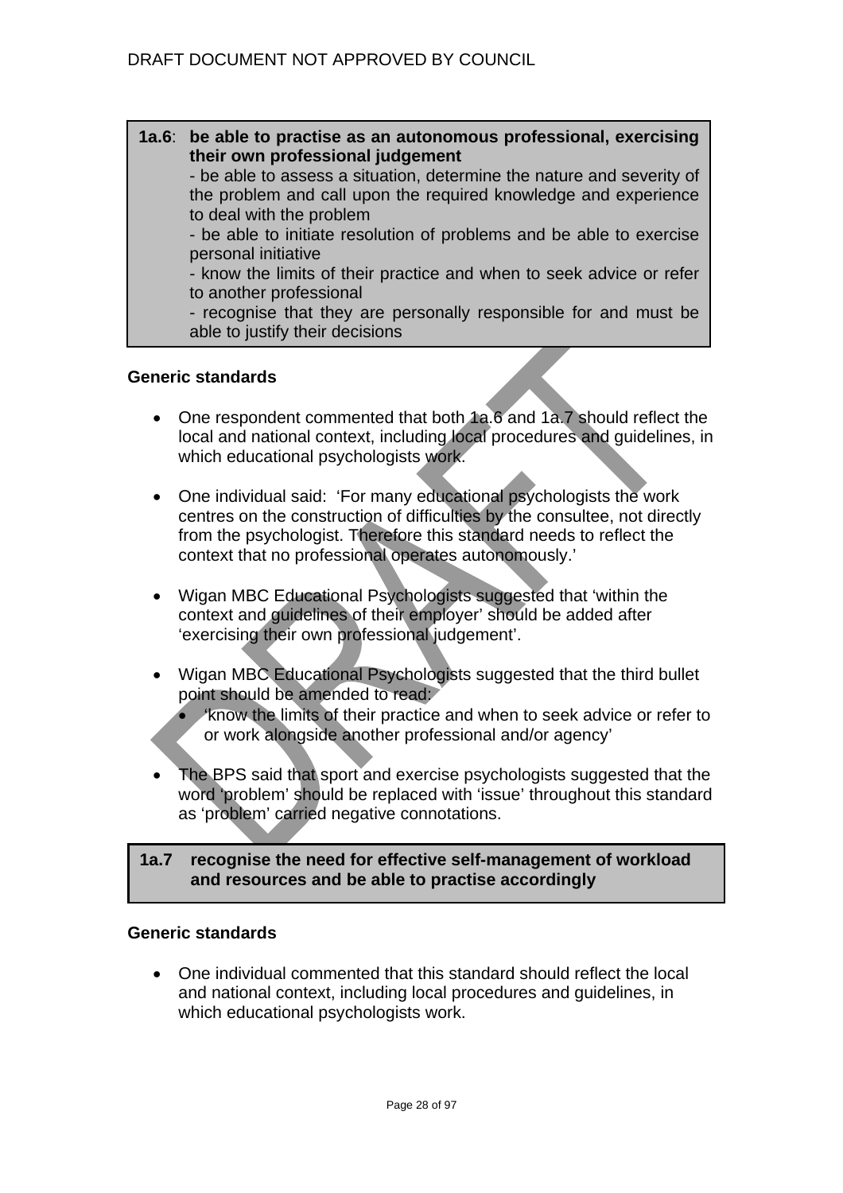**1a.6**: **be able to practise as an autonomous professional, exercising their own professional judgement**

- be able to assess a situation, determine the nature and severity of the problem and call upon the required knowledge and experience to deal with the problem
- be able to initiate resolution of problems and be able to exercise personal initiative
- know the limits of their practice and when to seek advice or refer to another professional
- recognise that they are personally responsible for and must be able to justify their decisions

**Generic standards**

- One respondent commented that both 1a.6 and 1a.7 should reflect the local and national context, including local procedures and guidelines, in which educational psychologists work.

- One individual said: 'For many educational psychologists the work centres on the construction of difficulties by the consultee, not directly from the psychologist. Therefore this standard needs to reflect the context that no professional operates autonomously.'

- Wigan MBC Educational Psychologists suggested that 'within the context and guidelines of their employer' should be added after 'exercising their own professional judgement'.

- Wigan MBC Educational Psychologists suggested that the third bullet point should be amended to read:
  - 'know the limits of their practice and when to seek advice or refer to or work alongside another professional and/or agency'

- The BPS said that sport and exercise psychologists suggested that the word 'problem' should be replaced with 'issue' throughout this standard as 'problem' carried negative connotations.

**1a.7** **recognise the need for effective self-management of workload and resources and be able to practise accordingly**

**Generic standards**

- One individual commented that this standard should reflect the local and national context, including local procedures and guidelines, in which educational psychologists work.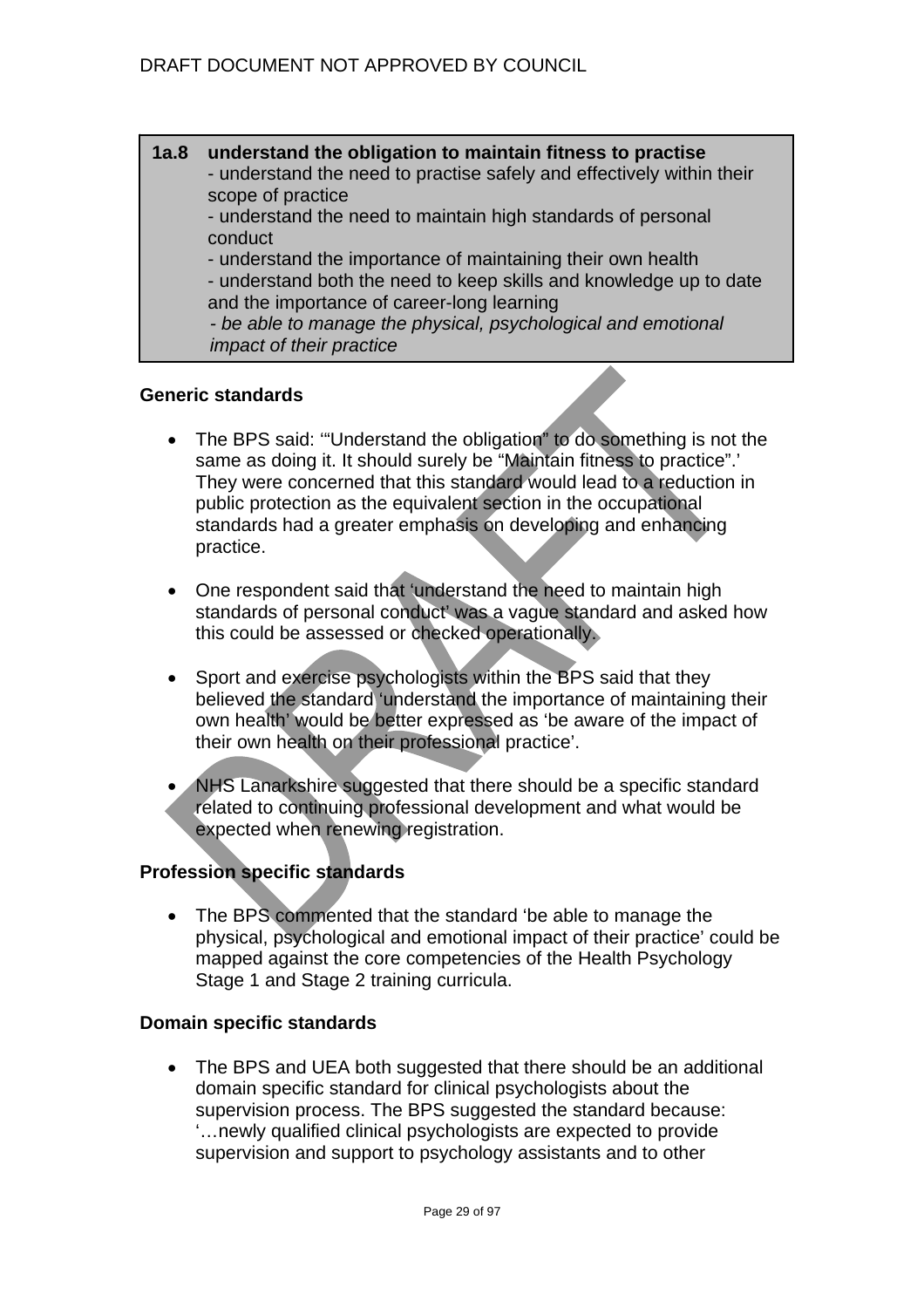**1a.8 understand the obligation to maintain fitness to practise**
- understand the need to practise safely and effectively within their scope of practice
- understand the need to maintain high standards of personal conduct
- understand the importance of maintaining their own health
- understand both the need to keep skills and knowledge up to date and the importance of career-long learning
- *be able to manage the physical, psychological and emotional impact of their practice*

**Generic standards**

- The BPS said: '"Understand the obligation" to do something is not the same as doing it. It should surely be "Maintain fitness to practice".' They were concerned that this standard would lead to a reduction in public protection as the equivalent section in the occupational standards had a greater emphasis on developing and enhancing practice.

- One respondent said that 'understand the need to maintain high standards of personal conduct' was a vague standard and asked how this could be assessed or checked operationally.

- Sport and exercise psychologists within the BPS said that they believed the standard 'understand the importance of maintaining their own health' would be better expressed as 'be aware of the impact of their own health on their professional practice'.

- NHS Lanarkshire suggested that there should be a specific standard related to continuing professional development and what would be expected when renewing registration.

**Profession specific standards**

- The BPS commented that the standard 'be able to manage the physical, psychological and emotional impact of their practice' could be mapped against the core competencies of the Health Psychology Stage 1 and Stage 2 training curricula.

**Domain specific standards**

- The BPS and UEA both suggested that there should be an additional domain specific standard for clinical psychologists about the supervision process. The BPS suggested the standard because: '…newly qualified clinical psychologists are expected to provide supervision and support to psychology assistants and to other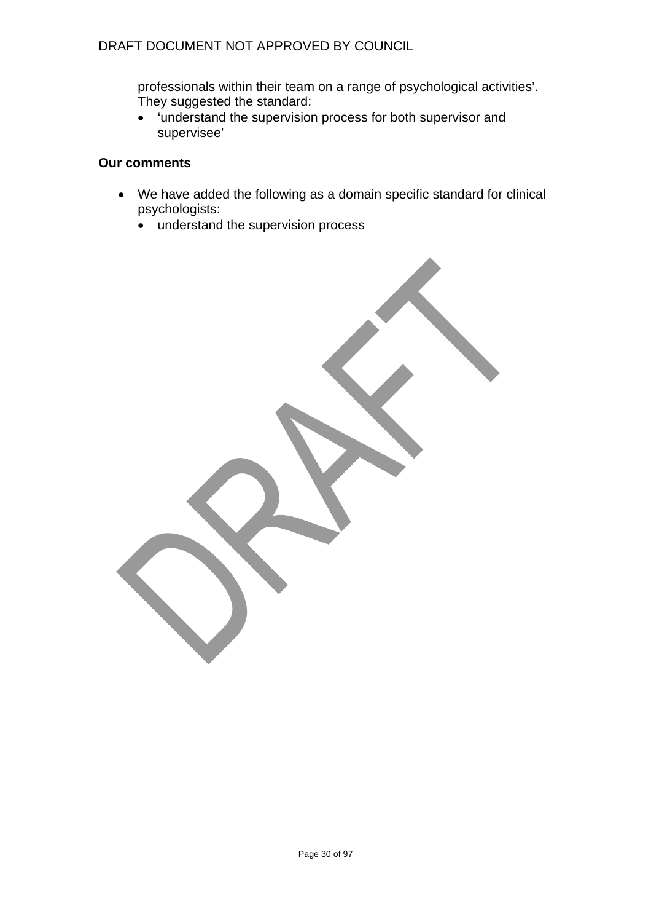professionals within their team on a range of psychological activities'. They suggested the standard:

- 'understand the supervision process for both supervisor and supervisee'

**Our comments**

- We have added the following as a domain specific standard for clinical psychologists:
  - understand the supervision process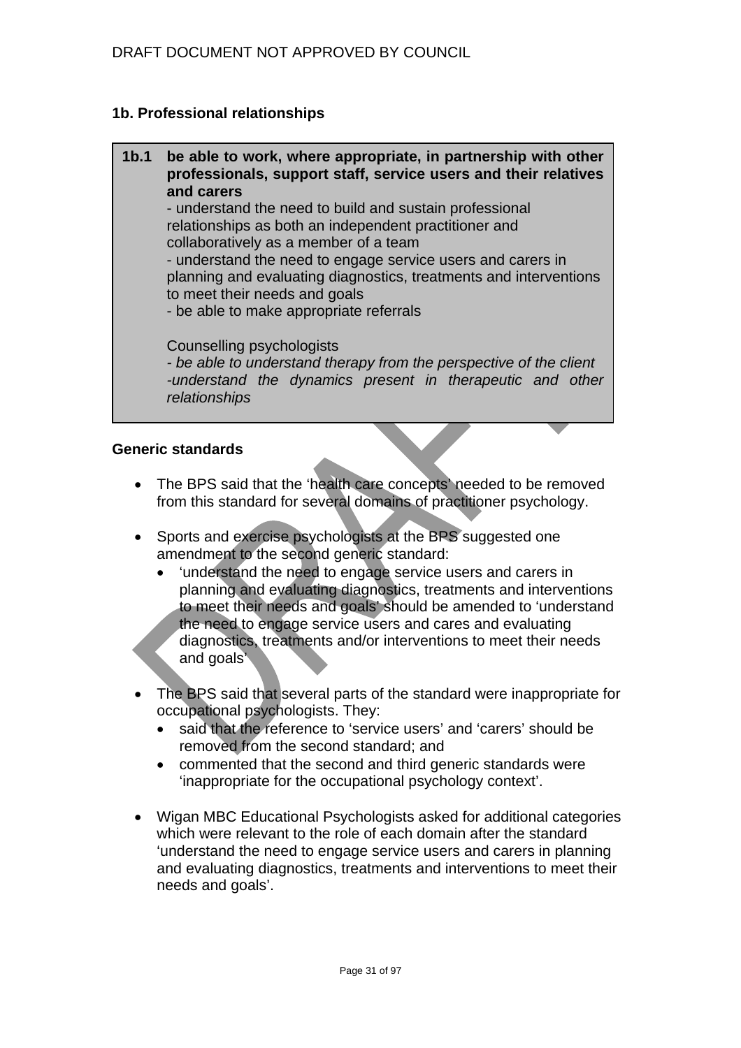DRAFT DOCUMENT NOT APPROVED BY COUNCIL

### 1b. Professional relationships

> **1b.1 be able to work, where appropriate, in partnership with other professionals, support staff, service users and their relatives and carers**
>
> - understand the need to build and sustain professional relationships as both an independent practitioner and collaboratively as a member of a team
> - understand the need to engage service users and carers in planning and evaluating diagnostics, treatments and interventions to meet their needs and goals
> - be able to make appropriate referrals
>
> Counselling psychologists
>
> *- be able to understand therapy from the perspective of the client*
> *-understand the dynamics present in therapeutic and other relationships*

**Generic standards**

- The BPS said that the 'health care concepts' needed to be removed from this standard for several domains of practitioner psychology.

- Sports and exercise psychologists at the BPS suggested one amendment to the second generic standard:
  - 'understand the need to engage service users and carers in planning and evaluating diagnostics, treatments and interventions to meet their needs and goals' should be amended to 'understand the need to engage service users and cares and evaluating diagnostics, treatments and/or interventions to meet their needs and goals'

- The BPS said that several parts of the standard were inappropriate for occupational psychologists. They:
  - said that the reference to 'service users' and 'carers' should be removed from the second standard; and
  - commented that the second and third generic standards were 'inappropriate for the occupational psychology context'.

- Wigan MBC Educational Psychologists asked for additional categories which were relevant to the role of each domain after the standard 'understand the need to engage service users and carers in planning and evaluating diagnostics, treatments and interventions to meet their needs and goals'.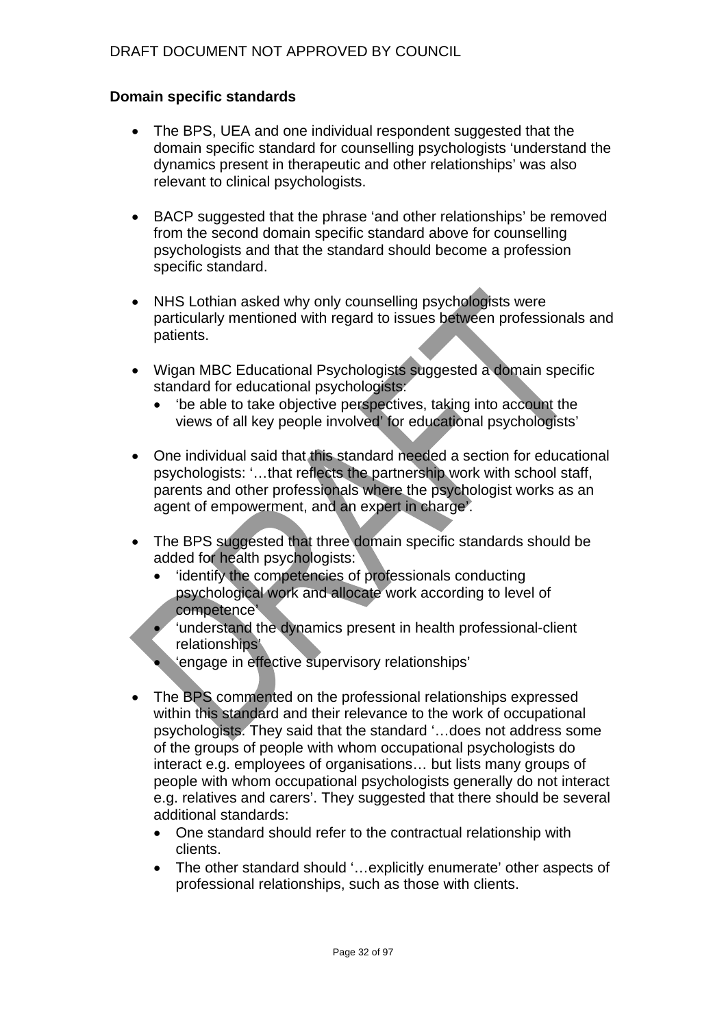**Domain specific standards**

- The BPS, UEA and one individual respondent suggested that the domain specific standard for counselling psychologists ‘understand the dynamics present in therapeutic and other relationships’ was also relevant to clinical psychologists.

- BACP suggested that the phrase ‘and other relationships’ be removed from the second domain specific standard above for counselling psychologists and that the standard should become a profession specific standard.

- NHS Lothian asked why only counselling psychologists were particularly mentioned with regard to issues between professionals and patients.

- Wigan MBC Educational Psychologists suggested a domain specific standard for educational psychologists:
  - ‘be able to take objective perspectives, taking into account the views of all key people involved’ for educational psychologists’

- One individual said that this standard needed a section for educational psychologists: ‘…that reflects the partnership work with school staff, parents and other professionals where the psychologist works as an agent of empowerment, and an expert in charge’.

- The BPS suggested that three domain specific standards should be added for health psychologists:
  - ‘identify the competencies of professionals conducting psychological work and allocate work according to level of competence’
  - ‘understand the dynamics present in health professional-client relationships’
  - ‘engage in effective supervisory relationships’

- The BPS commented on the professional relationships expressed within this standard and their relevance to the work of occupational psychologists. They said that the standard ‘…does not address some of the groups of people with whom occupational psychologists do interact e.g. employees of organisations… but lists many groups of people with whom occupational psychologists generally do not interact e.g. relatives and carers’. They suggested that there should be several additional standards:
  - One standard should refer to the contractual relationship with clients.
  - The other standard should ‘…explicitly enumerate’ other aspects of professional relationships, such as those with clients.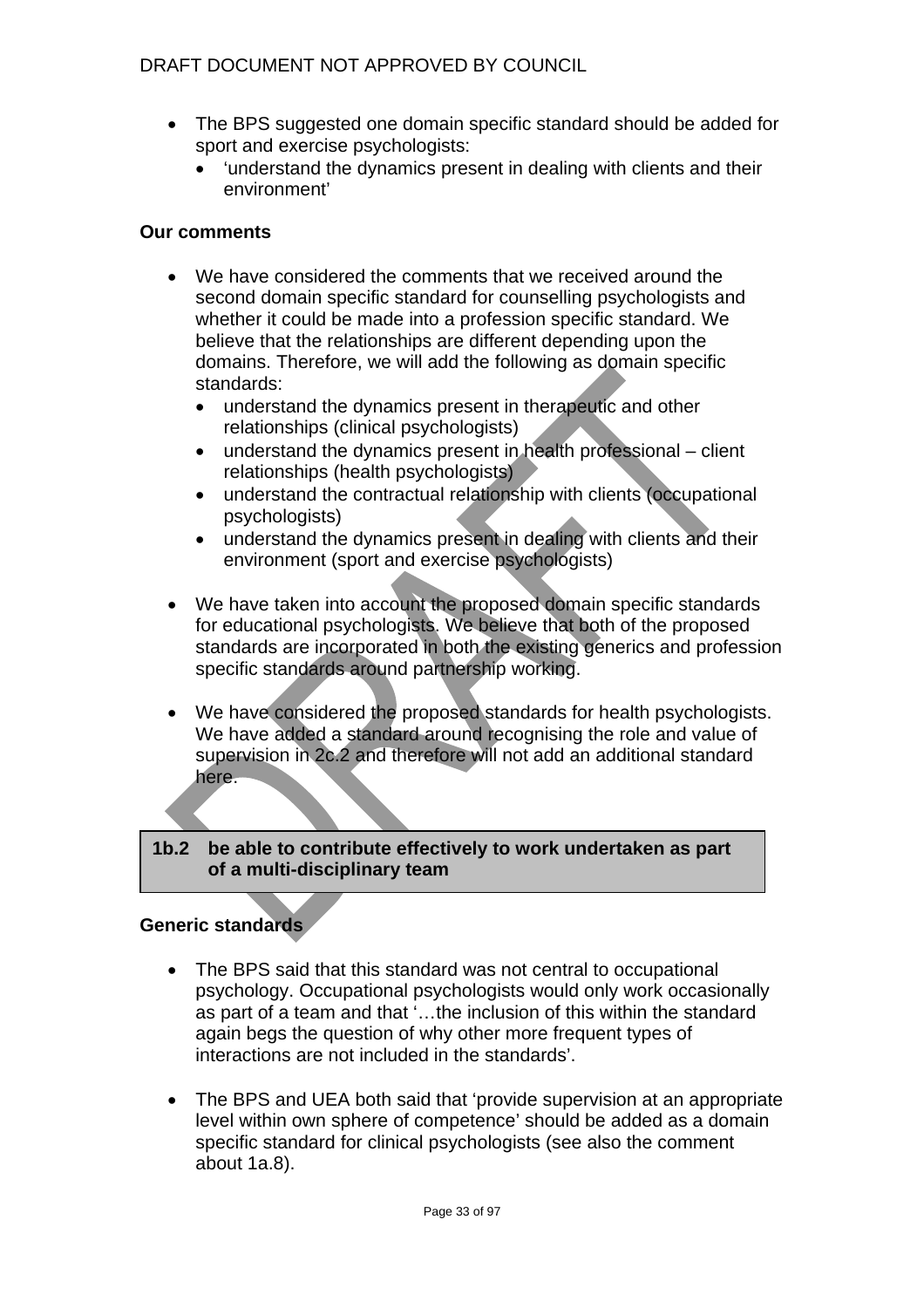- The BPS suggested one domain specific standard should be added for sport and exercise psychologists:
  - 'understand the dynamics present in dealing with clients and their environment'

**Our comments**

- We have considered the comments that we received around the second domain specific standard for counselling psychologists and whether it could be made into a profession specific standard. We believe that the relationships are different depending upon the domains. Therefore, we will add the following as domain specific standards:
  - understand the dynamics present in therapeutic and other relationships (clinical psychologists)
  - understand the dynamics present in health professional – client relationships (health psychologists)
  - understand the contractual relationship with clients (occupational psychologists)
  - understand the dynamics present in dealing with clients and their environment (sport and exercise psychologists)

- We have taken into account the proposed domain specific standards for educational psychologists. We believe that both of the proposed standards are incorporated in both the existing generics and profession specific standards around partnership working.

- We have considered the proposed standards for health psychologists. We have added a standard around recognising the role and value of supervision in 2c.2 and therefore will not add an additional standard here.

| 1b.2 be able to contribute effectively to work undertaken as part of a multi-disciplinary team |
|---|

**Generic standards**

- The BPS said that this standard was not central to occupational psychology. Occupational psychologists would only work occasionally as part of a team and that '…the inclusion of this within the standard again begs the question of why other more frequent types of interactions are not included in the standards'.

- The BPS and UEA both said that 'provide supervision at an appropriate level within own sphere of competence' should be added as a domain specific standard for clinical psychologists (see also the comment about 1a.8).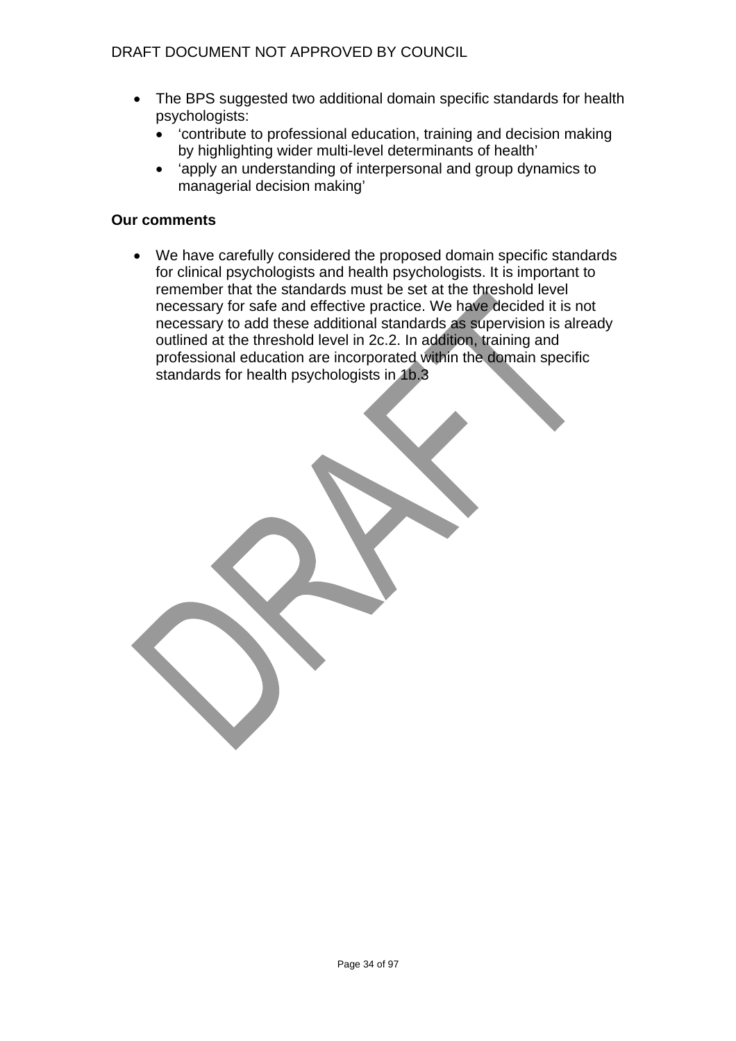- The BPS suggested two additional domain specific standards for health psychologists:
  - ‘contribute to professional education, training and decision making by highlighting wider multi-level determinants of health’
  - ‘apply an understanding of interpersonal and group dynamics to managerial decision making’

**Our comments**

- We have carefully considered the proposed domain specific standards for clinical psychologists and health psychologists. It is important to remember that the standards must be set at the threshold level necessary for safe and effective practice. We have decided it is not necessary to add these additional standards as supervision is already outlined at the threshold level in 2c.2. In addition, training and professional education are incorporated within the domain specific standards for health psychologists in 1b.3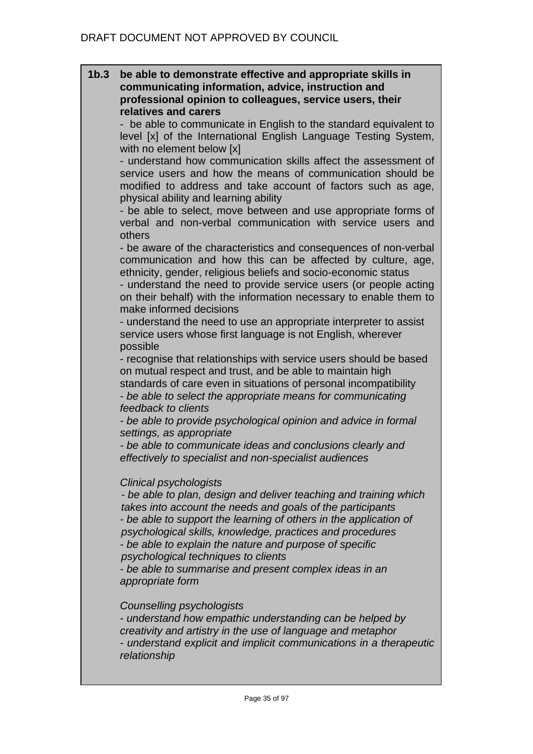DRAFT DOCUMENT NOT APPROVED BY COUNCIL

**1b.3 be able to demonstrate effective and appropriate skills in communicating information, advice, instruction and professional opinion to colleagues, service users, their relatives and carers**

- be able to communicate in English to the standard equivalent to level [x] of the International English Language Testing System, with no element below [x]
- understand how communication skills affect the assessment of service users and how the means of communication should be modified to address and take account of factors such as age, physical ability and learning ability
- be able to select, move between and use appropriate forms of verbal and non-verbal communication with service users and others
- be aware of the characteristics and consequences of non-verbal communication and how this can be affected by culture, age, ethnicity, gender, religious beliefs and socio-economic status
- understand the need to provide service users (or people acting on their behalf) with the information necessary to enable them to make informed decisions
- understand the need to use an appropriate interpreter to assist service users whose first language is not English, wherever possible
- recognise that relationships with service users should be based on mutual respect and trust, and be able to maintain high standards of care even in situations of personal incompatibility
- *be able to select the appropriate means for communicating feedback to clients*
- *be able to provide psychological opinion and advice in formal settings, as appropriate*
- *be able to communicate ideas and conclusions clearly and effectively to specialist and non-specialist audiences*

*Clinical psychologists*

- *be able to plan, design and deliver teaching and training which takes into account the needs and goals of the participants*
- *be able to support the learning of others in the application of psychological skills, knowledge, practices and procedures*
- *be able to explain the nature and purpose of specific psychological techniques to clients*
- *be able to summarise and present complex ideas in an appropriate form*

*Counselling psychologists*

- *understand how empathic understanding can be helped by creativity and artistry in the use of language and metaphor*
- *understand explicit and implicit communications in a therapeutic relationship*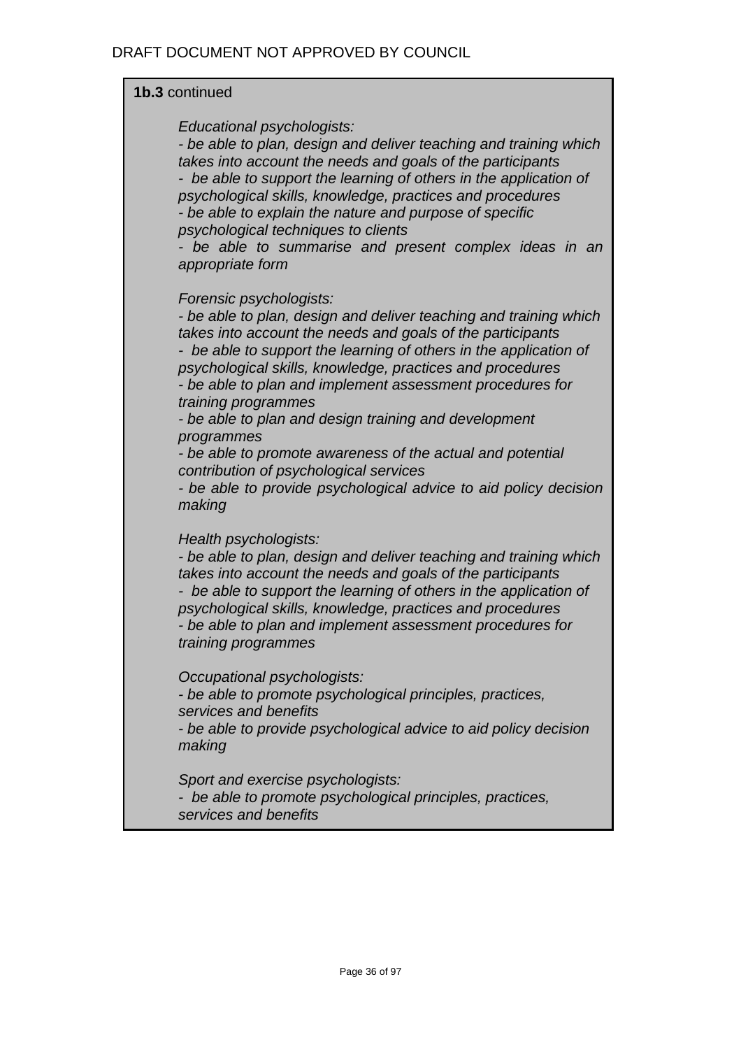DRAFT DOCUMENT NOT APPROVED BY COUNCIL

**1b.3** continued

*Educational psychologists:*

*- be able to plan, design and deliver teaching and training which takes into account the needs and goals of the participants*
*- be able to support the learning of others in the application of psychological skills, knowledge, practices and procedures*
*- be able to explain the nature and purpose of specific psychological techniques to clients*
*- be able to summarise and present complex ideas in an appropriate form*

*Forensic psychologists:*

*- be able to plan, design and deliver teaching and training which takes into account the needs and goals of the participants*
*- be able to support the learning of others in the application of psychological skills, knowledge, practices and procedures*
*- be able to plan and implement assessment procedures for training programmes*
*- be able to plan and design training and development programmes*
*- be able to promote awareness of the actual and potential contribution of psychological services*
*- be able to provide psychological advice to aid policy decision making*

*Health psychologists:*

*- be able to plan, design and deliver teaching and training which takes into account the needs and goals of the participants*
*- be able to support the learning of others in the application of psychological skills, knowledge, practices and procedures*
*- be able to plan and implement assessment procedures for training programmes*

*Occupational psychologists:*

*- be able to promote psychological principles, practices, services and benefits*
*- be able to provide psychological advice to aid policy decision making*

*Sport and exercise psychologists:*

*- be able to promote psychological principles, practices, services and benefits*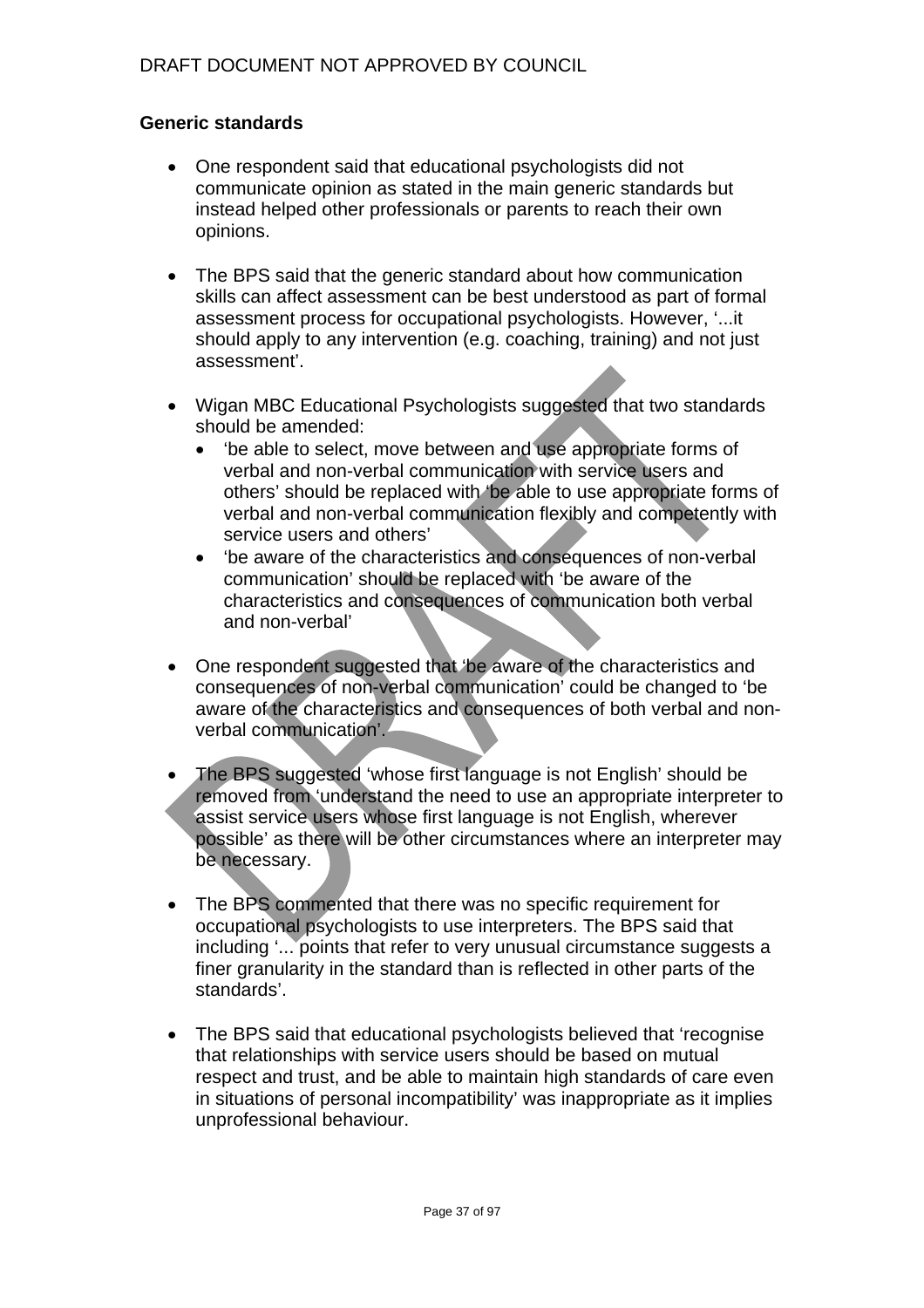**Generic standards**

- One respondent said that educational psychologists did not communicate opinion as stated in the main generic standards but instead helped other professionals or parents to reach their own opinions.

- The BPS said that the generic standard about how communication skills can affect assessment can be best understood as part of formal assessment process for occupational psychologists. However, '...it should apply to any intervention (e.g. coaching, training) and not just assessment'.

- Wigan MBC Educational Psychologists suggested that two standards should be amended:
  - 'be able to select, move between and use appropriate forms of verbal and non-verbal communication with service users and others' should be replaced with 'be able to use appropriate forms of verbal and non-verbal communication flexibly and competently with service users and others'
  - 'be aware of the characteristics and consequences of non-verbal communication' should be replaced with 'be aware of the characteristics and consequences of communication both verbal and non-verbal'

- One respondent suggested that 'be aware of the characteristics and consequences of non-verbal communication' could be changed to 'be aware of the characteristics and consequences of both verbal and non-verbal communication'.

- The BPS suggested 'whose first language is not English' should be removed from 'understand the need to use an appropriate interpreter to assist service users whose first language is not English, wherever possible' as there will be other circumstances where an interpreter may be necessary.

- The BPS commented that there was no specific requirement for occupational psychologists to use interpreters. The BPS said that including '... points that refer to very unusual circumstance suggests a finer granularity in the standard than is reflected in other parts of the standards'.

- The BPS said that educational psychologists believed that 'recognise that relationships with service users should be based on mutual respect and trust, and be able to maintain high standards of care even in situations of personal incompatibility' was inappropriate as it implies unprofessional behaviour.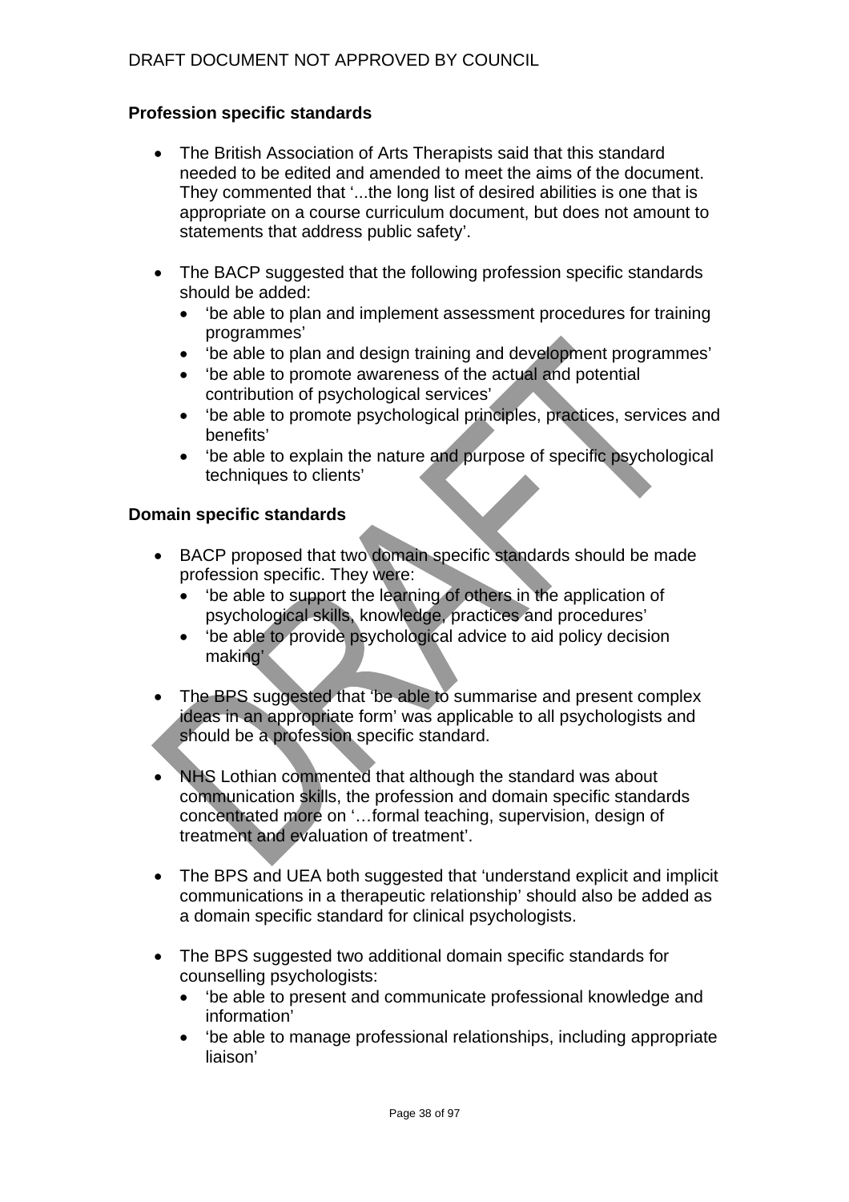### Profession specific standards

- The British Association of Arts Therapists said that this standard needed to be edited and amended to meet the aims of the document. They commented that '...the long list of desired abilities is one that is appropriate on a course curriculum document, but does not amount to statements that address public safety'.

- The BACP suggested that the following profession specific standards should be added:
  - 'be able to plan and implement assessment procedures for training programmes'
  - 'be able to plan and design training and development programmes'
  - 'be able to promote awareness of the actual and potential contribution of psychological services'
  - 'be able to promote psychological principles, practices, services and benefits'
  - 'be able to explain the nature and purpose of specific psychological techniques to clients'

### Domain specific standards

- BACP proposed that two domain specific standards should be made profession specific. They were:
  - 'be able to support the learning of others in the application of psychological skills, knowledge, practices and procedures'
  - 'be able to provide psychological advice to aid policy decision making'

- The BPS suggested that 'be able to summarise and present complex ideas in an appropriate form' was applicable to all psychologists and should be a profession specific standard.

- NHS Lothian commented that although the standard was about communication skills, the profession and domain specific standards concentrated more on '…formal teaching, supervision, design of treatment and evaluation of treatment'.

- The BPS and UEA both suggested that 'understand explicit and implicit communications in a therapeutic relationship' should also be added as a domain specific standard for clinical psychologists.

- The BPS suggested two additional domain specific standards for counselling psychologists:
  - 'be able to present and communicate professional knowledge and information'
  - 'be able to manage professional relationships, including appropriate liaison'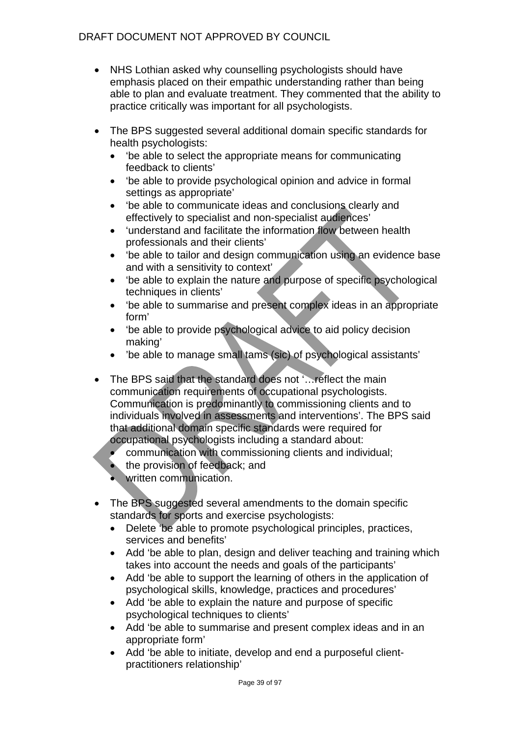- NHS Lothian asked why counselling psychologists should have emphasis placed on their empathic understanding rather than being able to plan and evaluate treatment. They commented that the ability to practice critically was important for all psychologists.

- The BPS suggested several additional domain specific standards for health psychologists:
  - 'be able to select the appropriate means for communicating feedback to clients'
  - 'be able to provide psychological opinion and advice in formal settings as appropriate'
  - 'be able to communicate ideas and conclusions clearly and effectively to specialist and non-specialist audiences'
  - 'understand and facilitate the information flow between health professionals and their clients'
  - 'be able to tailor and design communication using an evidence base and with a sensitivity to context'
  - 'be able to explain the nature and purpose of specific psychological techniques in clients'
  - 'be able to summarise and present complex ideas in an appropriate form'
  - 'be able to provide psychological advice to aid policy decision making'
  - 'be able to manage small tams (sic) of psychological assistants'

- The BPS said that the standard does not '…reflect the main communication requirements of occupational psychologists. Communication is predominantly to commissioning clients and to individuals involved in assessments and interventions'. The BPS said that additional domain specific standards were required for occupational psychologists including a standard about:
  - communication with commissioning clients and individual;
  - the provision of feedback; and
  - written communication.

- The BPS suggested several amendments to the domain specific standards for sports and exercise psychologists:
  - Delete 'be able to promote psychological principles, practices, services and benefits'
  - Add 'be able to plan, design and deliver teaching and training which takes into account the needs and goals of the participants'
  - Add 'be able to support the learning of others in the application of psychological skills, knowledge, practices and procedures'
  - Add 'be able to explain the nature and purpose of specific psychological techniques to clients'
  - Add 'be able to summarise and present complex ideas and in an appropriate form'
  - Add 'be able to initiate, develop and end a purposeful client-practitioners relationship'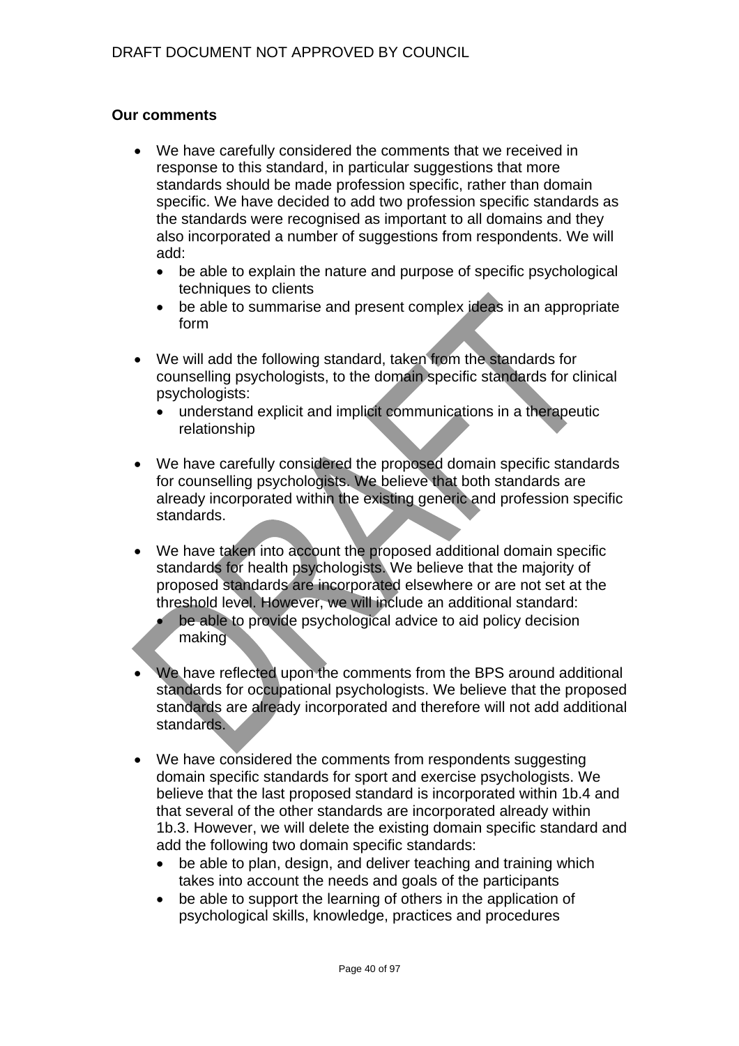**Our comments**

- We have carefully considered the comments that we received in response to this standard, in particular suggestions that more standards should be made profession specific, rather than domain specific. We have decided to add two profession specific standards as the standards were recognised as important to all domains and they also incorporated a number of suggestions from respondents. We will add:
  - be able to explain the nature and purpose of specific psychological techniques to clients
  - be able to summarise and present complex ideas in an appropriate form

- We will add the following standard, taken from the standards for counselling psychologists, to the domain specific standards for clinical psychologists:
  - understand explicit and implicit communications in a therapeutic relationship

- We have carefully considered the proposed domain specific standards for counselling psychologists. We believe that both standards are already incorporated within the existing generic and profession specific standards.

- We have taken into account the proposed additional domain specific standards for health psychologists. We believe that the majority of proposed standards are incorporated elsewhere or are not set at the threshold level. However, we will include an additional standard:
  - be able to provide psychological advice to aid policy decision making

- We have reflected upon the comments from the BPS around additional standards for occupational psychologists. We believe that the proposed standards are already incorporated and therefore will not add additional standards.

- We have considered the comments from respondents suggesting domain specific standards for sport and exercise psychologists. We believe that the last proposed standard is incorporated within 1b.4 and that several of the other standards are incorporated already within 1b.3. However, we will delete the existing domain specific standard and add the following two domain specific standards:
  - be able to plan, design, and deliver teaching and training which takes into account the needs and goals of the participants
  - be able to support the learning of others in the application of psychological skills, knowledge, practices and procedures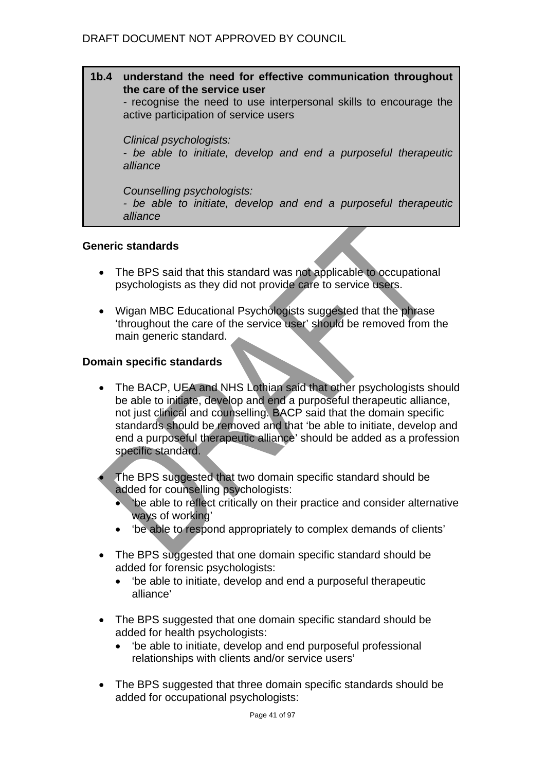**1b.4 understand the need for effective communication throughout the care of the service user**
- recognise the need to use interpersonal skills to encourage the active participation of service users

*Clinical psychologists:*
*- be able to initiate, develop and end a purposeful therapeutic alliance*

*Counselling psychologists:*
*- be able to initiate, develop and end a purposeful therapeutic alliance*

**Generic standards**

- The BPS said that this standard was not applicable to occupational psychologists as they did not provide care to service users.

- Wigan MBC Educational Psychologists suggested that the phrase 'throughout the care of the service user' should be removed from the main generic standard.

**Domain specific standards**

- The BACP, UEA and NHS Lothian said that other psychologists should be able to initiate, develop and end a purposeful therapeutic alliance, not just clinical and counselling. BACP said that the domain specific standards should be removed and that 'be able to initiate, develop and end a purposeful therapeutic alliance' should be added as a profession specific standard.

- The BPS suggested that two domain specific standard should be added for counselling psychologists:
  - 'be able to reflect critically on their practice and consider alternative ways of working'
  - 'be able to respond appropriately to complex demands of clients'

- The BPS suggested that one domain specific standard should be added for forensic psychologists:
  - 'be able to initiate, develop and end a purposeful therapeutic alliance'

- The BPS suggested that one domain specific standard should be added for health psychologists:
  - 'be able to initiate, develop and end purposeful professional relationships with clients and/or service users'

- The BPS suggested that three domain specific standards should be added for occupational psychologists: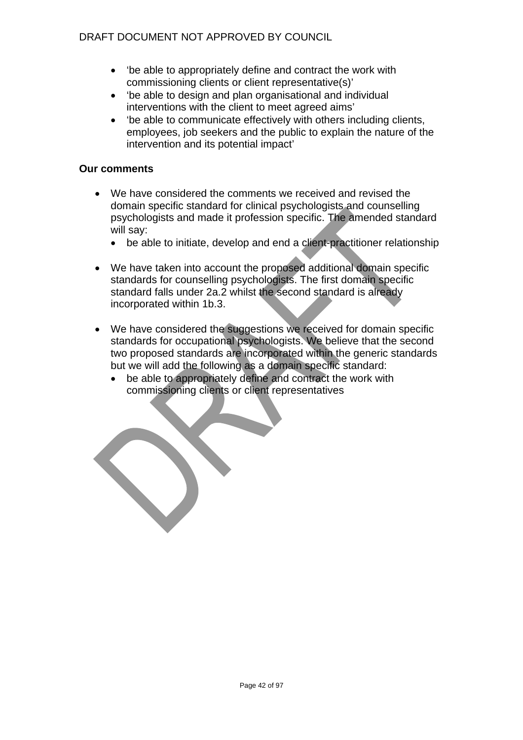- ‘be able to appropriately define and contract the work with commissioning clients or client representative(s)’
- ‘be able to design and plan organisational and individual interventions with the client to meet agreed aims’
- ‘be able to communicate effectively with others including clients, employees, job seekers and the public to explain the nature of the intervention and its potential impact’

**Our comments**

- We have considered the comments we received and revised the domain specific standard for clinical psychologists and counselling psychologists and made it profession specific. The amended standard will say:
    - be able to initiate, develop and end a client-practitioner relationship

- We have taken into account the proposed additional domain specific standards for counselling psychologists. The first domain specific standard falls under 2a.2 whilst the second standard is already incorporated within 1b.3.

- We have considered the suggestions we received for domain specific standards for occupational psychologists. We believe that the second two proposed standards are incorporated within the generic standards but we will add the following as a domain specific standard:
    - be able to appropriately define and contract the work with commissioning clients or client representatives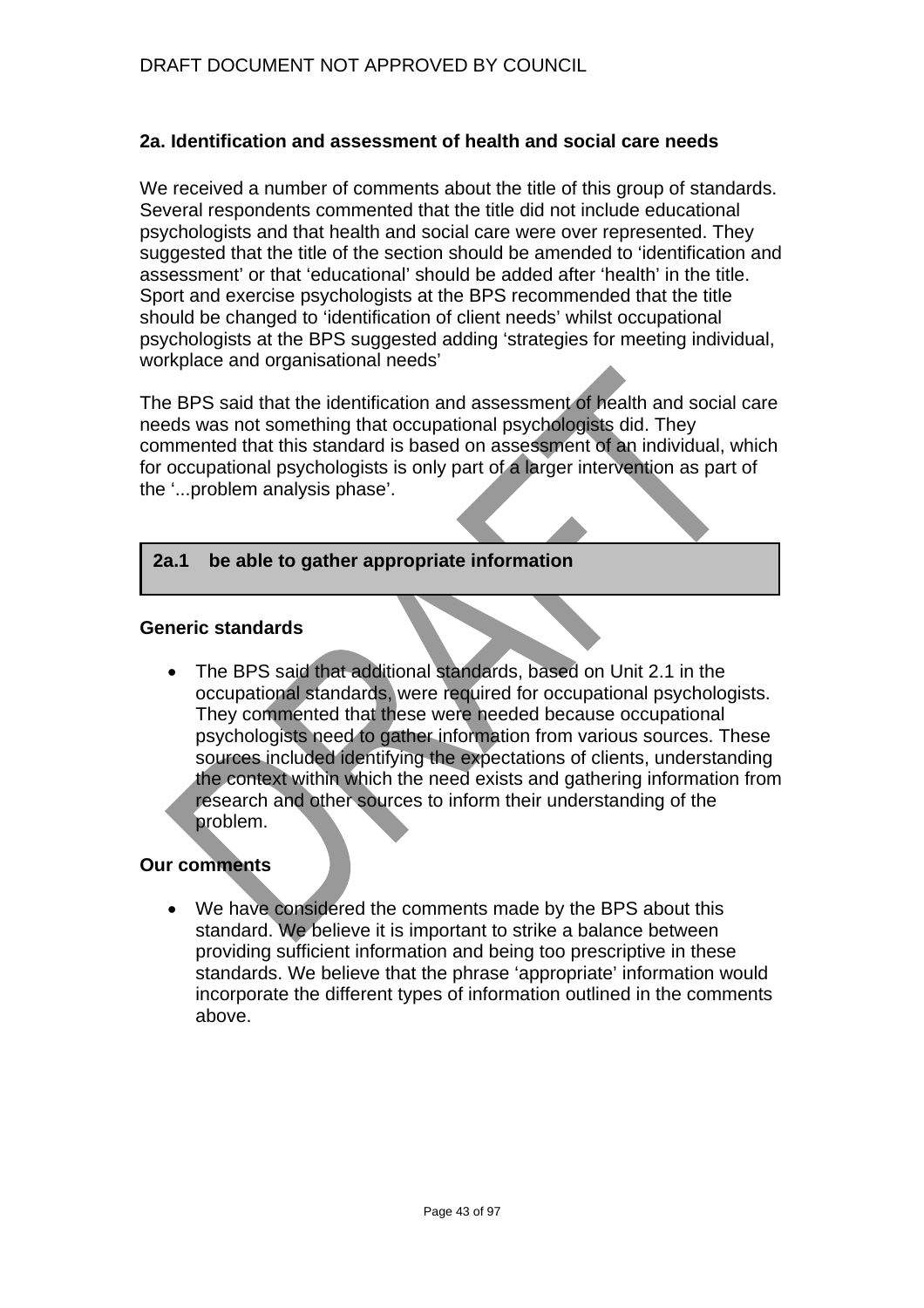DRAFT DOCUMENT NOT APPROVED BY COUNCIL

### 2a. Identification and assessment of health and social care needs

We received a number of comments about the title of this group of standards. Several respondents commented that the title did not include educational psychologists and that health and social care were over represented. They suggested that the title of the section should be amended to 'identification and assessment' or that 'educational' should be added after 'health' in the title. Sport and exercise psychologists at the BPS recommended that the title should be changed to 'identification of client needs' whilst occupational psychologists at the BPS suggested adding 'strategies for meeting individual, workplace and organisational needs'

The BPS said that the identification and assessment of health and social care needs was not something that occupational psychologists did. They commented that this standard is based on assessment of an individual, which for occupational psychologists is only part of a larger intervention as part of the '...problem analysis phase'.

| 2a.1 be able to gather appropriate information |
|---|

**Generic standards**

- The BPS said that additional standards, based on Unit 2.1 in the occupational standards, were required for occupational psychologists. They commented that these were needed because occupational psychologists need to gather information from various sources. These sources included identifying the expectations of clients, understanding the context within which the need exists and gathering information from research and other sources to inform their understanding of the problem.

**Our comments**

- We have considered the comments made by the BPS about this standard. We believe it is important to strike a balance between providing sufficient information and being too prescriptive in these standards. We believe that the phrase 'appropriate' information would incorporate the different types of information outlined in the comments above.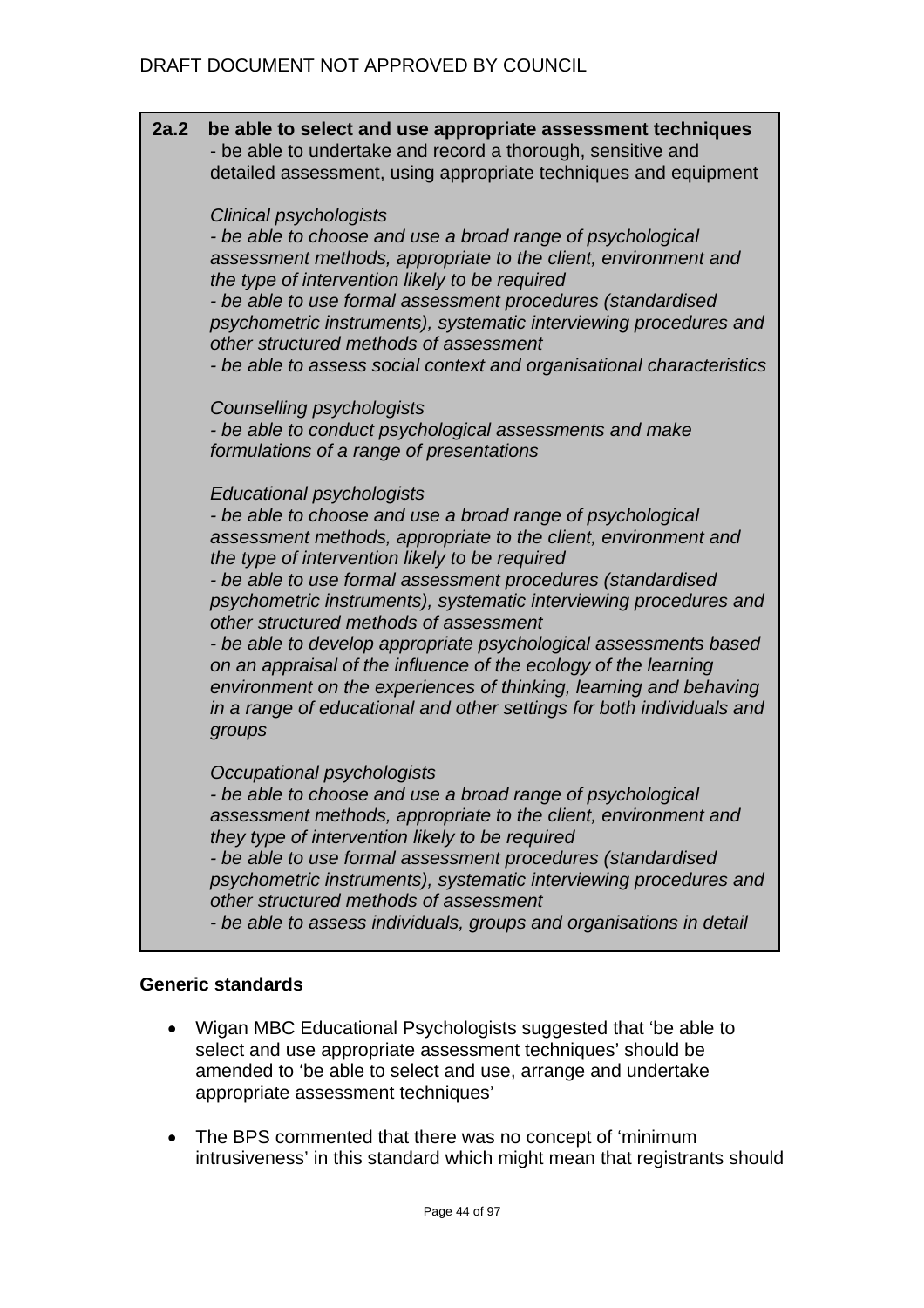DRAFT DOCUMENT NOT APPROVED BY COUNCIL

**2a.2 be able to select and use appropriate assessment techniques**
- be able to undertake and record a thorough, sensitive and detailed assessment, using appropriate techniques and equipment

*Clinical psychologists*
*- be able to choose and use a broad range of psychological assessment methods, appropriate to the client, environment and the type of intervention likely to be required*
*- be able to use formal assessment procedures (standardised psychometric instruments), systematic interviewing procedures and other structured methods of assessment*
*- be able to assess social context and organisational characteristics*

*Counselling psychologists*
*- be able to conduct psychological assessments and make formulations of a range of presentations*

*Educational psychologists*
*- be able to choose and use a broad range of psychological assessment methods, appropriate to the client, environment and the type of intervention likely to be required*
*- be able to use formal assessment procedures (standardised psychometric instruments), systematic interviewing procedures and other structured methods of assessment*
*- be able to develop appropriate psychological assessments based on an appraisal of the influence of the ecology of the learning environment on the experiences of thinking, learning and behaving in a range of educational and other settings for both individuals and groups*

*Occupational psychologists*
*- be able to choose and use a broad range of psychological assessment methods, appropriate to the client, environment and they type of intervention likely to be required*
*- be able to use formal assessment procedures (standardised psychometric instruments), systematic interviewing procedures and other structured methods of assessment*
*- be able to assess individuals, groups and organisations in detail*

**Generic standards**

- Wigan MBC Educational Psychologists suggested that 'be able to select and use appropriate assessment techniques' should be amended to 'be able to select and use, arrange and undertake appropriate assessment techniques'

- The BPS commented that there was no concept of 'minimum intrusiveness' in this standard which might mean that registrants should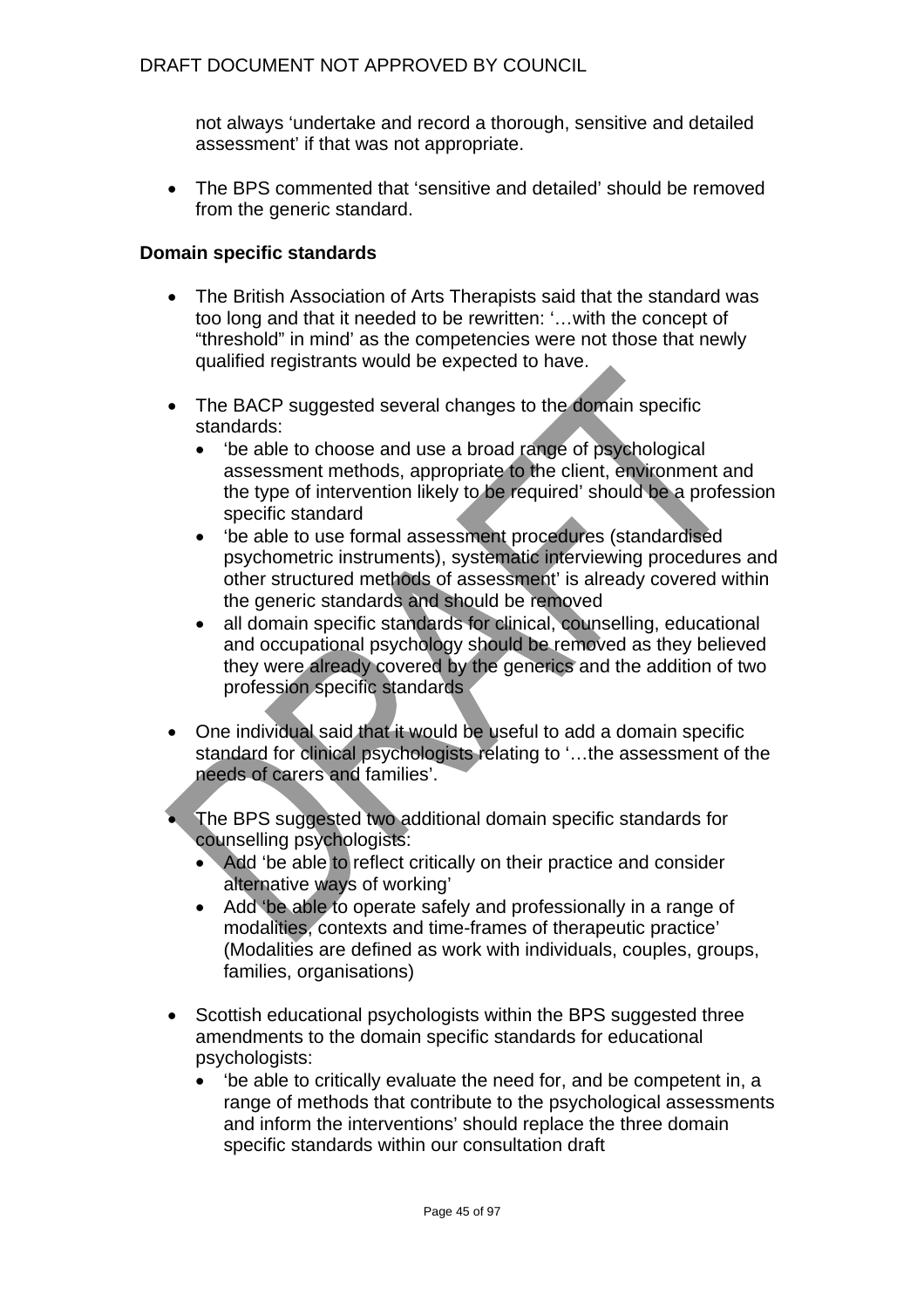not always 'undertake and record a thorough, sensitive and detailed assessment' if that was not appropriate.

- The BPS commented that 'sensitive and detailed' should be removed from the generic standard.

**Domain specific standards**

- The British Association of Arts Therapists said that the standard was too long and that it needed to be rewritten: '…with the concept of "threshold" in mind' as the competencies were not those that newly qualified registrants would be expected to have.

- The BACP suggested several changes to the domain specific standards:
  - 'be able to choose and use a broad range of psychological assessment methods, appropriate to the client, environment and the type of intervention likely to be required' should be a profession specific standard
  - 'be able to use formal assessment procedures (standardised psychometric instruments), systematic interviewing procedures and other structured methods of assessment' is already covered within the generic standards and should be removed
  - all domain specific standards for clinical, counselling, educational and occupational psychology should be removed as they believed they were already covered by the generics and the addition of two profession specific standards

- One individual said that it would be useful to add a domain specific standard for clinical psychologists relating to '…the assessment of the needs of carers and families'.

- The BPS suggested two additional domain specific standards for counselling psychologists:
  - Add 'be able to reflect critically on their practice and consider alternative ways of working'
  - Add 'be able to operate safely and professionally in a range of modalities, contexts and time-frames of therapeutic practice' (Modalities are defined as work with individuals, couples, groups, families, organisations)

- Scottish educational psychologists within the BPS suggested three amendments to the domain specific standards for educational psychologists:
  - 'be able to critically evaluate the need for, and be competent in, a range of methods that contribute to the psychological assessments and inform the interventions' should replace the three domain specific standards within our consultation draft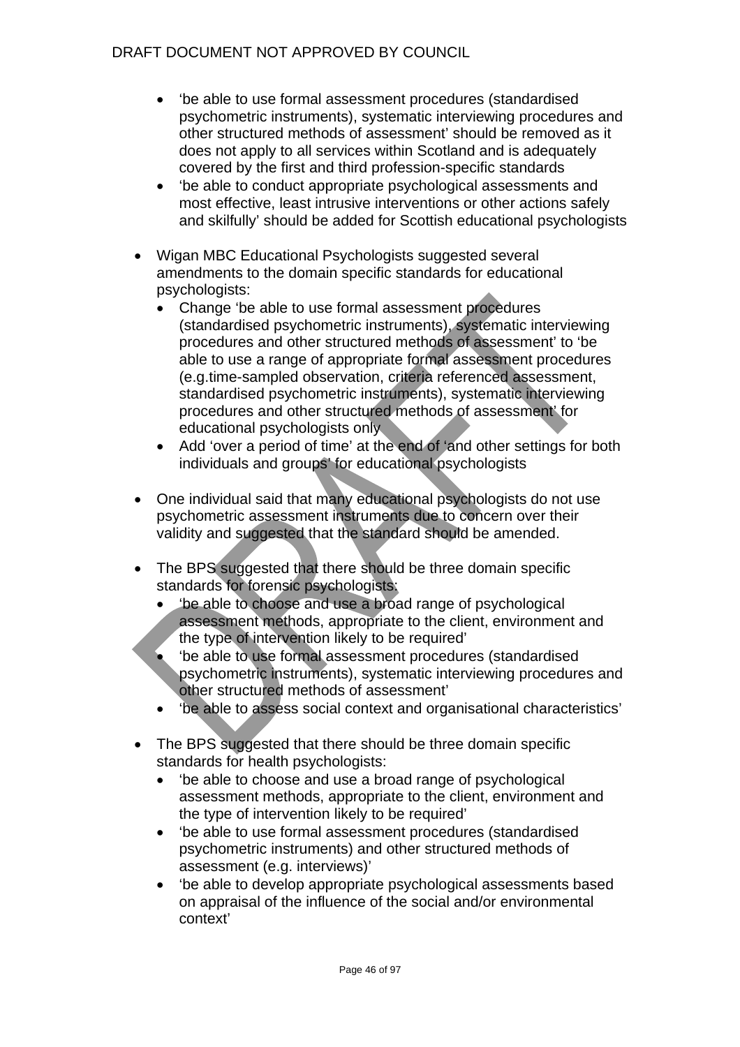- 'be able to use formal assessment procedures (standardised psychometric instruments), systematic interviewing procedures and other structured methods of assessment' should be removed as it does not apply to all services within Scotland and is adequately covered by the first and third profession-specific standards
  - 'be able to conduct appropriate psychological assessments and most effective, least intrusive interventions or other actions safely and skilfully' should be added for Scottish educational psychologists

- Wigan MBC Educational Psychologists suggested several amendments to the domain specific standards for educational psychologists:
  - Change 'be able to use formal assessment procedures (standardised psychometric instruments), systematic interviewing procedures and other structured methods of assessment' to 'be able to use a range of appropriate formal assessment procedures (e.g.time-sampled observation, criteria referenced assessment, standardised psychometric instruments), systematic interviewing procedures and other structured methods of assessment' for educational psychologists only
  - Add 'over a period of time' at the end of 'and other settings for both individuals and groups' for educational psychologists

- One individual said that many educational psychologists do not use psychometric assessment instruments due to concern over their validity and suggested that the standard should be amended.

- The BPS suggested that there should be three domain specific standards for forensic psychologists:
  - 'be able to choose and use a broad range of psychological assessment methods, appropriate to the client, environment and the type of intervention likely to be required'
  - 'be able to use formal assessment procedures (standardised psychometric instruments), systematic interviewing procedures and other structured methods of assessment'
  - 'be able to assess social context and organisational characteristics'

- The BPS suggested that there should be three domain specific standards for health psychologists:
  - 'be able to choose and use a broad range of psychological assessment methods, appropriate to the client, environment and the type of intervention likely to be required'
  - 'be able to use formal assessment procedures (standardised psychometric instruments) and other structured methods of assessment (e.g. interviews)'
  - 'be able to develop appropriate psychological assessments based on appraisal of the influence of the social and/or environmental context'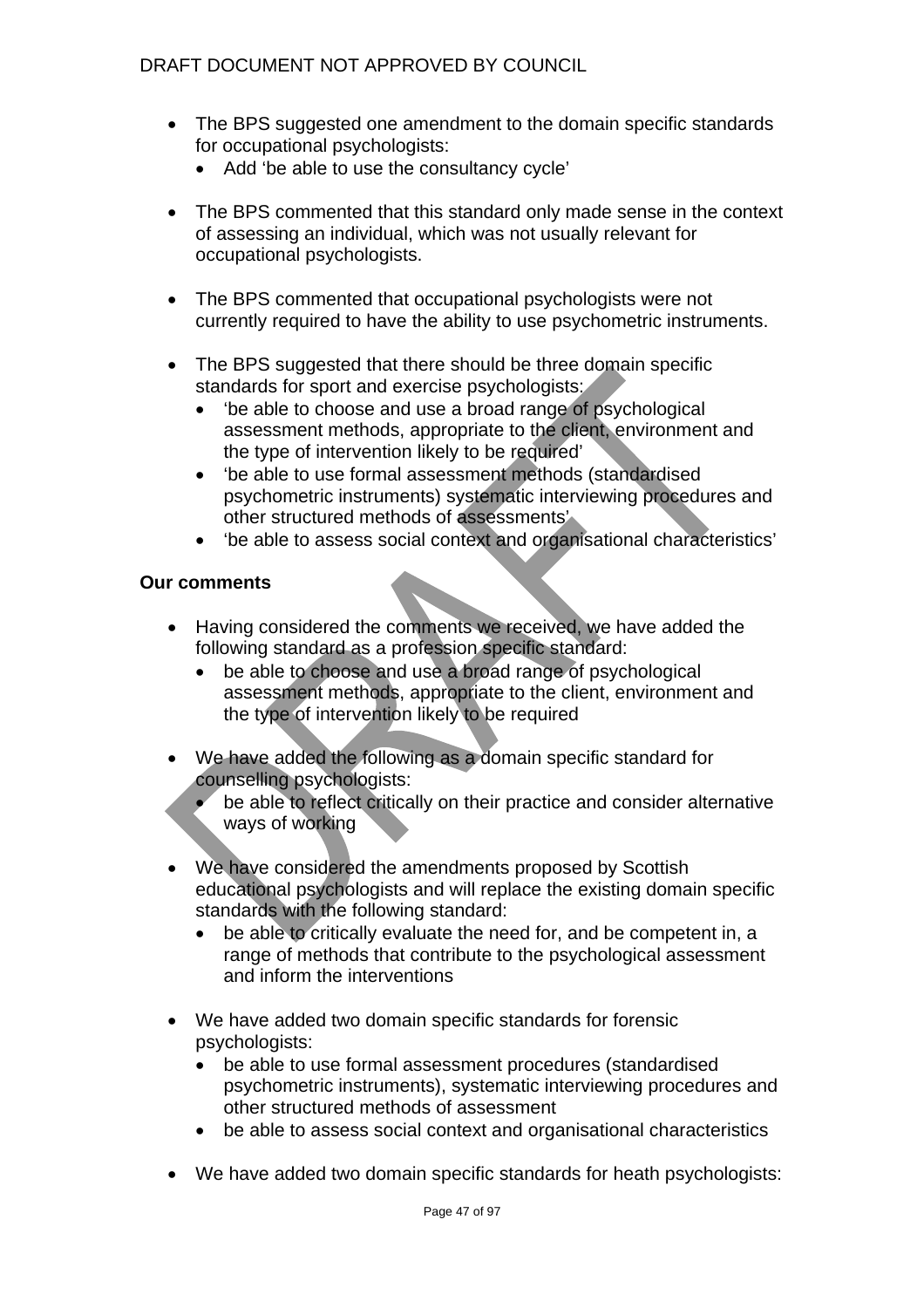- The BPS suggested one amendment to the domain specific standards for occupational psychologists:
  - Add 'be able to use the consultancy cycle'

- The BPS commented that this standard only made sense in the context of assessing an individual, which was not usually relevant for occupational psychologists.

- The BPS commented that occupational psychologists were not currently required to have the ability to use psychometric instruments.

- The BPS suggested that there should be three domain specific standards for sport and exercise psychologists:
  - 'be able to choose and use a broad range of psychological assessment methods, appropriate to the client, environment and the type of intervention likely to be required'
  - 'be able to use formal assessment methods (standardised psychometric instruments) systematic interviewing procedures and other structured methods of assessments'
  - 'be able to assess social context and organisational characteristics'

**Our comments**

- Having considered the comments we received, we have added the following standard as a profession specific standard:
  - be able to choose and use a broad range of psychological assessment methods, appropriate to the client, environment and the type of intervention likely to be required

- We have added the following as a domain specific standard for counselling psychologists:
  - be able to reflect critically on their practice and consider alternative ways of working

- We have considered the amendments proposed by Scottish educational psychologists and will replace the existing domain specific standards with the following standard:
  - be able to critically evaluate the need for, and be competent in, a range of methods that contribute to the psychological assessment and inform the interventions

- We have added two domain specific standards for forensic psychologists:
  - be able to use formal assessment procedures (standardised psychometric instruments), systematic interviewing procedures and other structured methods of assessment
  - be able to assess social context and organisational characteristics

- We have added two domain specific standards for heath psychologists: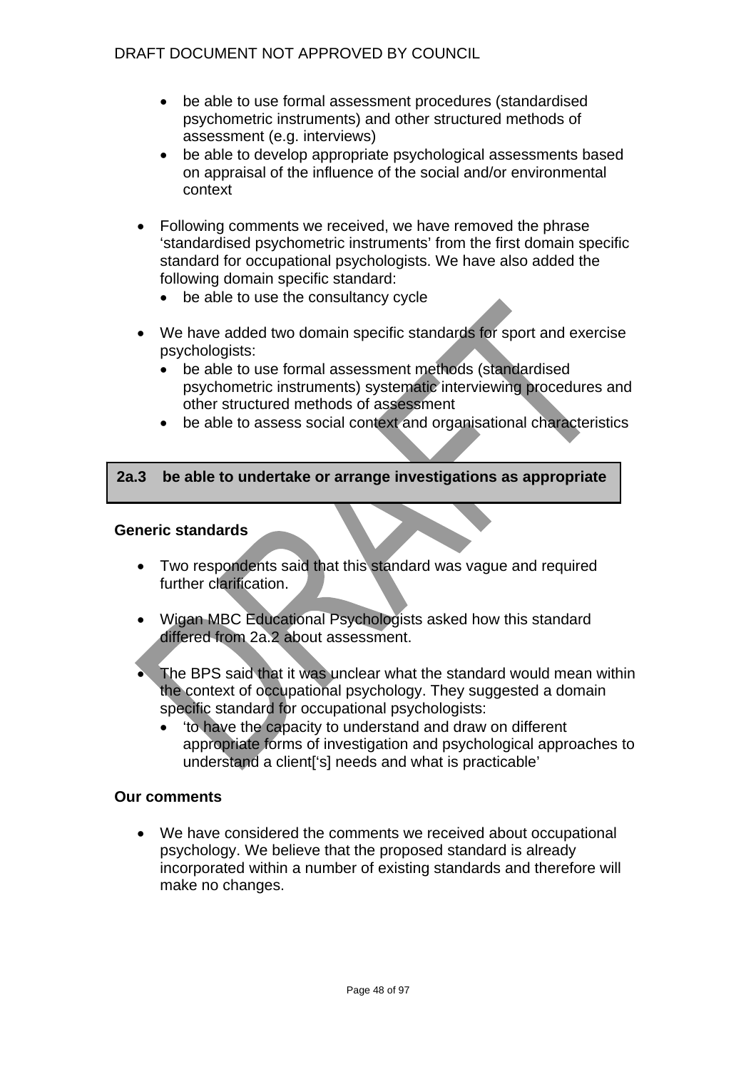- be able to use formal assessment procedures (standardised psychometric instruments) and other structured methods of assessment (e.g. interviews)
    - be able to develop appropriate psychological assessments based on appraisal of the influence of the social and/or environmental context

- Following comments we received, we have removed the phrase 'standardised psychometric instruments' from the first domain specific standard for occupational psychologists. We have also added the following domain specific standard:
    - be able to use the consultancy cycle

- We have added two domain specific standards for sport and exercise psychologists:
    - be able to use formal assessment methods (standardised psychometric instruments) systematic interviewing procedures and other structured methods of assessment
    - be able to assess social context and organisational characteristics

| **2a.3 be able to undertake or arrange investigations as appropriate** |
|---|

**Generic standards**

- Two respondents said that this standard was vague and required further clarification.

- Wigan MBC Educational Psychologists asked how this standard differed from 2a.2 about assessment.

- The BPS said that it was unclear what the standard would mean within the context of occupational psychology. They suggested a domain specific standard for occupational psychologists:
    - 'to have the capacity to understand and draw on different appropriate forms of investigation and psychological approaches to understand a client['s] needs and what is practicable'

**Our comments**

- We have considered the comments we received about occupational psychology. We believe that the proposed standard is already incorporated within a number of existing standards and therefore will make no changes.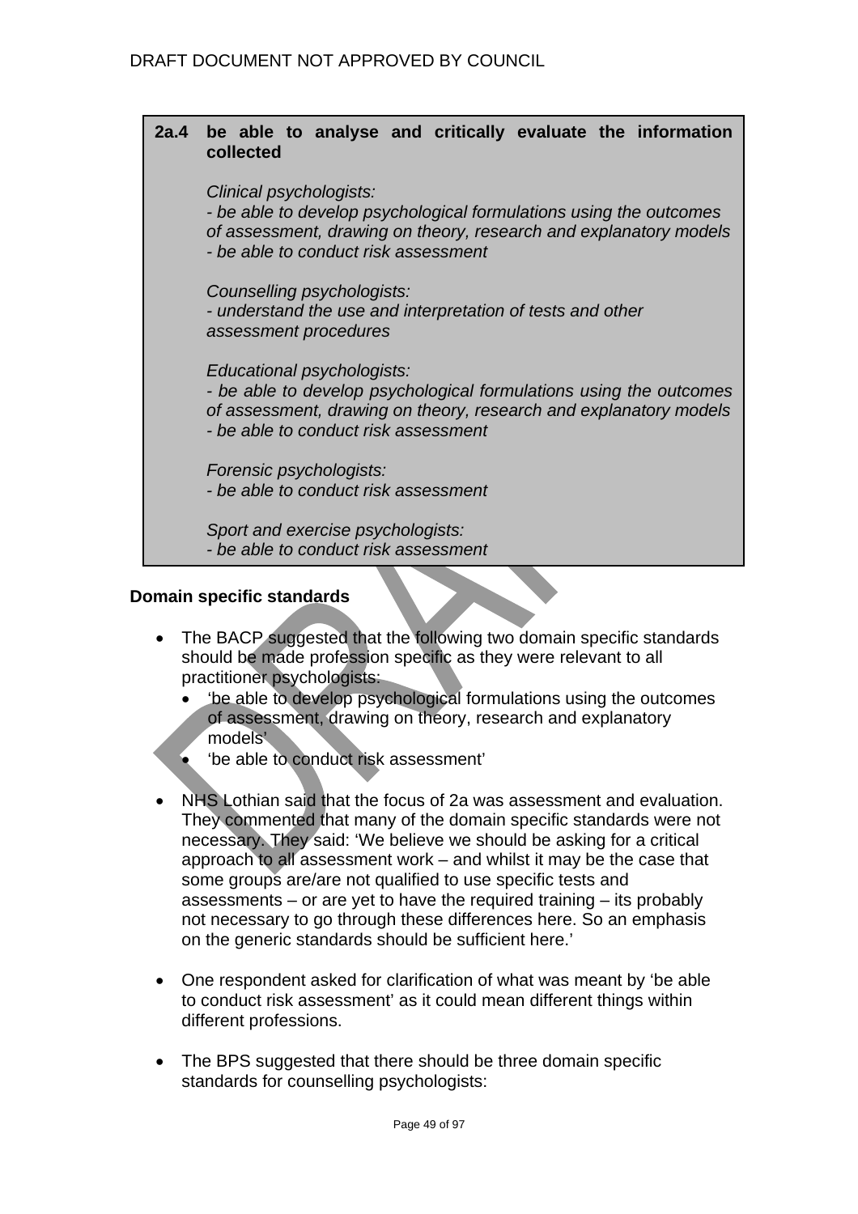**2a.4 be able to analyse and critically evaluate the information collected**

*Clinical psychologists:*
*- be able to develop psychological formulations using the outcomes of assessment, drawing on theory, research and explanatory models*
*- be able to conduct risk assessment*

*Counselling psychologists:*
*- understand the use and interpretation of tests and other assessment procedures*

*Educational psychologists:*
*- be able to develop psychological formulations using the outcomes of assessment, drawing on theory, research and explanatory models*
*- be able to conduct risk assessment*

*Forensic psychologists:*
*- be able to conduct risk assessment*

*Sport and exercise psychologists:*
*- be able to conduct risk assessment*

**Domain specific standards**

- The BACP suggested that the following two domain specific standards should be made profession specific as they were relevant to all practitioner psychologists:
  - 'be able to develop psychological formulations using the outcomes of assessment, drawing on theory, research and explanatory models'
  - 'be able to conduct risk assessment'

- NHS Lothian said that the focus of 2a was assessment and evaluation. They commented that many of the domain specific standards were not necessary. They said: 'We believe we should be asking for a critical approach to all assessment work – and whilst it may be the case that some groups are/are not qualified to use specific tests and assessments – or are yet to have the required training – its probably not necessary to go through these differences here. So an emphasis on the generic standards should be sufficient here.'

- One respondent asked for clarification of what was meant by 'be able to conduct risk assessment' as it could mean different things within different professions.

- The BPS suggested that there should be three domain specific standards for counselling psychologists: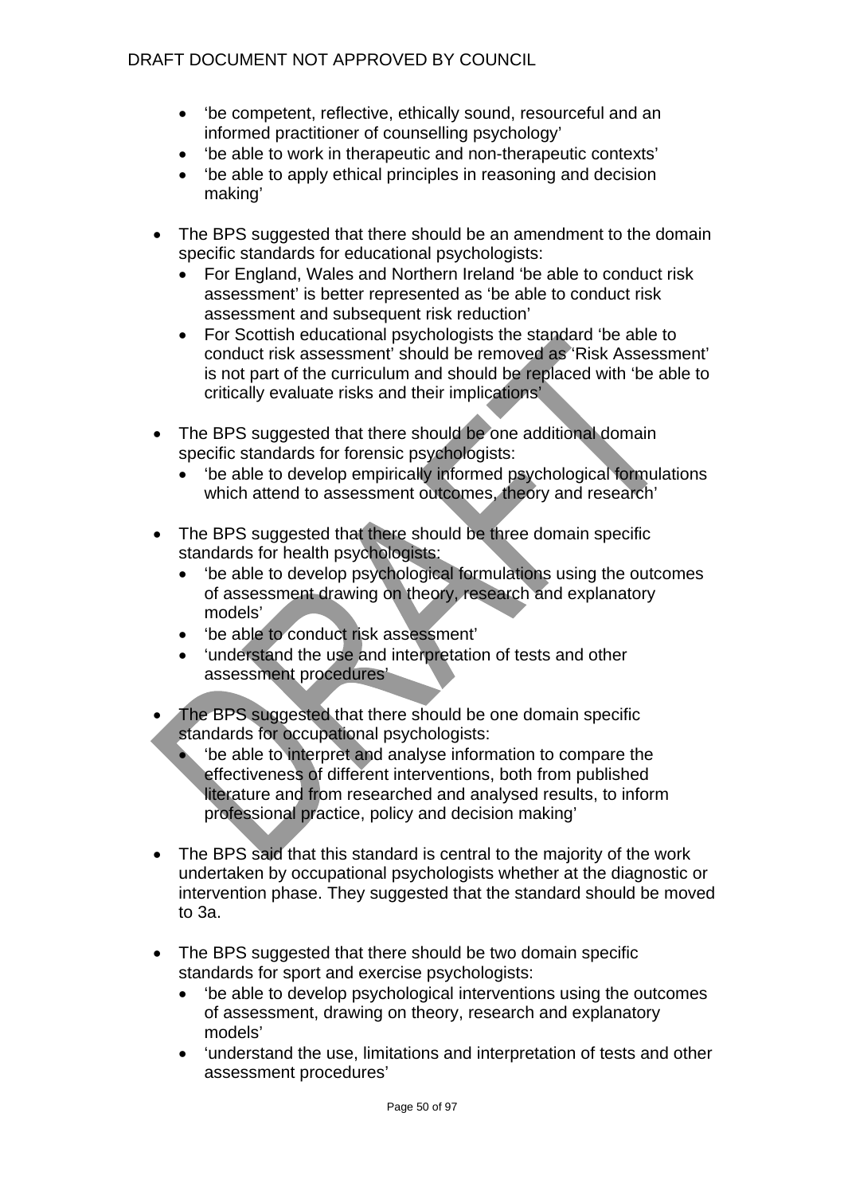- 'be competent, reflective, ethically sound, resourceful and an informed practitioner of counselling psychology'
- 'be able to work in therapeutic and non-therapeutic contexts'
- 'be able to apply ethical principles in reasoning and decision making'

- The BPS suggested that there should be an amendment to the domain specific standards for educational psychologists:
  - For England, Wales and Northern Ireland 'be able to conduct risk assessment' is better represented as 'be able to conduct risk assessment and subsequent risk reduction'
  - For Scottish educational psychologists the standard 'be able to conduct risk assessment' should be removed as 'Risk Assessment' is not part of the curriculum and should be replaced with 'be able to critically evaluate risks and their implications'

- The BPS suggested that there should be one additional domain specific standards for forensic psychologists:
  - 'be able to develop empirically informed psychological formulations which attend to assessment outcomes, theory and research'

- The BPS suggested that there should be three domain specific standards for health psychologists:
  - 'be able to develop psychological formulations using the outcomes of assessment drawing on theory, research and explanatory models'
  - 'be able to conduct risk assessment'
  - 'understand the use and interpretation of tests and other assessment procedures'

- The BPS suggested that there should be one domain specific standards for occupational psychologists:
  - 'be able to interpret and analyse information to compare the effectiveness of different interventions, both from published literature and from researched and analysed results, to inform professional practice, policy and decision making'

- The BPS said that this standard is central to the majority of the work undertaken by occupational psychologists whether at the diagnostic or intervention phase. They suggested that the standard should be moved to 3a.

- The BPS suggested that there should be two domain specific standards for sport and exercise psychologists:
  - 'be able to develop psychological interventions using the outcomes of assessment, drawing on theory, research and explanatory models'
  - 'understand the use, limitations and interpretation of tests and other assessment procedures'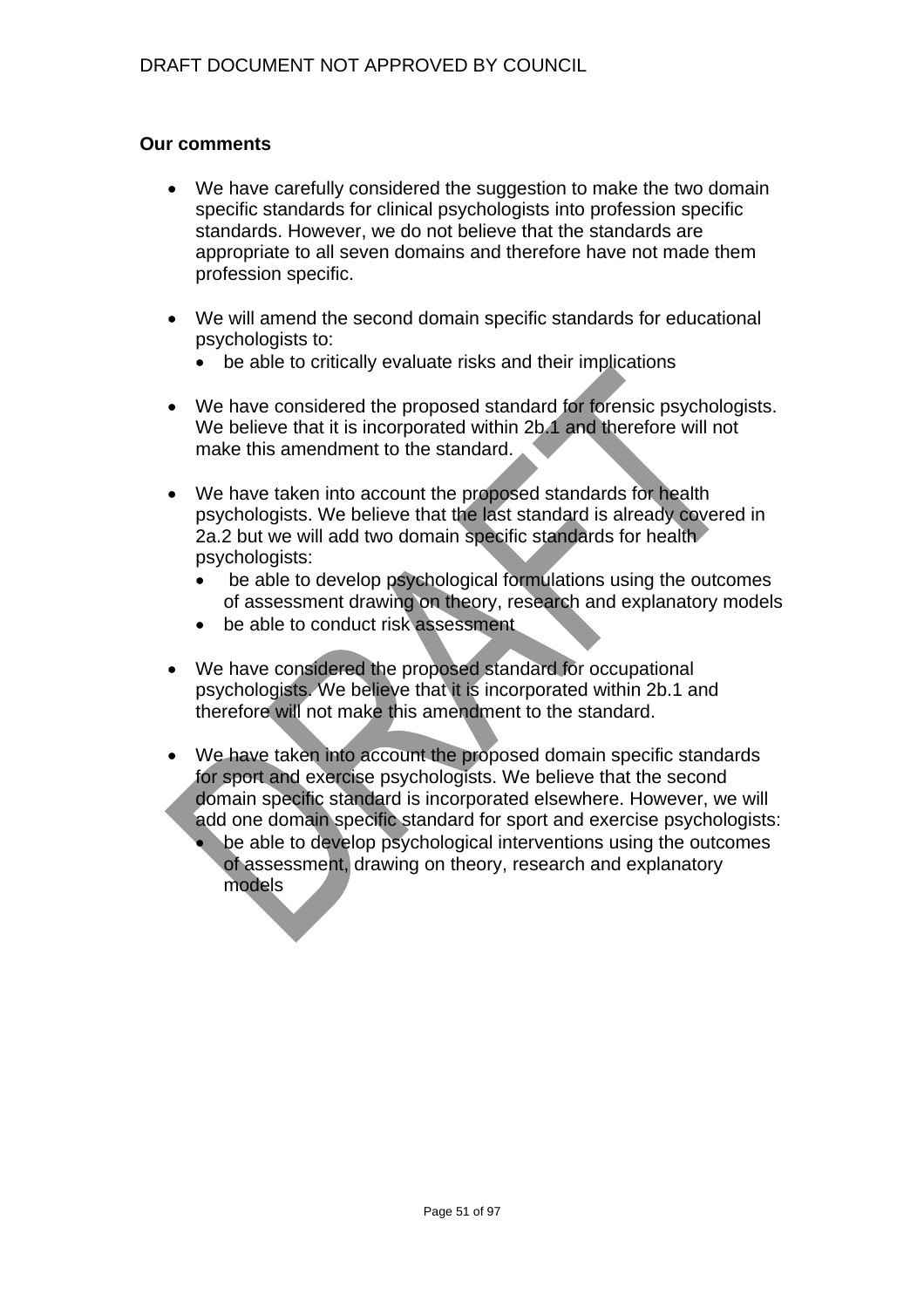**Our comments**

- We have carefully considered the suggestion to make the two domain specific standards for clinical psychologists into profession specific standards. However, we do not believe that the standards are appropriate to all seven domains and therefore have not made them profession specific.

- We will amend the second domain specific standards for educational psychologists to:
  - be able to critically evaluate risks and their implications

- We have considered the proposed standard for forensic psychologists. We believe that it is incorporated within 2b.1 and therefore will not make this amendment to the standard.

- We have taken into account the proposed standards for health psychologists. We believe that the last standard is already covered in 2a.2 but we will add two domain specific standards for health psychologists:
  - be able to develop psychological formulations using the outcomes of assessment drawing on theory, research and explanatory models
  - be able to conduct risk assessment

- We have considered the proposed standard for occupational psychologists. We believe that it is incorporated within 2b.1 and therefore will not make this amendment to the standard.

- We have taken into account the proposed domain specific standards for sport and exercise psychologists. We believe that the second domain specific standard is incorporated elsewhere. However, we will add one domain specific standard for sport and exercise psychologists:
  - be able to develop psychological interventions using the outcomes of assessment, drawing on theory, research and explanatory models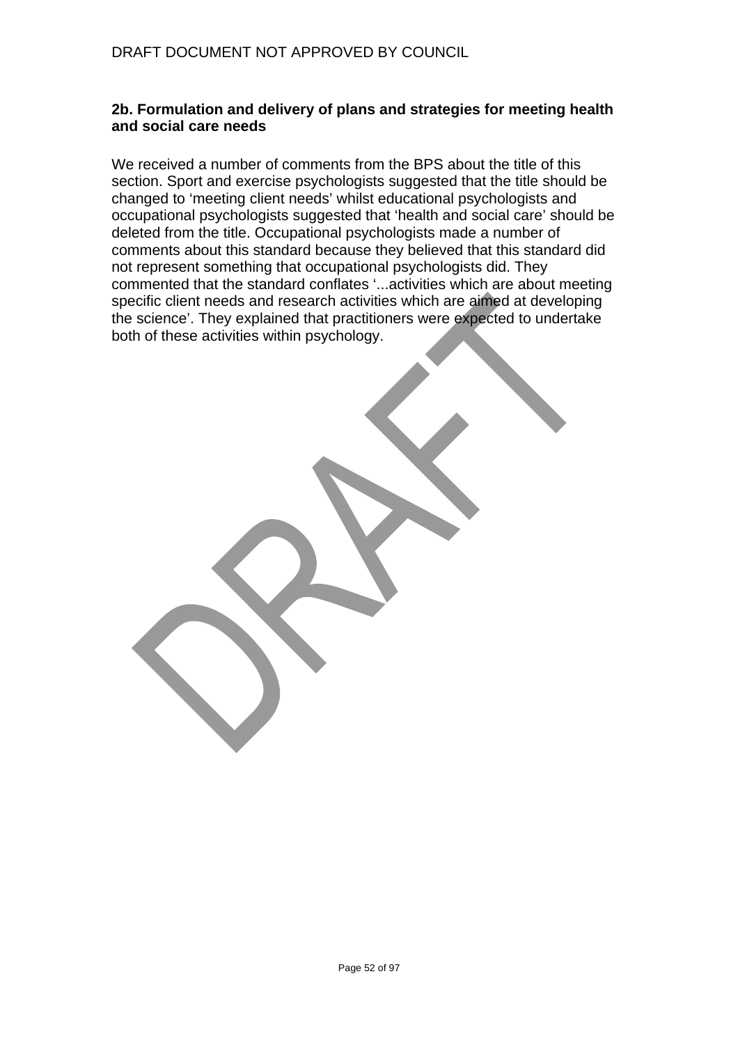### 2b. Formulation and delivery of plans and strategies for meeting health and social care needs

We received a number of comments from the BPS about the title of this section. Sport and exercise psychologists suggested that the title should be changed to ‘meeting client needs’ whilst educational psychologists and occupational psychologists suggested that ‘health and social care’ should be deleted from the title. Occupational psychologists made a number of comments about this standard because they believed that this standard did not represent something that occupational psychologists did. They commented that the standard conflates ‘...activities which are about meeting specific client needs and research activities which are aimed at developing the science’. They explained that practitioners were expected to undertake both of these activities within psychology.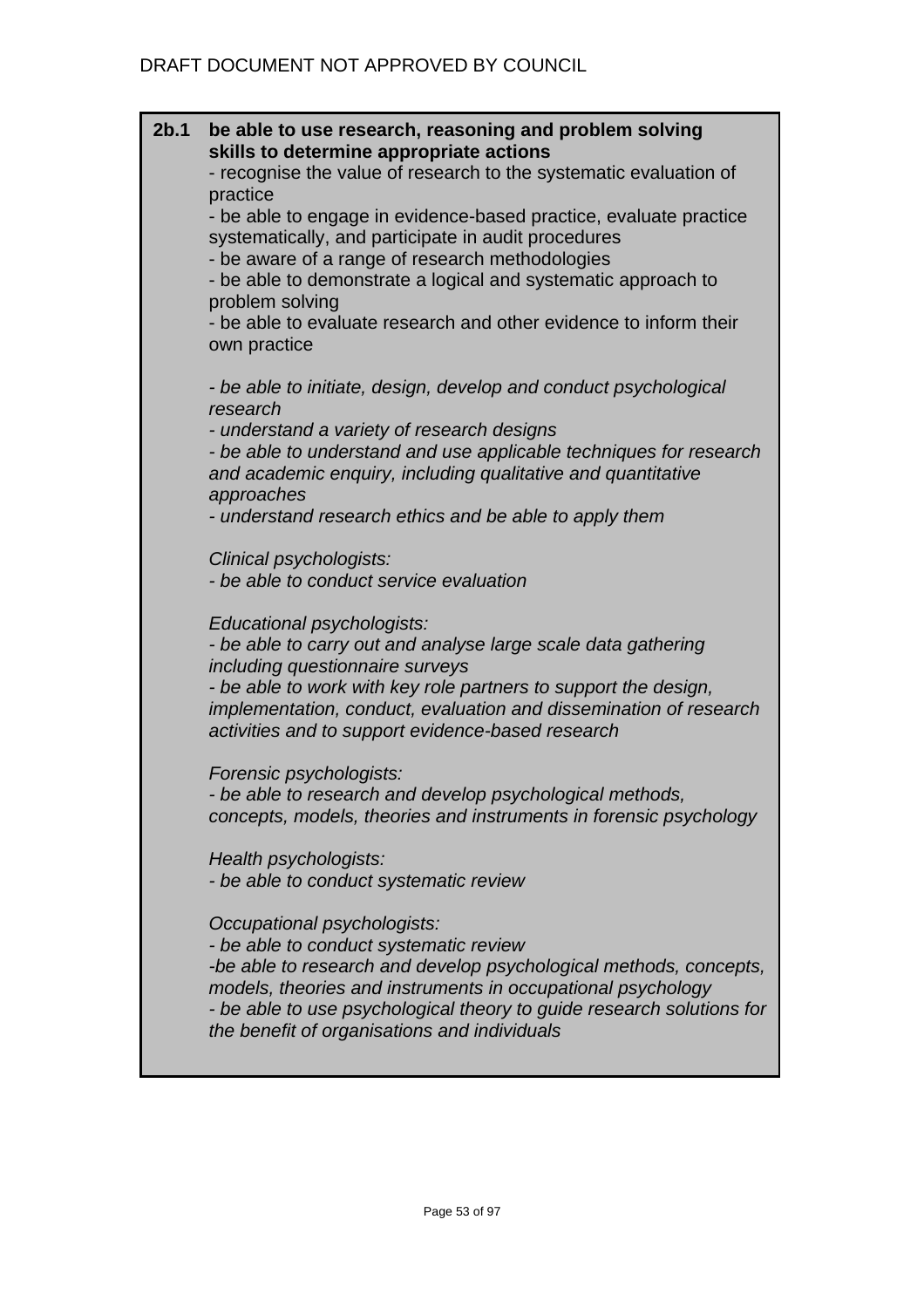DRAFT DOCUMENT NOT APPROVED BY COUNCIL

**2b.1 be able to use research, reasoning and problem solving skills to determine appropriate actions**

- recognise the value of research to the systematic evaluation of practice
- be able to engage in evidence-based practice, evaluate practice systematically, and participate in audit procedures
- be aware of a range of research methodologies
- be able to demonstrate a logical and systematic approach to problem solving
- be able to evaluate research and other evidence to inform their own practice

*- be able to initiate, design, develop and conduct psychological research*
*- understand a variety of research designs*
*- be able to understand and use applicable techniques for research and academic enquiry, including qualitative and quantitative approaches*
*- understand research ethics and be able to apply them*

*Clinical psychologists:*
*- be able to conduct service evaluation*

*Educational psychologists:*
*- be able to carry out and analyse large scale data gathering including questionnaire surveys*
*- be able to work with key role partners to support the design, implementation, conduct, evaluation and dissemination of research activities and to support evidence-based research*

*Forensic psychologists:*
*- be able to research and develop psychological methods, concepts, models, theories and instruments in forensic psychology*

*Health psychologists:*
*- be able to conduct systematic review*

*Occupational psychologists:*
*- be able to conduct systematic review*
*-be able to research and develop psychological methods, concepts, models, theories and instruments in occupational psychology*
*- be able to use psychological theory to guide research solutions for the benefit of organisations and individuals*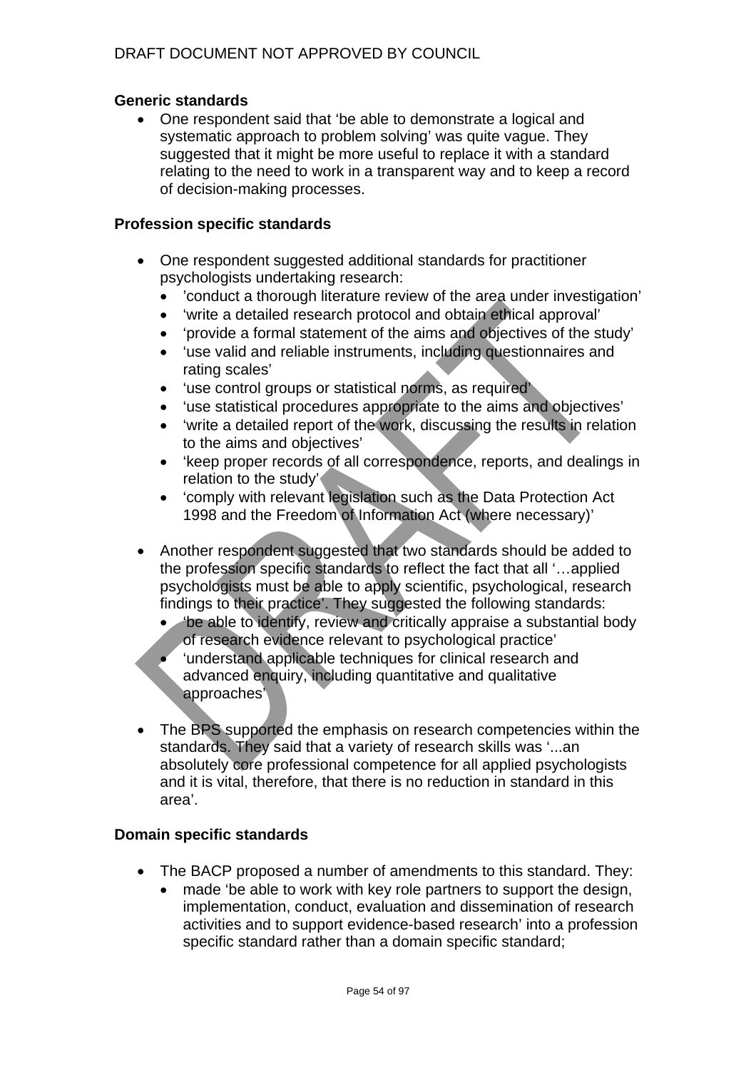### Generic standards

- One respondent said that 'be able to demonstrate a logical and systematic approach to problem solving' was quite vague. They suggested that it might be more useful to replace it with a standard relating to the need to work in a transparent way and to keep a record of decision-making processes.

### Profession specific standards

- One respondent suggested additional standards for practitioner psychologists undertaking research:
  - 'conduct a thorough literature review of the area under investigation'
  - 'write a detailed research protocol and obtain ethical approval'
  - 'provide a formal statement of the aims and objectives of the study'
  - 'use valid and reliable instruments, including questionnaires and rating scales'
  - 'use control groups or statistical norms, as required'
  - 'use statistical procedures appropriate to the aims and objectives'
  - 'write a detailed report of the work, discussing the results in relation to the aims and objectives'
  - 'keep proper records of all correspondence, reports, and dealings in relation to the study'
  - 'comply with relevant legislation such as the Data Protection Act 1998 and the Freedom of Information Act (where necessary)'

- Another respondent suggested that two standards should be added to the profession specific standards to reflect the fact that all '…applied psychologists must be able to apply scientific, psychological, research findings to their practice'. They suggested the following standards:
  - 'be able to identify, review and critically appraise a substantial body of research evidence relevant to psychological practice'
  - 'understand applicable techniques for clinical research and advanced enquiry, including quantitative and qualitative approaches'

- The BPS supported the emphasis on research competencies within the standards. They said that a variety of research skills was '...an absolutely core professional competence for all applied psychologists and it is vital, therefore, that there is no reduction in standard in this area'.

### Domain specific standards

- The BACP proposed a number of amendments to this standard. They:
  - made 'be able to work with key role partners to support the design, implementation, conduct, evaluation and dissemination of research activities and to support evidence-based research' into a profession specific standard rather than a domain specific standard;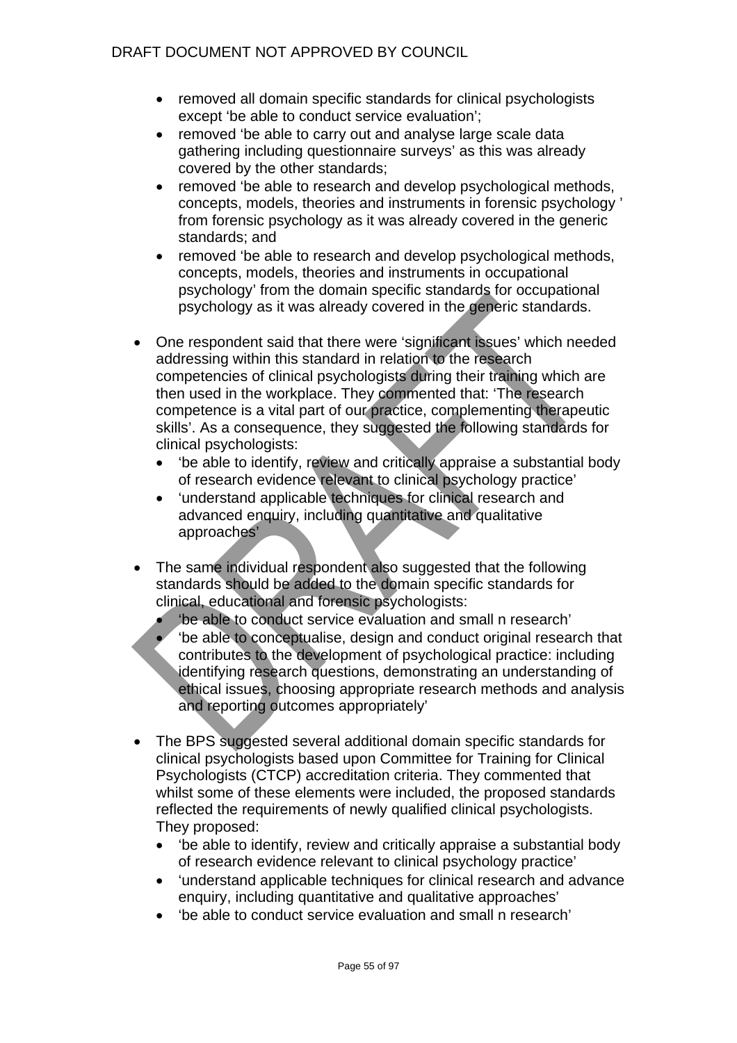- removed all domain specific standards for clinical psychologists except 'be able to conduct service evaluation';
- removed 'be able to carry out and analyse large scale data gathering including questionnaire surveys' as this was already covered by the other standards;
- removed 'be able to research and develop psychological methods, concepts, models, theories and instruments in forensic psychology ' from forensic psychology as it was already covered in the generic standards; and
- removed 'be able to research and develop psychological methods, concepts, models, theories and instruments in occupational psychology' from the domain specific standards for occupational psychology as it was already covered in the generic standards.

- One respondent said that there were 'significant issues' which needed addressing within this standard in relation to the research competencies of clinical psychologists during their training which are then used in the workplace. They commented that: 'The research competence is a vital part of our practice, complementing therapeutic skills'. As a consequence, they suggested the following standards for clinical psychologists:
  - 'be able to identify, review and critically appraise a substantial body of research evidence relevant to clinical psychology practice'
  - 'understand applicable techniques for clinical research and advanced enquiry, including quantitative and qualitative approaches'

- The same individual respondent also suggested that the following standards should be added to the domain specific standards for clinical, educational and forensic psychologists:
  - 'be able to conduct service evaluation and small n research'
  - 'be able to conceptualise, design and conduct original research that contributes to the development of psychological practice: including identifying research questions, demonstrating an understanding of ethical issues, choosing appropriate research methods and analysis and reporting outcomes appropriately'

- The BPS suggested several additional domain specific standards for clinical psychologists based upon Committee for Training for Clinical Psychologists (CTCP) accreditation criteria. They commented that whilst some of these elements were included, the proposed standards reflected the requirements of newly qualified clinical psychologists. They proposed:
  - 'be able to identify, review and critically appraise a substantial body of research evidence relevant to clinical psychology practice'
  - 'understand applicable techniques for clinical research and advance enquiry, including quantitative and qualitative approaches'
  - 'be able to conduct service evaluation and small n research'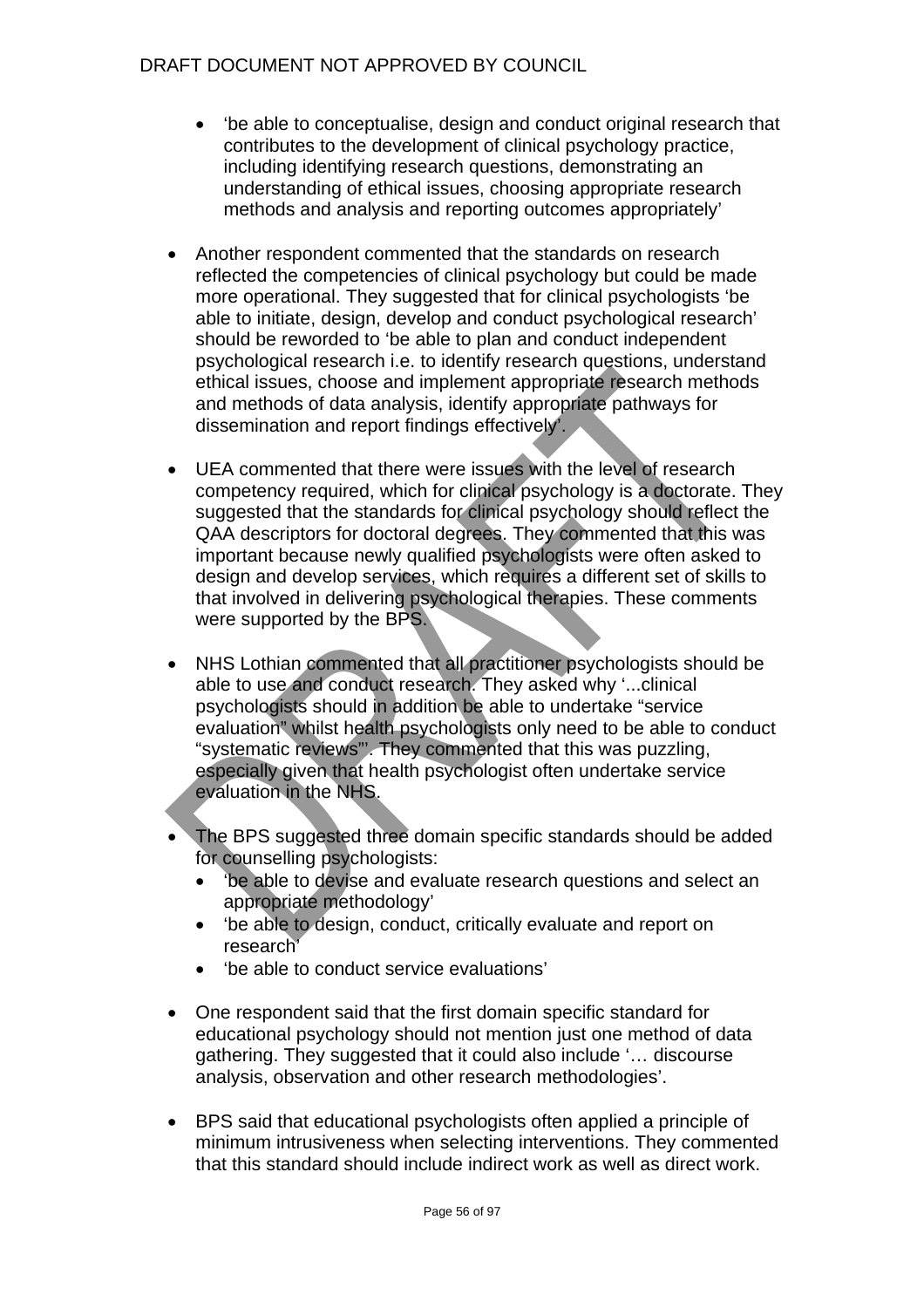- 'be able to conceptualise, design and conduct original research that contributes to the development of clinical psychology practice, including identifying research questions, demonstrating an understanding of ethical issues, choosing appropriate research methods and analysis and reporting outcomes appropriately'

- Another respondent commented that the standards on research reflected the competencies of clinical psychology but could be made more operational. They suggested that for clinical psychologists 'be able to initiate, design, develop and conduct psychological research' should be reworded to 'be able to plan and conduct independent psychological research i.e. to identify research questions, understand ethical issues, choose and implement appropriate research methods and methods of data analysis, identify appropriate pathways for dissemination and report findings effectively'.

- UEA commented that there were issues with the level of research competency required, which for clinical psychology is a doctorate. They suggested that the standards for clinical psychology should reflect the QAA descriptors for doctoral degrees. They commented that this was important because newly qualified psychologists were often asked to design and develop services, which requires a different set of skills to that involved in delivering psychological therapies. These comments were supported by the BPS.

- NHS Lothian commented that all practitioner psychologists should be able to use and conduct research. They asked why '...clinical psychologists should in addition be able to undertake "service evaluation" whilst health psychologists only need to be able to conduct "systematic reviews"'. They commented that this was puzzling, especially given that health psychologist often undertake service evaluation in the NHS.

- The BPS suggested three domain specific standards should be added for counselling psychologists:
  - 'be able to devise and evaluate research questions and select an appropriate methodology'
  - 'be able to design, conduct, critically evaluate and report on research'
  - 'be able to conduct service evaluations'

- One respondent said that the first domain specific standard for educational psychology should not mention just one method of data gathering. They suggested that it could also include '… discourse analysis, observation and other research methodologies'.

- BPS said that educational psychologists often applied a principle of minimum intrusiveness when selecting interventions. They commented that this standard should include indirect work as well as direct work.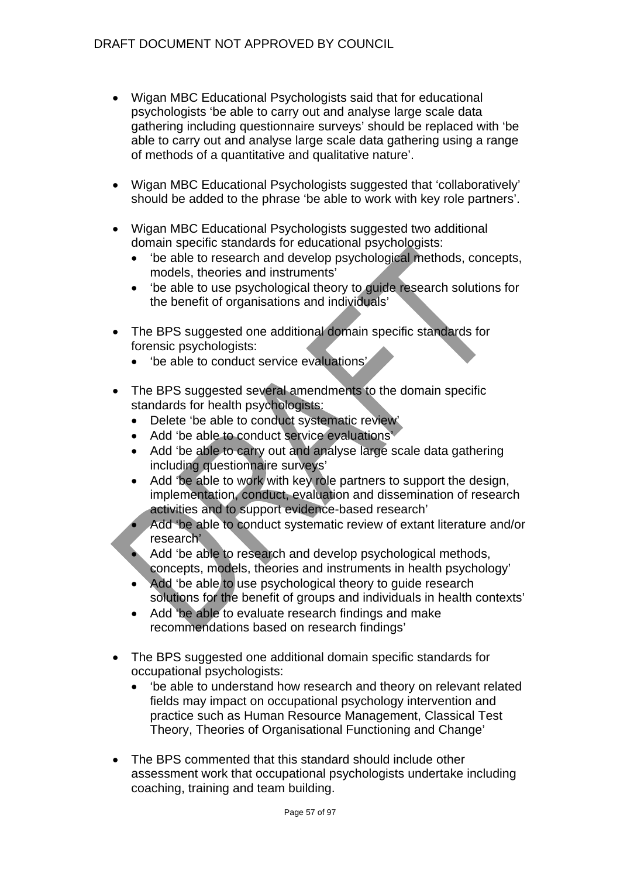- Wigan MBC Educational Psychologists said that for educational psychologists ‘be able to carry out and analyse large scale data gathering including questionnaire surveys’ should be replaced with ‘be able to carry out and analyse large scale data gathering using a range of methods of a quantitative and qualitative nature’.

- Wigan MBC Educational Psychologists suggested that ‘collaboratively’ should be added to the phrase ‘be able to work with key role partners’.

- Wigan MBC Educational Psychologists suggested two additional domain specific standards for educational psychologists:
  - ‘be able to research and develop psychological methods, concepts, models, theories and instruments’
  - ‘be able to use psychological theory to guide research solutions for the benefit of organisations and individuals’

- The BPS suggested one additional domain specific standards for forensic psychologists:
  - ‘be able to conduct service evaluations’

- The BPS suggested several amendments to the domain specific standards for health psychologists:
  - Delete ‘be able to conduct systematic review’
  - Add ‘be able to conduct service evaluations’
  - Add ‘be able to carry out and analyse large scale data gathering including questionnaire surveys’
  - Add ‘be able to work with key role partners to support the design, implementation, conduct, evaluation and dissemination of research activities and to support evidence-based research’
  - Add ‘be able to conduct systematic review of extant literature and/or research’
  - Add ‘be able to research and develop psychological methods, concepts, models, theories and instruments in health psychology’
  - Add ‘be able to use psychological theory to guide research solutions for the benefit of groups and individuals in health contexts’
  - Add ‘be able to evaluate research findings and make recommendations based on research findings’

- The BPS suggested one additional domain specific standards for occupational psychologists:
  - ‘be able to understand how research and theory on relevant related fields may impact on occupational psychology intervention and practice such as Human Resource Management, Classical Test Theory, Theories of Organisational Functioning and Change’

- The BPS commented that this standard should include other assessment work that occupational psychologists undertake including coaching, training and team building.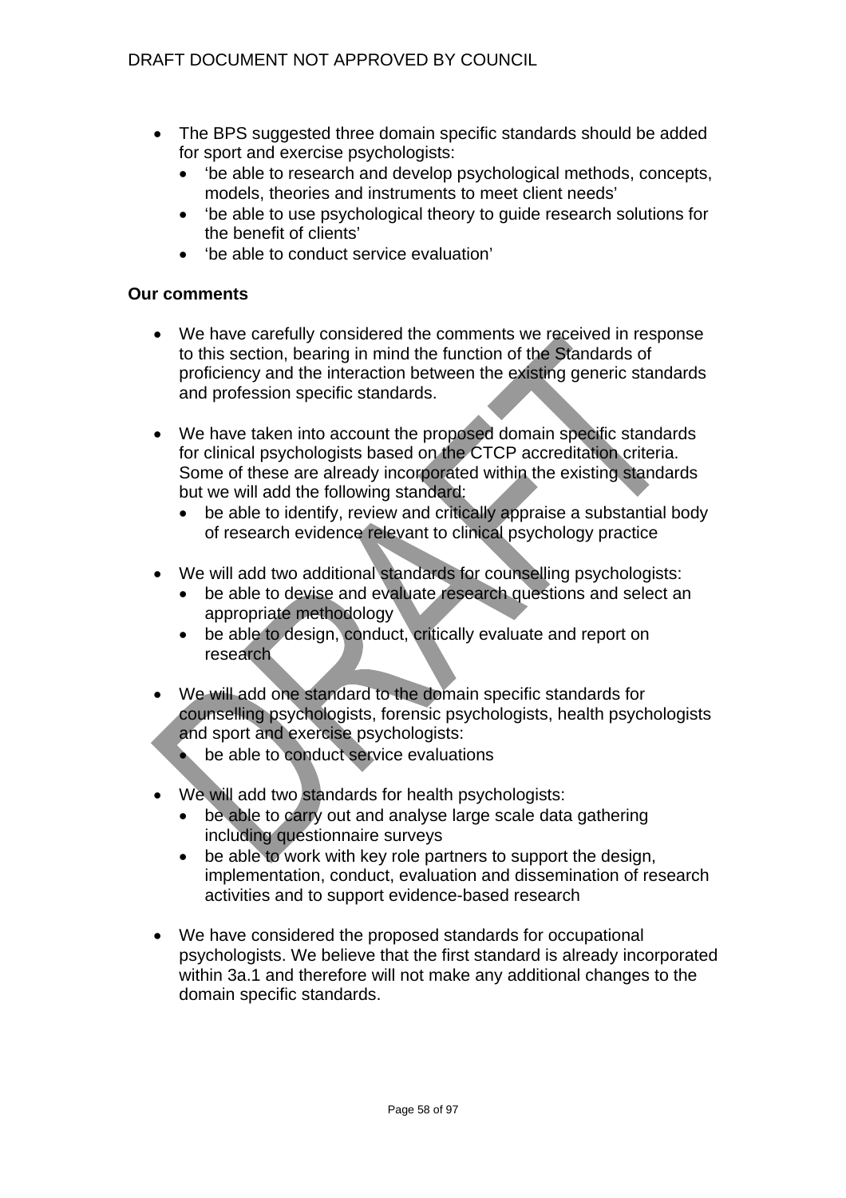- The BPS suggested three domain specific standards should be added for sport and exercise psychologists:
  - 'be able to research and develop psychological methods, concepts, models, theories and instruments to meet client needs'
  - 'be able to use psychological theory to guide research solutions for the benefit of clients'
  - 'be able to conduct service evaluation'

**Our comments**

- We have carefully considered the comments we received in response to this section, bearing in mind the function of the Standards of proficiency and the interaction between the existing generic standards and profession specific standards.

- We have taken into account the proposed domain specific standards for clinical psychologists based on the CTCP accreditation criteria. Some of these are already incorporated within the existing standards but we will add the following standard:
  - be able to identify, review and critically appraise a substantial body of research evidence relevant to clinical psychology practice

- We will add two additional standards for counselling psychologists:
  - be able to devise and evaluate research questions and select an appropriate methodology
  - be able to design, conduct, critically evaluate and report on research

- We will add one standard to the domain specific standards for counselling psychologists, forensic psychologists, health psychologists and sport and exercise psychologists:
  - be able to conduct service evaluations

- We will add two standards for health psychologists:
  - be able to carry out and analyse large scale data gathering including questionnaire surveys
  - be able to work with key role partners to support the design, implementation, conduct, evaluation and dissemination of research activities and to support evidence-based research

- We have considered the proposed standards for occupational psychologists. We believe that the first standard is already incorporated within 3a.1 and therefore will not make any additional changes to the domain specific standards.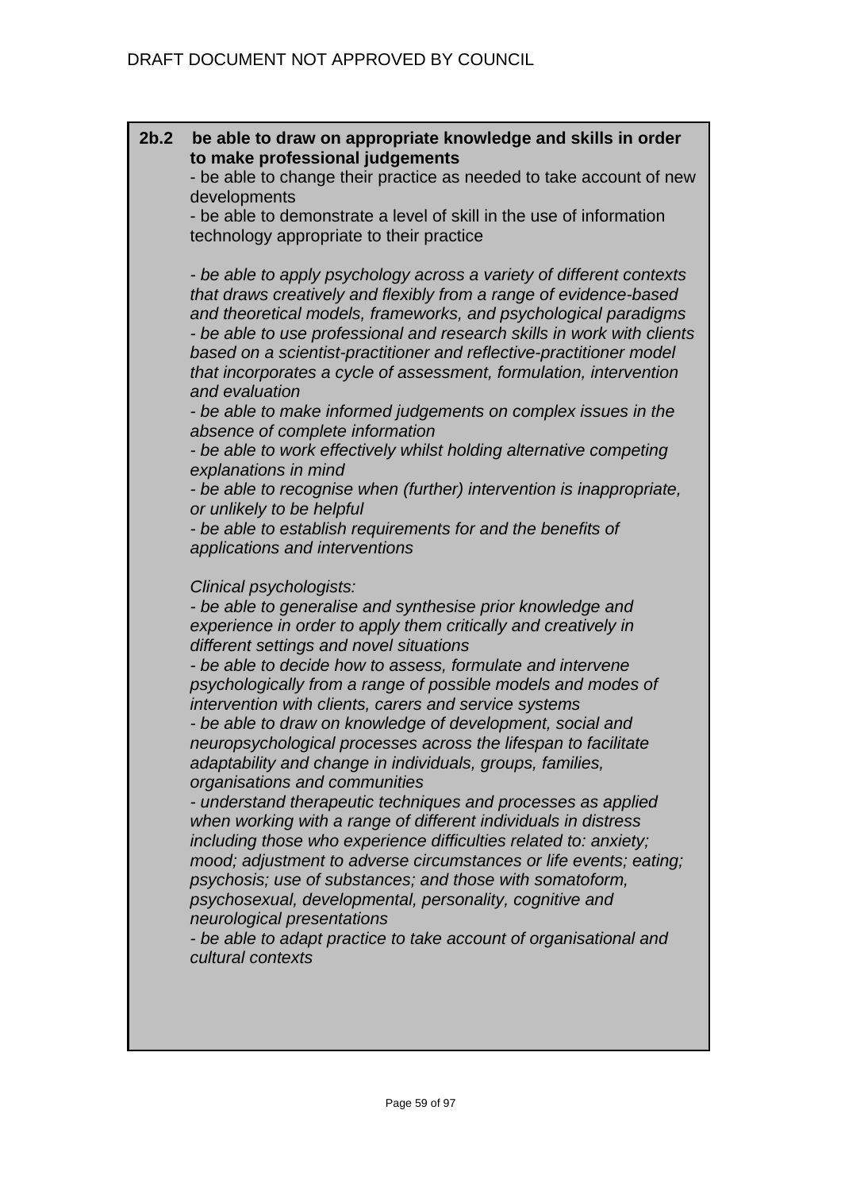DRAFT DOCUMENT NOT APPROVED BY COUNCIL

**2b.2 be able to draw on appropriate knowledge and skills in order to make professional judgements**

- be able to change their practice as needed to take account of new developments
- be able to demonstrate a level of skill in the use of information technology appropriate to their practice

*- be able to apply psychology across a variety of different contexts that draws creatively and flexibly from a range of evidence-based and theoretical models, frameworks, and psychological paradigms*
*- be able to use professional and research skills in work with clients based on a scientist-practitioner and reflective-practitioner model that incorporates a cycle of assessment, formulation, intervention and evaluation*
*- be able to make informed judgements on complex issues in the absence of complete information*
*- be able to work effectively whilst holding alternative competing explanations in mind*
*- be able to recognise when (further) intervention is inappropriate, or unlikely to be helpful*
*- be able to establish requirements for and the benefits of applications and interventions*

*Clinical psychologists:*
*- be able to generalise and synthesise prior knowledge and experience in order to apply them critically and creatively in different settings and novel situations*
*- be able to decide how to assess, formulate and intervene psychologically from a range of possible models and modes of intervention with clients, carers and service systems*
*- be able to draw on knowledge of development, social and neuropsychological processes across the lifespan to facilitate adaptability and change in individuals, groups, families, organisations and communities*
*- understand therapeutic techniques and processes as applied when working with a range of different individuals in distress including those who experience difficulties related to: anxiety; mood; adjustment to adverse circumstances or life events; eating; psychosis; use of substances; and those with somatoform, psychosexual, developmental, personality, cognitive and neurological presentations*
*- be able to adapt practice to take account of organisational and cultural contexts*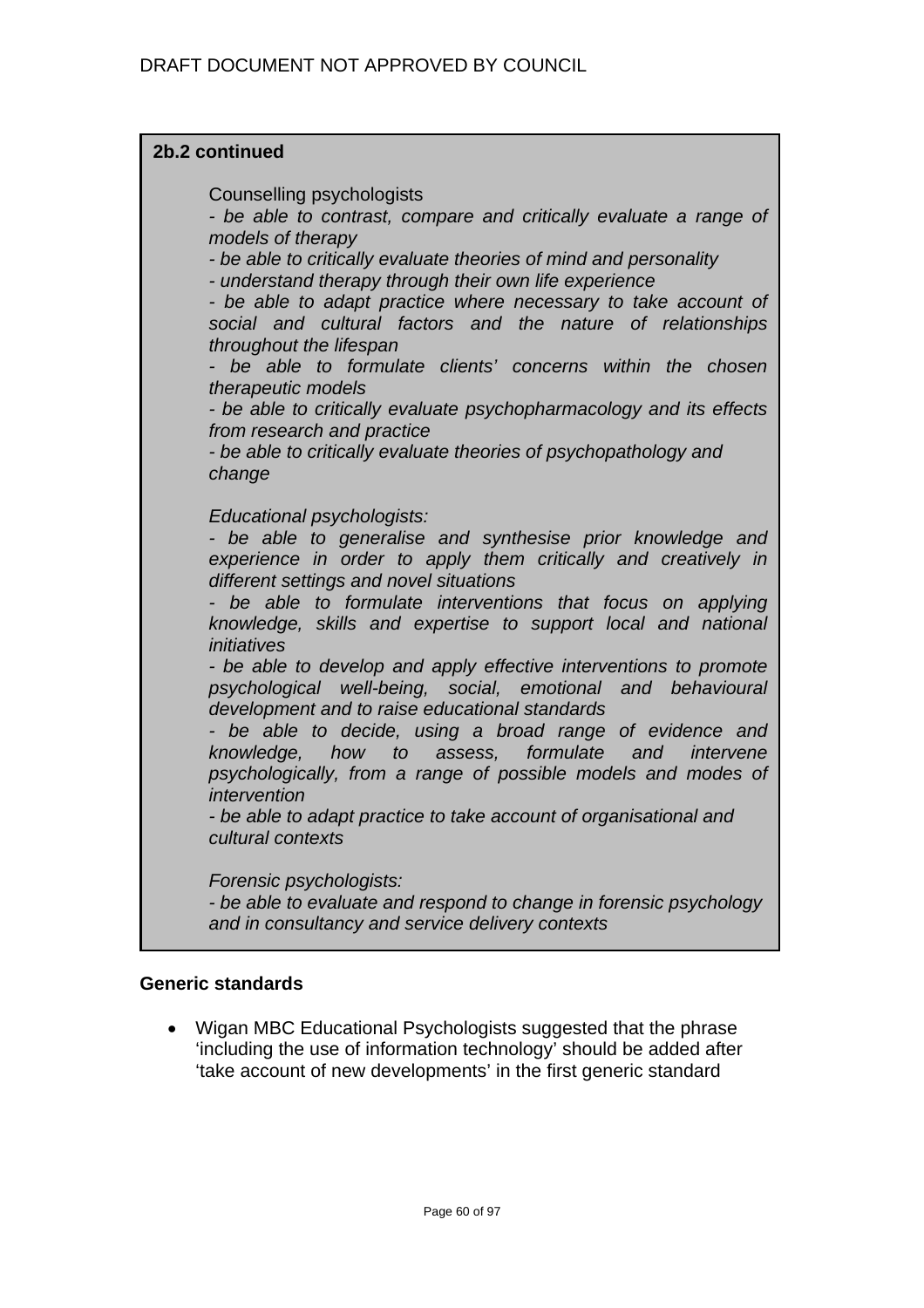**2b.2 continued**

Counselling psychologists

*- be able to contrast, compare and critically evaluate a range of models of therapy*

*- be able to critically evaluate theories of mind and personality*

*- understand therapy through their own life experience*

*- be able to adapt practice where necessary to take account of social and cultural factors and the nature of relationships throughout the lifespan*

*- be able to formulate clients' concerns within the chosen therapeutic models*

*- be able to critically evaluate psychopharmacology and its effects from research and practice*

*- be able to critically evaluate theories of psychopathology and change*

*Educational psychologists:*

*- be able to generalise and synthesise prior knowledge and experience in order to apply them critically and creatively in different settings and novel situations*

*- be able to formulate interventions that focus on applying knowledge, skills and expertise to support local and national initiatives*

*- be able to develop and apply effective interventions to promote psychological well-being, social, emotional and behavioural development and to raise educational standards*

*- be able to decide, using a broad range of evidence and knowledge, how to assess, formulate and intervene psychologically, from a range of possible models and modes of intervention*

*- be able to adapt practice to take account of organisational and cultural contexts*

*Forensic psychologists:*

*- be able to evaluate and respond to change in forensic psychology and in consultancy and service delivery contexts*

**Generic standards**

- Wigan MBC Educational Psychologists suggested that the phrase 'including the use of information technology' should be added after 'take account of new developments' in the first generic standard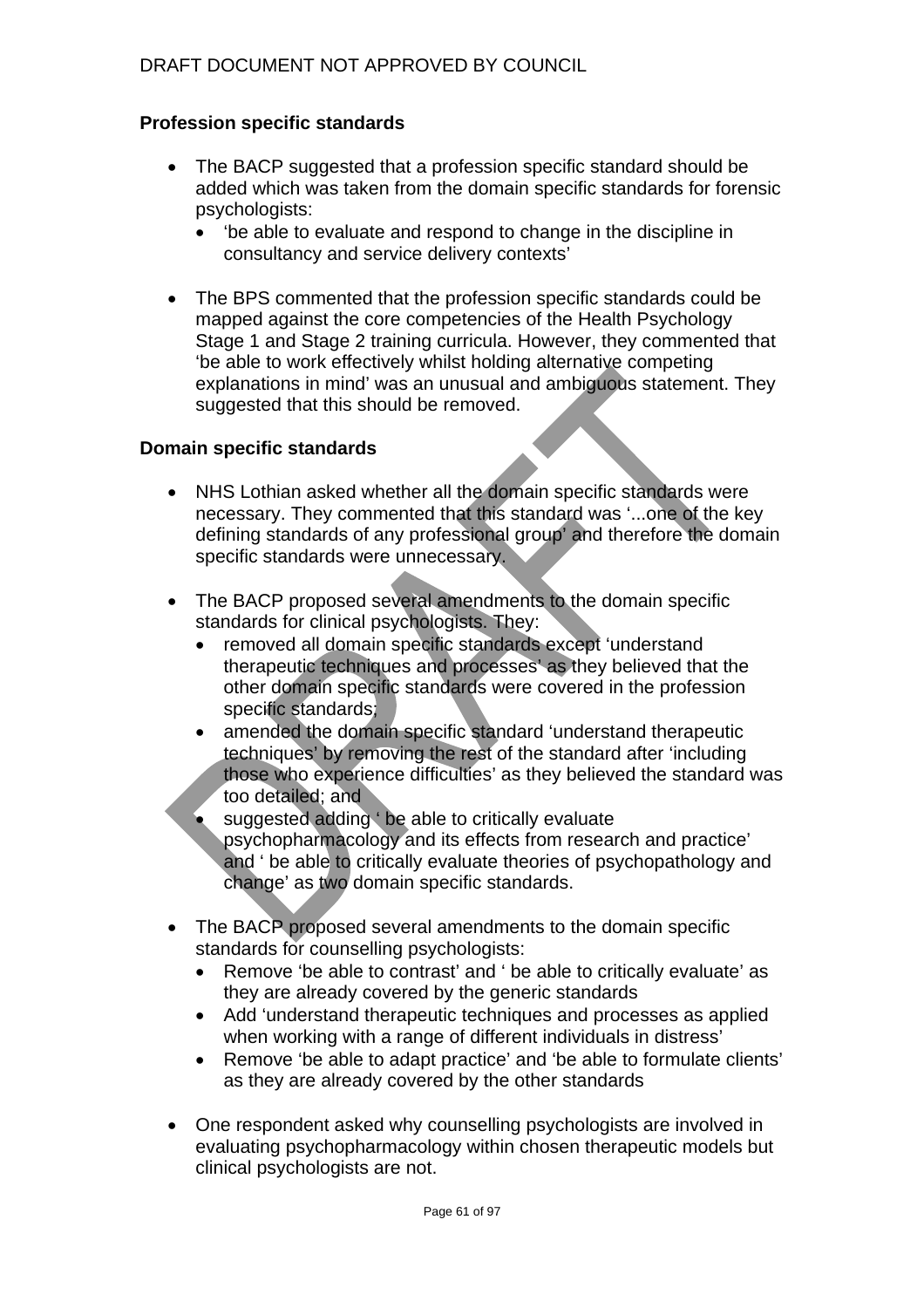**Profession specific standards**

- The BACP suggested that a profession specific standard should be added which was taken from the domain specific standards for forensic psychologists:
  - 'be able to evaluate and respond to change in the discipline in consultancy and service delivery contexts'

- The BPS commented that the profession specific standards could be mapped against the core competencies of the Health Psychology Stage 1 and Stage 2 training curricula. However, they commented that 'be able to work effectively whilst holding alternative competing explanations in mind' was an unusual and ambiguous statement. They suggested that this should be removed.

**Domain specific standards**

- NHS Lothian asked whether all the domain specific standards were necessary. They commented that this standard was '...one of the key defining standards of any professional group' and therefore the domain specific standards were unnecessary.

- The BACP proposed several amendments to the domain specific standards for clinical psychologists. They:
  - removed all domain specific standards except 'understand therapeutic techniques and processes' as they believed that the other domain specific standards were covered in the profession specific standards;
  - amended the domain specific standard 'understand therapeutic techniques' by removing the rest of the standard after 'including those who experience difficulties' as they believed the standard was too detailed; and
  - suggested adding ' be able to critically evaluate psychopharmacology and its effects from research and practice' and ' be able to critically evaluate theories of psychopathology and change' as two domain specific standards.

- The BACP proposed several amendments to the domain specific standards for counselling psychologists:
  - Remove 'be able to contrast' and ' be able to critically evaluate' as they are already covered by the generic standards
  - Add 'understand therapeutic techniques and processes as applied when working with a range of different individuals in distress'
  - Remove 'be able to adapt practice' and 'be able to formulate clients' as they are already covered by the other standards

- One respondent asked why counselling psychologists are involved in evaluating psychopharmacology within chosen therapeutic models but clinical psychologists are not.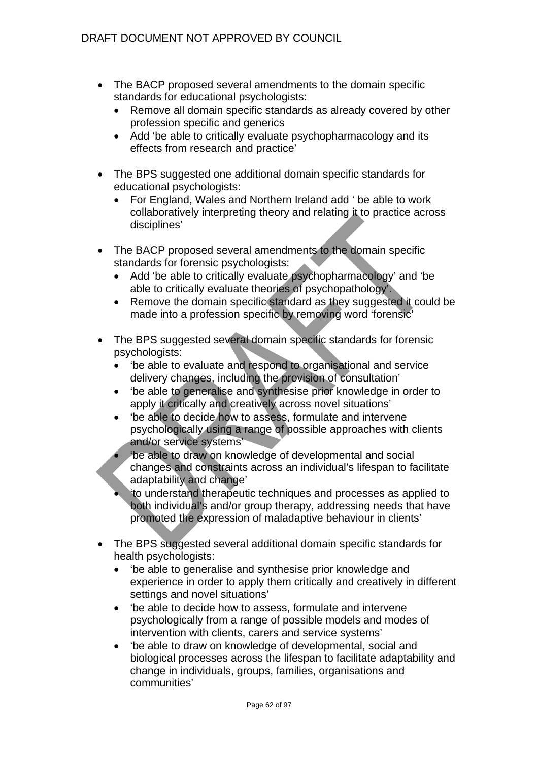- The BACP proposed several amendments to the domain specific standards for educational psychologists:
  - Remove all domain specific standards as already covered by other profession specific and generics
  - Add 'be able to critically evaluate psychopharmacology and its effects from research and practice'

- The BPS suggested one additional domain specific standards for educational psychologists:
  - For England, Wales and Northern Ireland add ' be able to work collaboratively interpreting theory and relating it to practice across disciplines'

- The BACP proposed several amendments to the domain specific standards for forensic psychologists:
  - Add 'be able to critically evaluate psychopharmacology' and 'be able to critically evaluate theories of psychopathology'.
  - Remove the domain specific standard as they suggested it could be made into a profession specific by removing word 'forensic'

- The BPS suggested several domain specific standards for forensic psychologists:
  - 'be able to evaluate and respond to organisational and service delivery changes, including the provision of consultation'
  - 'be able to generalise and synthesise prior knowledge in order to apply it critically and creatively across novel situations'
  - 'be able to decide how to assess, formulate and intervene psychologically using a range of possible approaches with clients and/or service systems'
  - 'be able to draw on knowledge of developmental and social changes and constraints across an individual's lifespan to facilitate adaptability and change'
  - 'to understand therapeutic techniques and processes as applied to both individual's and/or group therapy, addressing needs that have promoted the expression of maladaptive behaviour in clients'

- The BPS suggested several additional domain specific standards for health psychologists:
  - 'be able to generalise and synthesise prior knowledge and experience in order to apply them critically and creatively in different settings and novel situations'
  - 'be able to decide how to assess, formulate and intervene psychologically from a range of possible models and modes of intervention with clients, carers and service systems'
  - 'be able to draw on knowledge of developmental, social and biological processes across the lifespan to facilitate adaptability and change in individuals, groups, families, organisations and communities'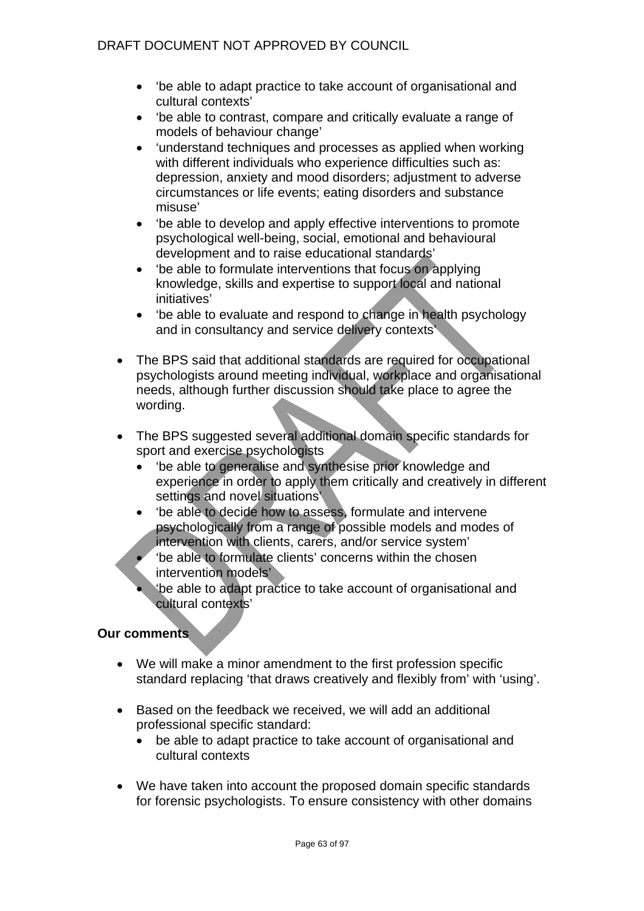- 'be able to adapt practice to take account of organisational and cultural contexts'
  - 'be able to contrast, compare and critically evaluate a range of models of behaviour change'
  - 'understand techniques and processes as applied when working with different individuals who experience difficulties such as: depression, anxiety and mood disorders; adjustment to adverse circumstances or life events; eating disorders and substance misuse'
  - 'be able to develop and apply effective interventions to promote psychological well-being, social, emotional and behavioural development and to raise educational standards'
  - 'be able to formulate interventions that focus on applying knowledge, skills and expertise to support local and national initiatives'
  - 'be able to evaluate and respond to change in health psychology and in consultancy and service delivery contexts'

- The BPS said that additional standards are required for occupational psychologists around meeting individual, workplace and organisational needs, although further discussion should take place to agree the wording.

- The BPS suggested several additional domain specific standards for sport and exercise psychologists
  - 'be able to generalise and synthesise prior knowledge and experience in order to apply them critically and creatively in different settings and novel situations'
  - 'be able to decide how to assess, formulate and intervene psychologically from a range of possible models and modes of intervention with clients, carers, and/or service system'
  - 'be able to formulate clients' concerns within the chosen intervention models'
  - 'be able to adapt practice to take account of organisational and cultural contexts'

**Our comments**

- We will make a minor amendment to the first profession specific standard replacing 'that draws creatively and flexibly from' with 'using'.

- Based on the feedback we received, we will add an additional professional specific standard:
  - be able to adapt practice to take account of organisational and cultural contexts

- We have taken into account the proposed domain specific standards for forensic psychologists. To ensure consistency with other domains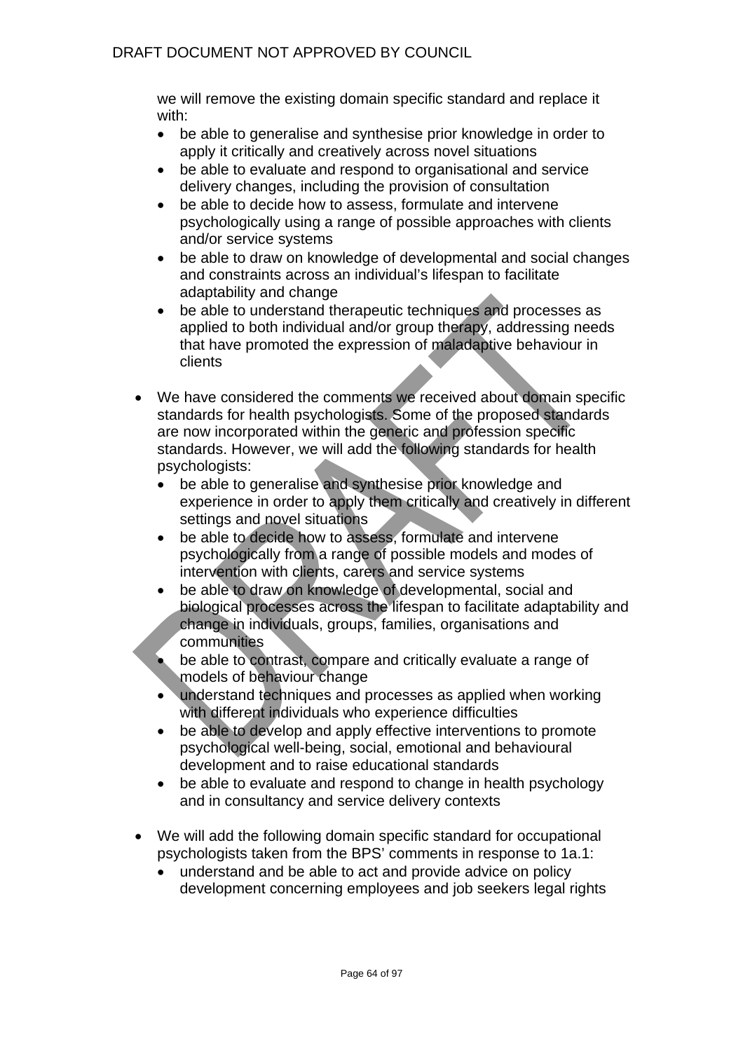we will remove the existing domain specific standard and replace it with:

- be able to generalise and synthesise prior knowledge in order to apply it critically and creatively across novel situations
- be able to evaluate and respond to organisational and service delivery changes, including the provision of consultation
- be able to decide how to assess, formulate and intervene psychologically using a range of possible approaches with clients and/or service systems
- be able to draw on knowledge of developmental and social changes and constraints across an individual's lifespan to facilitate adaptability and change
- be able to understand therapeutic techniques and processes as applied to both individual and/or group therapy, addressing needs that have promoted the expression of maladaptive behaviour in clients

- We have considered the comments we received about domain specific standards for health psychologists. Some of the proposed standards are now incorporated within the generic and profession specific standards. However, we will add the following standards for health psychologists:
  - be able to generalise and synthesise prior knowledge and experience in order to apply them critically and creatively in different settings and novel situations
  - be able to decide how to assess, formulate and intervene psychologically from a range of possible models and modes of intervention with clients, carers and service systems
  - be able to draw on knowledge of developmental, social and biological processes across the lifespan to facilitate adaptability and change in individuals, groups, families, organisations and communities
  - be able to contrast, compare and critically evaluate a range of models of behaviour change
  - understand techniques and processes as applied when working with different individuals who experience difficulties
  - be able to develop and apply effective interventions to promote psychological well-being, social, emotional and behavioural development and to raise educational standards
  - be able to evaluate and respond to change in health psychology and in consultancy and service delivery contexts

- We will add the following domain specific standard for occupational psychologists taken from the BPS' comments in response to 1a.1:
  - understand and be able to act and provide advice on policy development concerning employees and job seekers legal rights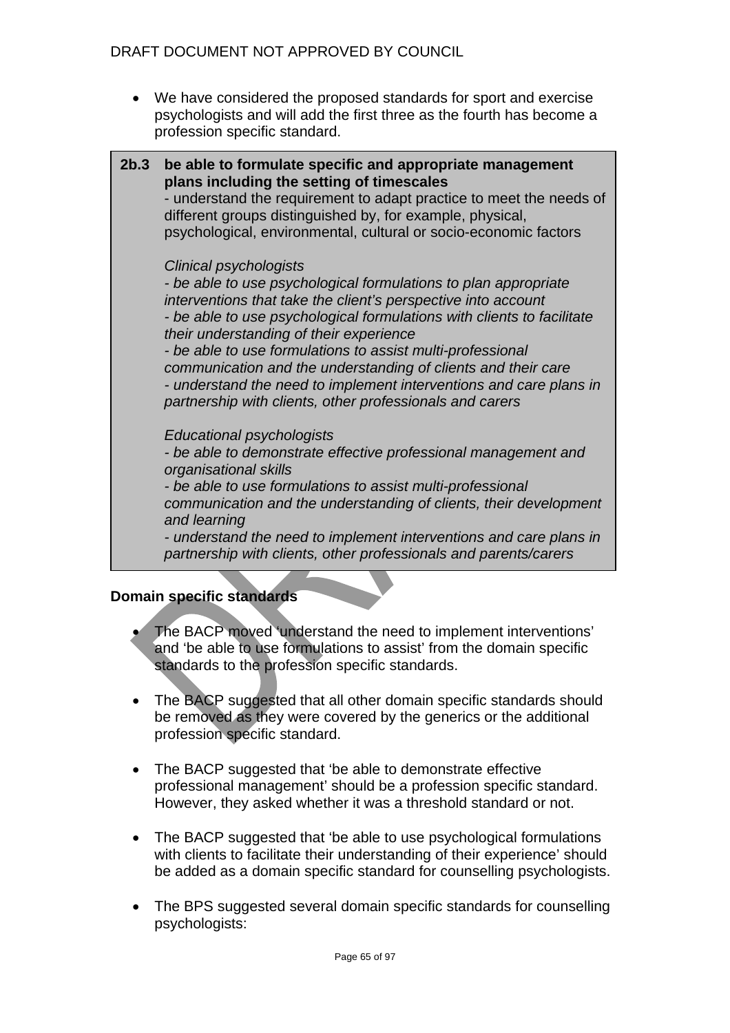- We have considered the proposed standards for sport and exercise psychologists and will add the first three as the fourth has become a profession specific standard.

> **2b.3 be able to formulate specific and appropriate management plans including the setting of timescales**
> - understand the requirement to adapt practice to meet the needs of different groups distinguished by, for example, physical, psychological, environmental, cultural or socio-economic factors
>
> *Clinical psychologists*
> *- be able to use psychological formulations to plan appropriate interventions that take the client's perspective into account*
> *- be able to use psychological formulations with clients to facilitate their understanding of their experience*
> *- be able to use formulations to assist multi-professional communication and the understanding of clients and their care*
> *- understand the need to implement interventions and care plans in partnership with clients, other professionals and carers*
>
> *Educational psychologists*
> *- be able to demonstrate effective professional management and organisational skills*
> *- be able to use formulations to assist multi-professional communication and the understanding of clients, their development and learning*
> *- understand the need to implement interventions and care plans in partnership with clients, other professionals and parents/carers*

**Domain specific standards**

- The BACP moved 'understand the need to implement interventions' and 'be able to use formulations to assist' from the domain specific standards to the profession specific standards.

- The BACP suggested that all other domain specific standards should be removed as they were covered by the generics or the additional profession specific standard.

- The BACP suggested that 'be able to demonstrate effective professional management' should be a profession specific standard. However, they asked whether it was a threshold standard or not.

- The BACP suggested that 'be able to use psychological formulations with clients to facilitate their understanding of their experience' should be added as a domain specific standard for counselling psychologists.

- The BPS suggested several domain specific standards for counselling psychologists: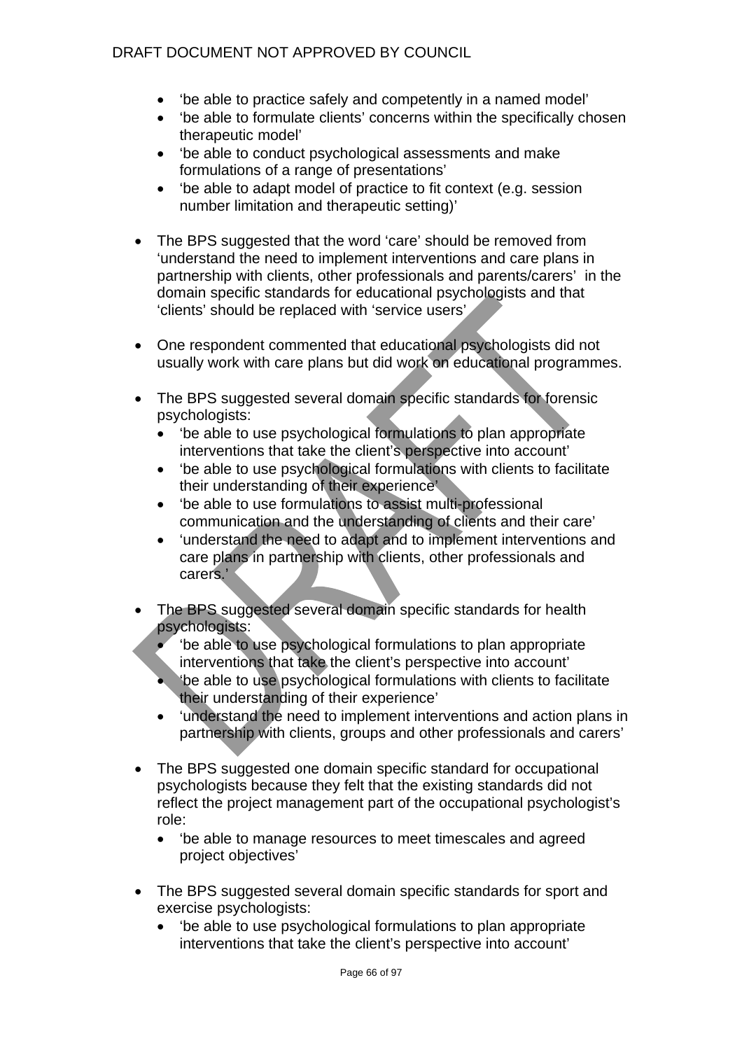- ‘be able to practice safely and competently in a named model’
  - ‘be able to formulate clients’ concerns within the specifically chosen therapeutic model’
  - ‘be able to conduct psychological assessments and make formulations of a range of presentations’
  - ‘be able to adapt model of practice to fit context (e.g. session number limitation and therapeutic setting)’

- The BPS suggested that the word ‘care’ should be removed from ‘understand the need to implement interventions and care plans in partnership with clients, other professionals and parents/carers’ in the domain specific standards for educational psychologists and that ‘clients’ should be replaced with ‘service users’

- One respondent commented that educational psychologists did not usually work with care plans but did work on educational programmes.

- The BPS suggested several domain specific standards for forensic psychologists:
  - ‘be able to use psychological formulations to plan appropriate interventions that take the client’s perspective into account’
  - ‘be able to use psychological formulations with clients to facilitate their understanding of their experience’
  - ‘be able to use formulations to assist multi-professional communication and the understanding of clients and their care’
  - ‘understand the need to adapt and to implement interventions and care plans in partnership with clients, other professionals and carers.’

- The BPS suggested several domain specific standards for health psychologists:
  - ‘be able to use psychological formulations to plan appropriate interventions that take the client’s perspective into account’
  - ‘be able to use psychological formulations with clients to facilitate their understanding of their experience’
  - ‘understand the need to implement interventions and action plans in partnership with clients, groups and other professionals and carers’

- The BPS suggested one domain specific standard for occupational psychologists because they felt that the existing standards did not reflect the project management part of the occupational psychologist’s role:
  - ‘be able to manage resources to meet timescales and agreed project objectives’

- The BPS suggested several domain specific standards for sport and exercise psychologists:
  - ‘be able to use psychological formulations to plan appropriate interventions that take the client’s perspective into account’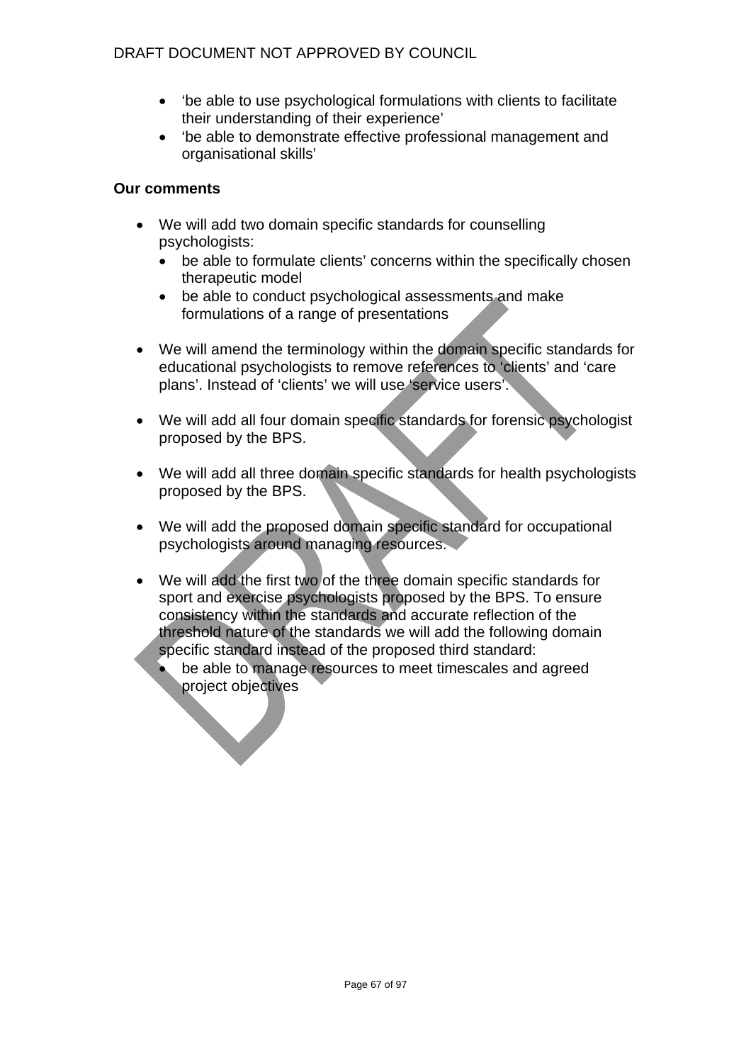- 'be able to use psychological formulations with clients to facilitate their understanding of their experience'
- 'be able to demonstrate effective professional management and organisational skills'

**Our comments**

- We will add two domain specific standards for counselling psychologists:
  - be able to formulate clients' concerns within the specifically chosen therapeutic model
  - be able to conduct psychological assessments and make formulations of a range of presentations
- We will amend the terminology within the domain specific standards for educational psychologists to remove references to 'clients' and 'care plans'. Instead of 'clients' we will use 'service users'.
- We will add all four domain specific standards for forensic psychologist proposed by the BPS.
- We will add all three domain specific standards for health psychologists proposed by the BPS.
- We will add the proposed domain specific standard for occupational psychologists around managing resources.
- We will add the first two of the three domain specific standards for sport and exercise psychologists proposed by the BPS. To ensure consistency within the standards and accurate reflection of the threshold nature of the standards we will add the following domain specific standard instead of the proposed third standard:
  - be able to manage resources to meet timescales and agreed project objectives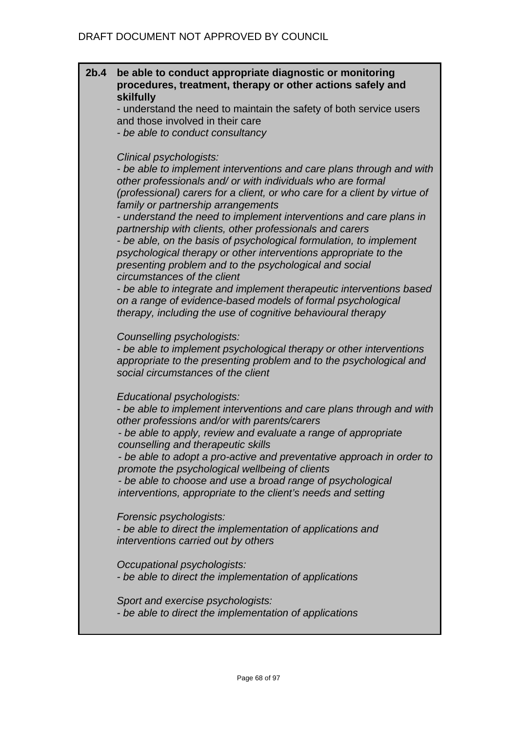DRAFT DOCUMENT NOT APPROVED BY COUNCIL

**2b.4 be able to conduct appropriate diagnostic or monitoring procedures, treatment, therapy or other actions safely and skilfully**

- understand the need to maintain the safety of both service users and those involved in their care
- *be able to conduct consultancy*

*Clinical psychologists:*

- *be able to implement interventions and care plans through and with other professionals and/ or with individuals who are formal (professional) carers for a client, or who care for a client by virtue of family or partnership arrangements*
- *understand the need to implement interventions and care plans in partnership with clients, other professionals and carers*
- *be able, on the basis of psychological formulation, to implement psychological therapy or other interventions appropriate to the presenting problem and to the psychological and social circumstances of the client*
- *be able to integrate and implement therapeutic interventions based on a range of evidence-based models of formal psychological therapy, including the use of cognitive behavioural therapy*

*Counselling psychologists:*

- *be able to implement psychological therapy or other interventions appropriate to the presenting problem and to the psychological and social circumstances of the client*

*Educational psychologists:*

- *be able to implement interventions and care plans through and with other professions and/or with parents/carers*
- *be able to apply, review and evaluate a range of appropriate counselling and therapeutic skills*
- *be able to adopt a pro-active and preventative approach in order to promote the psychological wellbeing of clients*
- *be able to choose and use a broad range of psychological interventions, appropriate to the client's needs and setting*

*Forensic psychologists:*

- *be able to direct the implementation of applications and interventions carried out by others*

*Occupational psychologists:*

- *be able to direct the implementation of applications*

*Sport and exercise psychologists:*

- *be able to direct the implementation of applications*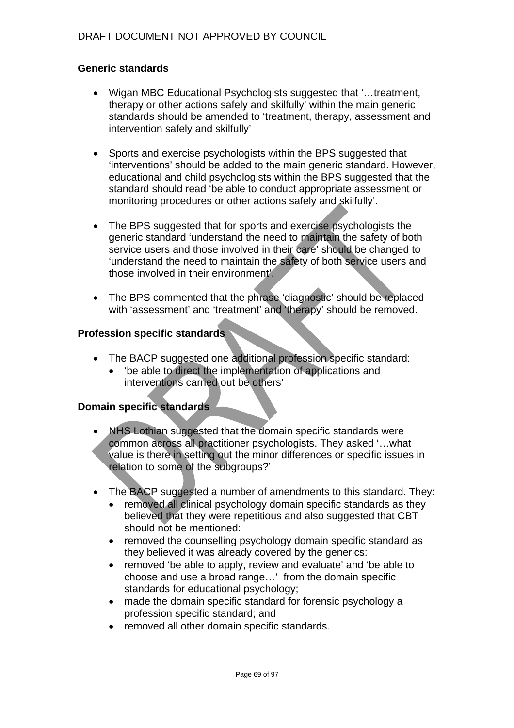## Generic standards

- Wigan MBC Educational Psychologists suggested that '…treatment, therapy or other actions safely and skilfully' within the main generic standards should be amended to 'treatment, therapy, assessment and intervention safely and skilfully'

- Sports and exercise psychologists within the BPS suggested that 'interventions' should be added to the main generic standard. However, educational and child psychologists within the BPS suggested that the standard should read 'be able to conduct appropriate assessment or monitoring procedures or other actions safely and skilfully'.

- The BPS suggested that for sports and exercise psychologists the generic standard 'understand the need to maintain the safety of both service users and those involved in their care' should be changed to 'understand the need to maintain the safety of both service users and those involved in their environment'.

- The BPS commented that the phrase 'diagnostic' should be replaced with 'assessment' and 'treatment' and 'therapy' should be removed.

## Profession specific standards

- The BACP suggested one additional profession specific standard:
  - 'be able to direct the implementation of applications and interventions carried out be others'

## Domain specific standards

- NHS Lothian suggested that the domain specific standards were common across all practitioner psychologists. They asked '…what value is there in setting out the minor differences or specific issues in relation to some of the subgroups?'

- The BACP suggested a number of amendments to this standard. They:
  - removed all clinical psychology domain specific standards as they believed that they were repetitious and also suggested that CBT should not be mentioned:
  - removed the counselling psychology domain specific standard as they believed it was already covered by the generics:
  - removed 'be able to apply, review and evaluate' and 'be able to choose and use a broad range…' from the domain specific standards for educational psychology;
  - made the domain specific standard for forensic psychology a profession specific standard; and
  - removed all other domain specific standards.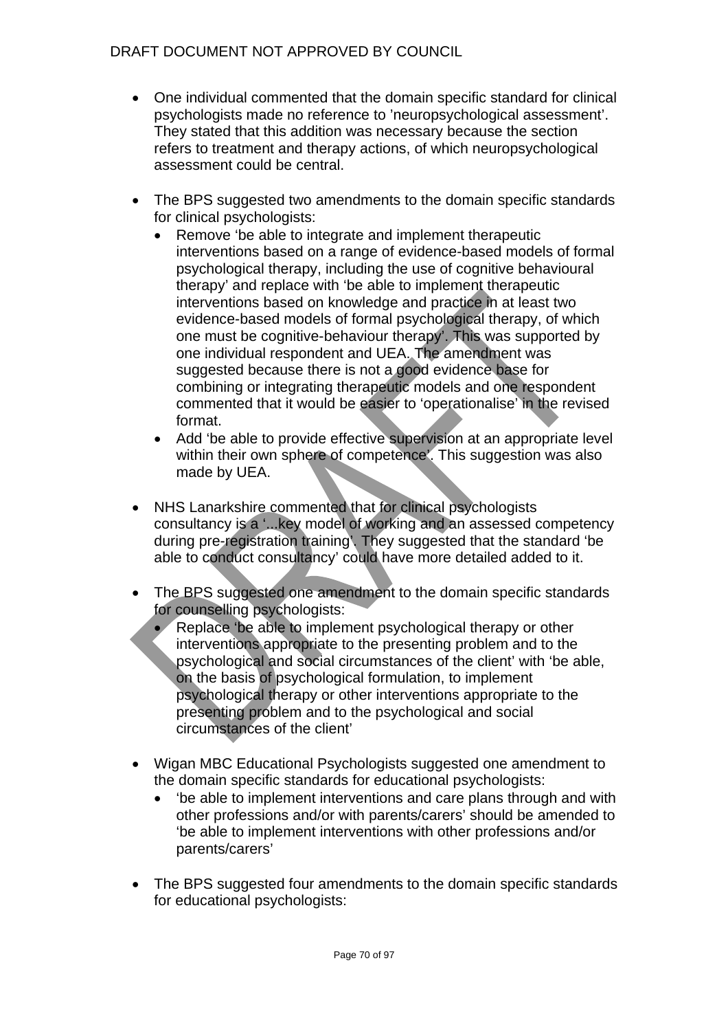- One individual commented that the domain specific standard for clinical psychologists made no reference to 'neuropsychological assessment'. They stated that this addition was necessary because the section refers to treatment and therapy actions, of which neuropsychological assessment could be central.

- The BPS suggested two amendments to the domain specific standards for clinical psychologists:
  - Remove 'be able to integrate and implement therapeutic interventions based on a range of evidence-based models of formal psychological therapy, including the use of cognitive behavioural therapy' and replace with 'be able to implement therapeutic interventions based on knowledge and practice in at least two evidence-based models of formal psychological therapy, of which one must be cognitive-behaviour therapy'. This was supported by one individual respondent and UEA. The amendment was suggested because there is not a good evidence base for combining or integrating therapeutic models and one respondent commented that it would be easier to 'operationalise' in the revised format.
  - Add 'be able to provide effective supervision at an appropriate level within their own sphere of competence'. This suggestion was also made by UEA.

- NHS Lanarkshire commented that for clinical psychologists consultancy is a '...key model of working and an assessed competency during pre-registration training'. They suggested that the standard 'be able to conduct consultancy' could have more detailed added to it.

- The BPS suggested one amendment to the domain specific standards for counselling psychologists:
  - Replace 'be able to implement psychological therapy or other interventions appropriate to the presenting problem and to the psychological and social circumstances of the client' with 'be able, on the basis of psychological formulation, to implement psychological therapy or other interventions appropriate to the presenting problem and to the psychological and social circumstances of the client'

- Wigan MBC Educational Psychologists suggested one amendment to the domain specific standards for educational psychologists:
  - 'be able to implement interventions and care plans through and with other professions and/or with parents/carers' should be amended to 'be able to implement interventions with other professions and/or parents/carers'

- The BPS suggested four amendments to the domain specific standards for educational psychologists: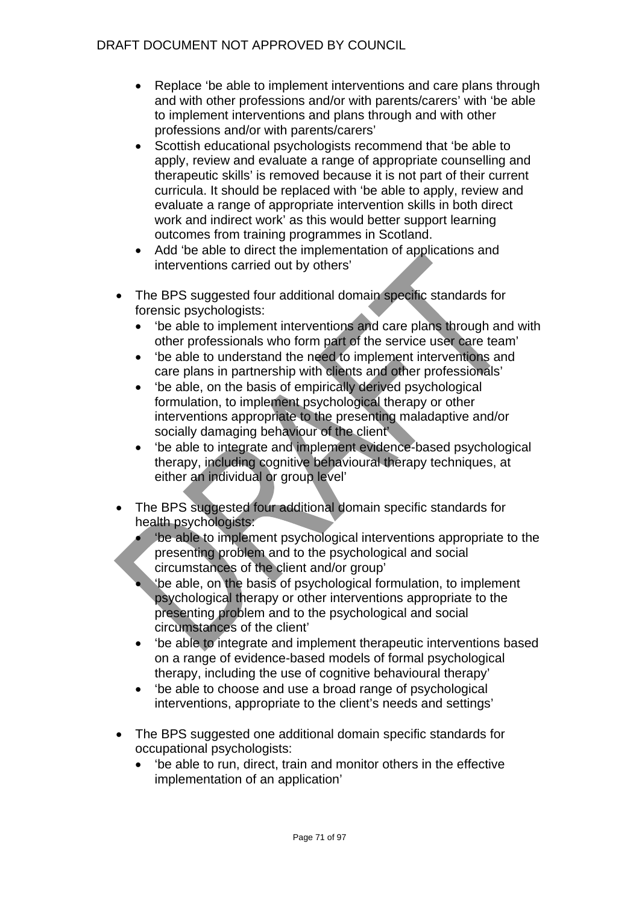- Replace 'be able to implement interventions and care plans through and with other professions and/or with parents/carers' with 'be able to implement interventions and plans through and with other professions and/or with parents/carers'
- Scottish educational psychologists recommend that 'be able to apply, review and evaluate a range of appropriate counselling and therapeutic skills' is removed because it is not part of their current curricula. It should be replaced with 'be able to apply, review and evaluate a range of appropriate intervention skills in both direct work and indirect work' as this would better support learning outcomes from training programmes in Scotland.
- Add 'be able to direct the implementation of applications and interventions carried out by others'

- The BPS suggested four additional domain specific standards for forensic psychologists:
  - 'be able to implement interventions and care plans through and with other professionals who form part of the service user care team'
  - 'be able to understand the need to implement interventions and care plans in partnership with clients and other professionals'
  - 'be able, on the basis of empirically derived psychological formulation, to implement psychological therapy or other interventions appropriate to the presenting maladaptive and/or socially damaging behaviour of the client'
  - 'be able to integrate and implement evidence-based psychological therapy, including cognitive behavioural therapy techniques, at either an individual or group level'

- The BPS suggested four additional domain specific standards for health psychologists:
  - 'be able to implement psychological interventions appropriate to the presenting problem and to the psychological and social circumstances of the client and/or group'
  - 'be able, on the basis of psychological formulation, to implement psychological therapy or other interventions appropriate to the presenting problem and to the psychological and social circumstances of the client'
  - 'be able to integrate and implement therapeutic interventions based on a range of evidence-based models of formal psychological therapy, including the use of cognitive behavioural therapy'
  - 'be able to choose and use a broad range of psychological interventions, appropriate to the client's needs and settings'

- The BPS suggested one additional domain specific standards for occupational psychologists:
  - 'be able to run, direct, train and monitor others in the effective implementation of an application'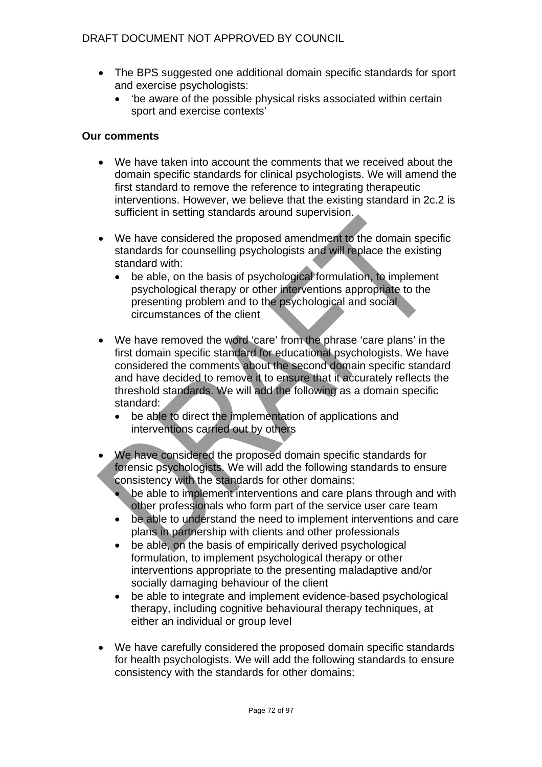- The BPS suggested one additional domain specific standards for sport and exercise psychologists:
  - 'be aware of the possible physical risks associated within certain sport and exercise contexts'

**Our comments**

- We have taken into account the comments that we received about the domain specific standards for clinical psychologists. We will amend the first standard to remove the reference to integrating therapeutic interventions. However, we believe that the existing standard in 2c.2 is sufficient in setting standards around supervision.

- We have considered the proposed amendment to the domain specific standards for counselling psychologists and will replace the existing standard with:
  - be able, on the basis of psychological formulation, to implement psychological therapy or other interventions appropriate to the presenting problem and to the psychological and social circumstances of the client

- We have removed the word 'care' from the phrase 'care plans' in the first domain specific standard for educational psychologists. We have considered the comments about the second domain specific standard and have decided to remove it to ensure that it accurately reflects the threshold standards. We will add the following as a domain specific standard:
  - be able to direct the implementation of applications and interventions carried out by others

- We have considered the proposed domain specific standards for forensic psychologists. We will add the following standards to ensure consistency with the standards for other domains:
  - be able to implement interventions and care plans through and with other professionals who form part of the service user care team
  - be able to understand the need to implement interventions and care plans in partnership with clients and other professionals
  - be able, on the basis of empirically derived psychological formulation, to implement psychological therapy or other interventions appropriate to the presenting maladaptive and/or socially damaging behaviour of the client
  - be able to integrate and implement evidence-based psychological therapy, including cognitive behavioural therapy techniques, at either an individual or group level

- We have carefully considered the proposed domain specific standards for health psychologists. We will add the following standards to ensure consistency with the standards for other domains: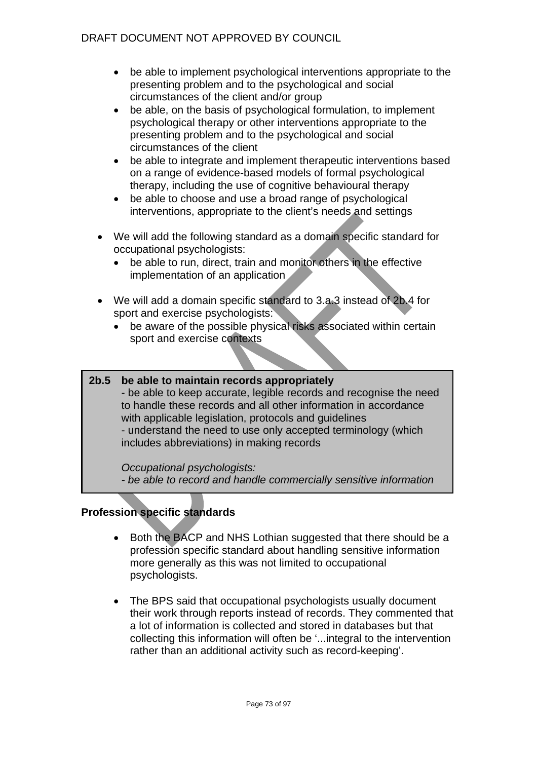- be able to implement psychological interventions appropriate to the presenting problem and to the psychological and social circumstances of the client and/or group
- be able, on the basis of psychological formulation, to implement psychological therapy or other interventions appropriate to the presenting problem and to the psychological and social circumstances of the client
- be able to integrate and implement therapeutic interventions based on a range of evidence-based models of formal psychological therapy, including the use of cognitive behavioural therapy
- be able to choose and use a broad range of psychological interventions, appropriate to the client's needs and settings

- We will add the following standard as a domain specific standard for occupational psychologists:
  - be able to run, direct, train and monitor others in the effective implementation of an application

- We will add a domain specific standard to 3.a.3 instead of 2b.4 for sport and exercise psychologists:
  - be aware of the possible physical risks associated within certain sport and exercise contexts

| | |
|---|---|
| **2b.5** | **be able to maintain records appropriately**<br>- be able to keep accurate, legible records and recognise the need to handle these records and all other information in accordance with applicable legislation, protocols and guidelines<br>- understand the need to use only accepted terminology (which includes abbreviations) in making records<br><br>*Occupational psychologists:*<br>*- be able to record and handle commercially sensitive information* |

**Profession specific standards**

- Both the BACP and NHS Lothian suggested that there should be a profession specific standard about handling sensitive information more generally as this was not limited to occupational psychologists.

- The BPS said that occupational psychologists usually document their work through reports instead of records. They commented that a lot of information is collected and stored in databases but that collecting this information will often be '...integral to the intervention rather than an additional activity such as record-keeping'.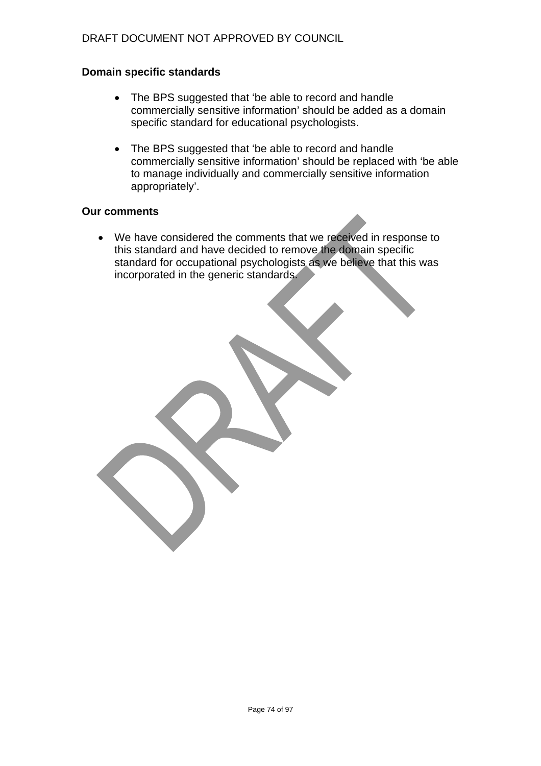**Domain specific standards**

- The BPS suggested that 'be able to record and handle commercially sensitive information' should be added as a domain specific standard for educational psychologists.

- The BPS suggested that 'be able to record and handle commercially sensitive information' should be replaced with 'be able to manage individually and commercially sensitive information appropriately'.

**Our comments**

- We have considered the comments that we received in response to this standard and have decided to remove the domain specific standard for occupational psychologists as we believe that this was incorporated in the generic standards.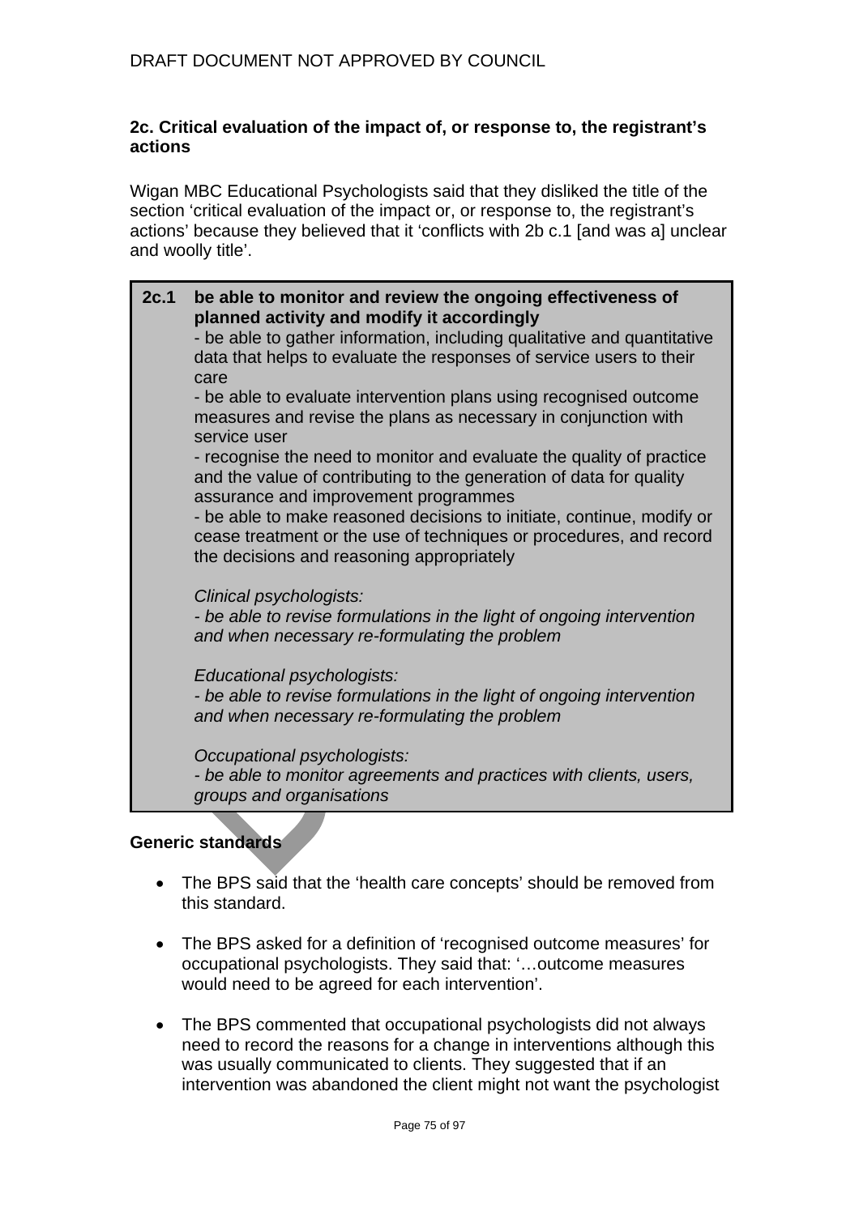### 2c. Critical evaluation of the impact of, or response to, the registrant's actions

Wigan MBC Educational Psychologists said that they disliked the title of the section 'critical evaluation of the impact or, or response to, the registrant's actions' because they believed that it 'conflicts with 2b c.1 [and was a] unclear and woolly title'.

| | |
|---|---|
| **2c.1** | **be able to monitor and review the ongoing effectiveness of planned activity and modify it accordingly**<br>- be able to gather information, including qualitative and quantitative data that helps to evaluate the responses of service users to their care<br>- be able to evaluate intervention plans using recognised outcome measures and revise the plans as necessary in conjunction with service user<br>- recognise the need to monitor and evaluate the quality of practice and the value of contributing to the generation of data for quality assurance and improvement programmes<br>- be able to make reasoned decisions to initiate, continue, modify or cease treatment or the use of techniques or procedures, and record the decisions and reasoning appropriately<br><br>*Clinical psychologists:*<br>*- be able to revise formulations in the light of ongoing intervention and when necessary re-formulating the problem*<br><br>*Educational psychologists:*<br>*- be able to revise formulations in the light of ongoing intervention and when necessary re-formulating the problem*<br><br>*Occupational psychologists:*<br>*- be able to monitor agreements and practices with clients, users, groups and organisations* |

**Generic standards**

- The BPS said that the 'health care concepts' should be removed from this standard.

- The BPS asked for a definition of 'recognised outcome measures' for occupational psychologists. They said that: '…outcome measures would need to be agreed for each intervention'.

- The BPS commented that occupational psychologists did not always need to record the reasons for a change in interventions although this was usually communicated to clients. They suggested that if an intervention was abandoned the client might not want the psychologist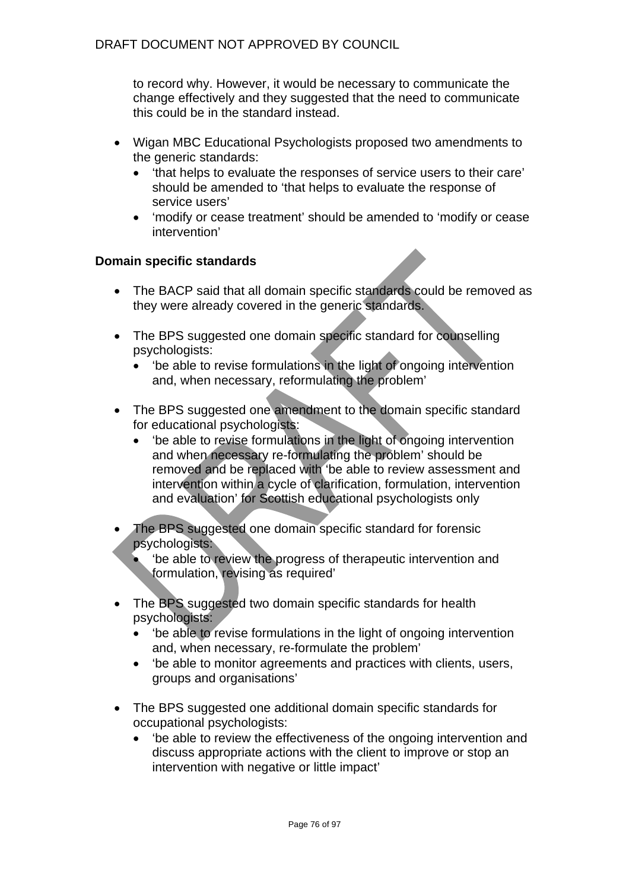to record why. However, it would be necessary to communicate the change effectively and they suggested that the need to communicate this could be in the standard instead.

- Wigan MBC Educational Psychologists proposed two amendments to the generic standards:
  - 'that helps to evaluate the responses of service users to their care' should be amended to 'that helps to evaluate the response of service users'
  - 'modify or cease treatment' should be amended to 'modify or cease intervention'

**Domain specific standards**

- The BACP said that all domain specific standards could be removed as they were already covered in the generic standards.

- The BPS suggested one domain specific standard for counselling psychologists:
  - 'be able to revise formulations in the light of ongoing intervention and, when necessary, reformulating the problem'

- The BPS suggested one amendment to the domain specific standard for educational psychologists:
  - 'be able to revise formulations in the light of ongoing intervention and when necessary re-formulating the problem' should be removed and be replaced with 'be able to review assessment and intervention within a cycle of clarification, formulation, intervention and evaluation' for Scottish educational psychologists only

- The BPS suggested one domain specific standard for forensic psychologists:
  - 'be able to review the progress of therapeutic intervention and formulation, revising as required'

- The BPS suggested two domain specific standards for health psychologists:
  - 'be able to revise formulations in the light of ongoing intervention and, when necessary, re-formulate the problem'
  - 'be able to monitor agreements and practices with clients, users, groups and organisations'

- The BPS suggested one additional domain specific standards for occupational psychologists:
  - 'be able to review the effectiveness of the ongoing intervention and discuss appropriate actions with the client to improve or stop an intervention with negative or little impact'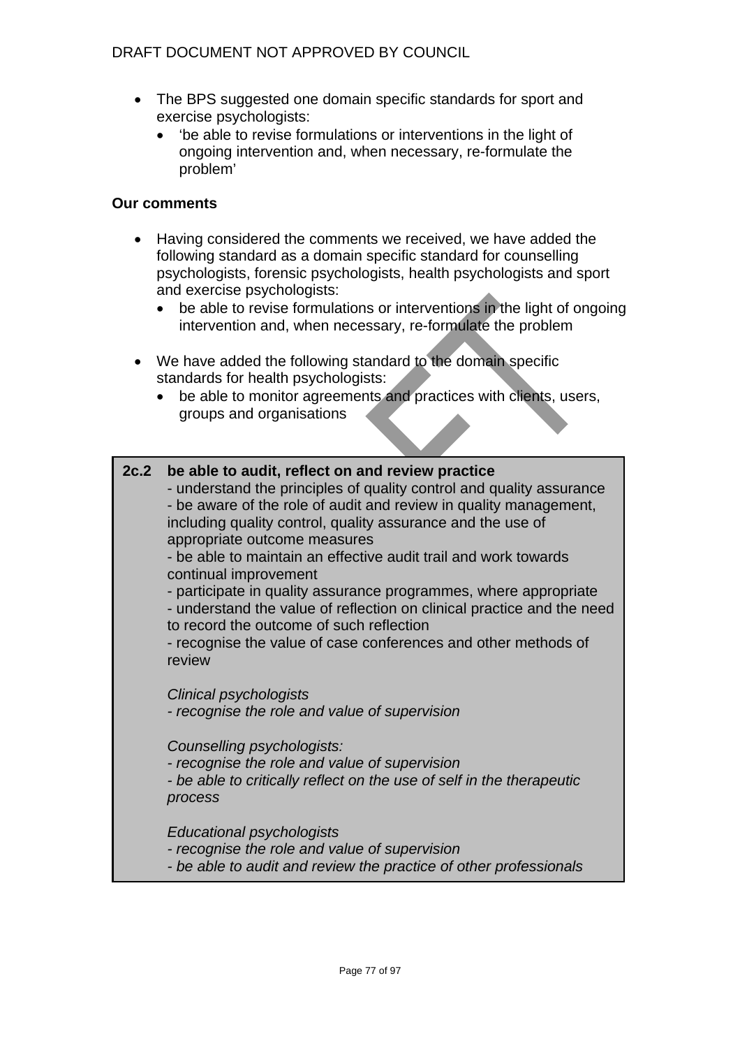- The BPS suggested one domain specific standards for sport and exercise psychologists:
  - 'be able to revise formulations or interventions in the light of ongoing intervention and, when necessary, re-formulate the problem'

**Our comments**

- Having considered the comments we received, we have added the following standard as a domain specific standard for counselling psychologists, forensic psychologists, health psychologists and sport and exercise psychologists:
  - be able to revise formulations or interventions in the light of ongoing intervention and, when necessary, re-formulate the problem

- We have added the following standard to the domain specific standards for health psychologists:
  - be able to monitor agreements and practices with clients, users, groups and organisations

**2c.2 be able to audit, reflect on and review practice**

- understand the principles of quality control and quality assurance
- be aware of the role of audit and review in quality management, including quality control, quality assurance and the use of appropriate outcome measures
- be able to maintain an effective audit trail and work towards continual improvement
- participate in quality assurance programmes, where appropriate
- understand the value of reflection on clinical practice and the need to record the outcome of such reflection
- recognise the value of case conferences and other methods of review

*Clinical psychologists*
*- recognise the role and value of supervision*

*Counselling psychologists:*
*- recognise the role and value of supervision*
*- be able to critically reflect on the use of self in the therapeutic process*

*Educational psychologists*
*- recognise the role and value of supervision*
*- be able to audit and review the practice of other professionals*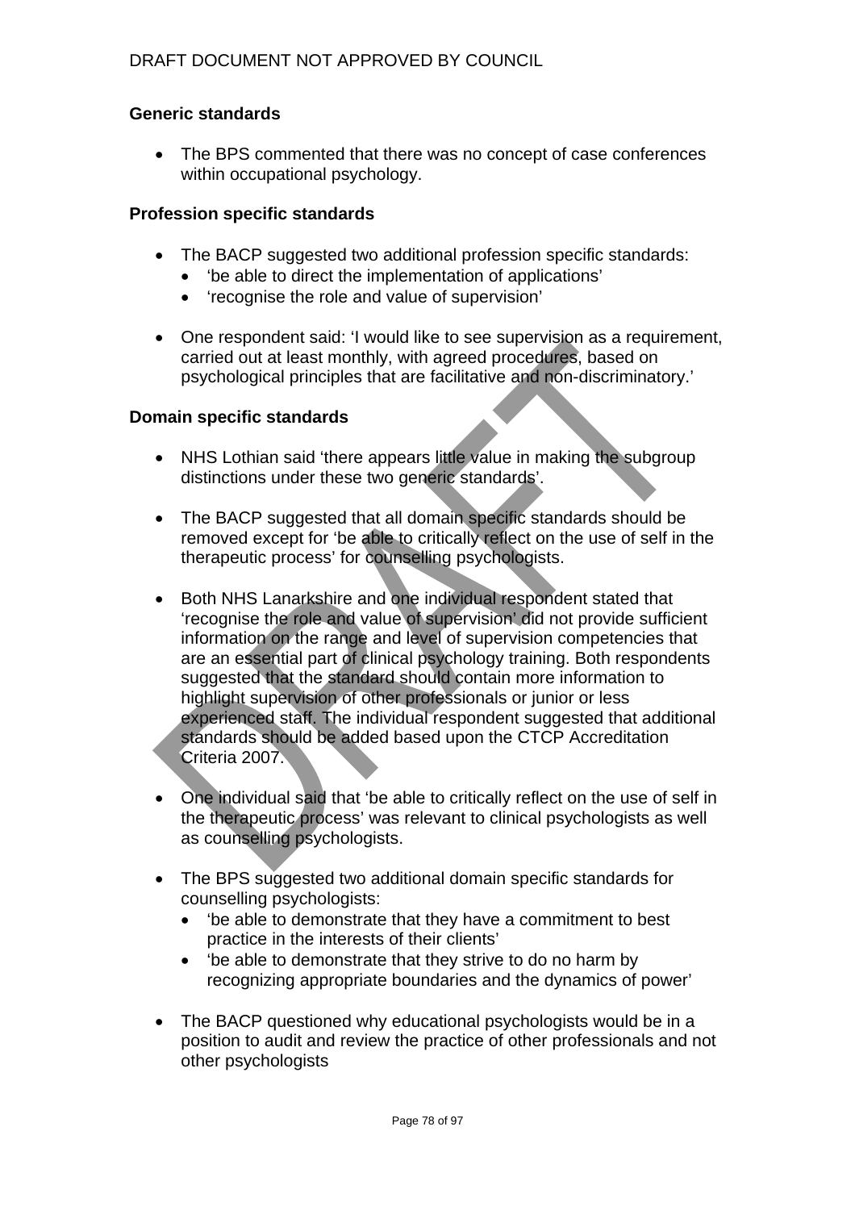### Generic standards

- The BPS commented that there was no concept of case conferences within occupational psychology.

### Profession specific standards

- The BACP suggested two additional profession specific standards:
  - 'be able to direct the implementation of applications'
  - 'recognise the role and value of supervision'

- One respondent said: 'I would like to see supervision as a requirement, carried out at least monthly, with agreed procedures, based on psychological principles that are facilitative and non-discriminatory.'

### Domain specific standards

- NHS Lothian said 'there appears little value in making the subgroup distinctions under these two generic standards'.

- The BACP suggested that all domain specific standards should be removed except for 'be able to critically reflect on the use of self in the therapeutic process' for counselling psychologists.

- Both NHS Lanarkshire and one individual respondent stated that 'recognise the role and value of supervision' did not provide sufficient information on the range and level of supervision competencies that are an essential part of clinical psychology training. Both respondents suggested that the standard should contain more information to highlight supervision of other professionals or junior or less experienced staff. The individual respondent suggested that additional standards should be added based upon the CTCP Accreditation Criteria 2007.

- One individual said that 'be able to critically reflect on the use of self in the therapeutic process' was relevant to clinical psychologists as well as counselling psychologists.

- The BPS suggested two additional domain specific standards for counselling psychologists:
  - 'be able to demonstrate that they have a commitment to best practice in the interests of their clients'
  - 'be able to demonstrate that they strive to do no harm by recognizing appropriate boundaries and the dynamics of power'

- The BACP questioned why educational psychologists would be in a position to audit and review the practice of other professionals and not other psychologists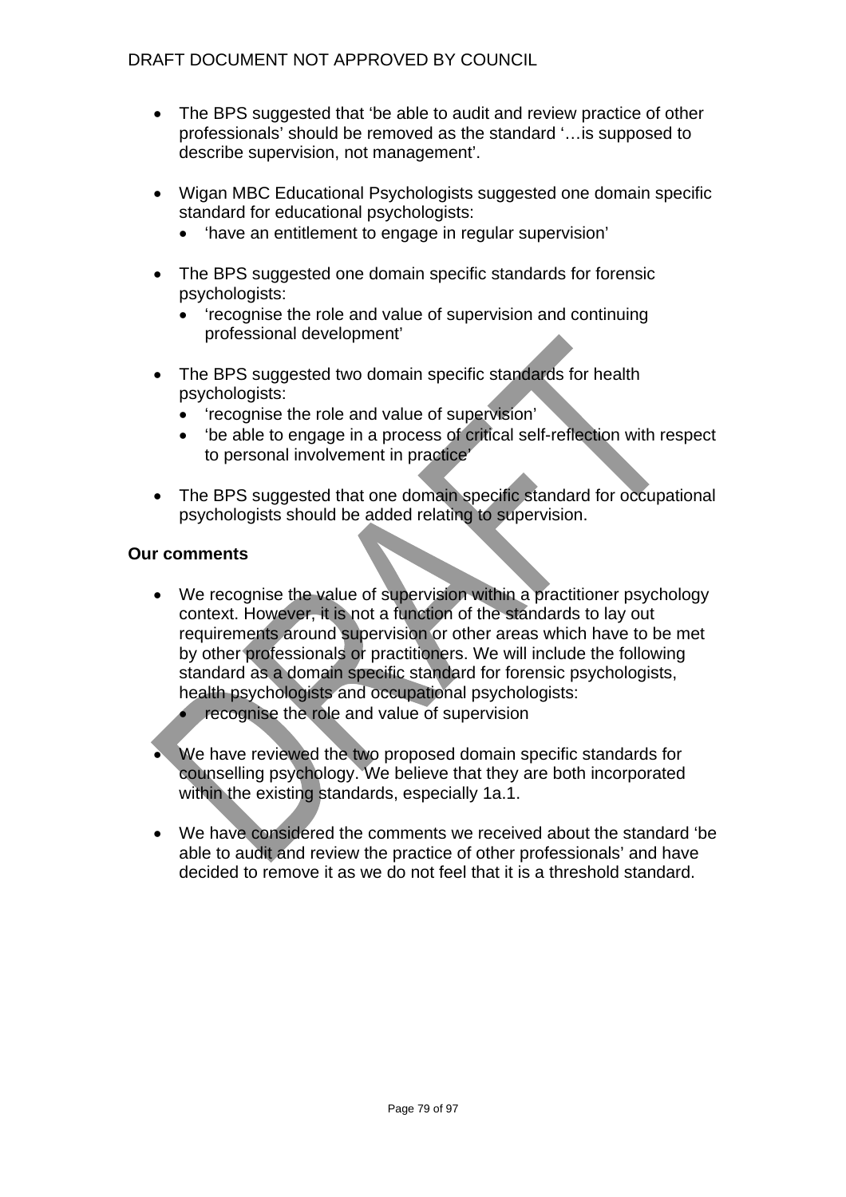- The BPS suggested that 'be able to audit and review practice of other professionals' should be removed as the standard '…is supposed to describe supervision, not management'.

- Wigan MBC Educational Psychologists suggested one domain specific standard for educational psychologists:
  - 'have an entitlement to engage in regular supervision'

- The BPS suggested one domain specific standards for forensic psychologists:
  - 'recognise the role and value of supervision and continuing professional development'

- The BPS suggested two domain specific standards for health psychologists:
  - 'recognise the role and value of supervision'
  - 'be able to engage in a process of critical self-reflection with respect to personal involvement in practice'

- The BPS suggested that one domain specific standard for occupational psychologists should be added relating to supervision.

**Our comments**

- We recognise the value of supervision within a practitioner psychology context. However, it is not a function of the standards to lay out requirements around supervision or other areas which have to be met by other professionals or practitioners. We will include the following standard as a domain specific standard for forensic psychologists, health psychologists and occupational psychologists:
  - recognise the role and value of supervision

- We have reviewed the two proposed domain specific standards for counselling psychology. We believe that they are both incorporated within the existing standards, especially 1a.1.

- We have considered the comments we received about the standard 'be able to audit and review the practice of other professionals' and have decided to remove it as we do not feel that it is a threshold standard.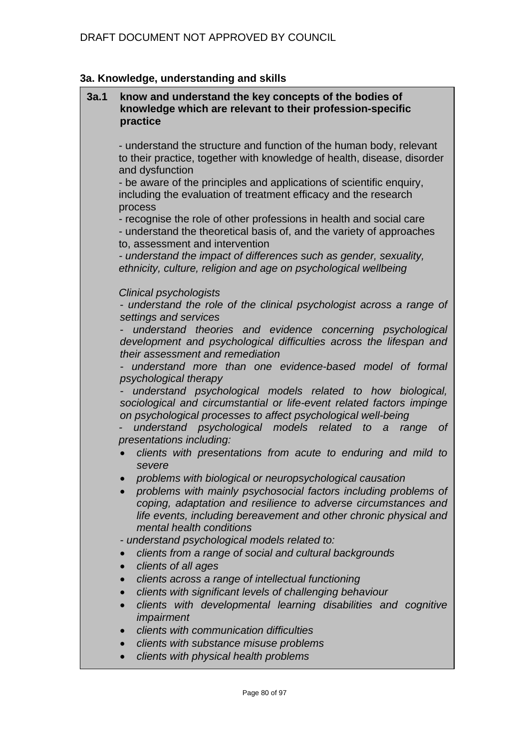DRAFT DOCUMENT NOT APPROVED BY COUNCIL

### 3a. Knowledge, understanding and skills

**3a.1 know and understand the key concepts of the bodies of knowledge which are relevant to their profession-specific practice**

- understand the structure and function of the human body, relevant to their practice, together with knowledge of health, disease, disorder and dysfunction
- be aware of the principles and applications of scientific enquiry, including the evaluation of treatment efficacy and the research process
- recognise the role of other professions in health and social care
- understand the theoretical basis of, and the variety of approaches to, assessment and intervention
- *understand the impact of differences such as gender, sexuality, ethnicity, culture, religion and age on psychological wellbeing*

*Clinical psychologists*

- *understand the role of the clinical psychologist across a range of settings and services*
- *understand theories and evidence concerning psychological development and psychological difficulties across the lifespan and their assessment and remediation*
- *understand more than one evidence-based model of formal psychological therapy*
- *understand psychological models related to how biological, sociological and circumstantial or life-event related factors impinge on psychological processes to affect psychological well-being*
- *understand psychological models related to a range of presentations including:*
  - *clients with presentations from acute to enduring and mild to severe*
  - *problems with biological or neuropsychological causation*
  - *problems with mainly psychosocial factors including problems of coping, adaptation and resilience to adverse circumstances and life events, including bereavement and other chronic physical and mental health conditions*
- *understand psychological models related to:*
  - *clients from a range of social and cultural backgrounds*
  - *clients of all ages*
  - *clients across a range of intellectual functioning*
  - *clients with significant levels of challenging behaviour*
  - *clients with developmental learning disabilities and cognitive impairment*
  - *clients with communication difficulties*
  - *clients with substance misuse problems*
  - *clients with physical health problems*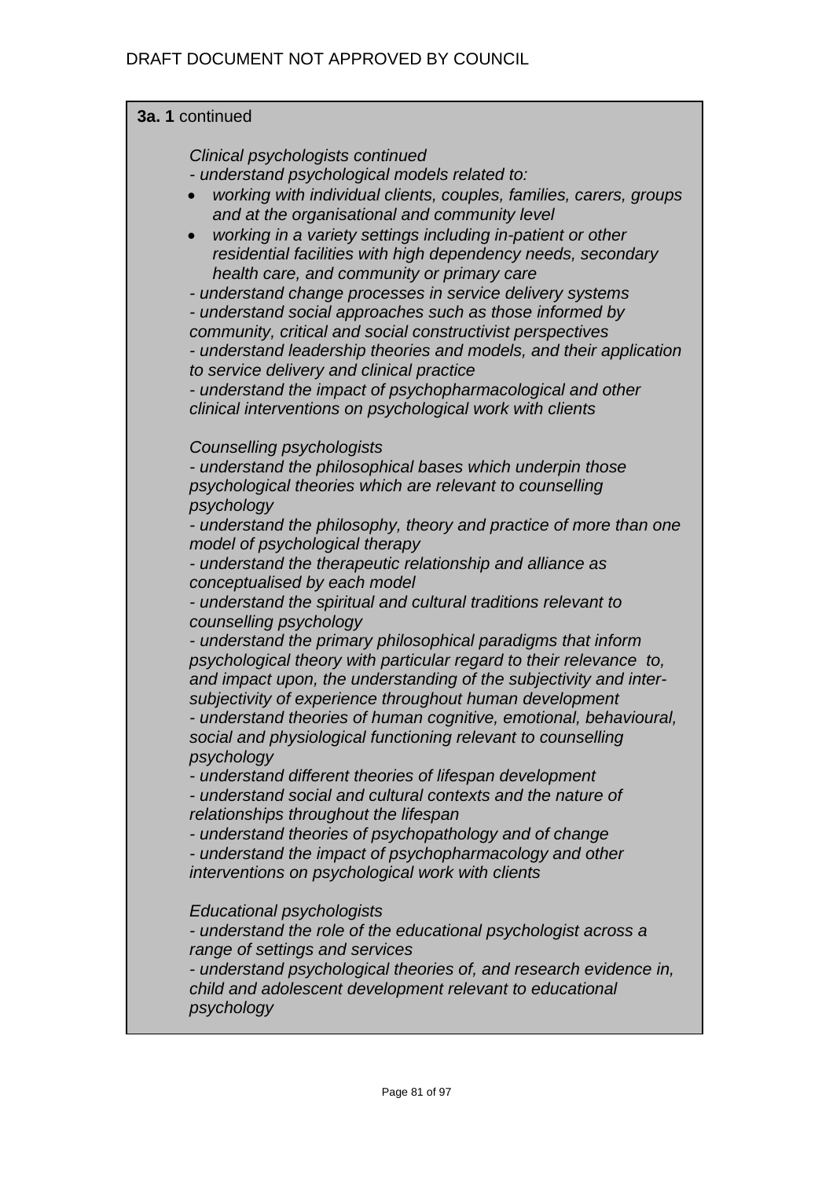**3a. 1** continued

*Clinical psychologists continued*

*- understand psychological models related to:*

- *working with individual clients, couples, families, carers, groups and at the organisational and community level*
- *working in a variety settings including in-patient or other residential facilities with high dependency needs, secondary health care, and community or primary care*

*- understand change processes in service delivery systems*

*- understand social approaches such as those informed by community, critical and social constructivist perspectives*

*- understand leadership theories and models, and their application to service delivery and clinical practice*

*- understand the impact of psychopharmacological and other clinical interventions on psychological work with clients*

*Counselling psychologists*

*- understand the philosophical bases which underpin those psychological theories which are relevant to counselling psychology*

*- understand the philosophy, theory and practice of more than one model of psychological therapy*

*- understand the therapeutic relationship and alliance as conceptualised by each model*

*- understand the spiritual and cultural traditions relevant to counselling psychology*

*- understand the primary philosophical paradigms that inform psychological theory with particular regard to their relevance to, and impact upon, the understanding of the subjectivity and inter-subjectivity of experience throughout human development*

*- understand theories of human cognitive, emotional, behavioural, social and physiological functioning relevant to counselling psychology*

*- understand different theories of lifespan development*

*- understand social and cultural contexts and the nature of relationships throughout the lifespan*

*- understand theories of psychopathology and of change*

*- understand the impact of psychopharmacology and other interventions on psychological work with clients*

*Educational psychologists*

*- understand the role of the educational psychologist across a range of settings and services*

*- understand psychological theories of, and research evidence in, child and adolescent development relevant to educational psychology*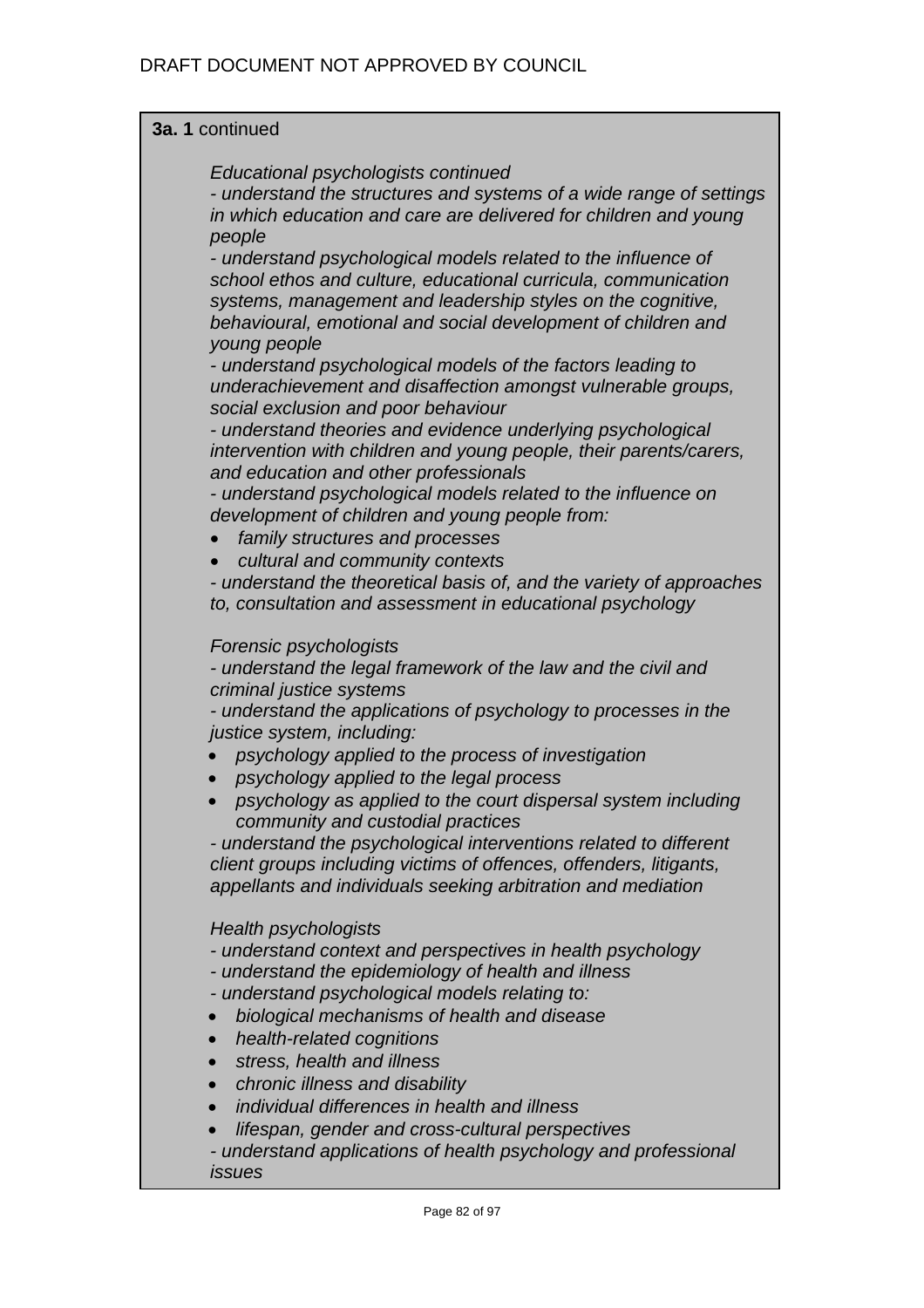DRAFT DOCUMENT NOT APPROVED BY COUNCIL

**3a. 1** continued

*Educational psychologists continued*

*- understand the structures and systems of a wide range of settings in which education and care are delivered for children and young people*

*- understand psychological models related to the influence of school ethos and culture, educational curricula, communication systems, management and leadership styles on the cognitive, behavioural, emotional and social development of children and young people*

*- understand psychological models of the factors leading to underachievement and disaffection amongst vulnerable groups, social exclusion and poor behaviour*

*- understand theories and evidence underlying psychological intervention with children and young people, their parents/carers, and education and other professionals*

*- understand psychological models related to the influence on development of children and young people from:*

- *family structures and processes*
- *cultural and community contexts*

*- understand the theoretical basis of, and the variety of approaches to, consultation and assessment in educational psychology*

*Forensic psychologists*

*- understand the legal framework of the law and the civil and criminal justice systems*

*- understand the applications of psychology to processes in the justice system, including:*

- *psychology applied to the process of investigation*
- *psychology applied to the legal process*
- *psychology as applied to the court dispersal system including community and custodial practices*

*- understand the psychological interventions related to different client groups including victims of offences, offenders, litigants, appellants and individuals seeking arbitration and mediation*

*Health psychologists*

*- understand context and perspectives in health psychology*

*- understand the epidemiology of health and illness*

*- understand psychological models relating to:*

- *biological mechanisms of health and disease*
- *health-related cognitions*
- *stress, health and illness*
- *chronic illness and disability*
- *individual differences in health and illness*
- *lifespan, gender and cross-cultural perspectives*

*- understand applications of health psychology and professional issues*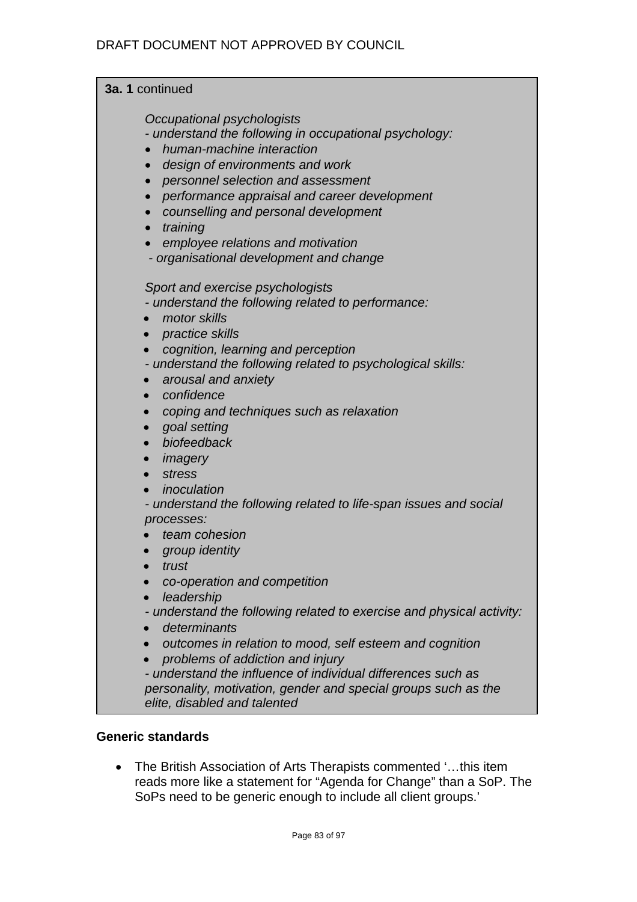**3a. 1** continued

*Occupational psychologists*

*- understand the following in occupational psychology:*

- *human-machine interaction*
- *design of environments and work*
- *personnel selection and assessment*
- *performance appraisal and career development*
- *counselling and personal development*
- *training*
- *employee relations and motivation*

*- organisational development and change*

*Sport and exercise psychologists*

*- understand the following related to performance:*

- *motor skills*
- *practice skills*
- *cognition, learning and perception*

*- understand the following related to psychological skills:*

- *arousal and anxiety*
- *confidence*
- *coping and techniques such as relaxation*
- *goal setting*
- *biofeedback*
- *imagery*
- *stress*
- *inoculation*

*- understand the following related to life-span issues and social processes:*

- *team cohesion*
- *group identity*
- *trust*
- *co-operation and competition*
- *leadership*

*- understand the following related to exercise and physical activity:*

- *determinants*
- *outcomes in relation to mood, self esteem and cognition*
- *problems of addiction and injury*

*- understand the influence of individual differences such as personality, motivation, gender and special groups such as the elite, disabled and talented*

**Generic standards**

- The British Association of Arts Therapists commented '…this item reads more like a statement for "Agenda for Change" than a SoP. The SoPs need to be generic enough to include all client groups.'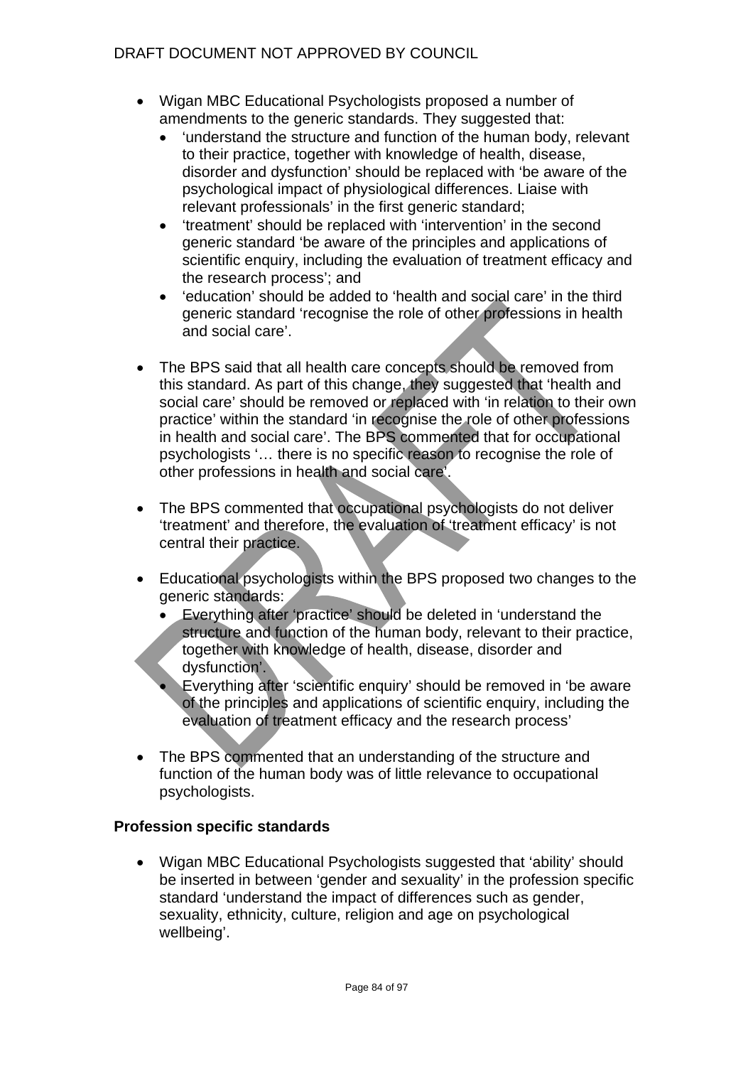- Wigan MBC Educational Psychologists proposed a number of amendments to the generic standards. They suggested that:
  - 'understand the structure and function of the human body, relevant to their practice, together with knowledge of health, disease, disorder and dysfunction' should be replaced with 'be aware of the psychological impact of physiological differences. Liaise with relevant professionals' in the first generic standard;
  - 'treatment' should be replaced with 'intervention' in the second generic standard 'be aware of the principles and applications of scientific enquiry, including the evaluation of treatment efficacy and the research process'; and
  - 'education' should be added to 'health and social care' in the third generic standard 'recognise the role of other professions in health and social care'.

- The BPS said that all health care concepts should be removed from this standard. As part of this change, they suggested that 'health and social care' should be removed or replaced with 'in relation to their own practice' within the standard 'in recognise the role of other professions in health and social care'. The BPS commented that for occupational psychologists '… there is no specific reason to recognise the role of other professions in health and social care'.

- The BPS commented that occupational psychologists do not deliver 'treatment' and therefore, the evaluation of 'treatment efficacy' is not central their practice.

- Educational psychologists within the BPS proposed two changes to the generic standards:
  - Everything after 'practice' should be deleted in 'understand the structure and function of the human body, relevant to their practice, together with knowledge of health, disease, disorder and dysfunction'.
  - Everything after 'scientific enquiry' should be removed in 'be aware of the principles and applications of scientific enquiry, including the evaluation of treatment efficacy and the research process'

- The BPS commented that an understanding of the structure and function of the human body was of little relevance to occupational psychologists.

### Profession specific standards

- Wigan MBC Educational Psychologists suggested that 'ability' should be inserted in between 'gender and sexuality' in the profession specific standard 'understand the impact of differences such as gender, sexuality, ethnicity, culture, religion and age on psychological wellbeing'.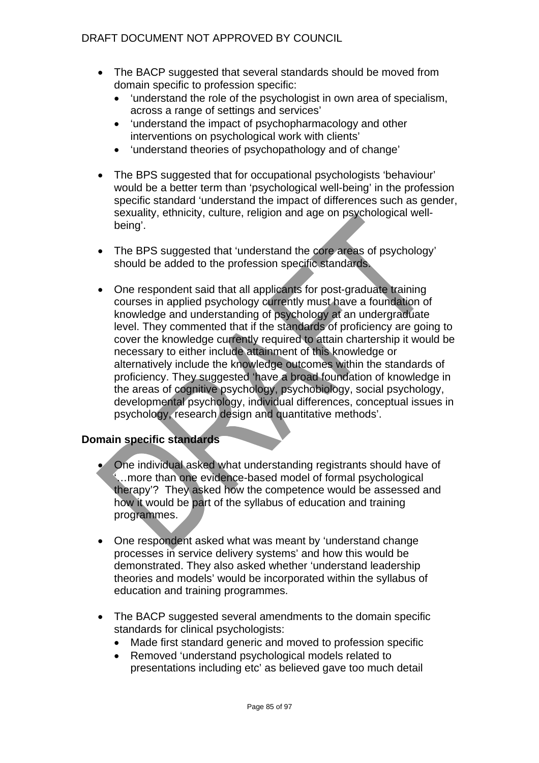- The BACP suggested that several standards should be moved from domain specific to profession specific:
  - 'understand the role of the psychologist in own area of specialism, across a range of settings and services'
  - 'understand the impact of psychopharmacology and other interventions on psychological work with clients'
  - 'understand theories of psychopathology and of change'

- The BPS suggested that for occupational psychologists 'behaviour' would be a better term than 'psychological well-being' in the profession specific standard 'understand the impact of differences such as gender, sexuality, ethnicity, culture, religion and age on psychological well-being'.

- The BPS suggested that 'understand the core areas of psychology' should be added to the profession specific standards.

- One respondent said that all applicants for post-graduate training courses in applied psychology currently must have a foundation of knowledge and understanding of psychology at an undergraduate level. They commented that if the standards of proficiency are going to cover the knowledge currently required to attain chartership it would be necessary to either include attainment of this knowledge or alternatively include the knowledge outcomes within the standards of proficiency. They suggested 'have a broad foundation of knowledge in the areas of cognitive psychology, psychobiology, social psychology, developmental psychology, individual differences, conceptual issues in psychology, research design and quantitative methods'.

**Domain specific standards**

- One individual asked what understanding registrants should have of '…more than one evidence-based model of formal psychological therapy'? They asked how the competence would be assessed and how it would be part of the syllabus of education and training programmes.

- One respondent asked what was meant by 'understand change processes in service delivery systems' and how this would be demonstrated. They also asked whether 'understand leadership theories and models' would be incorporated within the syllabus of education and training programmes.

- The BACP suggested several amendments to the domain specific standards for clinical psychologists:
  - Made first standard generic and moved to profession specific
  - Removed 'understand psychological models related to presentations including etc' as believed gave too much detail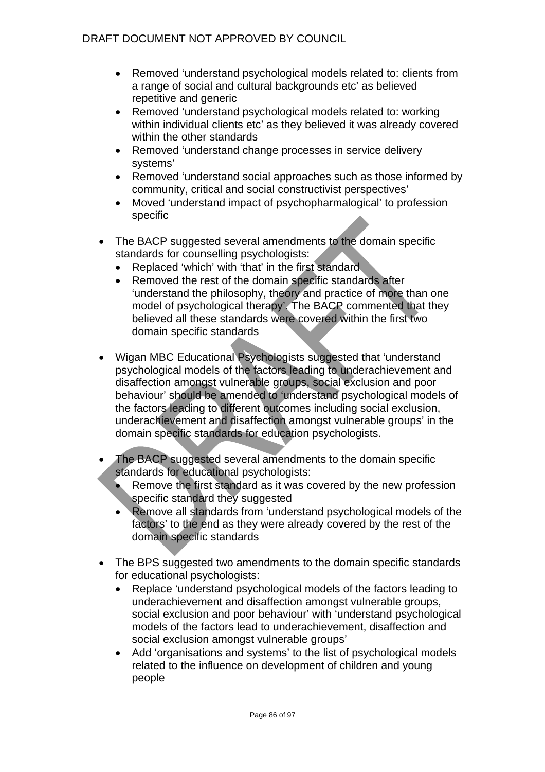- Removed 'understand psychological models related to: clients from a range of social and cultural backgrounds etc' as believed repetitive and generic
  - Removed 'understand psychological models related to: working within individual clients etc' as they believed it was already covered within the other standards
  - Removed 'understand change processes in service delivery systems'
  - Removed 'understand social approaches such as those informed by community, critical and social constructivist perspectives'
  - Moved 'understand impact of psychopharmalogical' to profession specific

- The BACP suggested several amendments to the domain specific standards for counselling psychologists:
  - Replaced 'which' with 'that' in the first standard
  - Removed the rest of the domain specific standards after 'understand the philosophy, theory and practice of more than one model of psychological therapy'. The BACP commented that they believed all these standards were covered within the first two domain specific standards

- Wigan MBC Educational Psychologists suggested that 'understand psychological models of the factors leading to underachievement and disaffection amongst vulnerable groups, social exclusion and poor behaviour' should be amended to 'understand psychological models of the factors leading to different outcomes including social exclusion, underachievement and disaffection amongst vulnerable groups' in the domain specific standards for education psychologists.

- The BACP suggested several amendments to the domain specific standards for educational psychologists:
  - Remove the first standard as it was covered by the new profession specific standard they suggested
  - Remove all standards from 'understand psychological models of the factors' to the end as they were already covered by the rest of the domain specific standards

- The BPS suggested two amendments to the domain specific standards for educational psychologists:
  - Replace 'understand psychological models of the factors leading to underachievement and disaffection amongst vulnerable groups, social exclusion and poor behaviour' with 'understand psychological models of the factors lead to underachievement, disaffection and social exclusion amongst vulnerable groups'
  - Add 'organisations and systems' to the list of psychological models related to the influence on development of children and young people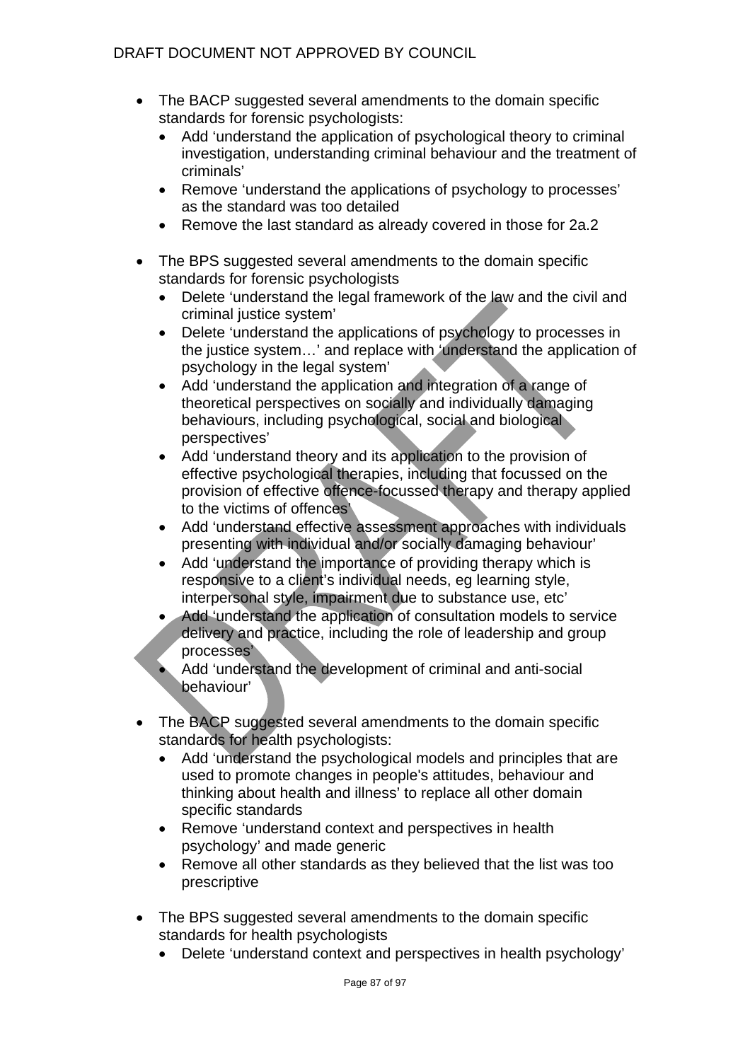- The BACP suggested several amendments to the domain specific standards for forensic psychologists:
  - Add 'understand the application of psychological theory to criminal investigation, understanding criminal behaviour and the treatment of criminals'
  - Remove 'understand the applications of psychology to processes' as the standard was too detailed
  - Remove the last standard as already covered in those for 2a.2

- The BPS suggested several amendments to the domain specific standards for forensic psychologists
  - Delete 'understand the legal framework of the law and the civil and criminal justice system'
  - Delete 'understand the applications of psychology to processes in the justice system…' and replace with 'understand the application of psychology in the legal system'
  - Add 'understand the application and integration of a range of theoretical perspectives on socially and individually damaging behaviours, including psychological, social and biological perspectives'
  - Add 'understand theory and its application to the provision of effective psychological therapies, including that focussed on the provision of effective offence-focussed therapy and therapy applied to the victims of offences'
  - Add 'understand effective assessment approaches with individuals presenting with individual and/or socially damaging behaviour'
  - Add 'understand the importance of providing therapy which is responsive to a client's individual needs, eg learning style, interpersonal style, impairment due to substance use, etc'
  - Add 'understand the application of consultation models to service delivery and practice, including the role of leadership and group processes'
  - Add 'understand the development of criminal and anti-social behaviour'

- The BACP suggested several amendments to the domain specific standards for health psychologists:
  - Add 'understand the psychological models and principles that are used to promote changes in people's attitudes, behaviour and thinking about health and illness' to replace all other domain specific standards
  - Remove 'understand context and perspectives in health psychology' and made generic
  - Remove all other standards as they believed that the list was too prescriptive

- The BPS suggested several amendments to the domain specific standards for health psychologists
  - Delete 'understand context and perspectives in health psychology'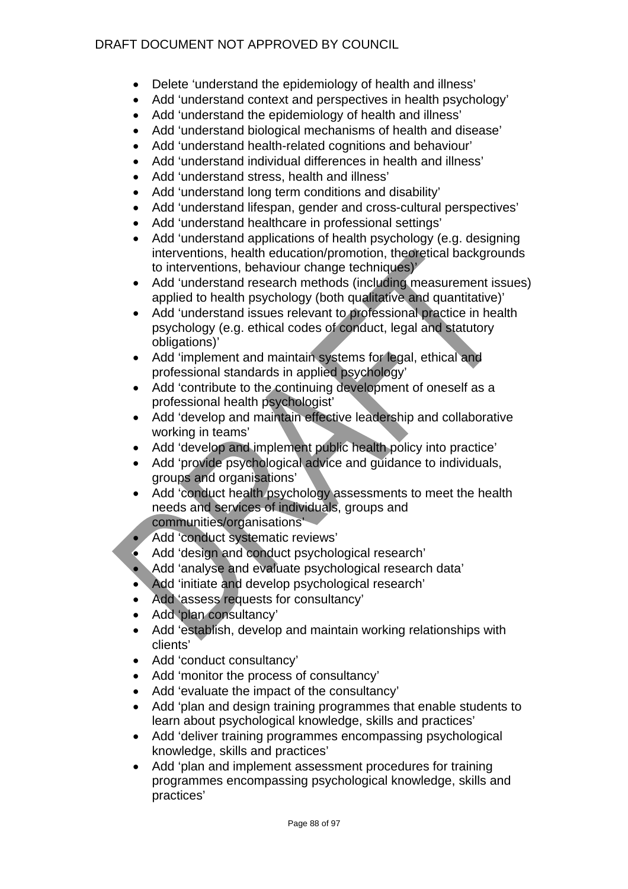- Delete 'understand the epidemiology of health and illness'
- Add 'understand context and perspectives in health psychology'
- Add 'understand the epidemiology of health and illness'
- Add 'understand biological mechanisms of health and disease'
- Add 'understand health-related cognitions and behaviour'
- Add 'understand individual differences in health and illness'
- Add 'understand stress, health and illness'
- Add 'understand long term conditions and disability'
- Add 'understand lifespan, gender and cross-cultural perspectives'
- Add 'understand healthcare in professional settings'
- Add 'understand applications of health psychology (e.g. designing interventions, health education/promotion, theoretical backgrounds to interventions, behaviour change techniques)'
- Add 'understand research methods (including measurement issues) applied to health psychology (both qualitative and quantitative)'
- Add 'understand issues relevant to professional practice in health psychology (e.g. ethical codes of conduct, legal and statutory obligations)'
- Add 'implement and maintain systems for legal, ethical and professional standards in applied psychology'
- Add 'contribute to the continuing development of oneself as a professional health psychologist'
- Add 'develop and maintain effective leadership and collaborative working in teams'
- Add 'develop and implement public health policy into practice'
- Add 'provide psychological advice and guidance to individuals, groups and organisations'
- Add 'conduct health psychology assessments to meet the health needs and services of individuals, groups and communities/organisations'
- Add 'conduct systematic reviews'
- Add 'design and conduct psychological research'
- Add 'analyse and evaluate psychological research data'
- Add 'initiate and develop psychological research'
- Add 'assess requests for consultancy'
- Add 'plan consultancy'
- Add 'establish, develop and maintain working relationships with clients'
- Add 'conduct consultancy'
- Add 'monitor the process of consultancy'
- Add 'evaluate the impact of the consultancy'
- Add 'plan and design training programmes that enable students to learn about psychological knowledge, skills and practices'
- Add 'deliver training programmes encompassing psychological knowledge, skills and practices'
- Add 'plan and implement assessment procedures for training programmes encompassing psychological knowledge, skills and practices'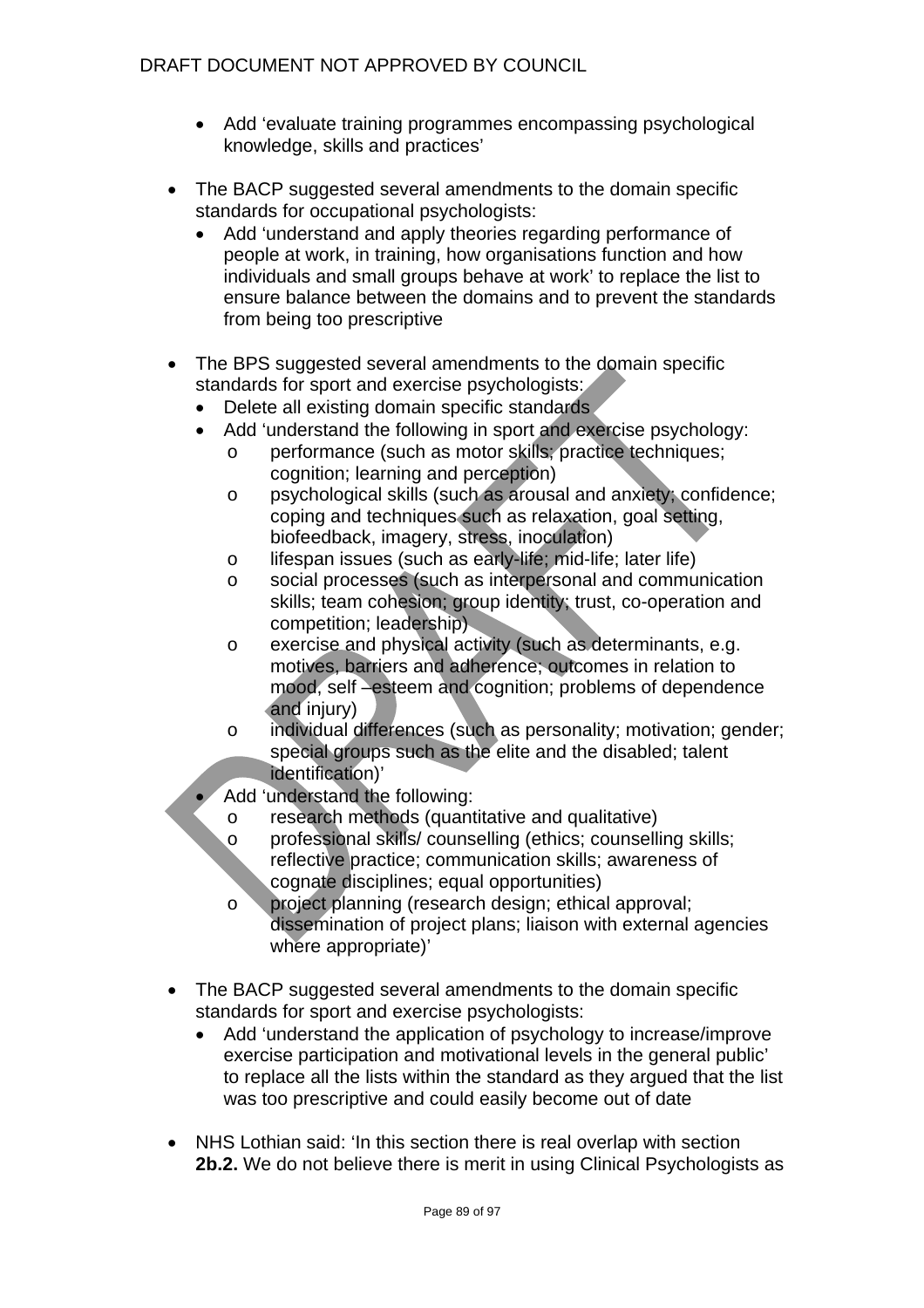- Add 'evaluate training programmes encompassing psychological knowledge, skills and practices'

- The BACP suggested several amendments to the domain specific standards for occupational psychologists:
  - Add 'understand and apply theories regarding performance of people at work, in training, how organisations function and how individuals and small groups behave at work' to replace the list to ensure balance between the domains and to prevent the standards from being too prescriptive

- The BPS suggested several amendments to the domain specific standards for sport and exercise psychologists:
  - Delete all existing domain specific standards
  - Add 'understand the following in sport and exercise psychology:
    - o performance (such as motor skills; practice techniques; cognition; learning and perception)
    - o psychological skills (such as arousal and anxiety; confidence; coping and techniques such as relaxation, goal setting, biofeedback, imagery, stress, inoculation)
    - o lifespan issues (such as early-life; mid-life; later life)
    - o social processes (such as interpersonal and communication skills; team cohesion; group identity; trust, co-operation and competition; leadership)
    - o exercise and physical activity (such as determinants, e.g. motives, barriers and adherence; outcomes in relation to mood, self –esteem and cognition; problems of dependence and injury)
    - o individual differences (such as personality; motivation; gender; special groups such as the elite and the disabled; talent identification)'
  - Add 'understand the following:
    - o research methods (quantitative and qualitative)
    - o professional skills/ counselling (ethics; counselling skills; reflective practice; communication skills; awareness of cognate disciplines; equal opportunities)
    - o project planning (research design; ethical approval; dissemination of project plans; liaison with external agencies where appropriate)'

- The BACP suggested several amendments to the domain specific standards for sport and exercise psychologists:
  - Add 'understand the application of psychology to increase/improve exercise participation and motivational levels in the general public' to replace all the lists within the standard as they argued that the list was too prescriptive and could easily become out of date

- NHS Lothian said: 'In this section there is real overlap with section **2b.2.** We do not believe there is merit in using Clinical Psychologists as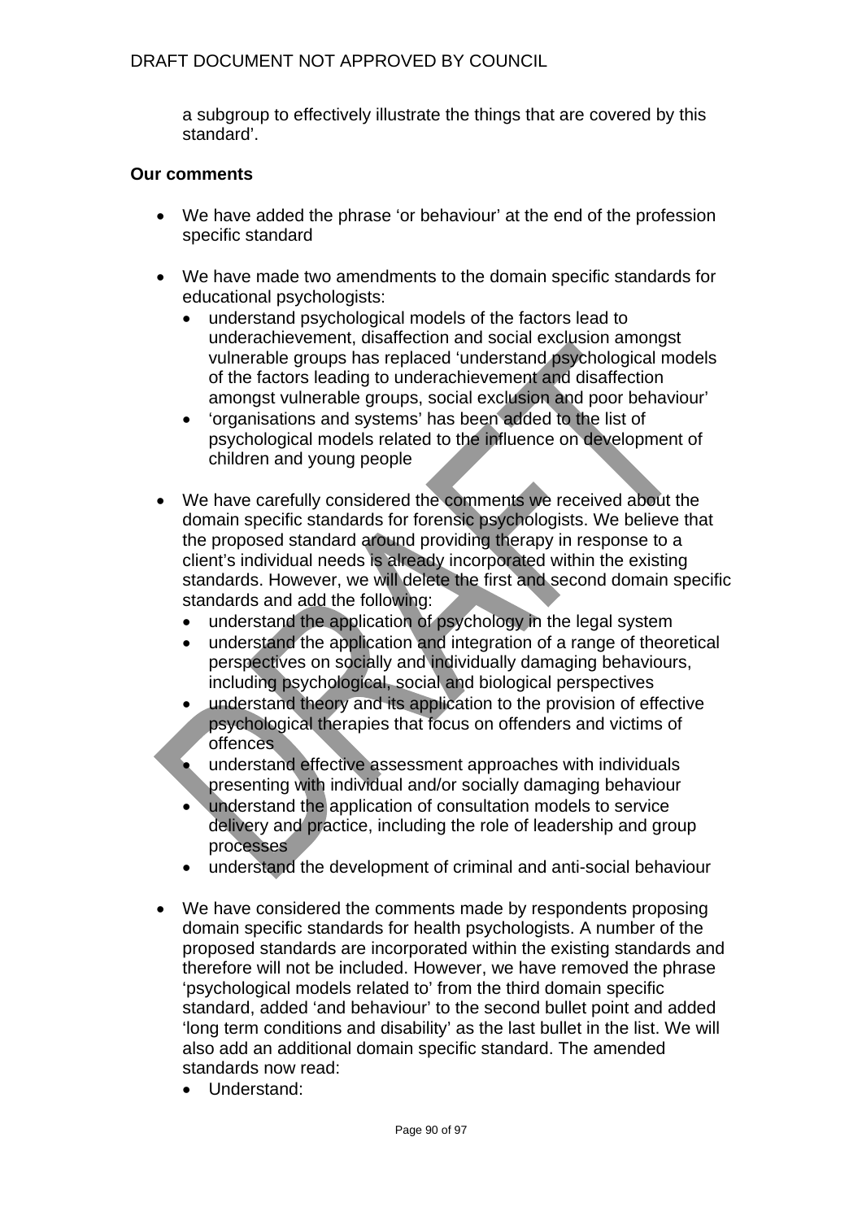a subgroup to effectively illustrate the things that are covered by this standard'.

**Our comments**

- We have added the phrase 'or behaviour' at the end of the profession specific standard

- We have made two amendments to the domain specific standards for educational psychologists:
  - understand psychological models of the factors lead to underachievement, disaffection and social exclusion amongst vulnerable groups has replaced 'understand psychological models of the factors leading to underachievement and disaffection amongst vulnerable groups, social exclusion and poor behaviour'
  - 'organisations and systems' has been added to the list of psychological models related to the influence on development of children and young people

- We have carefully considered the comments we received about the domain specific standards for forensic psychologists. We believe that the proposed standard around providing therapy in response to a client's individual needs is already incorporated within the existing standards. However, we will delete the first and second domain specific standards and add the following:
  - understand the application of psychology in the legal system
  - understand the application and integration of a range of theoretical perspectives on socially and individually damaging behaviours, including psychological, social and biological perspectives
  - understand theory and its application to the provision of effective psychological therapies that focus on offenders and victims of offences
  - understand effective assessment approaches with individuals presenting with individual and/or socially damaging behaviour
  - understand the application of consultation models to service delivery and practice, including the role of leadership and group processes
  - understand the development of criminal and anti-social behaviour

- We have considered the comments made by respondents proposing domain specific standards for health psychologists. A number of the proposed standards are incorporated within the existing standards and therefore will not be included. However, we have removed the phrase 'psychological models related to' from the third domain specific standard, added 'and behaviour' to the second bullet point and added 'long term conditions and disability' as the last bullet in the list. We will also add an additional domain specific standard. The amended standards now read:
  - Understand: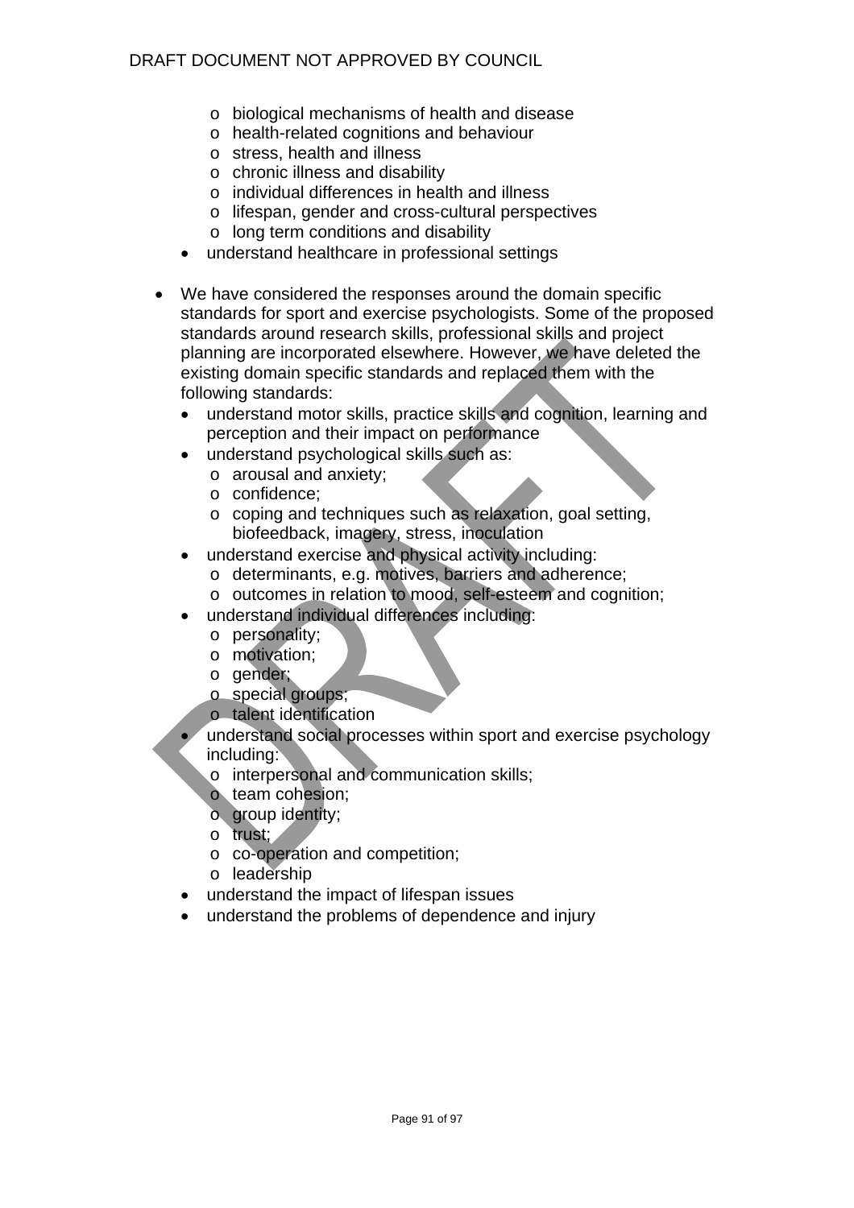- biological mechanisms of health and disease
    - health-related cognitions and behaviour
    - stress, health and illness
    - chronic illness and disability
    - individual differences in health and illness
    - lifespan, gender and cross-cultural perspectives
    - long term conditions and disability
  - understand healthcare in professional settings

- We have considered the responses around the domain specific standards for sport and exercise psychologists. Some of the proposed standards around research skills, professional skills and project planning are incorporated elsewhere. However, we have deleted the existing domain specific standards and replaced them with the following standards:
  - understand motor skills, practice skills and cognition, learning and perception and their impact on performance
  - understand psychological skills such as:
    - arousal and anxiety;
    - confidence;
    - coping and techniques such as relaxation, goal setting, biofeedback, imagery, stress, inoculation
  - understand exercise and physical activity including:
    - determinants, e.g. motives, barriers and adherence;
    - outcomes in relation to mood, self-esteem and cognition;
  - understand individual differences including:
    - personality;
    - motivation;
    - gender;
    - special groups;
    - talent identification
  - understand social processes within sport and exercise psychology including:
    - interpersonal and communication skills;
    - team cohesion;
    - group identity;
    - trust;
    - co-operation and competition;
    - leadership
  - understand the impact of lifespan issues
  - understand the problems of dependence and injury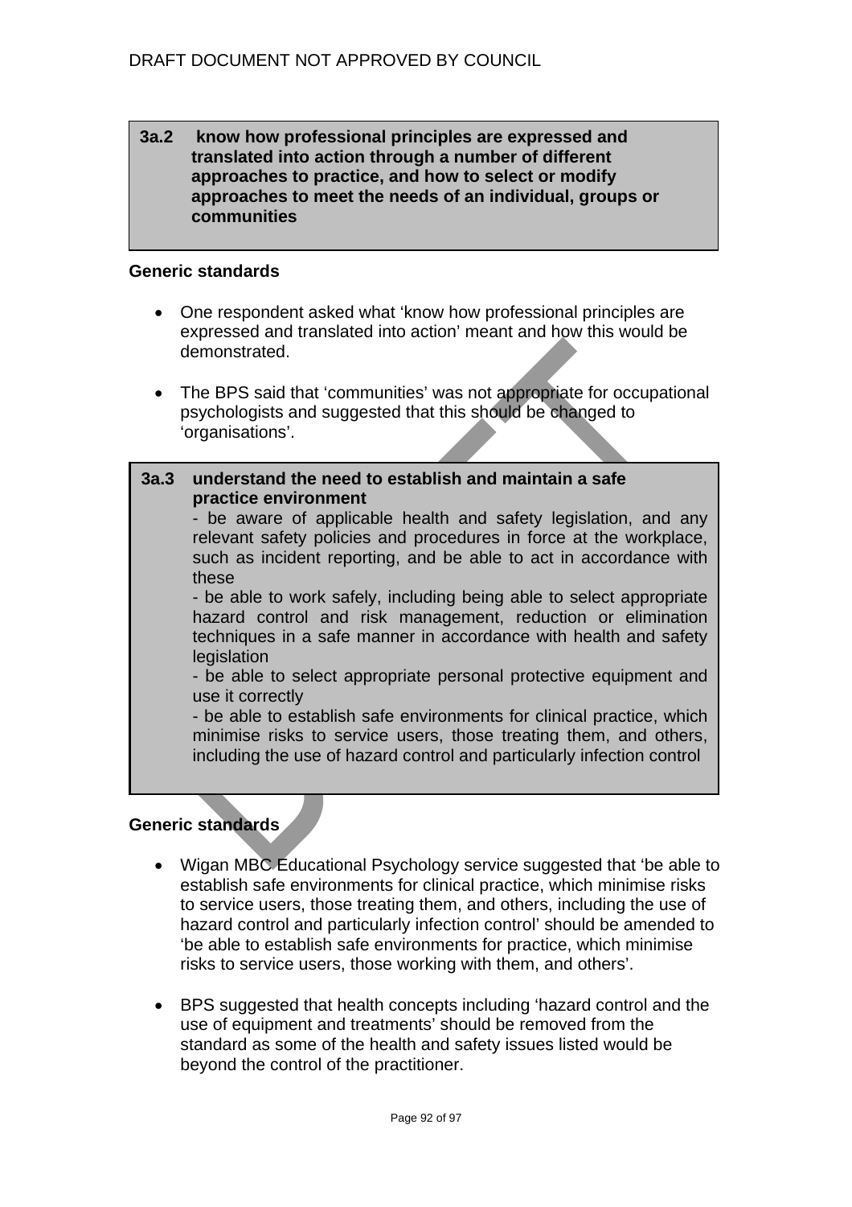**3a.2 know how professional principles are expressed and translated into action through a number of different approaches to practice, and how to select or modify approaches to meet the needs of an individual, groups or communities**

**Generic standards**

- One respondent asked what 'know how professional principles are expressed and translated into action' meant and how this would be demonstrated.

- The BPS said that 'communities' was not appropriate for occupational psychologists and suggested that this should be changed to 'organisations'.

**3a.3 understand the need to establish and maintain a safe practice environment**

- be aware of applicable health and safety legislation, and any relevant safety policies and procedures in force at the workplace, such as incident reporting, and be able to act in accordance with these
- be able to work safely, including being able to select appropriate hazard control and risk management, reduction or elimination techniques in a safe manner in accordance with health and safety legislation
- be able to select appropriate personal protective equipment and use it correctly
- be able to establish safe environments for clinical practice, which minimise risks to service users, those treating them, and others, including the use of hazard control and particularly infection control

**Generic standards**

- Wigan MBC Educational Psychology service suggested that 'be able to establish safe environments for clinical practice, which minimise risks to service users, those treating them, and others, including the use of hazard control and particularly infection control' should be amended to 'be able to establish safe environments for practice, which minimise risks to service users, those working with them, and others'.

- BPS suggested that health concepts including 'hazard control and the use of equipment and treatments' should be removed from the standard as some of the health and safety issues listed would be beyond the control of the practitioner.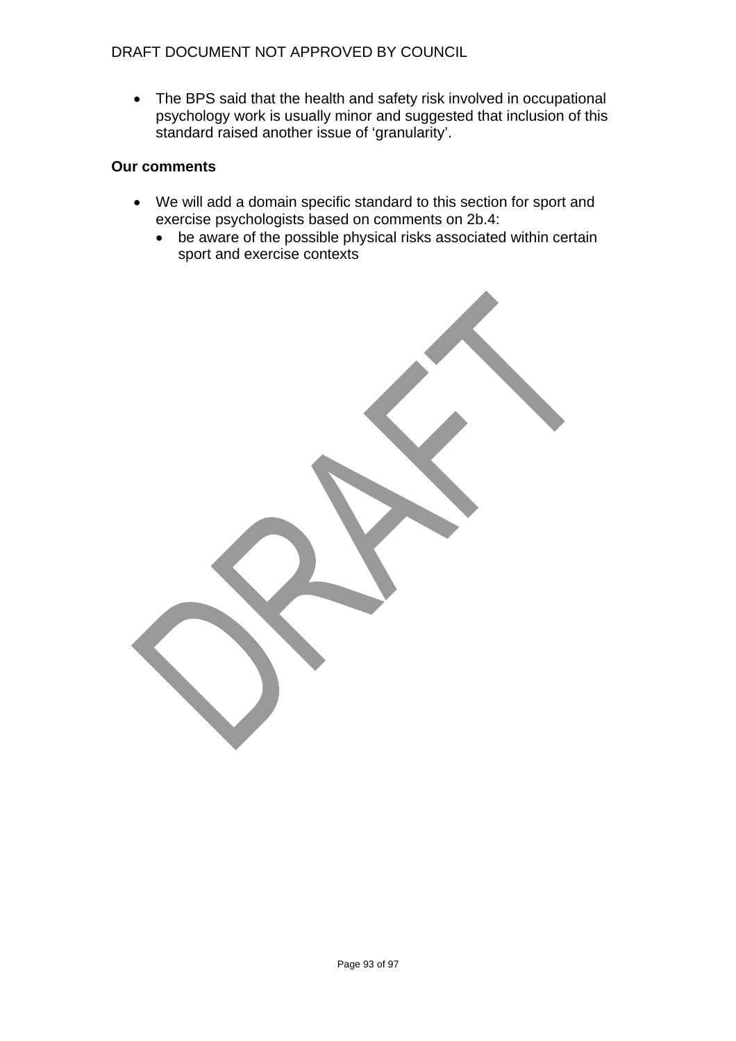- The BPS said that the health and safety risk involved in occupational psychology work is usually minor and suggested that inclusion of this standard raised another issue of 'granularity'.

**Our comments**

- We will add a domain specific standard to this section for sport and exercise psychologists based on comments on 2b.4:
  - be aware of the possible physical risks associated within certain sport and exercise contexts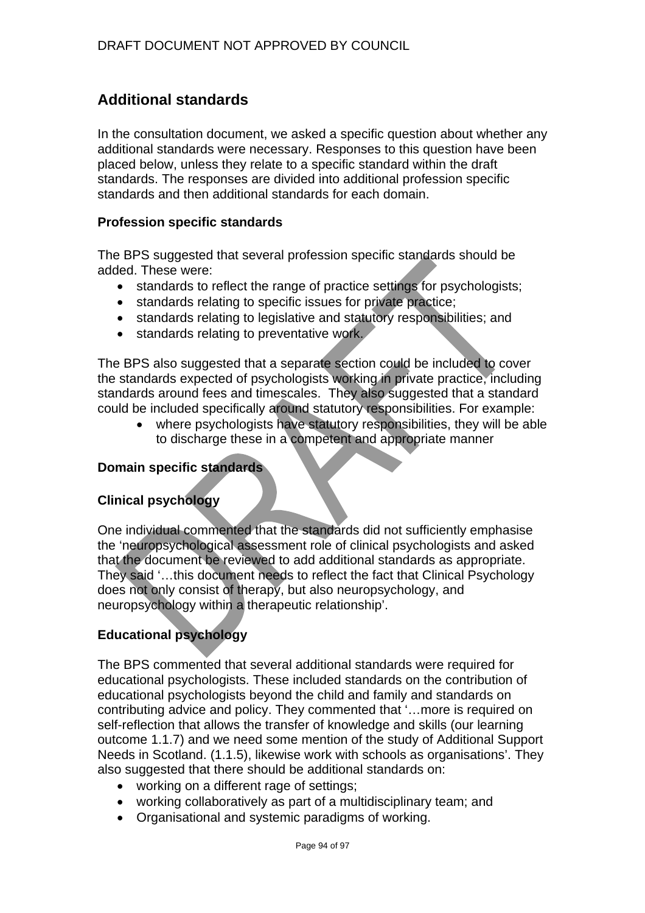## Additional standards

In the consultation document, we asked a specific question about whether any additional standards were necessary. Responses to this question have been placed below, unless they relate to a specific standard within the draft standards. The responses are divided into additional profession specific standards and then additional standards for each domain.

### Profession specific standards

The BPS suggested that several profession specific standards should be added. These were:

- standards to reflect the range of practice settings for psychologists;
- standards relating to specific issues for private practice;
- standards relating to legislative and statutory responsibilities; and
- standards relating to preventative work.

The BPS also suggested that a separate section could be included to cover the standards expected of psychologists working in private practice, including standards around fees and timescales. They also suggested that a standard could be included specifically around statutory responsibilities. For example:

- where psychologists have statutory responsibilities, they will be able to discharge these in a competent and appropriate manner

### Domain specific standards

### Clinical psychology

One individual commented that the standards did not sufficiently emphasise the 'neuropsychological assessment role of clinical psychologists and asked that the document be reviewed to add additional standards as appropriate. They said '…this document needs to reflect the fact that Clinical Psychology does not only consist of therapy, but also neuropsychology, and neuropsychology within a therapeutic relationship'.

### Educational psychology

The BPS commented that several additional standards were required for educational psychologists. These included standards on the contribution of educational psychologists beyond the child and family and standards on contributing advice and policy. They commented that '…more is required on self-reflection that allows the transfer of knowledge and skills (our learning outcome 1.1.7) and we need some mention of the study of Additional Support Needs in Scotland. (1.1.5), likewise work with schools as organisations'. They also suggested that there should be additional standards on:

- working on a different rage of settings;
- working collaboratively as part of a multidisciplinary team; and
- Organisational and systemic paradigms of working.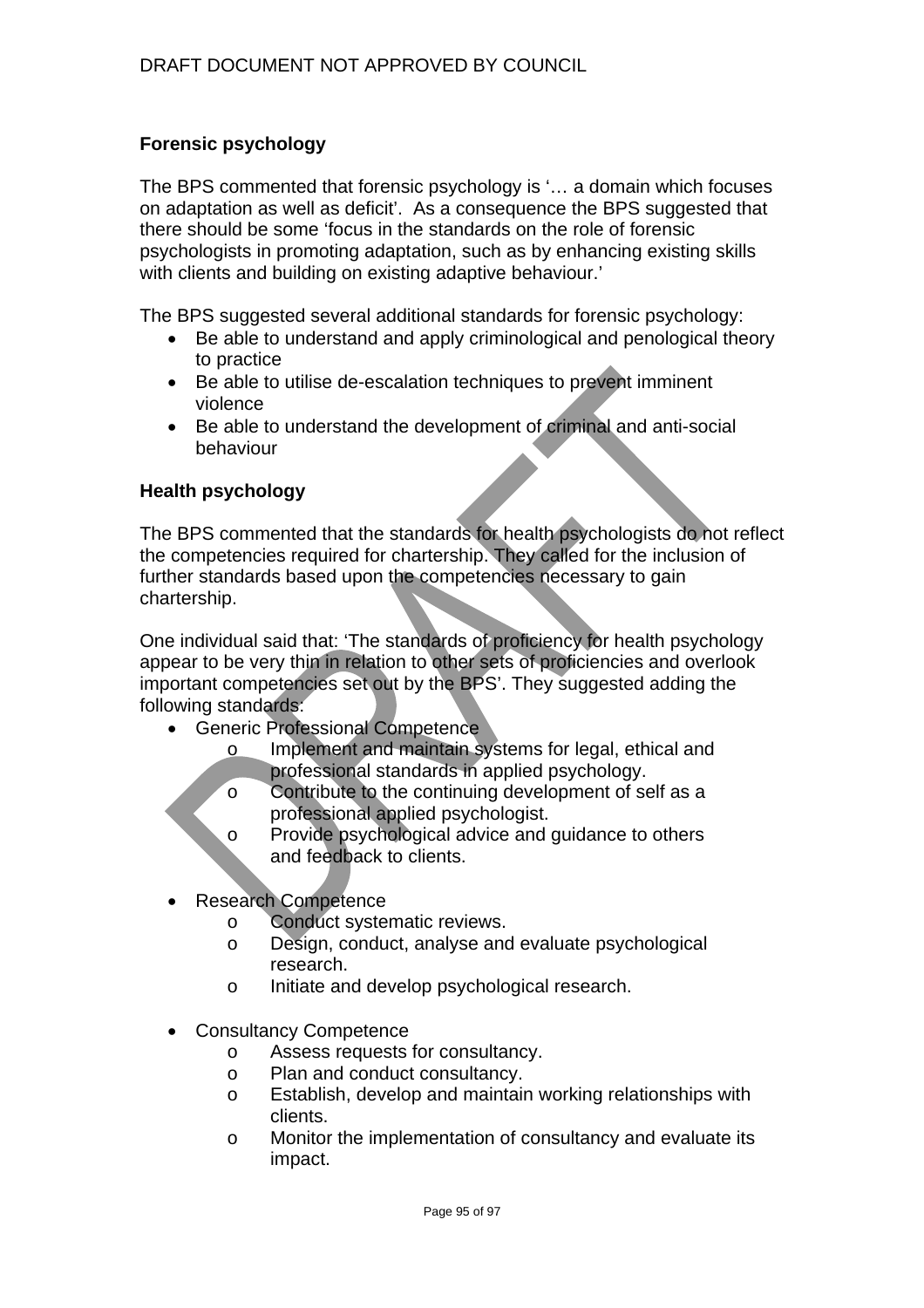**Forensic psychology**

The BPS commented that forensic psychology is '… a domain which focuses on adaptation as well as deficit'. As a consequence the BPS suggested that there should be some 'focus in the standards on the role of forensic psychologists in promoting adaptation, such as by enhancing existing skills with clients and building on existing adaptive behaviour.'

The BPS suggested several additional standards for forensic psychology:

- Be able to understand and apply criminological and penological theory to practice
- Be able to utilise de-escalation techniques to prevent imminent violence
- Be able to understand the development of criminal and anti-social behaviour

**Health psychology**

The BPS commented that the standards for health psychologists do not reflect the competencies required for chartership. They called for the inclusion of further standards based upon the competencies necessary to gain chartership.

One individual said that: 'The standards of proficiency for health psychology appear to be very thin in relation to other sets of proficiencies and overlook important competencies set out by the BPS'. They suggested adding the following standards:

- Generic Professional Competence
    - Implement and maintain systems for legal, ethical and professional standards in applied psychology.
    - Contribute to the continuing development of self as a professional applied psychologist.
    - Provide psychological advice and guidance to others and feedback to clients.

- Research Competence
    - Conduct systematic reviews.
    - Design, conduct, analyse and evaluate psychological research.
    - Initiate and develop psychological research.

- Consultancy Competence
    - Assess requests for consultancy.
    - Plan and conduct consultancy.
    - Establish, develop and maintain working relationships with clients.
    - Monitor the implementation of consultancy and evaluate its impact.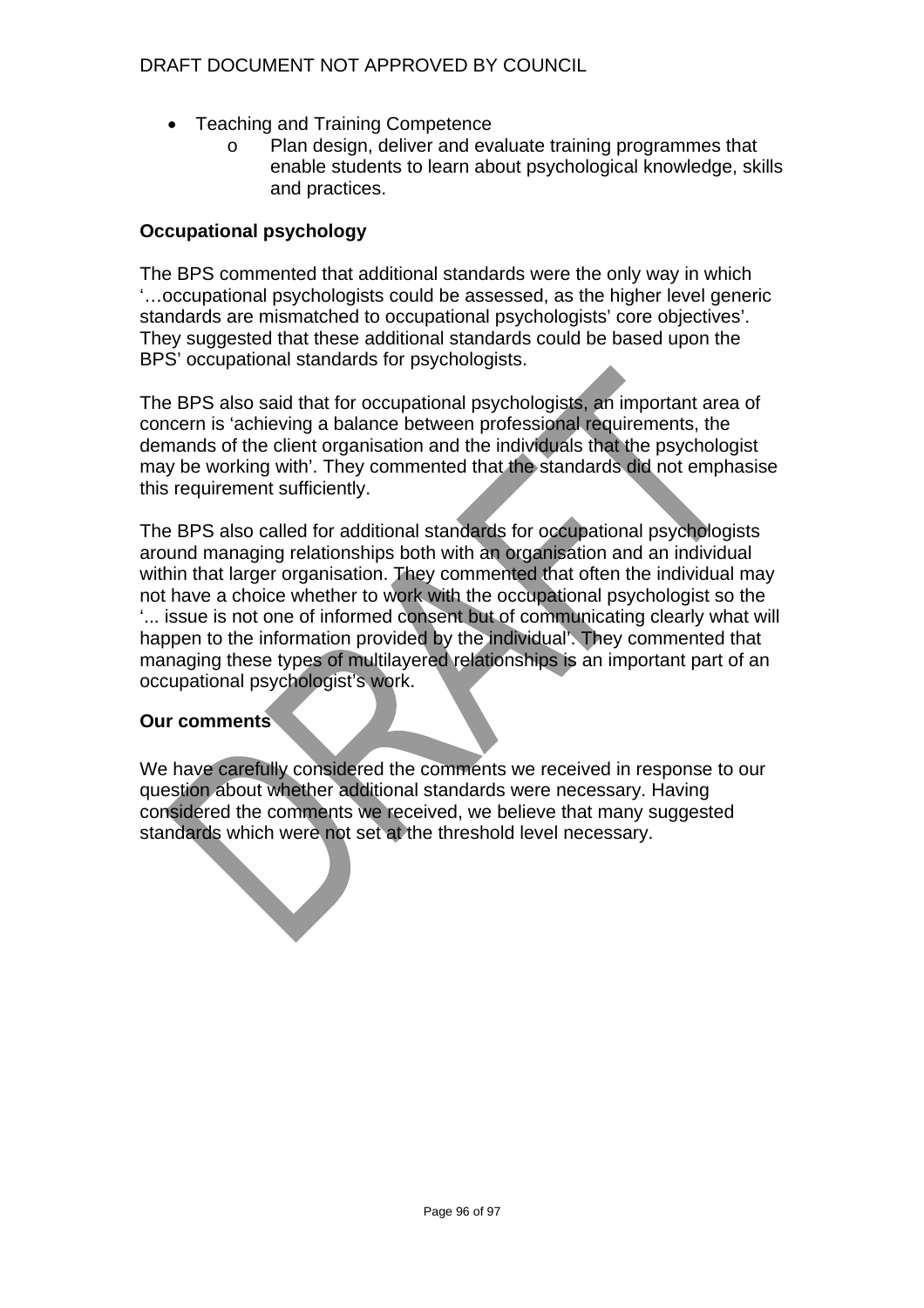- Teaching and Training Competence
    - Plan design, deliver and evaluate training programmes that enable students to learn about psychological knowledge, skills and practices.

**Occupational psychology**

The BPS commented that additional standards were the only way in which '…occupational psychologists could be assessed, as the higher level generic standards are mismatched to occupational psychologists' core objectives'. They suggested that these additional standards could be based upon the BPS' occupational standards for psychologists.

The BPS also said that for occupational psychologists, an important area of concern is 'achieving a balance between professional requirements, the demands of the client organisation and the individuals that the psychologist may be working with'. They commented that the standards did not emphasise this requirement sufficiently.

The BPS also called for additional standards for occupational psychologists around managing relationships both with an organisation and an individual within that larger organisation. They commented that often the individual may not have a choice whether to work with the occupational psychologist so the '... issue is not one of informed consent but of communicating clearly what will happen to the information provided by the individual'. They commented that managing these types of multilayered relationships is an important part of an occupational psychologist's work.

**Our comments**

We have carefully considered the comments we received in response to our question about whether additional standards were necessary. Having considered the comments we received, we believe that many suggested standards which were not set at the threshold level necessary.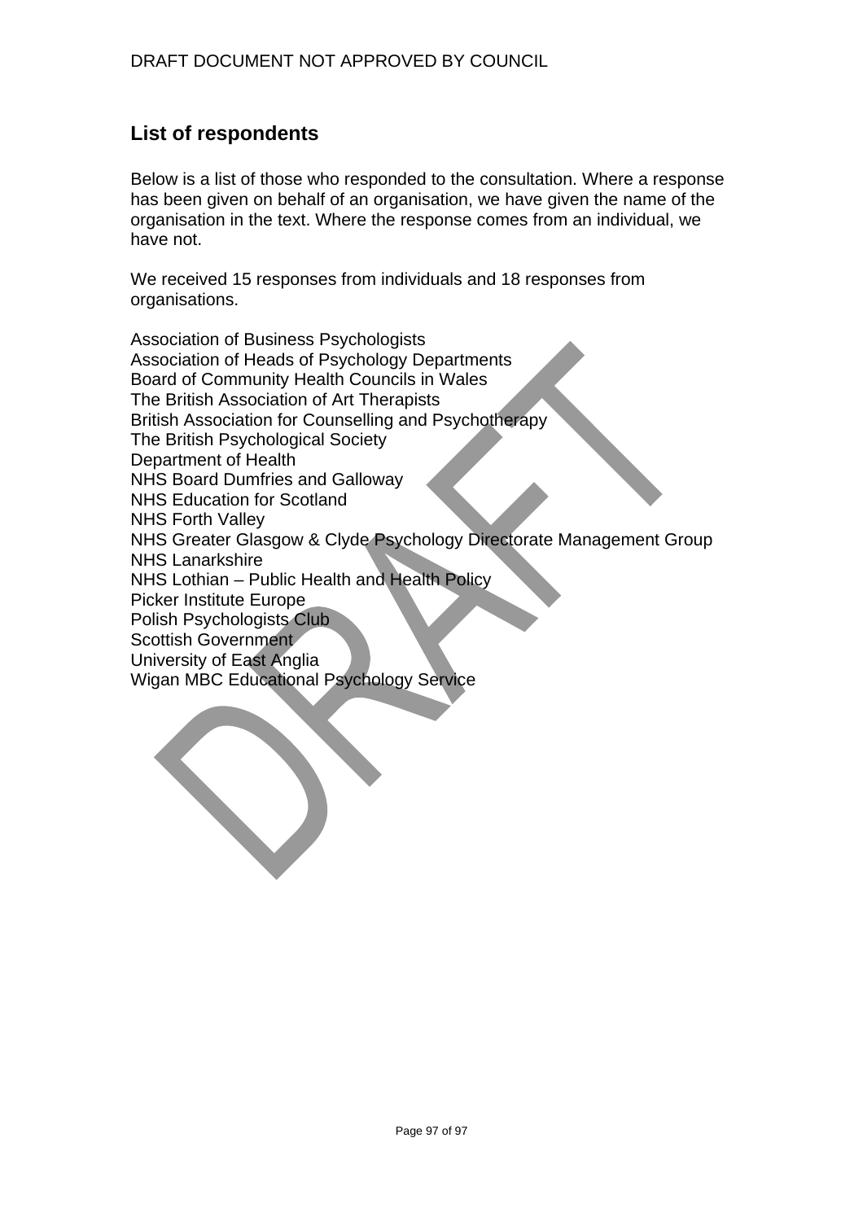## List of respondents

Below is a list of those who responded to the consultation. Where a response has been given on behalf of an organisation, we have given the name of the organisation in the text. Where the response comes from an individual, we have not.

We received 15 responses from individuals and 18 responses from organisations.

Association of Business Psychologists
Association of Heads of Psychology Departments
Board of Community Health Councils in Wales
The British Association of Art Therapists
British Association for Counselling and Psychotherapy
The British Psychological Society
Department of Health
NHS Board Dumfries and Galloway
NHS Education for Scotland
NHS Forth Valley
NHS Greater Glasgow & Clyde Psychology Directorate Management Group
NHS Lanarkshire
NHS Lothian – Public Health and Health Policy
Picker Institute Europe
Polish Psychologists Club
Scottish Government
University of East Anglia
Wigan MBC Educational Psychology Service